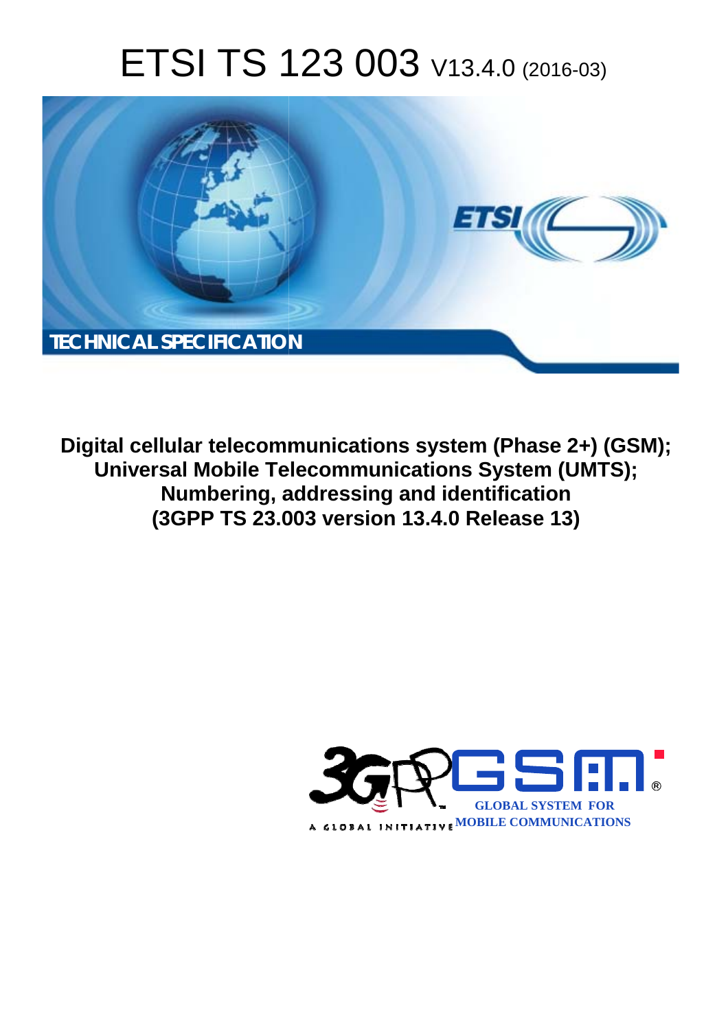# ETSI TS 123 003 V13.4.0 (2016-03)

TECHNICAL SPECIFICATION

**Digital cellular telecommunications system (Phase 2+) (GSM); Universal Mobile Telecommunications System (UMTS); Numbering, addressing and identification (3GPP TS 23.003 version 13.4.0 Release 13)**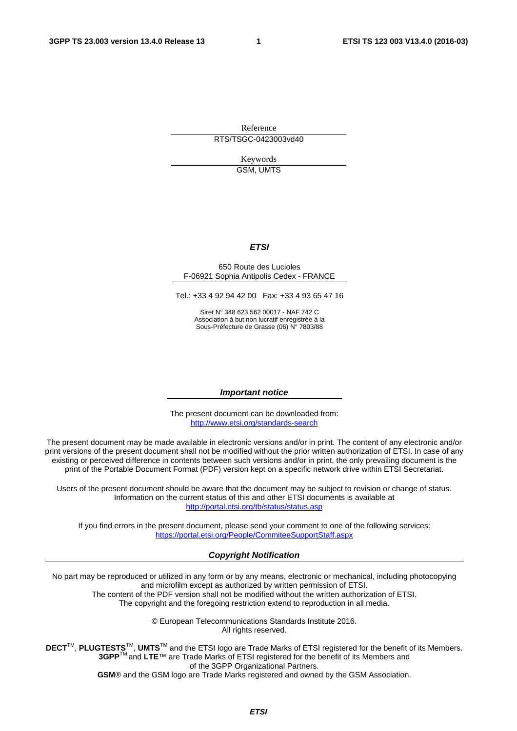Reference

RTS/TSGC-0423003vd40

Keywords

GSM, UMTS

***ETSI***

650 Route des Lucioles
F-06921 Sophia Antipolis Cedex - FRANCE

Tel.: +33 4 92 94 42 00 Fax: +33 4 93 65 47 16

Siret N° 348 623 562 00017 - NAF 742 C
Association à but non lucratif enregistrée à la
Sous-Préfecture de Grasse (06) N° 7803/88

***Important notice***

The present document can be downloaded from:
http://www.etsi.org/standards-search

The present document may be made available in electronic versions and/or in print. The content of any electronic and/or print versions of the present document shall not be modified without the prior written authorization of ETSI. In case of any existing or perceived difference in contents between such versions and/or in print, the only prevailing document is the print of the Portable Document Format (PDF) version kept on a specific network drive within ETSI Secretariat.

Users of the present document should be aware that the document may be subject to revision or change of status. Information on the current status of this and other ETSI documents is available at
http://portal.etsi.org/tb/status/status.asp

If you find errors in the present document, please send your comment to one of the following services:
https://portal.etsi.org/People/CommiteeSupportStaff.aspx

***Copyright Notification***

No part may be reproduced or utilized in any form or by any means, electronic or mechanical, including photocopying and microfilm except as authorized by written permission of ETSI.
The content of the PDF version shall not be modified without the written authorization of ETSI.
The copyright and the foregoing restriction extend to reproduction in all media.

© European Telecommunications Standards Institute 2016.
All rights reserved.

**DECT**™, **PLUGTESTS**™, **UMTS**™ and the ETSI logo are Trade Marks of ETSI registered for the benefit of its Members.
**3GPP**™ and **LTE**™ are Trade Marks of ETSI registered for the benefit of its Members and of the 3GPP Organizational Partners.
**GSM**® and the GSM logo are Trade Marks registered and owned by the GSM Association.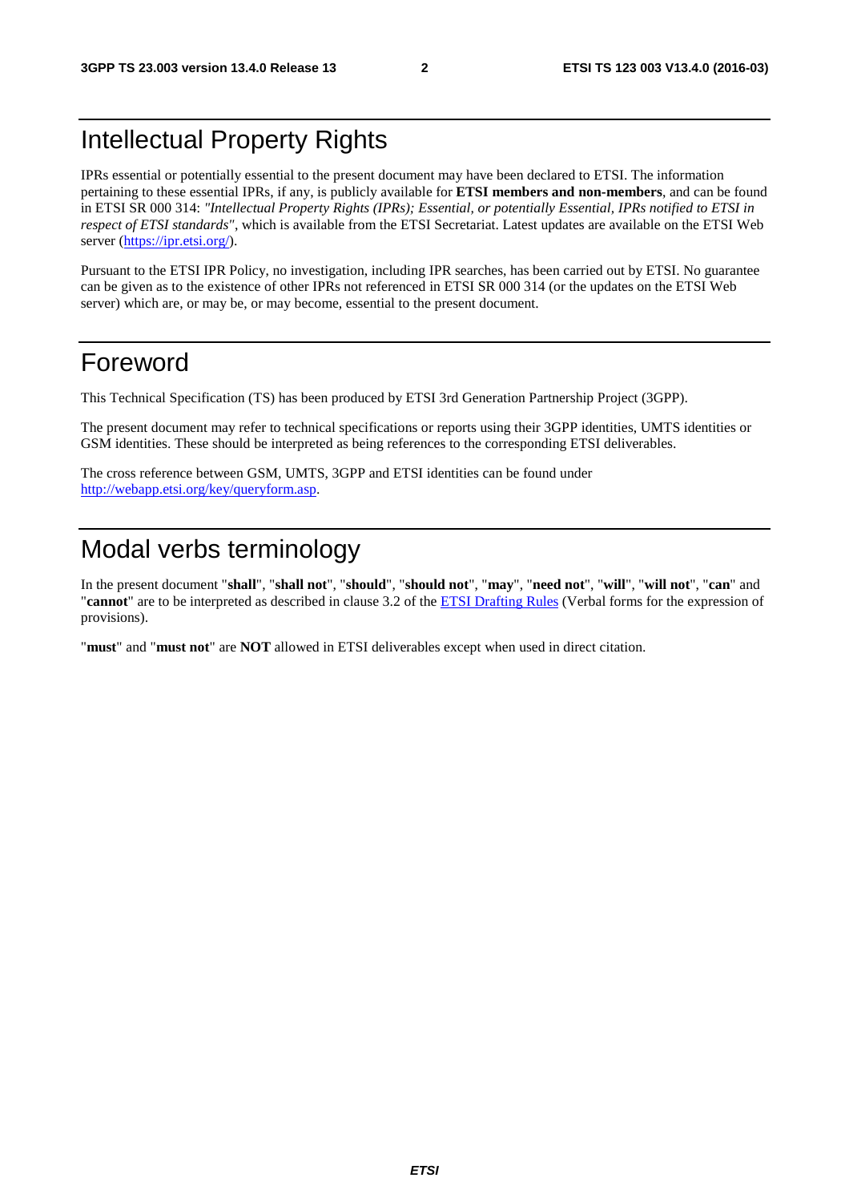# Intellectual Property Rights

IPRs essential or potentially essential to the present document may have been declared to ETSI. The information pertaining to these essential IPRs, if any, is publicly available for **ETSI members and non-members**, and can be found in ETSI SR 000 314: *"Intellectual Property Rights (IPRs); Essential, or potentially Essential, IPRs notified to ETSI in respect of ETSI standards"*, which is available from the ETSI Secretariat. Latest updates are available on the ETSI Web server (https://ipr.etsi.org/).

Pursuant to the ETSI IPR Policy, no investigation, including IPR searches, has been carried out by ETSI. No guarantee can be given as to the existence of other IPRs not referenced in ETSI SR 000 314 (or the updates on the ETSI Web server) which are, or may be, or may become, essential to the present document.

# Foreword

This Technical Specification (TS) has been produced by ETSI 3rd Generation Partnership Project (3GPP).

The present document may refer to technical specifications or reports using their 3GPP identities, UMTS identities or GSM identities. These should be interpreted as being references to the corresponding ETSI deliverables.

The cross reference between GSM, UMTS, 3GPP and ETSI identities can be found under http://webapp.etsi.org/key/queryform.asp.

# Modal verbs terminology

In the present document "**shall**", "**shall not**", "**should**", "**should not**", "**may**", "**need not**", "**will**", "**will not**", "**can**" and "**cannot**" are to be interpreted as described in clause 3.2 of the ETSI Drafting Rules (Verbal forms for the expression of provisions).

"**must**" and "**must not**" are **NOT** allowed in ETSI deliverables except when used in direct citation.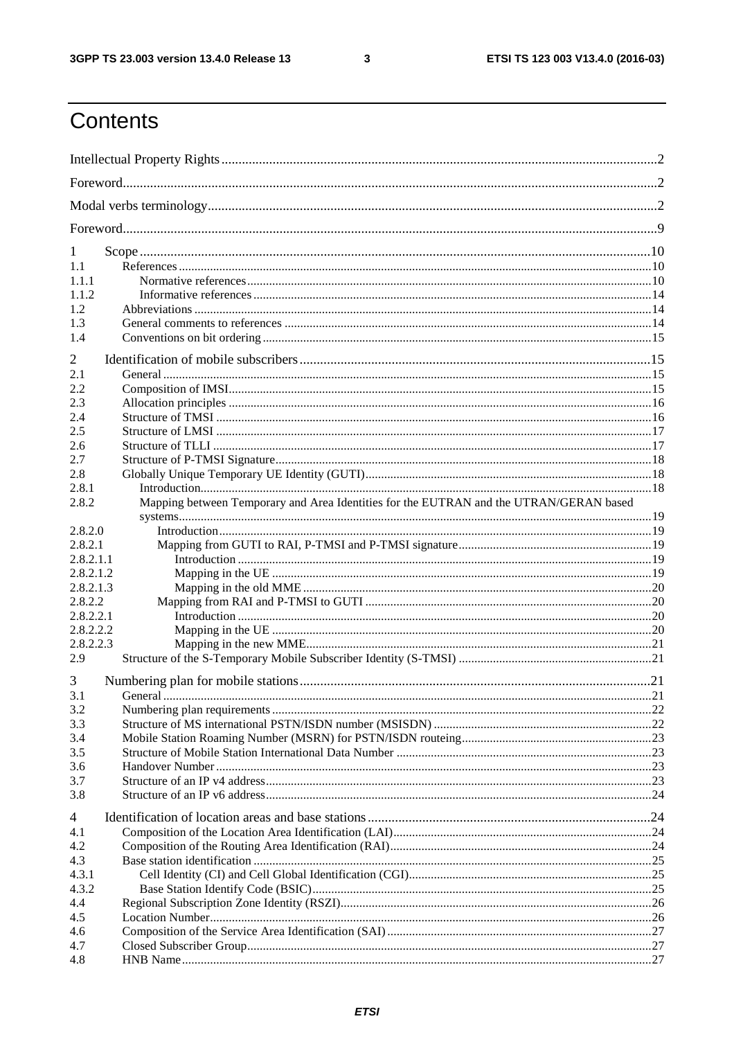# Contents

Intellectual Property Rights ..... 2

Foreword ..... 2

Modal verbs terminology ..... 2

Foreword ..... 9

1 Scope ..... 10
- 1.1 References ..... 10
- 1.1.1 Normative references ..... 10
- 1.1.2 Informative references ..... 14
- 1.2 Abbreviations ..... 14
- 1.3 General comments to references ..... 14
- 1.4 Conventions on bit ordering ..... 15

2 Identification of mobile subscribers ..... 15
- 2.1 General ..... 15
- 2.2 Composition of IMSI ..... 15
- 2.3 Allocation principles ..... 16
- 2.4 Structure of TMSI ..... 16
- 2.5 Structure of LMSI ..... 17
- 2.6 Structure of TLLI ..... 17
- 2.7 Structure of P-TMSI Signature ..... 18
- 2.8 Globally Unique Temporary UE Identity (GUTI) ..... 18
- 2.8.1 Introduction ..... 18
- 2.8.2 Mapping between Temporary and Area Identities for the EUTRAN and the UTRAN/GERAN based systems ..... 19
- 2.8.2.0 Introduction ..... 19
- 2.8.2.1 Mapping from GUTI to RAI, P-TMSI and P-TMSI signature ..... 19
- 2.8.2.1.1 Introduction ..... 19
- 2.8.2.1.2 Mapping in the UE ..... 19
- 2.8.2.1.3 Mapping in the old MME ..... 20
- 2.8.2.2 Mapping from RAI and P-TMSI to GUTI ..... 20
- 2.8.2.2.1 Introduction ..... 20
- 2.8.2.2.2 Mapping in the UE ..... 20
- 2.8.2.2.3 Mapping in the new MME ..... 21
- 2.9 Structure of the S-Temporary Mobile Subscriber Identity (S-TMSI) ..... 21

3 Numbering plan for mobile stations ..... 21
- 3.1 General ..... 21
- 3.2 Numbering plan requirements ..... 22
- 3.3 Structure of MS international PSTN/ISDN number (MSISDN) ..... 22
- 3.4 Mobile Station Roaming Number (MSRN) for PSTN/ISDN routeing ..... 23
- 3.5 Structure of Mobile Station International Data Number ..... 23
- 3.6 Handover Number ..... 23
- 3.7 Structure of an IP v4 address ..... 23
- 3.8 Structure of an IP v6 address ..... 24

4 Identification of location areas and base stations ..... 24
- 4.1 Composition of the Location Area Identification (LAI) ..... 24
- 4.2 Composition of the Routing Area Identification (RAI) ..... 24
- 4.3 Base station identification ..... 25
- 4.3.1 Cell Identity (CI) and Cell Global Identification (CGI) ..... 25
- 4.3.2 Base Station Identify Code (BSIC) ..... 25
- 4.4 Regional Subscription Zone Identity (RSZI) ..... 26
- 4.5 Location Number ..... 26
- 4.6 Composition of the Service Area Identification (SAI) ..... 27
- 4.7 Closed Subscriber Group ..... 27
- 4.8 HNB Name ..... 27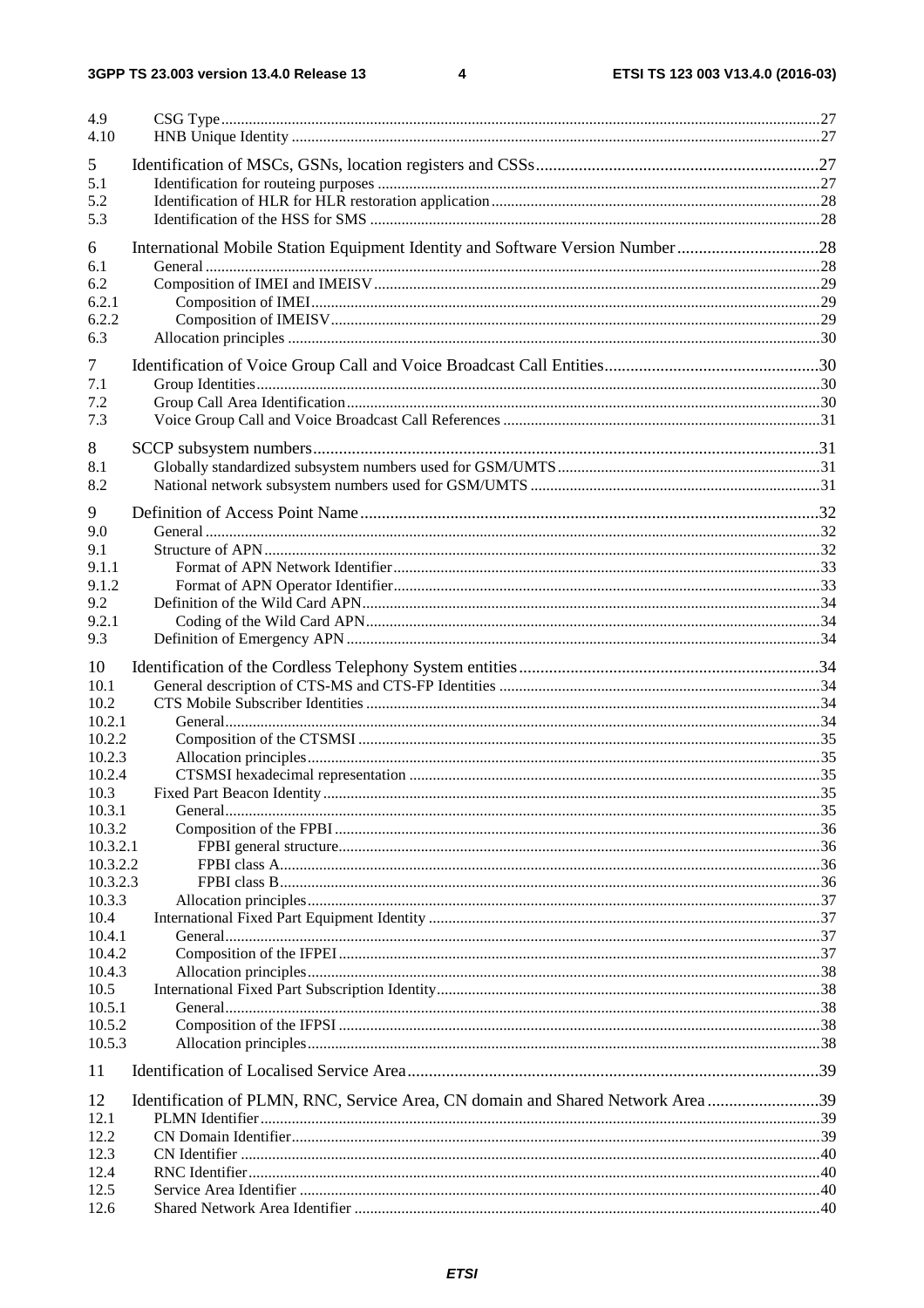4.9 CSG Type .....27
4.10 HNB Unique Identity .....27

5 Identification of MSCs, GSNs, location registers and CSSs .....27
5.1 Identification for routeing purposes .....27
5.2 Identification of HLR for HLR restoration application .....28
5.3 Identification of the HSS for SMS .....28

6 International Mobile Station Equipment Identity and Software Version Number .....28
6.1 General .....28
6.2 Composition of IMEI and IMEISV .....29
6.2.1 Composition of IMEI .....29
6.2.2 Composition of IMEISV .....29
6.3 Allocation principles .....30

7 Identification of Voice Group Call and Voice Broadcast Call Entities .....30
7.1 Group Identities .....30
7.2 Group Call Area Identification .....30
7.3 Voice Group Call and Voice Broadcast Call References .....31

8 SCCP subsystem numbers .....31
8.1 Globally standardized subsystem numbers used for GSM/UMTS .....31
8.2 National network subsystem numbers used for GSM/UMTS .....31

9 Definition of Access Point Name .....32
9.0 General .....32
9.1 Structure of APN .....32
9.1.1 Format of APN Network Identifier .....33
9.1.2 Format of APN Operator Identifier .....33
9.2 Definition of the Wild Card APN .....34
9.2.1 Coding of the Wild Card APN .....34
9.3 Definition of Emergency APN .....34

10 Identification of the Cordless Telephony System entities .....34
10.1 General description of CTS-MS and CTS-FP Identities .....34
10.2 CTS Mobile Subscriber Identities .....34
10.2.1 General .....34
10.2.2 Composition of the CTSMSI .....35
10.2.3 Allocation principles .....35
10.2.4 CTSMSI hexadecimal representation .....35
10.3 Fixed Part Beacon Identity .....35
10.3.1 General .....35
10.3.2 Composition of the FPBI .....36
10.3.2.1 FPBI general structure .....36
10.3.2.2 FPBI class A .....36
10.3.2.3 FPBI class B .....36
10.3.3 Allocation principles .....37
10.4 International Fixed Part Equipment Identity .....37
10.4.1 General .....37
10.4.2 Composition of the IFPEI .....37
10.4.3 Allocation principles .....38
10.5 International Fixed Part Subscription Identity .....38
10.5.1 General .....38
10.5.2 Composition of the IFPSI .....38
10.5.3 Allocation principles .....38

11 Identification of Localised Service Area .....39

12 Identification of PLMN, RNC, Service Area, CN domain and Shared Network Area .....39
12.1 PLMN Identifier .....39
12.2 CN Domain Identifier .....39
12.3 CN Identifier .....40
12.4 RNC Identifier .....40
12.5 Service Area Identifier .....40
12.6 Shared Network Area Identifier .....40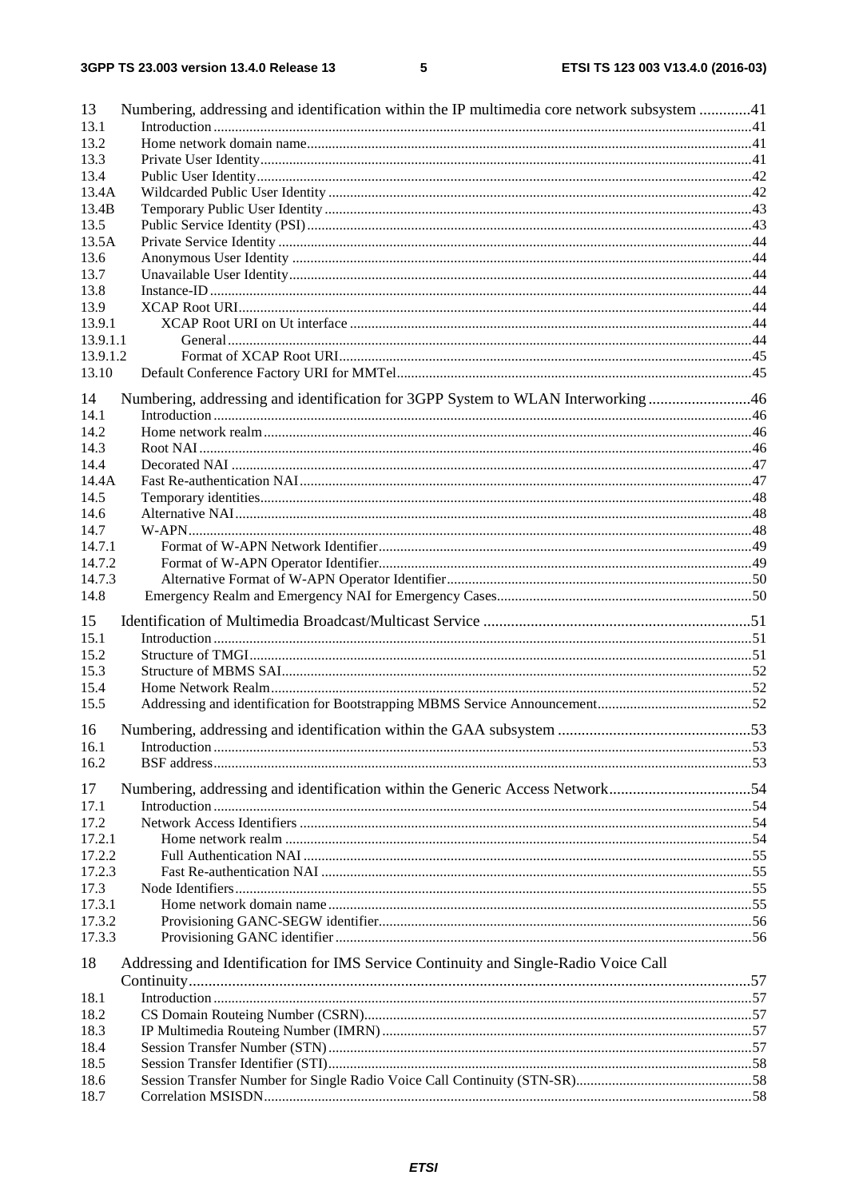13 Numbering, addressing and identification within the IP multimedia core network subsystem .............41
13.1 Introduction .....41
13.2 Home network domain name.....41
13.3 Private User Identity.....41
13.4 Public User Identity.....42
13.4A Wildcarded Public User Identity .....42
13.4B Temporary Public User Identity .....43
13.5 Public Service Identity (PSI) .....43
13.5A Private Service Identity .....44
13.6 Anonymous User Identity .....44
13.7 Unavailable User Identity.....44
13.8 Instance-ID .....44
13.9 XCAP Root URI.....44
13.9.1 XCAP Root URI on Ut interface .....44
13.9.1.1 General .....44
13.9.1.2 Format of XCAP Root URI.....45
13.10 Default Conference Factory URI for MMTel.....45

14 Numbering, addressing and identification for 3GPP System to WLAN Interworking .....46
14.1 Introduction .....46
14.2 Home network realm .....46
14.3 Root NAI .....46
14.4 Decorated NAI .....47
14.4A Fast Re-authentication NAI.....47
14.5 Temporary identities.....48
14.6 Alternative NAI.....48
14.7 W-APN.....48
14.7.1 Format of W-APN Network Identifier.....49
14.7.2 Format of W-APN Operator Identifier.....49
14.7.3 Alternative Format of W-APN Operator Identifier.....50
14.8 Emergency Realm and Emergency NAI for Emergency Cases.....50

15 Identification of Multimedia Broadcast/Multicast Service .....51
15.1 Introduction .....51
15.2 Structure of TMGI.....51
15.3 Structure of MBMS SAI.....52
15.4 Home Network Realm.....52
15.5 Addressing and identification for Bootstrapping MBMS Service Announcement.....52

16 Numbering, addressing and identification within the GAA subsystem .....53
16.1 Introduction .....53
16.2 BSF address.....53

17 Numbering, addressing and identification within the Generic Access Network.....54
17.1 Introduction .....54
17.2 Network Access Identifiers .....54
17.2.1 Home network realm .....54
17.2.2 Full Authentication NAI .....55
17.2.3 Fast Re-authentication NAI .....55
17.3 Node Identifiers.....55
17.3.1 Home network domain name.....55
17.3.2 Provisioning GANC-SEGW identifier.....56
17.3.3 Provisioning GANC identifier .....56

18 Addressing and Identification for IMS Service Continuity and Single-Radio Voice Call Continuity.....57
18.1 Introduction .....57
18.2 CS Domain Routeing Number (CSRN).....57
18.3 IP Multimedia Routeing Number (IMRN) .....57
18.4 Session Transfer Number (STN) .....57
18.5 Session Transfer Identifier (STI).....58
18.6 Session Transfer Number for Single Radio Voice Call Continuity (STN-SR).....58
18.7 Correlation MSISDN.....58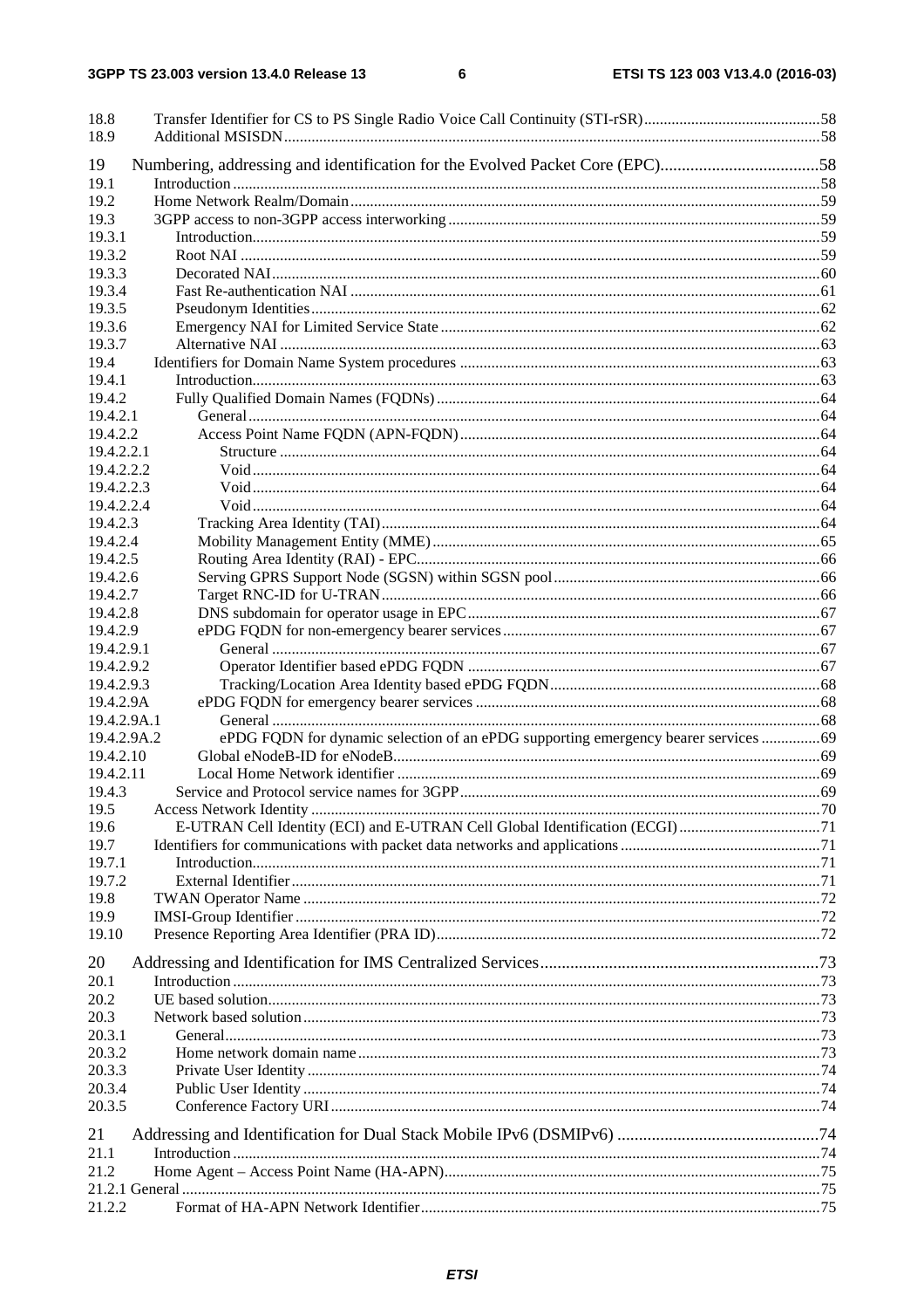18.8 Transfer Identifier for CS to PS Single Radio Voice Call Continuity (STI-rSR) ..... 58
18.9 Additional MSISDN ..... 58

19 Numbering, addressing and identification for the Evolved Packet Core (EPC) ..... 58
19.1 Introduction ..... 58
19.2 Home Network Realm/Domain ..... 59
19.3 3GPP access to non-3GPP access interworking ..... 59
19.3.1 Introduction ..... 59
19.3.2 Root NAI ..... 59
19.3.3 Decorated NAI ..... 60
19.3.4 Fast Re-authentication NAI ..... 61
19.3.5 Pseudonym Identities ..... 62
19.3.6 Emergency NAI for Limited Service State ..... 62
19.3.7 Alternative NAI ..... 63
19.4 Identifiers for Domain Name System procedures ..... 63
19.4.1 Introduction ..... 63
19.4.2 Fully Qualified Domain Names (FQDNs) ..... 64
19.4.2.1 General ..... 64
19.4.2.2 Access Point Name FQDN (APN-FQDN) ..... 64
19.4.2.2.1 Structure ..... 64
19.4.2.2.2 Void ..... 64
19.4.2.2.3 Void ..... 64
19.4.2.2.4 Void ..... 64
19.4.2.3 Tracking Area Identity (TAI) ..... 64
19.4.2.4 Mobility Management Entity (MME) ..... 65
19.4.2.5 Routing Area Identity (RAI) - EPC ..... 66
19.4.2.6 Serving GPRS Support Node (SGSN) within SGSN pool ..... 66
19.4.2.7 Target RNC-ID for U-TRAN ..... 66
19.4.2.8 DNS subdomain for operator usage in EPC ..... 67
19.4.2.9 ePDG FQDN for non-emergency bearer services ..... 67
19.4.2.9.1 General ..... 67
19.4.2.9.2 Operator Identifier based ePDG FQDN ..... 67
19.4.2.9.3 Tracking/Location Area Identity based ePDG FQDN ..... 68
19.4.2.9A ePDG FQDN for emergency bearer services ..... 68
19.4.2.9A.1 General ..... 68
19.4.2.9A.2 ePDG FQDN for dynamic selection of an ePDG supporting emergency bearer services ..... 69
19.4.2.10 Global eNodeB-ID for eNodeB ..... 69
19.4.2.11 Local Home Network identifier ..... 69
19.4.3 Service and Protocol service names for 3GPP ..... 69
19.5 Access Network Identity ..... 70
19.6 E-UTRAN Cell Identity (ECI) and E-UTRAN Cell Global Identification (ECGI) ..... 71
19.7 Identifiers for communications with packet data networks and applications ..... 71
19.7.1 Introduction ..... 71
19.7.2 External Identifier ..... 71
19.8 TWAN Operator Name ..... 72
19.9 IMSI-Group Identifier ..... 72
19.10 Presence Reporting Area Identifier (PRA ID) ..... 72

20 Addressing and Identification for IMS Centralized Services ..... 73
20.1 Introduction ..... 73
20.2 UE based solution ..... 73
20.3 Network based solution ..... 73
20.3.1 General ..... 73
20.3.2 Home network domain name ..... 73
20.3.3 Private User Identity ..... 74
20.3.4 Public User Identity ..... 74
20.3.5 Conference Factory URI ..... 74

21 Addressing and Identification for Dual Stack Mobile IPv6 (DSMIPv6) ..... 74
21.1 Introduction ..... 74
21.2 Home Agent – Access Point Name (HA-APN) ..... 75
21.2.1 General ..... 75
21.2.2 Format of HA-APN Network Identifier ..... 75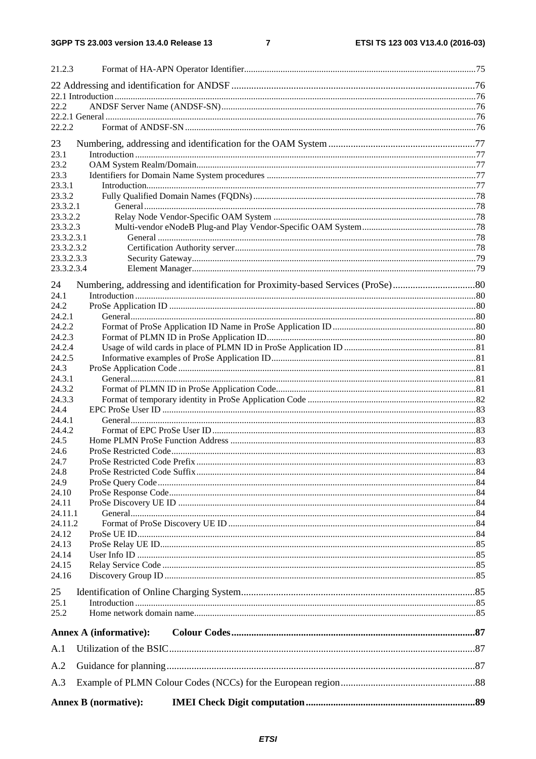21.2.3 Format of HA-APN Operator Identifier ..... 75

22 Addressing and identification for ANDSF ..... 76
22.1 Introduction ..... 76
22.2 ANDSF Server Name (ANDSF-SN) ..... 76
22.2.1 General ..... 76
22.2.2 Format of ANDSF-SN ..... 76

23 Numbering, addressing and identification for the OAM System ..... 77
23.1 Introduction ..... 77
23.2 OAM System Realm/Domain ..... 77
23.3 Identifiers for Domain Name System procedures ..... 77
23.3.1 Introduction ..... 77
23.3.2 Fully Qualified Domain Names (FQDNs) ..... 78
23.3.2.1 General ..... 78
23.3.2.2 Relay Node Vendor-Specific OAM System ..... 78
23.3.2.3 Multi-vendor eNodeB Plug-and Play Vendor-Specific OAM System ..... 78
23.3.2.3.1 General ..... 78
23.3.2.3.2 Certification Authority server ..... 78
23.3.2.3.3 Security Gateway ..... 79
23.3.2.3.4 Element Manager ..... 79

24 Numbering, addressing and identification for Proximity-based Services (ProSe) ..... 80
24.1 Introduction ..... 80
24.2 ProSe Application ID ..... 80
24.2.1 General ..... 80
24.2.2 Format of ProSe Application ID Name in ProSe Application ID ..... 80
24.2.3 Format of PLMN ID in ProSe Application ID ..... 80
24.2.4 Usage of wild cards in place of PLMN ID in ProSe Application ID ..... 81
24.2.5 Informative examples of ProSe Application ID ..... 81
24.3 ProSe Application Code ..... 81
24.3.1 General ..... 81
24.3.2 Format of PLMN ID in ProSe Application Code ..... 81
24.3.3 Format of temporary identity in ProSe Application Code ..... 82
24.4 EPC ProSe User ID ..... 83
24.4.1 General ..... 83
24.4.2 Format of EPC ProSe User ID ..... 83
24.5 Home PLMN ProSe Function Address ..... 83
24.6 ProSe Restricted Code ..... 83
24.7 ProSe Restricted Code Prefix ..... 83
24.8 ProSe Restricted Code Suffix ..... 84
24.9 ProSe Query Code ..... 84
24.10 ProSe Response Code ..... 84
24.11 ProSe Discovery UE ID ..... 84
24.11.1 General ..... 84
24.11.2 Format of ProSe Discovery UE ID ..... 84
24.12 ProSe UE ID ..... 84
24.13 ProSe Relay UE ID ..... 85
24.14 User Info ID ..... 85
24.15 Relay Service Code ..... 85
24.16 Discovery Group ID ..... 85

25 Identification of Online Charging System ..... 85
25.1 Introduction ..... 85
25.2 Home network domain name ..... 85

**Annex A (informative): Colour Codes ..... 87**

A.1 Utilization of the BSIC ..... 87

A.2 Guidance for planning ..... 87

A.3 Example of PLMN Colour Codes (NCCs) for the European region ..... 88

**Annex B (normative): IMEI Check Digit computation ..... 89**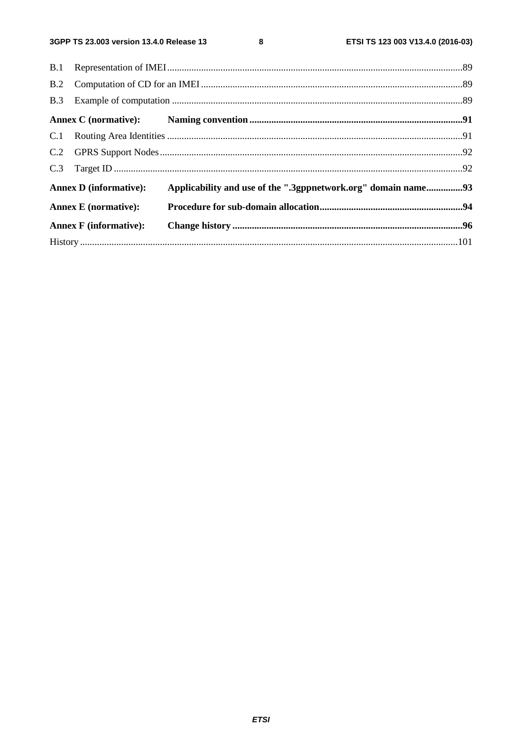B.1 Representation of IMEI ........................................................................................................................89

B.2 Computation of CD for an IMEI ..........................................................................................................89

B.3 Example of computation .......................................................................................................................89

**Annex C (normative): Naming convention .......................................................................................91**

C.1 Routing Area Identities .........................................................................................................................91

C.2 GPRS Support Nodes ............................................................................................................................92

C.3 Target ID ...............................................................................................................................................92

**Annex D (informative): Applicability and use of the ".3gppnetwork.org" domain name...............93**

**Annex E (normative): Procedure for sub-domain allocation..........................................................94**

**Annex F (informative): Change history ..............................................................................................96**

History ..........................................................................................................................................................101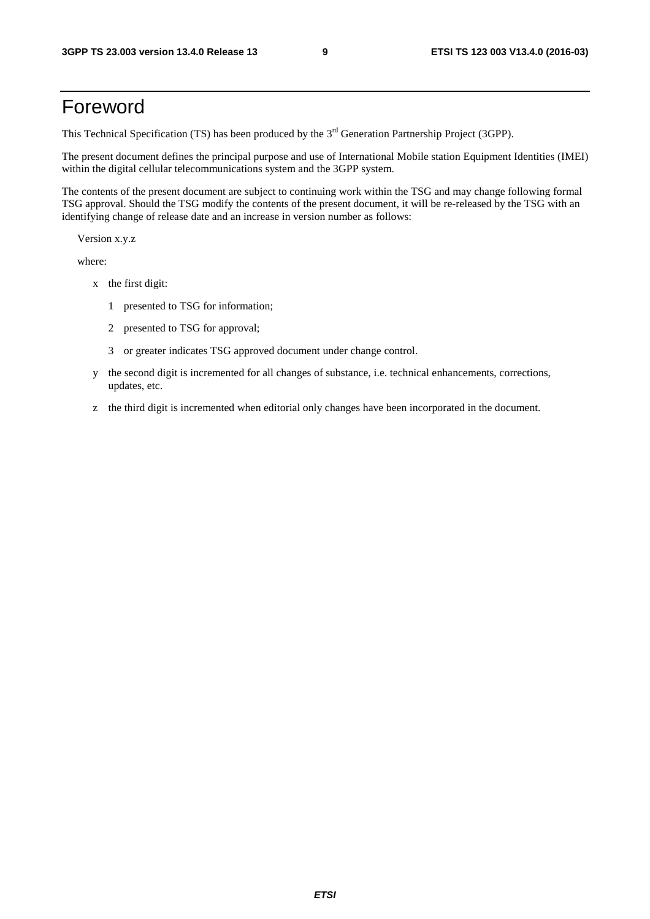# Foreword

This Technical Specification (TS) has been produced by the 3rd Generation Partnership Project (3GPP).

The present document defines the principal purpose and use of International Mobile station Equipment Identities (IMEI) within the digital cellular telecommunications system and the 3GPP system.

The contents of the present document are subject to continuing work within the TSG and may change following formal TSG approval. Should the TSG modify the contents of the present document, it will be re-released by the TSG with an identifying change of release date and an increase in version number as follows:

Version x.y.z

where:

- x the first digit:
  - 1 presented to TSG for information;
  - 2 presented to TSG for approval;
  - 3 or greater indicates TSG approved document under change control.
- y the second digit is incremented for all changes of substance, i.e. technical enhancements, corrections, updates, etc.
- z the third digit is incremented when editorial only changes have been incorporated in the document.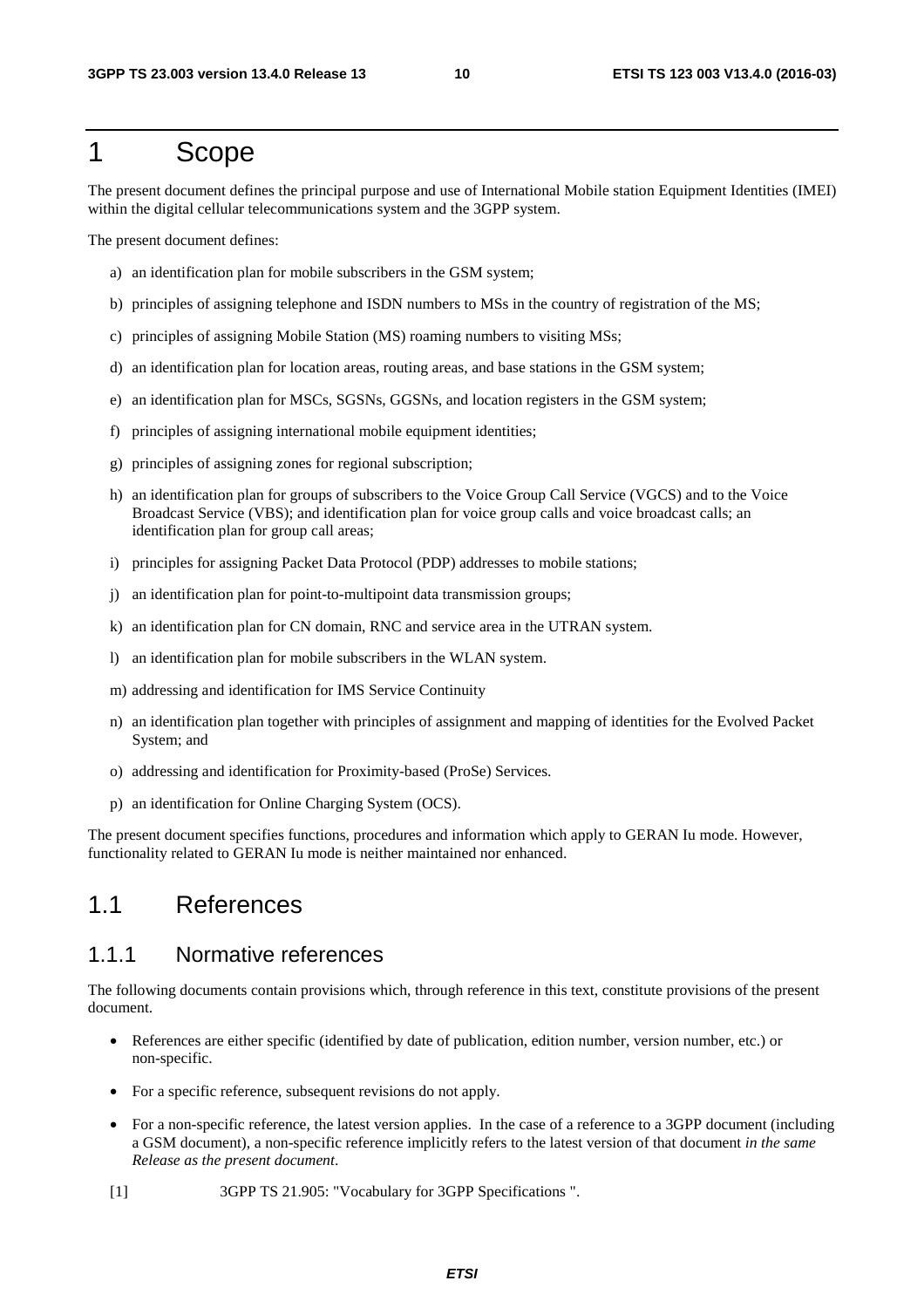# 1 Scope

The present document defines the principal purpose and use of International Mobile station Equipment Identities (IMEI) within the digital cellular telecommunications system and the 3GPP system.

The present document defines:

a) an identification plan for mobile subscribers in the GSM system;

b) principles of assigning telephone and ISDN numbers to MSs in the country of registration of the MS;

c) principles of assigning Mobile Station (MS) roaming numbers to visiting MSs;

d) an identification plan for location areas, routing areas, and base stations in the GSM system;

e) an identification plan for MSCs, SGSNs, GGSNs, and location registers in the GSM system;

f) principles of assigning international mobile equipment identities;

g) principles of assigning zones for regional subscription;

h) an identification plan for groups of subscribers to the Voice Group Call Service (VGCS) and to the Voice Broadcast Service (VBS); and identification plan for voice group calls and voice broadcast calls; an identification plan for group call areas;

i) principles for assigning Packet Data Protocol (PDP) addresses to mobile stations;

j) an identification plan for point-to-multipoint data transmission groups;

k) an identification plan for CN domain, RNC and service area in the UTRAN system.

l) an identification plan for mobile subscribers in the WLAN system.

m) addressing and identification for IMS Service Continuity

n) an identification plan together with principles of assignment and mapping of identities for the Evolved Packet System; and

o) addressing and identification for Proximity-based (ProSe) Services.

p) an identification for Online Charging System (OCS).

The present document specifies functions, procedures and information which apply to GERAN Iu mode. However, functionality related to GERAN Iu mode is neither maintained nor enhanced.

## 1.1 References

### 1.1.1 Normative references

The following documents contain provisions which, through reference in this text, constitute provisions of the present document.

- References are either specific (identified by date of publication, edition number, version number, etc.) or non-specific.
- For a specific reference, subsequent revisions do not apply.
- For a non-specific reference, the latest version applies. In the case of a reference to a 3GPP document (including a GSM document), a non-specific reference implicitly refers to the latest version of that document *in the same Release as the present document*.

[1] 3GPP TS 21.905: "Vocabulary for 3GPP Specifications ".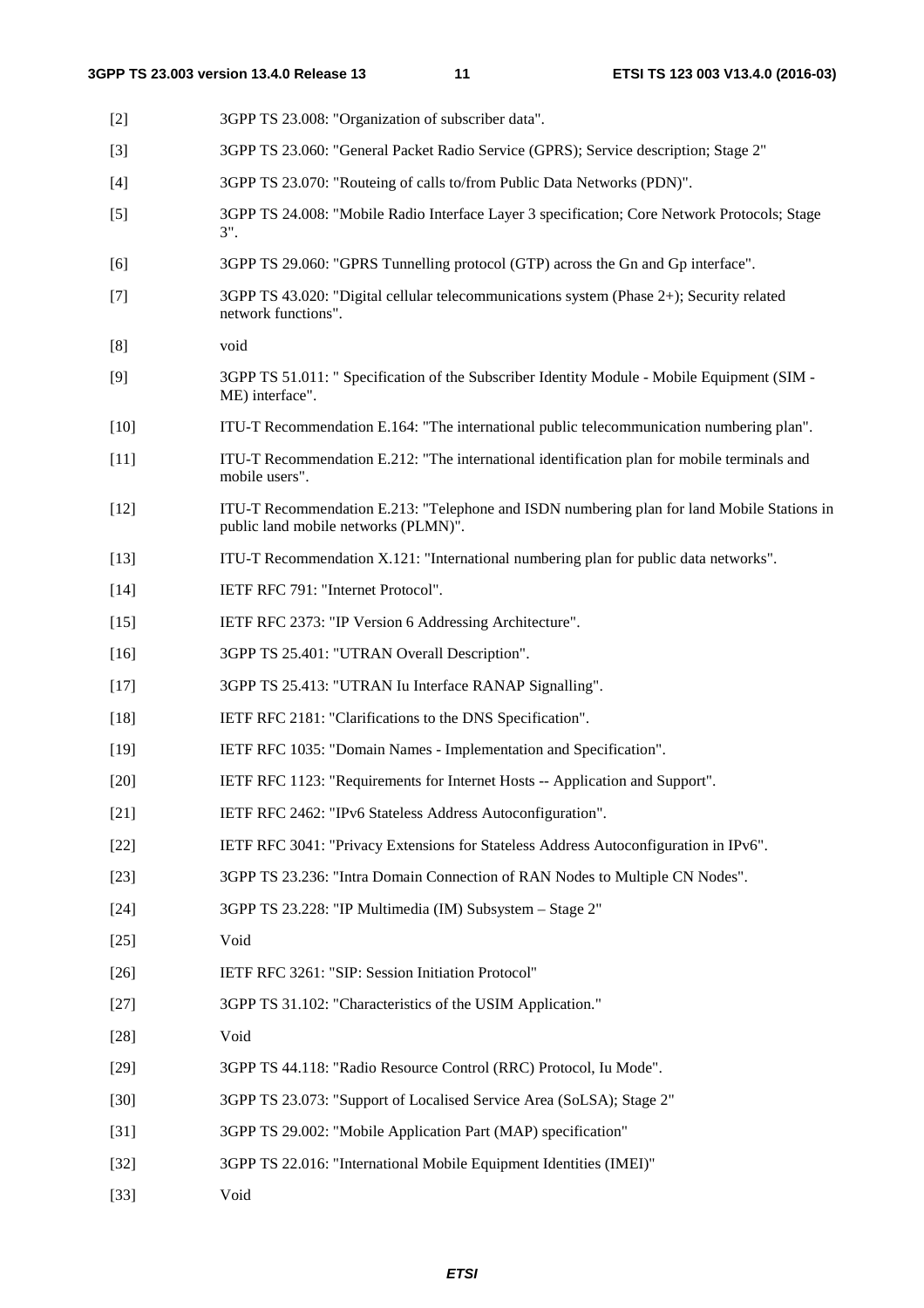[2] 3GPP TS 23.008: "Organization of subscriber data".

[3] 3GPP TS 23.060: "General Packet Radio Service (GPRS); Service description; Stage 2"

[4] 3GPP TS 23.070: "Routeing of calls to/from Public Data Networks (PDN)".

[5] 3GPP TS 24.008: "Mobile Radio Interface Layer 3 specification; Core Network Protocols; Stage 3".

[6] 3GPP TS 29.060: "GPRS Tunnelling protocol (GTP) across the Gn and Gp interface".

[7] 3GPP TS 43.020: "Digital cellular telecommunications system (Phase 2+); Security related network functions".

[8] void

[9] 3GPP TS 51.011: " Specification of the Subscriber Identity Module - Mobile Equipment (SIM - ME) interface".

[10] ITU-T Recommendation E.164: "The international public telecommunication numbering plan".

[11] ITU-T Recommendation E.212: "The international identification plan for mobile terminals and mobile users".

[12] ITU-T Recommendation E.213: "Telephone and ISDN numbering plan for land Mobile Stations in public land mobile networks (PLMN)".

[13] ITU-T Recommendation X.121: "International numbering plan for public data networks".

[14] IETF RFC 791: "Internet Protocol".

[15] IETF RFC 2373: "IP Version 6 Addressing Architecture".

[16] 3GPP TS 25.401: "UTRAN Overall Description".

[17] 3GPP TS 25.413: "UTRAN Iu Interface RANAP Signalling".

[18] IETF RFC 2181: "Clarifications to the DNS Specification".

[19] IETF RFC 1035: "Domain Names - Implementation and Specification".

[20] IETF RFC 1123: "Requirements for Internet Hosts -- Application and Support".

[21] IETF RFC 2462: "IPv6 Stateless Address Autoconfiguration".

[22] IETF RFC 3041: "Privacy Extensions for Stateless Address Autoconfiguration in IPv6".

[23] 3GPP TS 23.236: "Intra Domain Connection of RAN Nodes to Multiple CN Nodes".

[24] 3GPP TS 23.228: "IP Multimedia (IM) Subsystem – Stage 2"

[25] Void

[26] IETF RFC 3261: "SIP: Session Initiation Protocol"

[27] 3GPP TS 31.102: "Characteristics of the USIM Application."

[28] Void

[29] 3GPP TS 44.118: "Radio Resource Control (RRC) Protocol, Iu Mode".

[30] 3GPP TS 23.073: "Support of Localised Service Area (SoLSA); Stage 2"

[31] 3GPP TS 29.002: "Mobile Application Part (MAP) specification"

[32] 3GPP TS 22.016: "International Mobile Equipment Identities (IMEI)"

[33] Void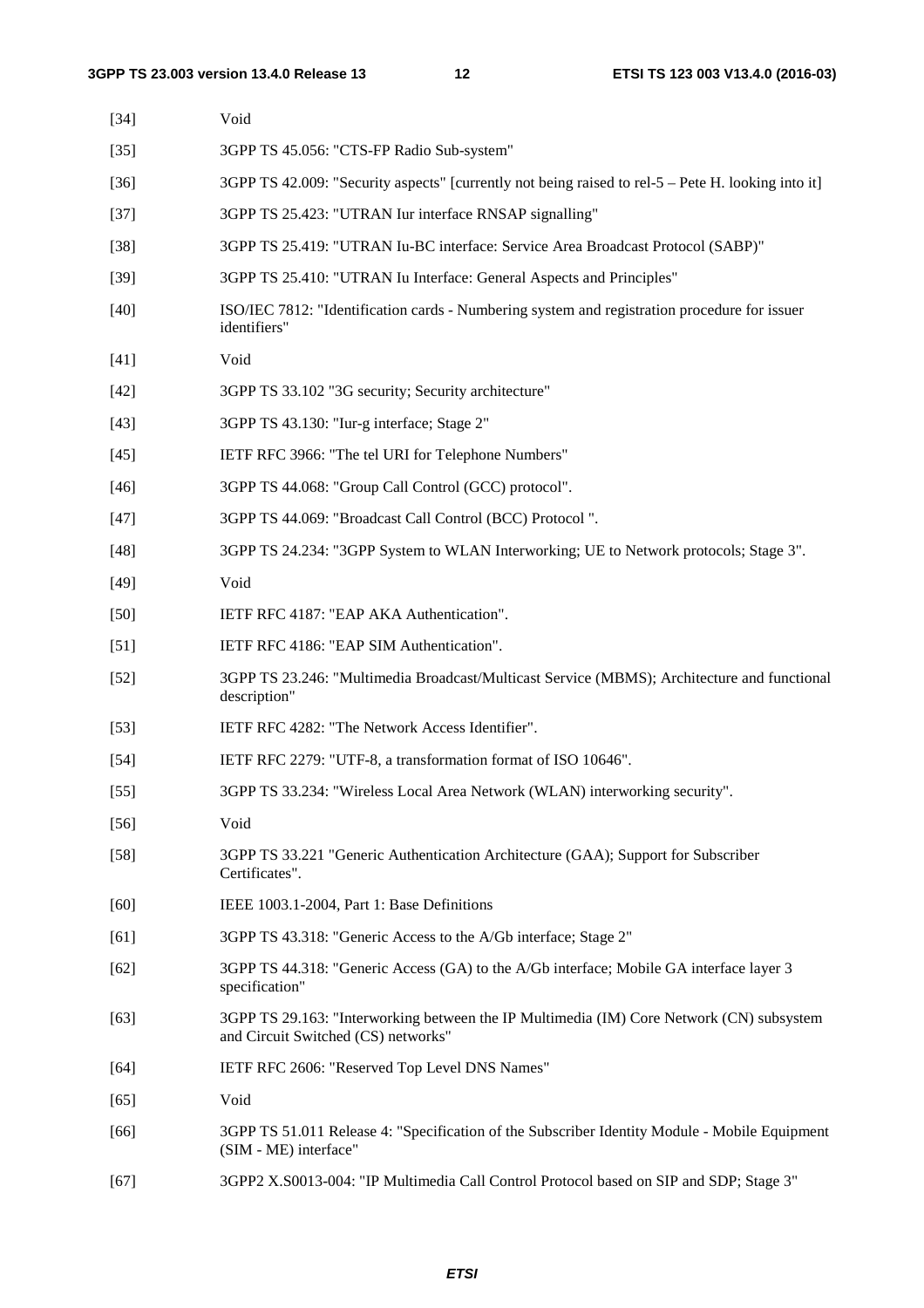[34] Void

[35] 3GPP TS 45.056: "CTS-FP Radio Sub-system"

[36] 3GPP TS 42.009: "Security aspects" [currently not being raised to rel-5 – Pete H. looking into it]

[37] 3GPP TS 25.423: "UTRAN Iur interface RNSAP signalling"

[38] 3GPP TS 25.419: "UTRAN Iu-BC interface: Service Area Broadcast Protocol (SABP)"

[39] 3GPP TS 25.410: "UTRAN Iu Interface: General Aspects and Principles"

[40] ISO/IEC 7812: "Identification cards - Numbering system and registration procedure for issuer identifiers"

[41] Void

[42] 3GPP TS 33.102 "3G security; Security architecture"

[43] 3GPP TS 43.130: "Iur-g interface; Stage 2"

[45] IETF RFC 3966: "The tel URI for Telephone Numbers"

[46] 3GPP TS 44.068: "Group Call Control (GCC) protocol".

[47] 3GPP TS 44.069: "Broadcast Call Control (BCC) Protocol ".

[48] 3GPP TS 24.234: "3GPP System to WLAN Interworking; UE to Network protocols; Stage 3".

[49] Void

[50] IETF RFC 4187: "EAP AKA Authentication".

[51] IETF RFC 4186: "EAP SIM Authentication".

[52] 3GPP TS 23.246: "Multimedia Broadcast/Multicast Service (MBMS); Architecture and functional description"

[53] IETF RFC 4282: "The Network Access Identifier".

[54] IETF RFC 2279: "UTF-8, a transformation format of ISO 10646".

[55] 3GPP TS 33.234: "Wireless Local Area Network (WLAN) interworking security".

[56] Void

[58] 3GPP TS 33.221 "Generic Authentication Architecture (GAA); Support for Subscriber Certificates".

[60] IEEE 1003.1-2004, Part 1: Base Definitions

[61] 3GPP TS 43.318: "Generic Access to the A/Gb interface; Stage 2"

[62] 3GPP TS 44.318: "Generic Access (GA) to the A/Gb interface; Mobile GA interface layer 3 specification"

[63] 3GPP TS 29.163: "Interworking between the IP Multimedia (IM) Core Network (CN) subsystem and Circuit Switched (CS) networks"

[64] IETF RFC 2606: "Reserved Top Level DNS Names"

[65] Void

[66] 3GPP TS 51.011 Release 4: "Specification of the Subscriber Identity Module - Mobile Equipment (SIM - ME) interface"

[67] 3GPP2 X.S0013-004: "IP Multimedia Call Control Protocol based on SIP and SDP; Stage 3"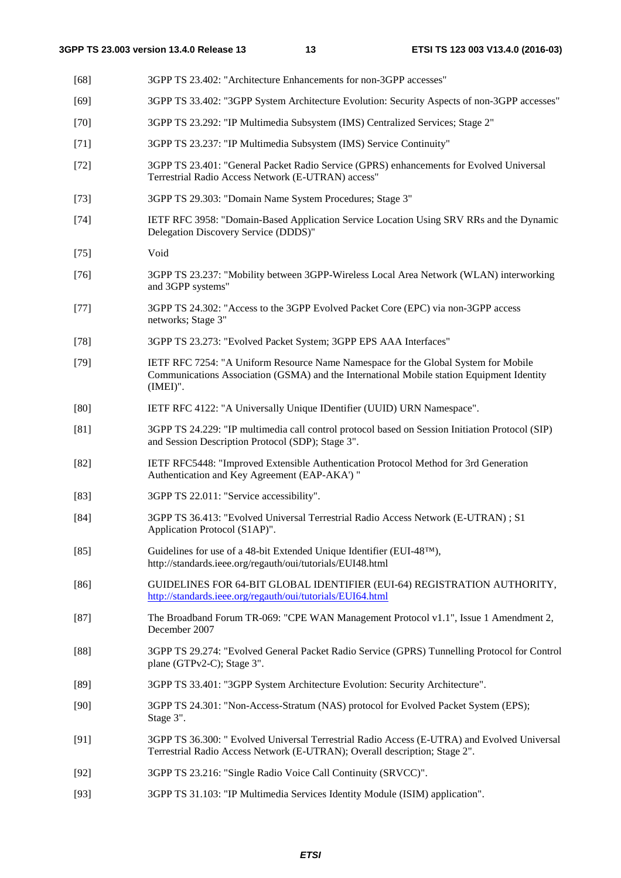[68] 3GPP TS 23.402: "Architecture Enhancements for non-3GPP accesses"

[69] 3GPP TS 33.402: "3GPP System Architecture Evolution: Security Aspects of non-3GPP accesses"

[70] 3GPP TS 23.292: "IP Multimedia Subsystem (IMS) Centralized Services; Stage 2"

[71] 3GPP TS 23.237: "IP Multimedia Subsystem (IMS) Service Continuity"

[72] 3GPP TS 23.401: "General Packet Radio Service (GPRS) enhancements for Evolved Universal Terrestrial Radio Access Network (E-UTRAN) access"

[73] 3GPP TS 29.303: "Domain Name System Procedures; Stage 3"

[74] IETF RFC 3958: "Domain-Based Application Service Location Using SRV RRs and the Dynamic Delegation Discovery Service (DDDS)"

[75] Void

[76] 3GPP TS 23.237: "Mobility between 3GPP-Wireless Local Area Network (WLAN) interworking and 3GPP systems"

[77] 3GPP TS 24.302: "Access to the 3GPP Evolved Packet Core (EPC) via non-3GPP access networks; Stage 3"

[78] 3GPP TS 23.273: "Evolved Packet System; 3GPP EPS AAA Interfaces"

[79] IETF RFC 7254: "A Uniform Resource Name Namespace for the Global System for Mobile Communications Association (GSMA) and the International Mobile station Equipment Identity (IMEI)".

[80] IETF RFC 4122: "A Universally Unique IDentifier (UUID) URN Namespace".

[81] 3GPP TS 24.229: "IP multimedia call control protocol based on Session Initiation Protocol (SIP) and Session Description Protocol (SDP); Stage 3".

[82] IETF RFC5448: "Improved Extensible Authentication Protocol Method for 3rd Generation Authentication and Key Agreement (EAP-AKA') "

[83] 3GPP TS 22.011: "Service accessibility".

[84] 3GPP TS 36.413: "Evolved Universal Terrestrial Radio Access Network (E-UTRAN) ; S1 Application Protocol (S1AP)".

[85] Guidelines for use of a 48-bit Extended Unique Identifier (EUI-48™), http://standards.ieee.org/regauth/oui/tutorials/EUI48.html

[86] GUIDELINES FOR 64-BIT GLOBAL IDENTIFIER (EUI-64) REGISTRATION AUTHORITY, http://standards.ieee.org/regauth/oui/tutorials/EUI64.html

[87] The Broadband Forum TR-069: "CPE WAN Management Protocol v1.1", Issue 1 Amendment 2, December 2007

[88] 3GPP TS 29.274: "Evolved General Packet Radio Service (GPRS) Tunnelling Protocol for Control plane (GTPv2-C); Stage 3".

[89] 3GPP TS 33.401: "3GPP System Architecture Evolution: Security Architecture".

[90] 3GPP TS 24.301: "Non-Access-Stratum (NAS) protocol for Evolved Packet System (EPS); Stage 3".

[91] 3GPP TS 36.300: " Evolved Universal Terrestrial Radio Access (E-UTRA) and Evolved Universal Terrestrial Radio Access Network (E-UTRAN); Overall description; Stage 2".

[92] 3GPP TS 23.216: "Single Radio Voice Call Continuity (SRVCC)".

[93] 3GPP TS 31.103: "IP Multimedia Services Identity Module (ISIM) application".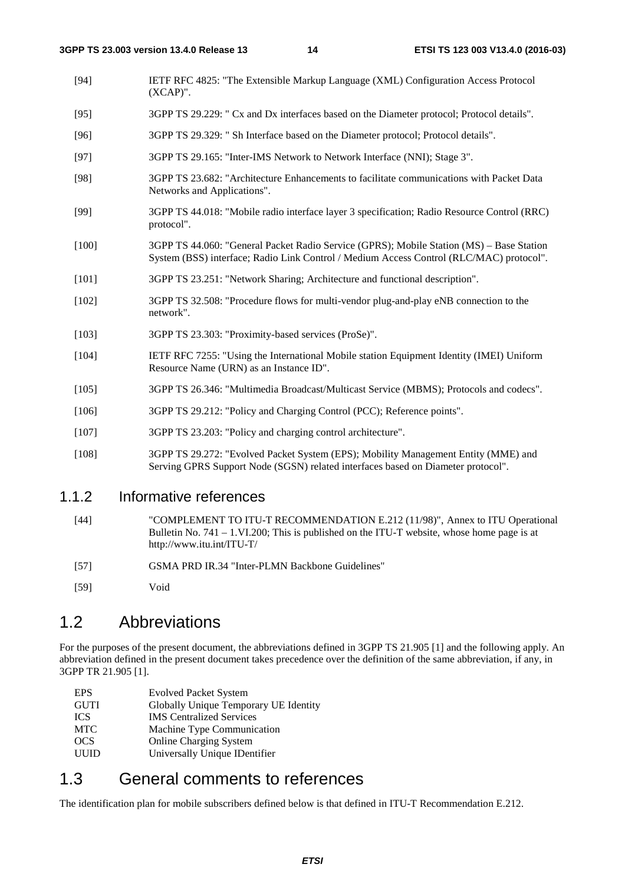[94] IETF RFC 4825: "The Extensible Markup Language (XML) Configuration Access Protocol (XCAP)".

[95] 3GPP TS 29.229: " Cx and Dx interfaces based on the Diameter protocol; Protocol details".

[96] 3GPP TS 29.329: " Sh Interface based on the Diameter protocol; Protocol details".

[97] 3GPP TS 29.165: "Inter-IMS Network to Network Interface (NNI); Stage 3".

[98] 3GPP TS 23.682: "Architecture Enhancements to facilitate communications with Packet Data Networks and Applications".

[99] 3GPP TS 44.018: "Mobile radio interface layer 3 specification; Radio Resource Control (RRC) protocol".

[100] 3GPP TS 44.060: "General Packet Radio Service (GPRS); Mobile Station (MS) – Base Station System (BSS) interface; Radio Link Control / Medium Access Control (RLC/MAC) protocol".

[101] 3GPP TS 23.251: "Network Sharing; Architecture and functional description".

[102] 3GPP TS 32.508: "Procedure flows for multi-vendor plug-and-play eNB connection to the network".

[103] 3GPP TS 23.303: "Proximity-based services (ProSe)".

[104] IETF RFC 7255: "Using the International Mobile station Equipment Identity (IMEI) Uniform Resource Name (URN) as an Instance ID".

[105] 3GPP TS 26.346: "Multimedia Broadcast/Multicast Service (MBMS); Protocols and codecs".

[106] 3GPP TS 29.212: "Policy and Charging Control (PCC); Reference points".

[107] 3GPP TS 23.203: "Policy and charging control architecture".

[108] 3GPP TS 29.272: "Evolved Packet System (EPS); Mobility Management Entity (MME) and Serving GPRS Support Node (SGSN) related interfaces based on Diameter protocol".

### 1.1.2 Informative references

[44] "COMPLEMENT TO ITU-T RECOMMENDATION E.212 (11/98)", Annex to ITU Operational Bulletin No. 741 – 1.VI.200; This is published on the ITU-T website, whose home page is at http://www.itu.int/ITU-T/

[57] GSMA PRD IR.34 "Inter-PLMN Backbone Guidelines"

[59] Void

## 1.2 Abbreviations

For the purposes of the present document, the abbreviations defined in 3GPP TS 21.905 [1] and the following apply. An abbreviation defined in the present document takes precedence over the definition of the same abbreviation, if any, in 3GPP TR 21.905 [1].

EPS Evolved Packet System
GUTI Globally Unique Temporary UE Identity
ICS IMS Centralized Services
MTC Machine Type Communication
OCS Online Charging System
UUID Universally Unique IDentifier

## 1.3 General comments to references

The identification plan for mobile subscribers defined below is that defined in ITU-T Recommendation E.212.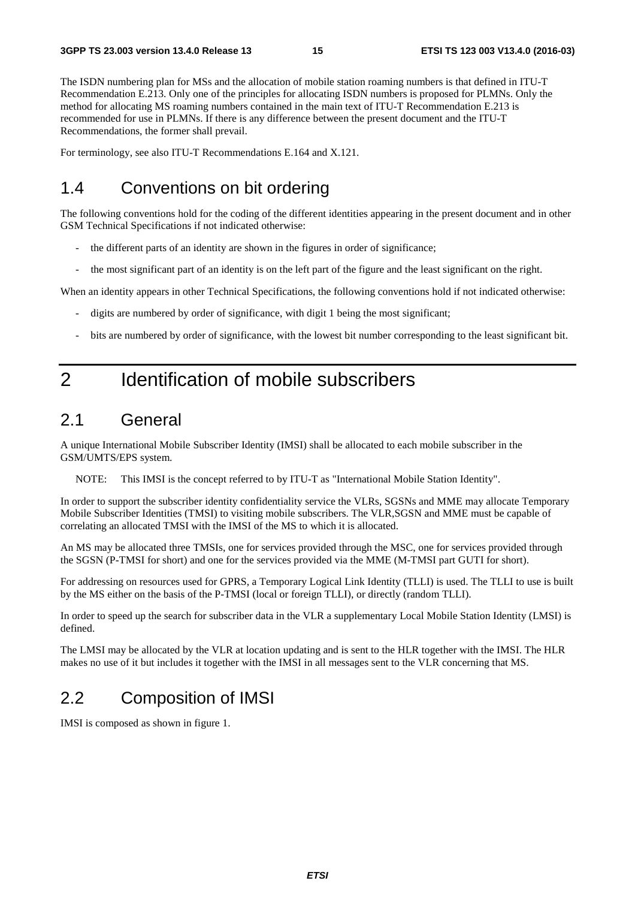The ISDN numbering plan for MSs and the allocation of mobile station roaming numbers is that defined in ITU-T Recommendation E.213. Only one of the principles for allocating ISDN numbers is proposed for PLMNs. Only the method for allocating MS roaming numbers contained in the main text of ITU-T Recommendation E.213 is recommended for use in PLMNs. If there is any difference between the present document and the ITU-T Recommendations, the former shall prevail.

For terminology, see also ITU-T Recommendations E.164 and X.121.

## 1.4 Conventions on bit ordering

The following conventions hold for the coding of the different identities appearing in the present document and in other GSM Technical Specifications if not indicated otherwise:

- the different parts of an identity are shown in the figures in order of significance;
- the most significant part of an identity is on the left part of the figure and the least significant on the right.

When an identity appears in other Technical Specifications, the following conventions hold if not indicated otherwise:

- digits are numbered by order of significance, with digit 1 being the most significant;
- bits are numbered by order of significance, with the lowest bit number corresponding to the least significant bit.

# 2 Identification of mobile subscribers

## 2.1 General

A unique International Mobile Subscriber Identity (IMSI) shall be allocated to each mobile subscriber in the GSM/UMTS/EPS system.

NOTE: This IMSI is the concept referred to by ITU-T as "International Mobile Station Identity".

In order to support the subscriber identity confidentiality service the VLRs, SGSNs and MME may allocate Temporary Mobile Subscriber Identities (TMSI) to visiting mobile subscribers. The VLR,SGSN and MME must be capable of correlating an allocated TMSI with the IMSI of the MS to which it is allocated.

An MS may be allocated three TMSIs, one for services provided through the MSC, one for services provided through the SGSN (P-TMSI for short) and one for the services provided via the MME (M-TMSI part GUTI for short).

For addressing on resources used for GPRS, a Temporary Logical Link Identity (TLLI) is used. The TLLI to use is built by the MS either on the basis of the P-TMSI (local or foreign TLLI), or directly (random TLLI).

In order to speed up the search for subscriber data in the VLR a supplementary Local Mobile Station Identity (LMSI) is defined.

The LMSI may be allocated by the VLR at location updating and is sent to the HLR together with the IMSI. The HLR makes no use of it but includes it together with the IMSI in all messages sent to the VLR concerning that MS.

## 2.2 Composition of IMSI

IMSI is composed as shown in figure 1.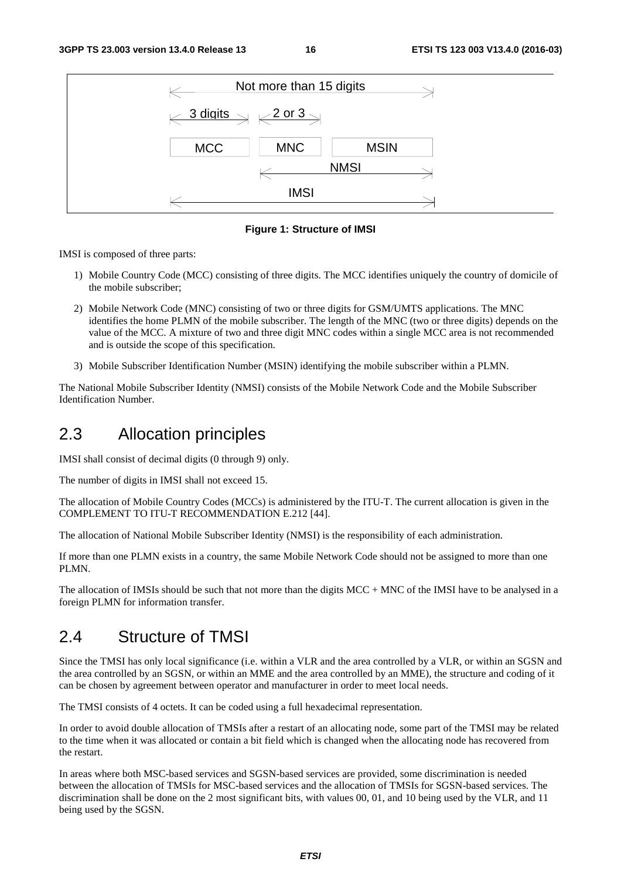**Figure 1: Structure of IMSI**

IMSI is composed of three parts:

1) Mobile Country Code (MCC) consisting of three digits. The MCC identifies uniquely the country of domicile of the mobile subscriber;

2) Mobile Network Code (MNC) consisting of two or three digits for GSM/UMTS applications. The MNC identifies the home PLMN of the mobile subscriber. The length of the MNC (two or three digits) depends on the value of the MCC. A mixture of two and three digit MNC codes within a single MCC area is not recommended and is outside the scope of this specification.

3) Mobile Subscriber Identification Number (MSIN) identifying the mobile subscriber within a PLMN.

The National Mobile Subscriber Identity (NMSI) consists of the Mobile Network Code and the Mobile Subscriber Identification Number.

## 2.3 Allocation principles

IMSI shall consist of decimal digits (0 through 9) only.

The number of digits in IMSI shall not exceed 15.

The allocation of Mobile Country Codes (MCCs) is administered by the ITU-T. The current allocation is given in the COMPLEMENT TO ITU-T RECOMMENDATION E.212 [44].

The allocation of National Mobile Subscriber Identity (NMSI) is the responsibility of each administration.

If more than one PLMN exists in a country, the same Mobile Network Code should not be assigned to more than one PLMN.

The allocation of IMSIs should be such that not more than the digits MCC + MNC of the IMSI have to be analysed in a foreign PLMN for information transfer.

## 2.4 Structure of TMSI

Since the TMSI has only local significance (i.e. within a VLR and the area controlled by a VLR, or within an SGSN and the area controlled by an SGSN, or within an MME and the area controlled by an MME), the structure and coding of it can be chosen by agreement between operator and manufacturer in order to meet local needs.

The TMSI consists of 4 octets. It can be coded using a full hexadecimal representation.

In order to avoid double allocation of TMSIs after a restart of an allocating node, some part of the TMSI may be related to the time when it was allocated or contain a bit field which is changed when the allocating node has recovered from the restart.

In areas where both MSC-based services and SGSN-based services are provided, some discrimination is needed between the allocation of TMSIs for MSC-based services and the allocation of TMSIs for SGSN-based services. The discrimination shall be done on the 2 most significant bits, with values 00, 01, and 10 being used by the VLR, and 11 being used by the SGSN.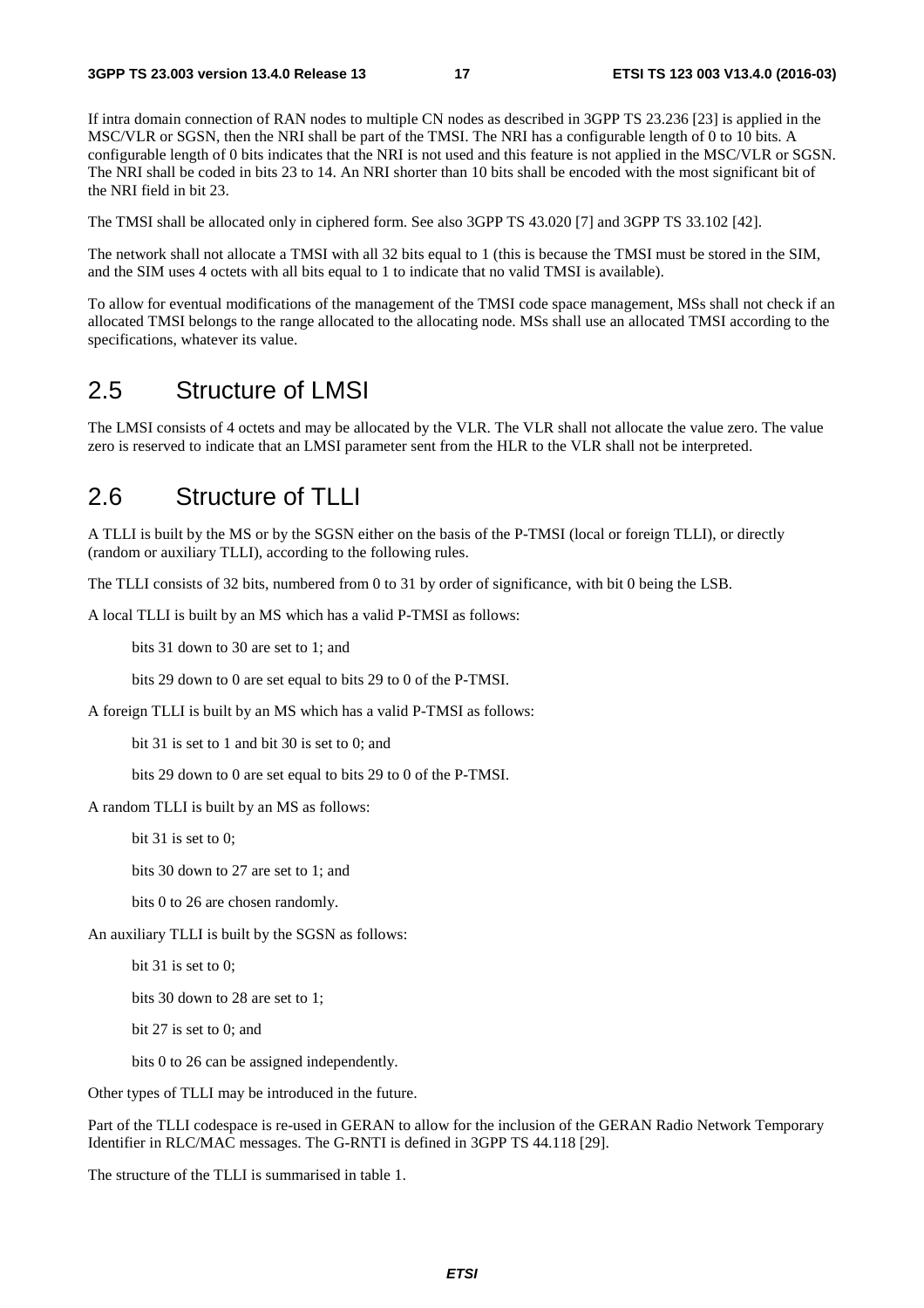If intra domain connection of RAN nodes to multiple CN nodes as described in 3GPP TS 23.236 [23] is applied in the MSC/VLR or SGSN, then the NRI shall be part of the TMSI. The NRI has a configurable length of 0 to 10 bits. A configurable length of 0 bits indicates that the NRI is not used and this feature is not applied in the MSC/VLR or SGSN. The NRI shall be coded in bits 23 to 14. An NRI shorter than 10 bits shall be encoded with the most significant bit of the NRI field in bit 23.

The TMSI shall be allocated only in ciphered form. See also 3GPP TS 43.020 [7] and 3GPP TS 33.102 [42].

The network shall not allocate a TMSI with all 32 bits equal to 1 (this is because the TMSI must be stored in the SIM, and the SIM uses 4 octets with all bits equal to 1 to indicate that no valid TMSI is available).

To allow for eventual modifications of the management of the TMSI code space management, MSs shall not check if an allocated TMSI belongs to the range allocated to the allocating node. MSs shall use an allocated TMSI according to the specifications, whatever its value.

## 2.5 Structure of LMSI

The LMSI consists of 4 octets and may be allocated by the VLR. The VLR shall not allocate the value zero. The value zero is reserved to indicate that an LMSI parameter sent from the HLR to the VLR shall not be interpreted.

## 2.6 Structure of TLLI

A TLLI is built by the MS or by the SGSN either on the basis of the P-TMSI (local or foreign TLLI), or directly (random or auxiliary TLLI), according to the following rules.

The TLLI consists of 32 bits, numbered from 0 to 31 by order of significance, with bit 0 being the LSB.

A local TLLI is built by an MS which has a valid P-TMSI as follows:

bits 31 down to 30 are set to 1; and

bits 29 down to 0 are set equal to bits 29 to 0 of the P-TMSI.

A foreign TLLI is built by an MS which has a valid P-TMSI as follows:

bit 31 is set to 1 and bit 30 is set to 0; and

bits 29 down to 0 are set equal to bits 29 to 0 of the P-TMSI.

A random TLLI is built by an MS as follows:

bit 31 is set to 0;

bits 30 down to 27 are set to 1; and

bits 0 to 26 are chosen randomly.

An auxiliary TLLI is built by the SGSN as follows:

bit 31 is set to 0;

bits 30 down to 28 are set to 1;

bit 27 is set to 0; and

bits 0 to 26 can be assigned independently.

Other types of TLLI may be introduced in the future.

Part of the TLLI codespace is re-used in GERAN to allow for the inclusion of the GERAN Radio Network Temporary Identifier in RLC/MAC messages. The G-RNTI is defined in 3GPP TS 44.118 [29].

The structure of the TLLI is summarised in table 1.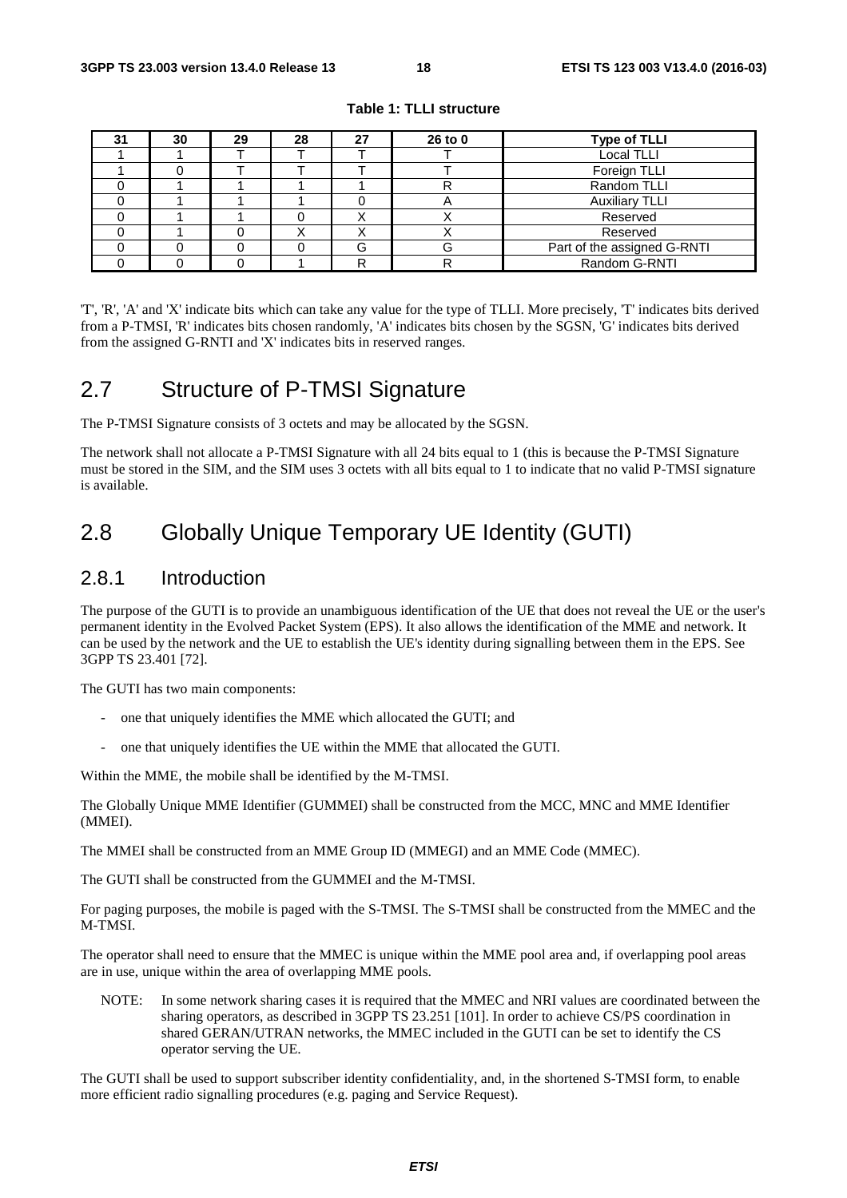**Table 1: TLLI structure**

| 31 | 30 | 29 | 28 | 27 | 26 to 0 | Type of TLLI |
|---|---|---|---|---|---|---|
| 1 | 1 | T | T | T | T | Local TLLI |
| 1 | 0 | T | T | T | T | Foreign TLLI |
| 0 | 1 | 1 | 1 | 1 | R | Random TLLI |
| 0 | 1 | 1 | 1 | 0 | A | Auxiliary TLLI |
| 0 | 1 | 1 | 0 | X | X | Reserved |
| 0 | 1 | 0 | X | X | X | Reserved |
| 0 | 0 | 0 | 0 | G | G | Part of the assigned G-RNTI |
| 0 | 0 | 0 | 1 | R | R | Random G-RNTI |

'T', 'R', 'A' and 'X' indicate bits which can take any value for the type of TLLI. More precisely, 'T' indicates bits derived from a P-TMSI, 'R' indicates bits chosen randomly, 'A' indicates bits chosen by the SGSN, 'G' indicates bits derived from the assigned G-RNTI and 'X' indicates bits in reserved ranges.

# 2.7 Structure of P-TMSI Signature

The P-TMSI Signature consists of 3 octets and may be allocated by the SGSN.

The network shall not allocate a P-TMSI Signature with all 24 bits equal to 1 (this is because the P-TMSI Signature must be stored in the SIM, and the SIM uses 3 octets with all bits equal to 1 to indicate that no valid P-TMSI signature is available.

# 2.8 Globally Unique Temporary UE Identity (GUTI)

## 2.8.1 Introduction

The purpose of the GUTI is to provide an unambiguous identification of the UE that does not reveal the UE or the user's permanent identity in the Evolved Packet System (EPS). It also allows the identification of the MME and network. It can be used by the network and the UE to establish the UE's identity during signalling between them in the EPS. See 3GPP TS 23.401 [72].

The GUTI has two main components:

- one that uniquely identifies the MME which allocated the GUTI; and
- one that uniquely identifies the UE within the MME that allocated the GUTI.

Within the MME, the mobile shall be identified by the M-TMSI.

The Globally Unique MME Identifier (GUMMEI) shall be constructed from the MCC, MNC and MME Identifier (MMEI).

The MMEI shall be constructed from an MME Group ID (MMEGI) and an MME Code (MMEC).

The GUTI shall be constructed from the GUMMEI and the M-TMSI.

For paging purposes, the mobile is paged with the S-TMSI. The S-TMSI shall be constructed from the MMEC and the M-TMSI.

The operator shall need to ensure that the MMEC is unique within the MME pool area and, if overlapping pool areas are in use, unique within the area of overlapping MME pools.

NOTE: In some network sharing cases it is required that the MMEC and NRI values are coordinated between the sharing operators, as described in 3GPP TS 23.251 [101]. In order to achieve CS/PS coordination in shared GERAN/UTRAN networks, the MMEC included in the GUTI can be set to identify the CS operator serving the UE.

The GUTI shall be used to support subscriber identity confidentiality, and, in the shortened S-TMSI form, to enable more efficient radio signalling procedures (e.g. paging and Service Request).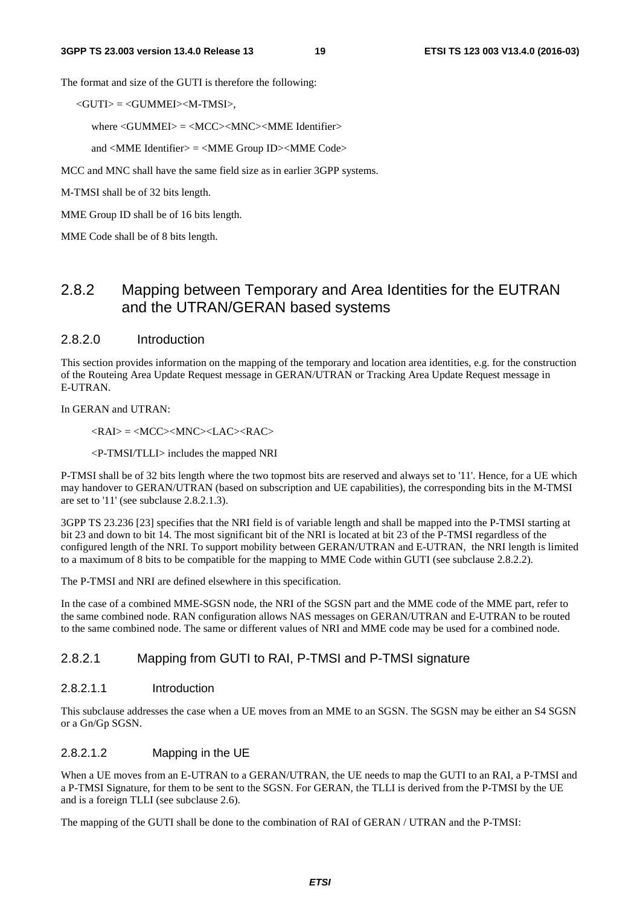The format and size of the GUTI is therefore the following:

<GUTI> = <GUMMEI><M-TMSI>,

where <GUMMEI> = <MCC><MNC><MME Identifier>

and <MME Identifier> = <MME Group ID><MME Code>

MCC and MNC shall have the same field size as in earlier 3GPP systems.

M-TMSI shall be of 32 bits length.

MME Group ID shall be of 16 bits length.

MME Code shall be of 8 bits length.

## 2.8.2 Mapping between Temporary and Area Identities for the EUTRAN and the UTRAN/GERAN based systems

### 2.8.2.0 Introduction

This section provides information on the mapping of the temporary and location area identities, e.g. for the construction of the Routeing Area Update Request message in GERAN/UTRAN or Tracking Area Update Request message in E-UTRAN.

In GERAN and UTRAN:

<RAI> = <MCC><MNC><LAC><RAC>

<P-TMSI/TLLI> includes the mapped NRI

P-TMSI shall be of 32 bits length where the two topmost bits are reserved and always set to '11'. Hence, for a UE which may handover to GERAN/UTRAN (based on subscription and UE capabilities), the corresponding bits in the M-TMSI are set to '11' (see subclause 2.8.2.1.3).

3GPP TS 23.236 [23] specifies that the NRI field is of variable length and shall be mapped into the P-TMSI starting at bit 23 and down to bit 14. The most significant bit of the NRI is located at bit 23 of the P-TMSI regardless of the configured length of the NRI. To support mobility between GERAN/UTRAN and E-UTRAN, the NRI length is limited to a maximum of 8 bits to be compatible for the mapping to MME Code within GUTI (see subclause 2.8.2.2).

The P-TMSI and NRI are defined elsewhere in this specification.

In the case of a combined MME-SGSN node, the NRI of the SGSN part and the MME code of the MME part, refer to the same combined node. RAN configuration allows NAS messages on GERAN/UTRAN and E-UTRAN to be routed to the same combined node. The same or different values of NRI and MME code may be used for a combined node.

### 2.8.2.1 Mapping from GUTI to RAI, P-TMSI and P-TMSI signature

#### 2.8.2.1.1 Introduction

This subclause addresses the case when a UE moves from an MME to an SGSN. The SGSN may be either an S4 SGSN or a Gn/Gp SGSN.

#### 2.8.2.1.2 Mapping in the UE

When a UE moves from an E-UTRAN to a GERAN/UTRAN, the UE needs to map the GUTI to an RAI, a P-TMSI and a P-TMSI Signature, for them to be sent to the SGSN. For GERAN, the TLLI is derived from the P-TMSI by the UE and is a foreign TLLI (see subclause 2.6).

The mapping of the GUTI shall be done to the combination of RAI of GERAN / UTRAN and the P-TMSI: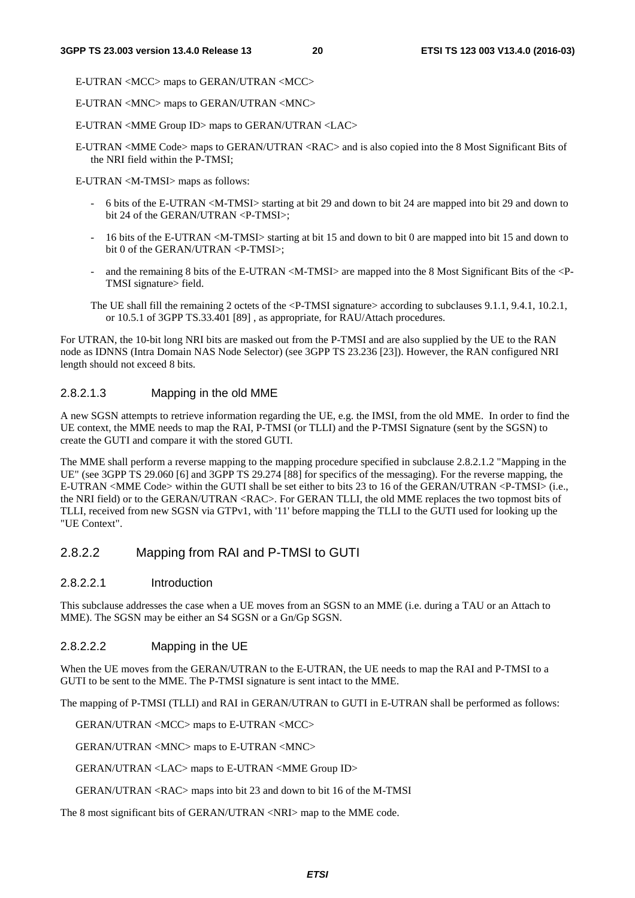E-UTRAN <MCC> maps to GERAN/UTRAN <MCC>

E-UTRAN <MNC> maps to GERAN/UTRAN <MNC>

E-UTRAN <MME Group ID> maps to GERAN/UTRAN <LAC>

E-UTRAN <MME Code> maps to GERAN/UTRAN <RAC> and is also copied into the 8 Most Significant Bits of the NRI field within the P-TMSI;

E-UTRAN <M-TMSI> maps as follows:

- 6 bits of the E-UTRAN <M-TMSI> starting at bit 29 and down to bit 24 are mapped into bit 29 and down to bit 24 of the GERAN/UTRAN <P-TMSI>;
- 16 bits of the E-UTRAN <M-TMSI> starting at bit 15 and down to bit 0 are mapped into bit 15 and down to bit 0 of the GERAN/UTRAN <P-TMSI>;
- and the remaining 8 bits of the E-UTRAN <M-TMSI> are mapped into the 8 Most Significant Bits of the <P-TMSI signature> field.

The UE shall fill the remaining 2 octets of the <P-TMSI signature> according to subclauses 9.1.1, 9.4.1, 10.2.1, or 10.5.1 of 3GPP TS.33.401 [89] , as appropriate, for RAU/Attach procedures.

For UTRAN, the 10-bit long NRI bits are masked out from the P-TMSI and are also supplied by the UE to the RAN node as IDNNS (Intra Domain NAS Node Selector) (see 3GPP TS 23.236 [23]). However, the RAN configured NRI length should not exceed 8 bits.

##### 2.8.2.1.3 Mapping in the old MME

A new SGSN attempts to retrieve information regarding the UE, e.g. the IMSI, from the old MME. In order to find the UE context, the MME needs to map the RAI, P-TMSI (or TLLI) and the P-TMSI Signature (sent by the SGSN) to create the GUTI and compare it with the stored GUTI.

The MME shall perform a reverse mapping to the mapping procedure specified in subclause 2.8.2.1.2 "Mapping in the UE" (see 3GPP TS 29.060 [6] and 3GPP TS 29.274 [88] for specifics of the messaging). For the reverse mapping, the E-UTRAN <MME Code> within the GUTI shall be set either to bits 23 to 16 of the GERAN/UTRAN <P-TMSI> (i.e., the NRI field) or to the GERAN/UTRAN <RAC>. For GERAN TLLI, the old MME replaces the two topmost bits of TLLI, received from new SGSN via GTPv1, with '11' before mapping the TLLI to the GUTI used for looking up the "UE Context".

### 2.8.2.2 Mapping from RAI and P-TMSI to GUTI

##### 2.8.2.2.1 Introduction

This subclause addresses the case when a UE moves from an SGSN to an MME (i.e. during a TAU or an Attach to MME). The SGSN may be either an S4 SGSN or a Gn/Gp SGSN.

##### 2.8.2.2.2 Mapping in the UE

When the UE moves from the GERAN/UTRAN to the E-UTRAN, the UE needs to map the RAI and P-TMSI to a GUTI to be sent to the MME. The P-TMSI signature is sent intact to the MME.

The mapping of P-TMSI (TLLI) and RAI in GERAN/UTRAN to GUTI in E-UTRAN shall be performed as follows:

GERAN/UTRAN <MCC> maps to E-UTRAN <MCC>

GERAN/UTRAN <MNC> maps to E-UTRAN <MNC>

GERAN/UTRAN <LAC> maps to E-UTRAN <MME Group ID>

GERAN/UTRAN <RAC> maps into bit 23 and down to bit 16 of the M-TMSI

The 8 most significant bits of GERAN/UTRAN <NRI> map to the MME code.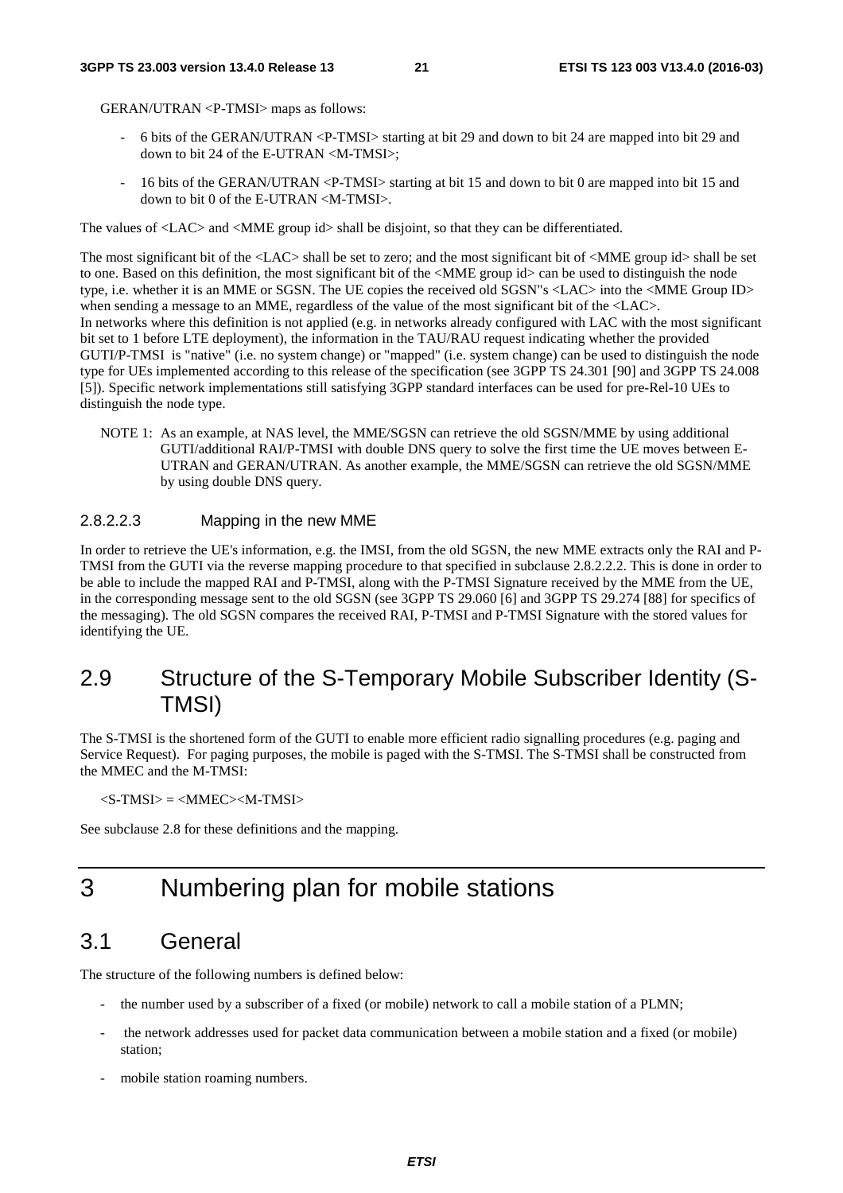GERAN/UTRAN <P-TMSI> maps as follows:

- 6 bits of the GERAN/UTRAN <P-TMSI> starting at bit 29 and down to bit 24 are mapped into bit 29 and down to bit 24 of the E-UTRAN <M-TMSI>;
- 16 bits of the GERAN/UTRAN <P-TMSI> starting at bit 15 and down to bit 0 are mapped into bit 15 and down to bit 0 of the E-UTRAN <M-TMSI>.

The values of <LAC> and <MME group id> shall be disjoint, so that they can be differentiated.

The most significant bit of the <LAC> shall be set to zero; and the most significant bit of <MME group id> shall be set to one. Based on this definition, the most significant bit of the <MME group id> can be used to distinguish the node type, i.e. whether it is an MME or SGSN. The UE copies the received old SGSN"s <LAC> into the <MME Group ID> when sending a message to an MME, regardless of the value of the most significant bit of the <LAC>.
In networks where this definition is not applied (e.g. in networks already configured with LAC with the most significant bit set to 1 before LTE deployment), the information in the TAU/RAU request indicating whether the provided GUTI/P-TMSI is "native" (i.e. no system change) or "mapped" (i.e. system change) can be used to distinguish the node type for UEs implemented according to this release of the specification (see 3GPP TS 24.301 [90] and 3GPP TS 24.008 [5]). Specific network implementations still satisfying 3GPP standard interfaces can be used for pre-Rel-10 UEs to distinguish the node type.

NOTE 1: As an example, at NAS level, the MME/SGSN can retrieve the old SGSN/MME by using additional GUTI/additional RAI/P-TMSI with double DNS query to solve the first time the UE moves between E-UTRAN and GERAN/UTRAN. As another example, the MME/SGSN can retrieve the old SGSN/MME by using double DNS query.

#### 2.8.2.2.3 Mapping in the new MME

In order to retrieve the UE's information, e.g. the IMSI, from the old SGSN, the new MME extracts only the RAI and P-TMSI from the GUTI via the reverse mapping procedure to that specified in subclause 2.8.2.2.2. This is done in order to be able to include the mapped RAI and P-TMSI, along with the P-TMSI Signature received by the MME from the UE, in the corresponding message sent to the old SGSN (see 3GPP TS 29.060 [6] and 3GPP TS 29.274 [88] for specifics of the messaging). The old SGSN compares the received RAI, P-TMSI and P-TMSI Signature with the stored values for identifying the UE.

## 2.9 Structure of the S-Temporary Mobile Subscriber Identity (S-TMSI)

The S-TMSI is the shortened form of the GUTI to enable more efficient radio signalling procedures (e.g. paging and Service Request). For paging purposes, the mobile is paged with the S-TMSI. The S-TMSI shall be constructed from the MMEC and the M-TMSI:

<S-TMSI> = <MMEC><M-TMSI>

See subclause 2.8 for these definitions and the mapping.

# 3 Numbering plan for mobile stations

## 3.1 General

The structure of the following numbers is defined below:

- the number used by a subscriber of a fixed (or mobile) network to call a mobile station of a PLMN;
- the network addresses used for packet data communication between a mobile station and a fixed (or mobile) station;
- mobile station roaming numbers.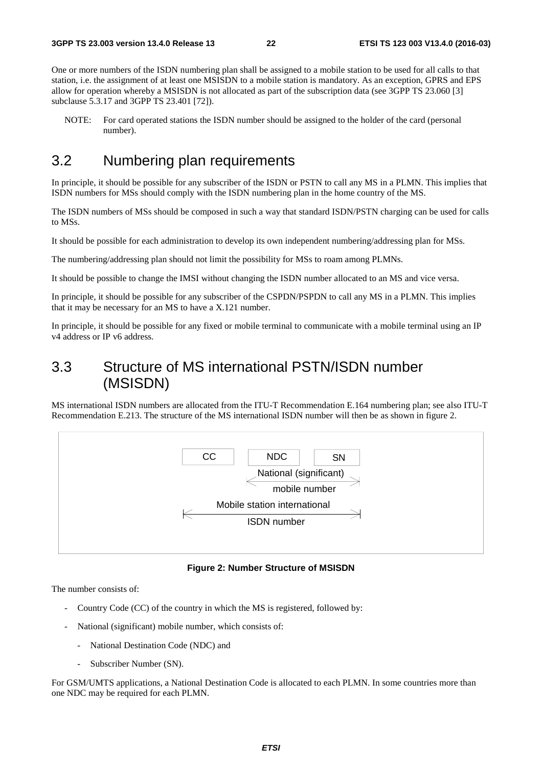One or more numbers of the ISDN numbering plan shall be assigned to a mobile station to be used for all calls to that station, i.e. the assignment of at least one MSISDN to a mobile station is mandatory. As an exception, GPRS and EPS allow for operation whereby a MSISDN is not allocated as part of the subscription data (see 3GPP TS 23.060 [3] subclause 5.3.17 and 3GPP TS 23.401 [72]).

NOTE: For card operated stations the ISDN number should be assigned to the holder of the card (personal number).

## 3.2 Numbering plan requirements

In principle, it should be possible for any subscriber of the ISDN or PSTN to call any MS in a PLMN. This implies that ISDN numbers for MSs should comply with the ISDN numbering plan in the home country of the MS.

The ISDN numbers of MSs should be composed in such a way that standard ISDN/PSTN charging can be used for calls to MSs.

It should be possible for each administration to develop its own independent numbering/addressing plan for MSs.

The numbering/addressing plan should not limit the possibility for MSs to roam among PLMNs.

It should be possible to change the IMSI without changing the ISDN number allocated to an MS and vice versa.

In principle, it should be possible for any subscriber of the CSPDN/PSPDN to call any MS in a PLMN. This implies that it may be necessary for an MS to have a X.121 number.

In principle, it should be possible for any fixed or mobile terminal to communicate with a mobile terminal using an IP v4 address or IP v6 address.

## 3.3 Structure of MS international PSTN/ISDN number (MSISDN)

MS international ISDN numbers are allocated from the ITU-T Recommendation E.164 numbering plan; see also ITU-T Recommendation E.213. The structure of the MS international ISDN number will then be as shown in figure 2.

```
  CC        NDC        SN
          |<- National (significant) ->|
                 mobile number
|<- Mobile station international ----->|
              ISDN number
```

**Figure 2: Number Structure of MSISDN**

The number consists of:

- Country Code (CC) of the country in which the MS is registered, followed by:
- National (significant) mobile number, which consists of:
  - National Destination Code (NDC) and
  - Subscriber Number (SN).

For GSM/UMTS applications, a National Destination Code is allocated to each PLMN. In some countries more than one NDC may be required for each PLMN.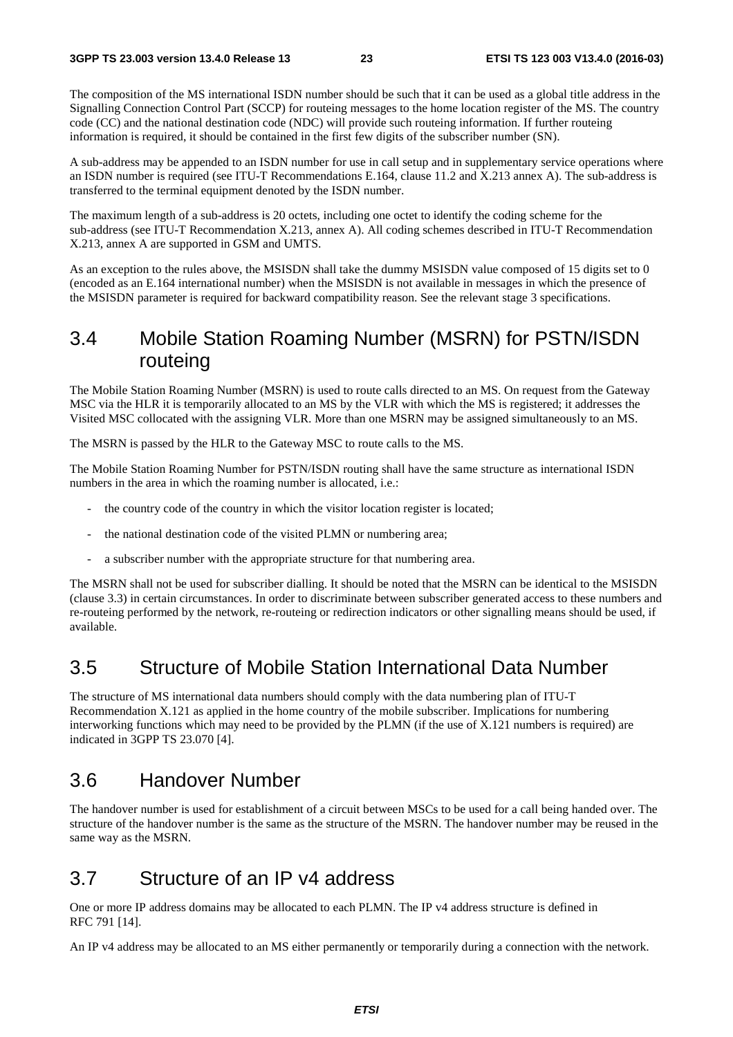The composition of the MS international ISDN number should be such that it can be used as a global title address in the Signalling Connection Control Part (SCCP) for routeing messages to the home location register of the MS. The country code (CC) and the national destination code (NDC) will provide such routeing information. If further routeing information is required, it should be contained in the first few digits of the subscriber number (SN).

A sub-address may be appended to an ISDN number for use in call setup and in supplementary service operations where an ISDN number is required (see ITU-T Recommendations E.164, clause 11.2 and X.213 annex A). The sub-address is transferred to the terminal equipment denoted by the ISDN number.

The maximum length of a sub-address is 20 octets, including one octet to identify the coding scheme for the sub-address (see ITU-T Recommendation X.213, annex A). All coding schemes described in ITU-T Recommendation X.213, annex A are supported in GSM and UMTS.

As an exception to the rules above, the MSISDN shall take the dummy MSISDN value composed of 15 digits set to 0 (encoded as an E.164 international number) when the MSISDN is not available in messages in which the presence of the MSISDN parameter is required for backward compatibility reason. See the relevant stage 3 specifications.

## 3.4 Mobile Station Roaming Number (MSRN) for PSTN/ISDN routeing

The Mobile Station Roaming Number (MSRN) is used to route calls directed to an MS. On request from the Gateway MSC via the HLR it is temporarily allocated to an MS by the VLR with which the MS is registered; it addresses the Visited MSC collocated with the assigning VLR. More than one MSRN may be assigned simultaneously to an MS.

The MSRN is passed by the HLR to the Gateway MSC to route calls to the MS.

The Mobile Station Roaming Number for PSTN/ISDN routing shall have the same structure as international ISDN numbers in the area in which the roaming number is allocated, i.e.:

- the country code of the country in which the visitor location register is located;
- the national destination code of the visited PLMN or numbering area;
- a subscriber number with the appropriate structure for that numbering area.

The MSRN shall not be used for subscriber dialling. It should be noted that the MSRN can be identical to the MSISDN (clause 3.3) in certain circumstances. In order to discriminate between subscriber generated access to these numbers and re-routeing performed by the network, re-routeing or redirection indicators or other signalling means should be used, if available.

## 3.5 Structure of Mobile Station International Data Number

The structure of MS international data numbers should comply with the data numbering plan of ITU-T Recommendation X.121 as applied in the home country of the mobile subscriber. Implications for numbering interworking functions which may need to be provided by the PLMN (if the use of X.121 numbers is required) are indicated in 3GPP TS 23.070 [4].

## 3.6 Handover Number

The handover number is used for establishment of a circuit between MSCs to be used for a call being handed over. The structure of the handover number is the same as the structure of the MSRN. The handover number may be reused in the same way as the MSRN.

## 3.7 Structure of an IP v4 address

One or more IP address domains may be allocated to each PLMN. The IP v4 address structure is defined in RFC 791 [14].

An IP v4 address may be allocated to an MS either permanently or temporarily during a connection with the network.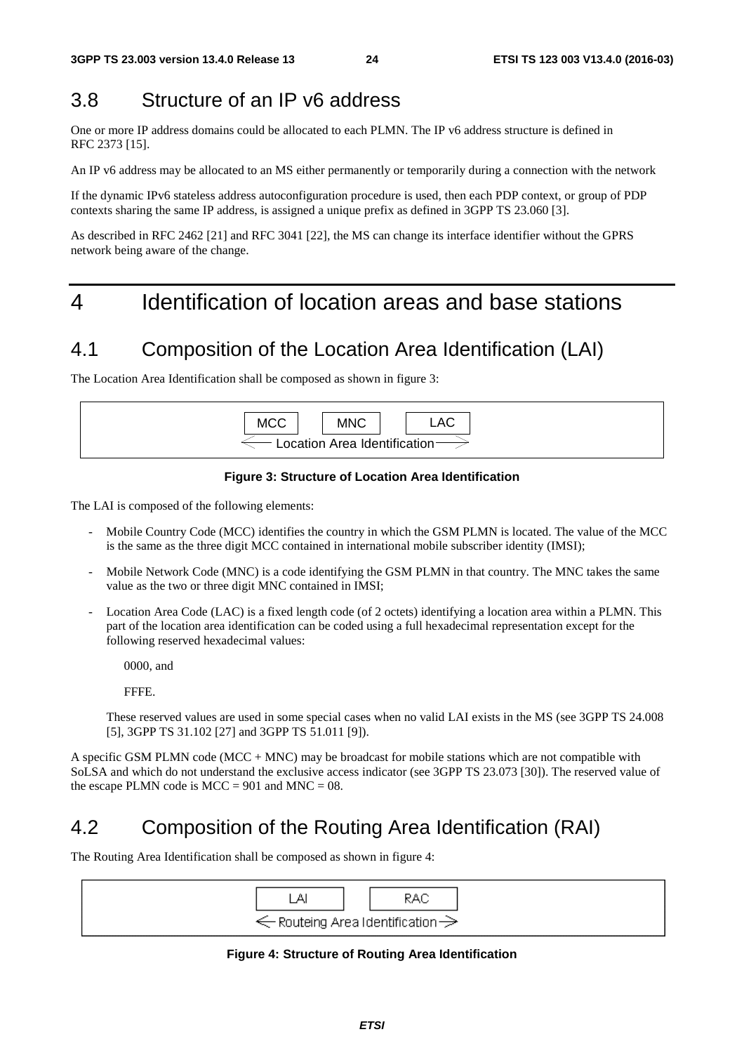## 3.8 Structure of an IP v6 address

One or more IP address domains could be allocated to each PLMN. The IP v6 address structure is defined in RFC 2373 [15].

An IP v6 address may be allocated to an MS either permanently or temporarily during a connection with the network

If the dynamic IPv6 stateless address autoconfiguration procedure is used, then each PDP context, or group of PDP contexts sharing the same IP address, is assigned a unique prefix as defined in 3GPP TS 23.060 [3].

As described in RFC 2462 [21] and RFC 3041 [22], the MS can change its interface identifier without the GPRS network being aware of the change.

# 4 Identification of location areas and base stations

## 4.1 Composition of the Location Area Identification (LAI)

The Location Area Identification shall be composed as shown in figure 3:

| MCC | MNC | LAC |
|---|---|---|
| ← Location Area Identification → | | |

**Figure 3: Structure of Location Area Identification**

The LAI is composed of the following elements:

- Mobile Country Code (MCC) identifies the country in which the GSM PLMN is located. The value of the MCC is the same as the three digit MCC contained in international mobile subscriber identity (IMSI);
- Mobile Network Code (MNC) is a code identifying the GSM PLMN in that country. The MNC takes the same value as the two or three digit MNC contained in IMSI;
- Location Area Code (LAC) is a fixed length code (of 2 octets) identifying a location area within a PLMN. This part of the location area identification can be coded using a full hexadecimal representation except for the following reserved hexadecimal values:

  0000, and

  FFFE.

  These reserved values are used in some special cases when no valid LAI exists in the MS (see 3GPP TS 24.008 [5], 3GPP TS 31.102 [27] and 3GPP TS 51.011 [9]).

A specific GSM PLMN code (MCC + MNC) may be broadcast for mobile stations which are not compatible with SoLSA and which do not understand the exclusive access indicator (see 3GPP TS 23.073 [30]). The reserved value of the escape PLMN code is MCC = 901 and MNC = 08.

## 4.2 Composition of the Routing Area Identification (RAI)

The Routing Area Identification shall be composed as shown in figure 4:

| LAI | RAC |
|---|---|
| ← Routeing Area Identification → | |

**Figure 4: Structure of Routing Area Identification**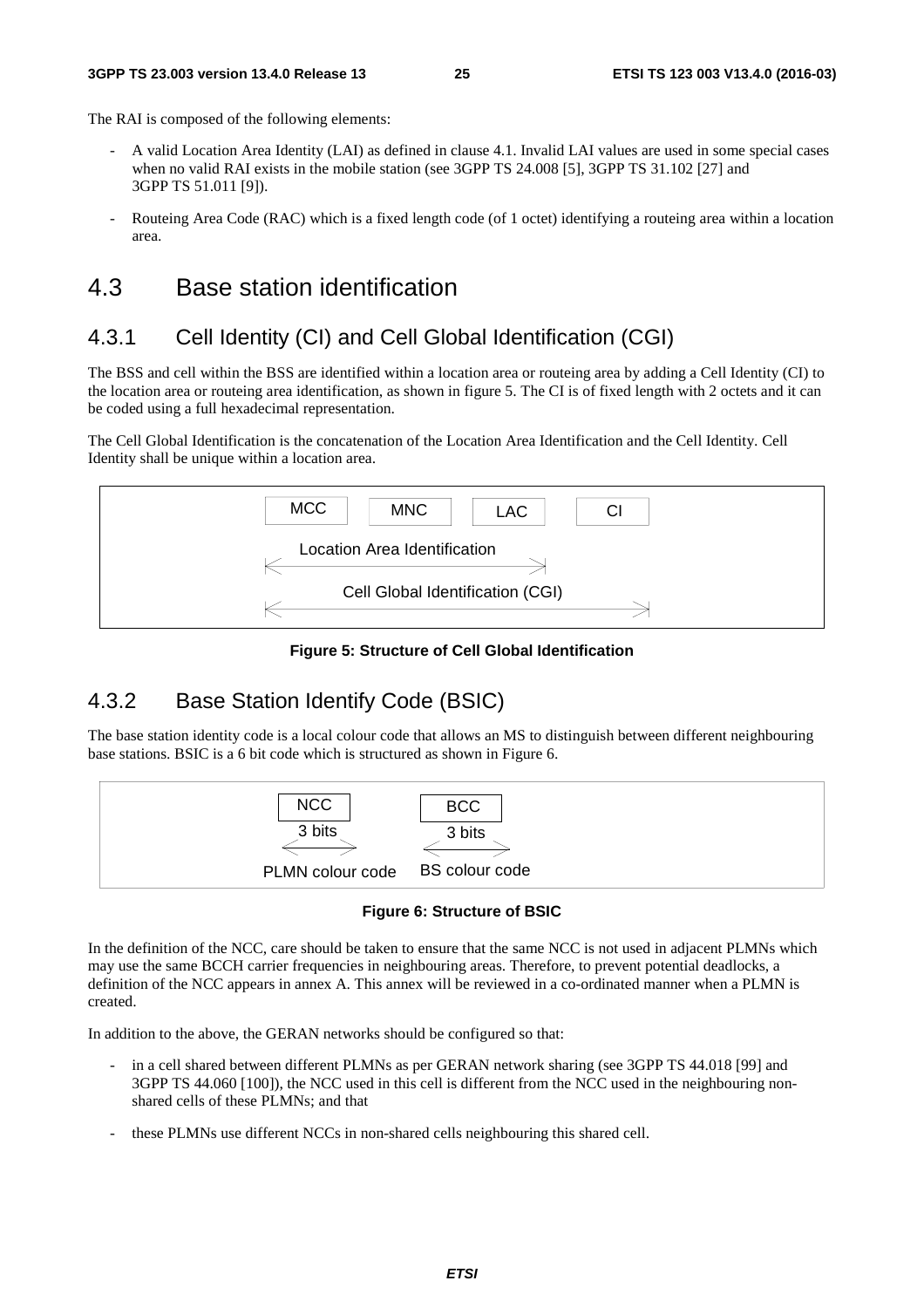The RAI is composed of the following elements:

- A valid Location Area Identity (LAI) as defined in clause 4.1. Invalid LAI values are used in some special cases when no valid RAI exists in the mobile station (see 3GPP TS 24.008 [5], 3GPP TS 31.102 [27] and 3GPP TS 51.011 [9]).
- Routeing Area Code (RAC) which is a fixed length code (of 1 octet) identifying a routeing area within a location area.

# 4.3 Base station identification

## 4.3.1 Cell Identity (CI) and Cell Global Identification (CGI)

The BSS and cell within the BSS are identified within a location area or routeing area by adding a Cell Identity (CI) to the location area or routeing area identification, as shown in figure 5. The CI is of fixed length with 2 octets and it can be coded using a full hexadecimal representation.

The Cell Global Identification is the concatenation of the Location Area Identification and the Cell Identity. Cell Identity shall be unique within a location area.

| MCC | MNC | LAC | CI |
|---|---|---|---|
| Location Area Identification | | | |
| Cell Global Identification (CGI) | | | |

**Figure 5: Structure of Cell Global Identification**

## 4.3.2 Base Station Identify Code (BSIC)

The base station identity code is a local colour code that allows an MS to distinguish between different neighbouring base stations. BSIC is a 6 bit code which is structured as shown in Figure 6.

| NCC | BCC |
|---|---|
| 3 bits | 3 bits |
| PLMN colour code | BS colour code |

**Figure 6: Structure of BSIC**

In the definition of the NCC, care should be taken to ensure that the same NCC is not used in adjacent PLMNs which may use the same BCCH carrier frequencies in neighbouring areas. Therefore, to prevent potential deadlocks, a definition of the NCC appears in annex A. This annex will be reviewed in a co-ordinated manner when a PLMN is created.

In addition to the above, the GERAN networks should be configured so that:

- in a cell shared between different PLMNs as per GERAN network sharing (see 3GPP TS 44.018 [99] and 3GPP TS 44.060 [100]), the NCC used in this cell is different from the NCC used in the neighbouring non-shared cells of these PLMNs; and that
- these PLMNs use different NCCs in non-shared cells neighbouring this shared cell.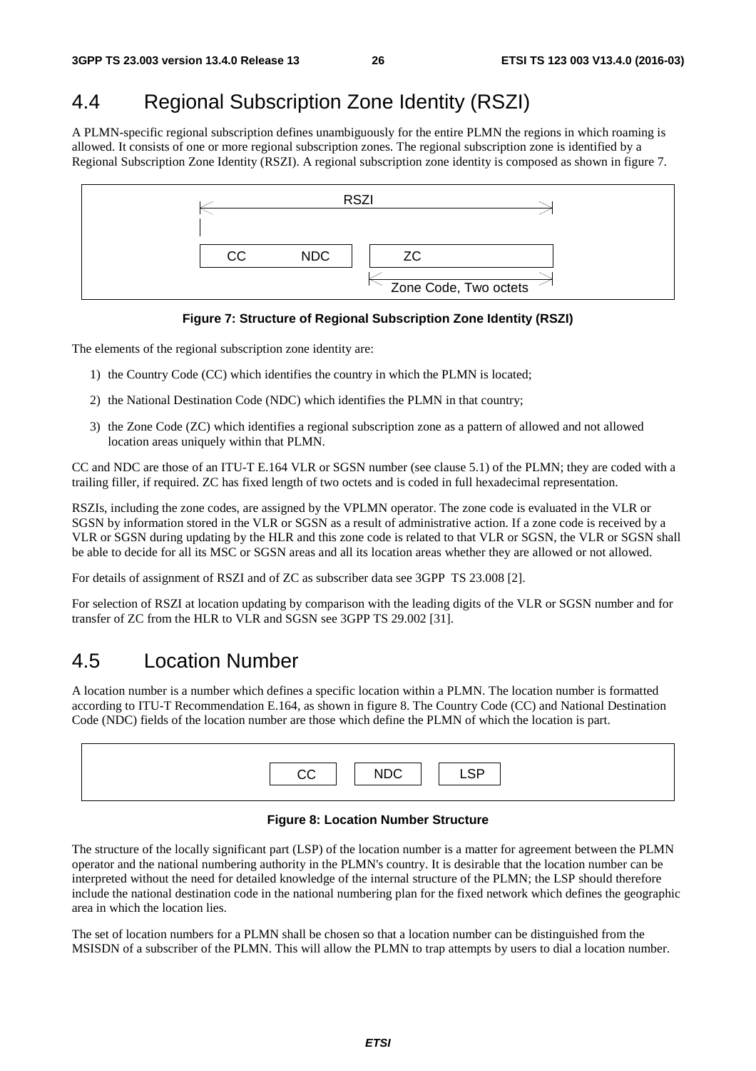## 4.4 Regional Subscription Zone Identity (RSZI)

A PLMN-specific regional subscription defines unambiguously for the entire PLMN the regions in which roaming is allowed. It consists of one or more regional subscription zones. The regional subscription zone is identified by a Regional Subscription Zone Identity (RSZI). A regional subscription zone identity is composed as shown in figure 7.

```
|<--------------------- RSZI --------------------->|
|
| CC        NDC |   | ZC                          |
                    |<-- Zone Code, Two octets -->|
```

**Figure 7: Structure of Regional Subscription Zone Identity (RSZI)**

The elements of the regional subscription zone identity are:

1) the Country Code (CC) which identifies the country in which the PLMN is located;
2) the National Destination Code (NDC) which identifies the PLMN in that country;
3) the Zone Code (ZC) which identifies a regional subscription zone as a pattern of allowed and not allowed location areas uniquely within that PLMN.

CC and NDC are those of an ITU-T E.164 VLR or SGSN number (see clause 5.1) of the PLMN; they are coded with a trailing filler, if required. ZC has fixed length of two octets and is coded in full hexadecimal representation.

RSZIs, including the zone codes, are assigned by the VPLMN operator. The zone code is evaluated in the VLR or SGSN by information stored in the VLR or SGSN as a result of administrative action. If a zone code is received by a VLR or SGSN during updating by the HLR and this zone code is related to that VLR or SGSN, the VLR or SGSN shall be able to decide for all its MSC or SGSN areas and all its location areas whether they are allowed or not allowed.

For details of assignment of RSZI and of ZC as subscriber data see 3GPP TS 23.008 [2].

For selection of RSZI at location updating by comparison with the leading digits of the VLR or SGSN number and for transfer of ZC from the HLR to VLR and SGSN see 3GPP TS 29.002 [31].

## 4.5 Location Number

A location number is a number which defines a specific location within a PLMN. The location number is formatted according to ITU-T Recommendation E.164, as shown in figure 8. The Country Code (CC) and National Destination Code (NDC) fields of the location number are those which define the PLMN of which the location is part.

```
| CC |  | NDC |  | LSP |
```

**Figure 8: Location Number Structure**

The structure of the locally significant part (LSP) of the location number is a matter for agreement between the PLMN operator and the national numbering authority in the PLMN's country. It is desirable that the location number can be interpreted without the need for detailed knowledge of the internal structure of the PLMN; the LSP should therefore include the national destination code in the national numbering plan for the fixed network which defines the geographic area in which the location lies.

The set of location numbers for a PLMN shall be chosen so that a location number can be distinguished from the MSISDN of a subscriber of the PLMN. This will allow the PLMN to trap attempts by users to dial a location number.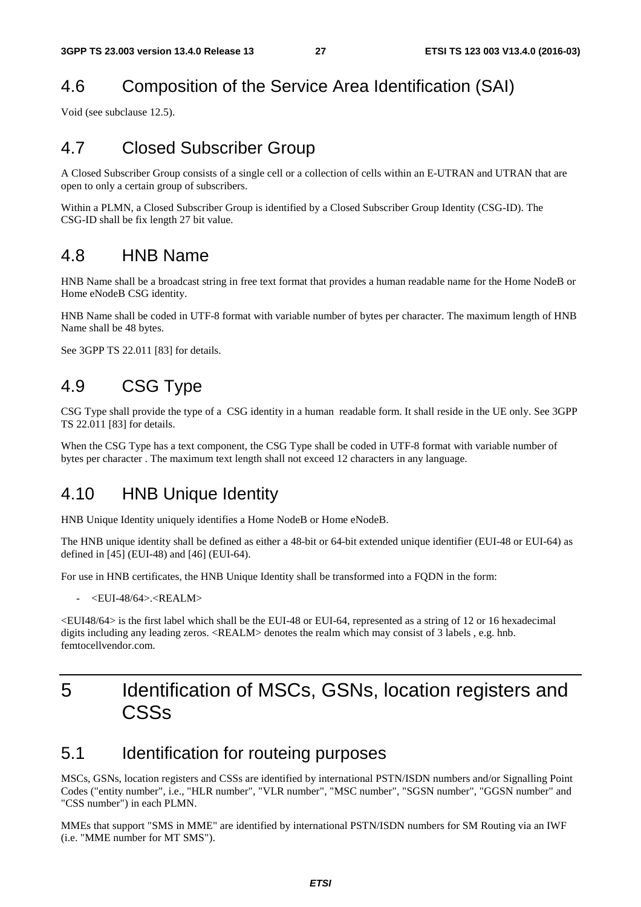## 4.6 Composition of the Service Area Identification (SAI)

Void (see subclause 12.5).

## 4.7 Closed Subscriber Group

A Closed Subscriber Group consists of a single cell or a collection of cells within an E-UTRAN and UTRAN that are open to only a certain group of subscribers.

Within a PLMN, a Closed Subscriber Group is identified by a Closed Subscriber Group Identity (CSG-ID). The CSG-ID shall be fix length 27 bit value.

## 4.8 HNB Name

HNB Name shall be a broadcast string in free text format that provides a human readable name for the Home NodeB or Home eNodeB CSG identity.

HNB Name shall be coded in UTF-8 format with variable number of bytes per character. The maximum length of HNB Name shall be 48 bytes.

See 3GPP TS 22.011 [83] for details.

## 4.9 CSG Type

CSG Type shall provide the type of a CSG identity in a human readable form. It shall reside in the UE only. See 3GPP TS 22.011 [83] for details.

When the CSG Type has a text component, the CSG Type shall be coded in UTF-8 format with variable number of bytes per character . The maximum text length shall not exceed 12 characters in any language.

## 4.10 HNB Unique Identity

HNB Unique Identity uniquely identifies a Home NodeB or Home eNodeB.

The HNB unique identity shall be defined as either a 48-bit or 64-bit extended unique identifier (EUI-48 or EUI-64) as defined in [45] (EUI-48) and [46] (EUI-64).

For use in HNB certificates, the HNB Unique Identity shall be transformed into a FQDN in the form:

- <EUI-48/64>.<REALM>

<EUI48/64> is the first label which shall be the EUI-48 or EUI-64, represented as a string of 12 or 16 hexadecimal digits including any leading zeros. <REALM> denotes the realm which may consist of 3 labels , e.g. hnb. femtocellvendor.com.

# 5 Identification of MSCs, GSNs, location registers and CSSs

## 5.1 Identification for routeing purposes

MSCs, GSNs, location registers and CSSs are identified by international PSTN/ISDN numbers and/or Signalling Point Codes ("entity number", i.e., "HLR number", "VLR number", "MSC number", "SGSN number", "GGSN number" and "CSS number") in each PLMN.

MMEs that support "SMS in MME" are identified by international PSTN/ISDN numbers for SM Routing via an IWF (i.e. "MME number for MT SMS").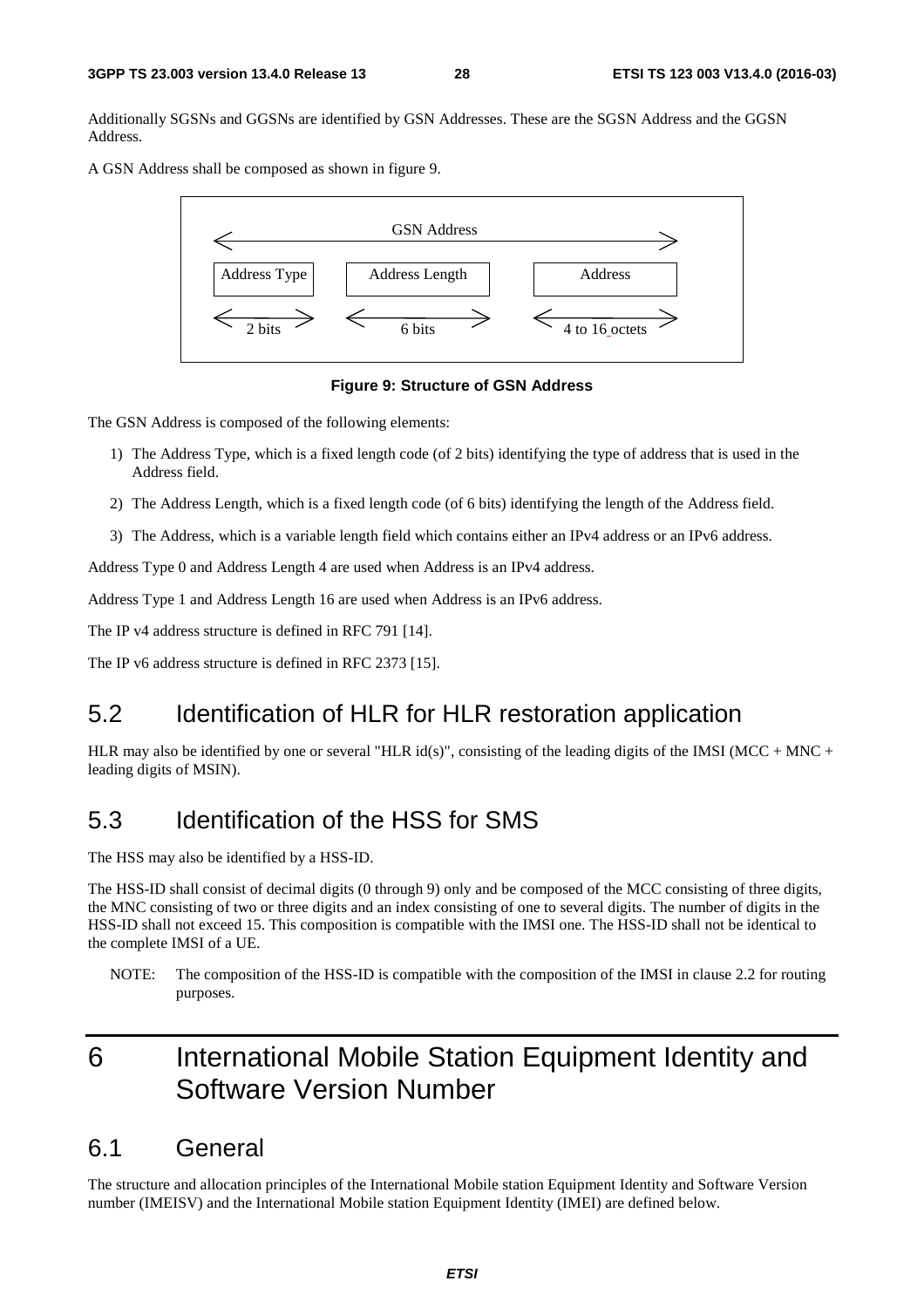Additionally SGSNs and GGSNs are identified by GSN Addresses. These are the SGSN Address and the GGSN Address.

A GSN Address shall be composed as shown in figure 9.

| GSN Address | | |
|---|---|---|
| Address Type | Address Length | Address |
| 2 bits | 6 bits | 4 to 16 octets |

**Figure 9: Structure of GSN Address**

The GSN Address is composed of the following elements:

1) The Address Type, which is a fixed length code (of 2 bits) identifying the type of address that is used in the Address field.
2) The Address Length, which is a fixed length code (of 6 bits) identifying the length of the Address field.
3) The Address, which is a variable length field which contains either an IPv4 address or an IPv6 address.

Address Type 0 and Address Length 4 are used when Address is an IPv4 address.

Address Type 1 and Address Length 16 are used when Address is an IPv6 address.

The IP v4 address structure is defined in RFC 791 [14].

The IP v6 address structure is defined in RFC 2373 [15].

## 5.2 Identification of HLR for HLR restoration application

HLR may also be identified by one or several "HLR id(s)", consisting of the leading digits of the IMSI (MCC + MNC + leading digits of MSIN).

## 5.3 Identification of the HSS for SMS

The HSS may also be identified by a HSS-ID.

The HSS-ID shall consist of decimal digits (0 through 9) only and be composed of the MCC consisting of three digits, the MNC consisting of two or three digits and an index consisting of one to several digits. The number of digits in the HSS-ID shall not exceed 15. This composition is compatible with the IMSI one. The HSS-ID shall not be identical to the complete IMSI of a UE.

NOTE: The composition of the HSS-ID is compatible with the composition of the IMSI in clause 2.2 for routing purposes.

# 6 International Mobile Station Equipment Identity and Software Version Number

## 6.1 General

The structure and allocation principles of the International Mobile station Equipment Identity and Software Version number (IMEISV) and the International Mobile station Equipment Identity (IMEI) are defined below.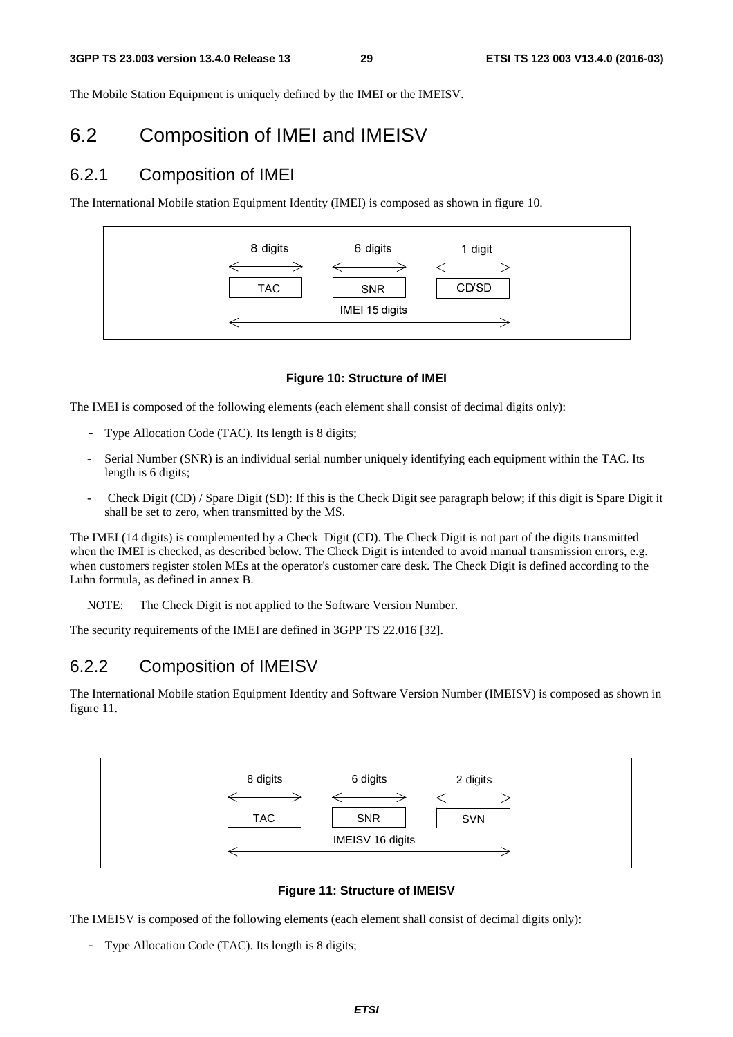The Mobile Station Equipment is uniquely defined by the IMEI or the IMEISV.

## 6.2 Composition of IMEI and IMEISV

### 6.2.1 Composition of IMEI

The International Mobile station Equipment Identity (IMEI) is composed as shown in figure 10.

| 8 digits | 6 digits | 1 digit |
|---|---|---|
| TAC | SNR | CD/SD |
| IMEI 15 digits | | |

**Figure 10: Structure of IMEI**

The IMEI is composed of the following elements (each element shall consist of decimal digits only):

- Type Allocation Code (TAC). Its length is 8 digits;
- Serial Number (SNR) is an individual serial number uniquely identifying each equipment within the TAC. Its length is 6 digits;
- Check Digit (CD) / Spare Digit (SD): If this is the Check Digit see paragraph below; if this digit is Spare Digit it shall be set to zero, when transmitted by the MS.

The IMEI (14 digits) is complemented by a Check Digit (CD). The Check Digit is not part of the digits transmitted when the IMEI is checked, as described below. The Check Digit is intended to avoid manual transmission errors, e.g. when customers register stolen MEs at the operator's customer care desk. The Check Digit is defined according to the Luhn formula, as defined in annex B.

NOTE: The Check Digit is not applied to the Software Version Number.

The security requirements of the IMEI are defined in 3GPP TS 22.016 [32].

### 6.2.2 Composition of IMEISV

The International Mobile station Equipment Identity and Software Version Number (IMEISV) is composed as shown in figure 11.

| 8 digits | 6 digits | 2 digits |
|---|---|---|
| TAC | SNR | SVN |
| IMEISV 16 digits | | |

**Figure 11: Structure of IMEISV**

The IMEISV is composed of the following elements (each element shall consist of decimal digits only):

- Type Allocation Code (TAC). Its length is 8 digits;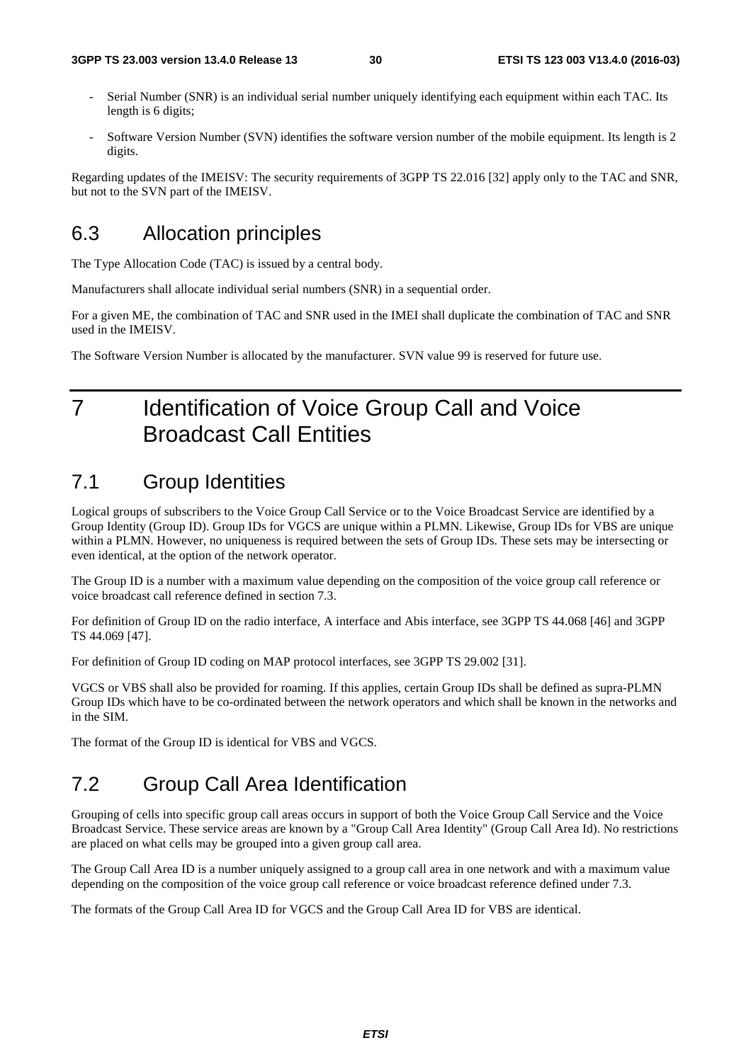- Serial Number (SNR) is an individual serial number uniquely identifying each equipment within each TAC. Its length is 6 digits;
- Software Version Number (SVN) identifies the software version number of the mobile equipment. Its length is 2 digits.

Regarding updates of the IMEISV: The security requirements of 3GPP TS 22.016 [32] apply only to the TAC and SNR, but not to the SVN part of the IMEISV.

## 6.3 Allocation principles

The Type Allocation Code (TAC) is issued by a central body.

Manufacturers shall allocate individual serial numbers (SNR) in a sequential order.

For a given ME, the combination of TAC and SNR used in the IMEI shall duplicate the combination of TAC and SNR used in the IMEISV.

The Software Version Number is allocated by the manufacturer. SVN value 99 is reserved for future use.

# 7 Identification of Voice Group Call and Voice Broadcast Call Entities

## 7.1 Group Identities

Logical groups of subscribers to the Voice Group Call Service or to the Voice Broadcast Service are identified by a Group Identity (Group ID). Group IDs for VGCS are unique within a PLMN. Likewise, Group IDs for VBS are unique within a PLMN. However, no uniqueness is required between the sets of Group IDs. These sets may be intersecting or even identical, at the option of the network operator.

The Group ID is a number with a maximum value depending on the composition of the voice group call reference or voice broadcast call reference defined in section 7.3.

For definition of Group ID on the radio interface, A interface and Abis interface, see 3GPP TS 44.068 [46] and 3GPP TS 44.069 [47].

For definition of Group ID coding on MAP protocol interfaces, see 3GPP TS 29.002 [31].

VGCS or VBS shall also be provided for roaming. If this applies, certain Group IDs shall be defined as supra-PLMN Group IDs which have to be co-ordinated between the network operators and which shall be known in the networks and in the SIM.

The format of the Group ID is identical for VBS and VGCS.

## 7.2 Group Call Area Identification

Grouping of cells into specific group call areas occurs in support of both the Voice Group Call Service and the Voice Broadcast Service. These service areas are known by a "Group Call Area Identity" (Group Call Area Id). No restrictions are placed on what cells may be grouped into a given group call area.

The Group Call Area ID is a number uniquely assigned to a group call area in one network and with a maximum value depending on the composition of the voice group call reference or voice broadcast reference defined under 7.3.

The formats of the Group Call Area ID for VGCS and the Group Call Area ID for VBS are identical.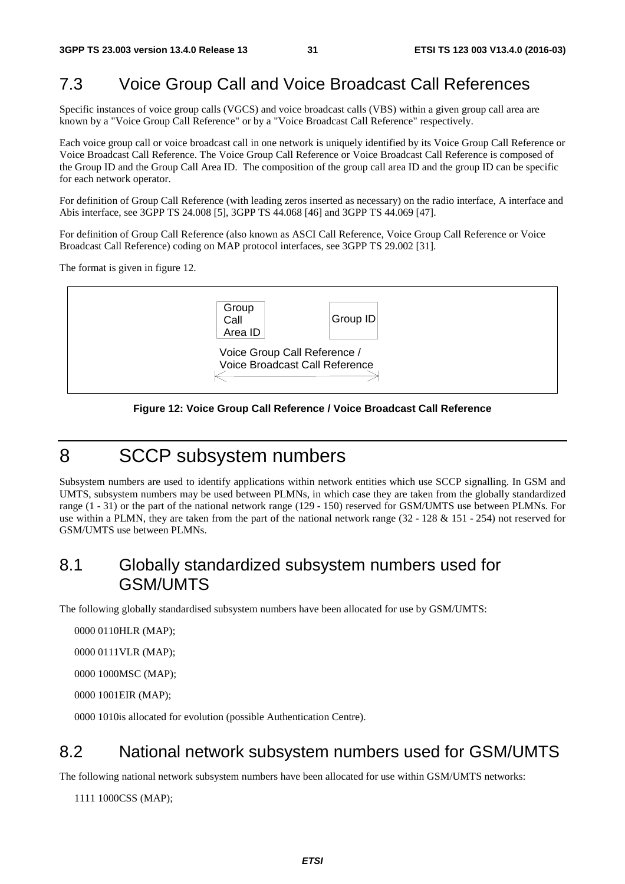## 7.3 Voice Group Call and Voice Broadcast Call References

Specific instances of voice group calls (VGCS) and voice broadcast calls (VBS) within a given group call area are known by a "Voice Group Call Reference" or by a "Voice Broadcast Call Reference" respectively.

Each voice group call or voice broadcast call in one network is uniquely identified by its Voice Group Call Reference or Voice Broadcast Call Reference. The Voice Group Call Reference or Voice Broadcast Call Reference is composed of the Group ID and the Group Call Area ID. The composition of the group call area ID and the group ID can be specific for each network operator.

For definition of Group Call Reference (with leading zeros inserted as necessary) on the radio interface, A interface and Abis interface, see 3GPP TS 24.008 [5], 3GPP TS 44.068 [46] and 3GPP TS 44.069 [47].

For definition of Group Call Reference (also known as ASCI Call Reference, Voice Group Call Reference or Voice Broadcast Call Reference) coding on MAP protocol interfaces, see 3GPP TS 29.002 [31].

The format is given in figure 12.

| Group Call Area ID | Group ID |
| --- | --- |
| Voice Group Call Reference / Voice Broadcast Call Reference | |

**Figure 12: Voice Group Call Reference / Voice Broadcast Call Reference**

# 8 SCCP subsystem numbers

Subsystem numbers are used to identify applications within network entities which use SCCP signalling. In GSM and UMTS, subsystem numbers may be used between PLMNs, in which case they are taken from the globally standardized range (1 - 31) or the part of the national network range (129 - 150) reserved for GSM/UMTS use between PLMNs. For use within a PLMN, they are taken from the part of the national network range (32 - 128 & 151 - 254) not reserved for GSM/UMTS use between PLMNs.

## 8.1 Globally standardized subsystem numbers used for GSM/UMTS

The following globally standardised subsystem numbers have been allocated for use by GSM/UMTS:

0000 0110 HLR (MAP);

0000 0111 VLR (MAP);

0000 1000 MSC (MAP);

0000 1001 EIR (MAP);

0000 1010 is allocated for evolution (possible Authentication Centre).

## 8.2 National network subsystem numbers used for GSM/UMTS

The following national network subsystem numbers have been allocated for use within GSM/UMTS networks:

1111 1000 CSS (MAP);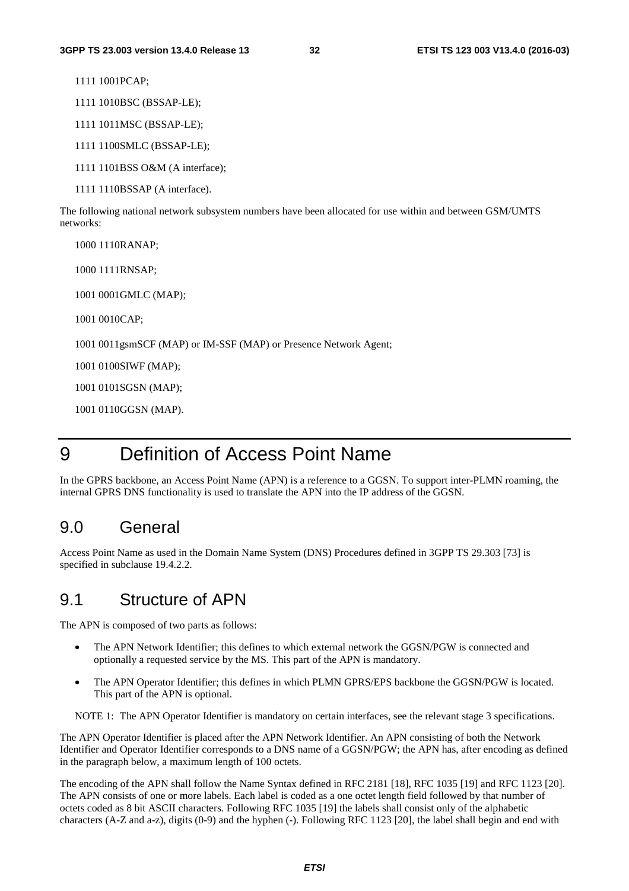1111 1001PCAP;

1111 1010BSC (BSSAP-LE);

1111 1011MSC (BSSAP-LE);

1111 1100SMLC (BSSAP-LE);

1111 1101BSS O&M (A interface);

1111 1110BSSAP (A interface).

The following national network subsystem numbers have been allocated for use within and between GSM/UMTS networks:

1000 1110RANAP;

1000 1111RNSAP;

1001 0001GMLC (MAP);

1001 0010CAP;

1001 0011gsmSCF (MAP) or IM-SSF (MAP) or Presence Network Agent;

1001 0100SIWF (MAP);

1001 0101SGSN (MAP);

1001 0110GGSN (MAP).

# 9 Definition of Access Point Name

In the GPRS backbone, an Access Point Name (APN) is a reference to a GGSN. To support inter-PLMN roaming, the internal GPRS DNS functionality is used to translate the APN into the IP address of the GGSN.

## 9.0 General

Access Point Name as used in the Domain Name System (DNS) Procedures defined in 3GPP TS 29.303 [73] is specified in subclause 19.4.2.2.

## 9.1 Structure of APN

The APN is composed of two parts as follows:

- The APN Network Identifier; this defines to which external network the GGSN/PGW is connected and optionally a requested service by the MS. This part of the APN is mandatory.
- The APN Operator Identifier; this defines in which PLMN GPRS/EPS backbone the GGSN/PGW is located. This part of the APN is optional.

NOTE 1: The APN Operator Identifier is mandatory on certain interfaces, see the relevant stage 3 specifications.

The APN Operator Identifier is placed after the APN Network Identifier. An APN consisting of both the Network Identifier and Operator Identifier corresponds to a DNS name of a GGSN/PGW; the APN has, after encoding as defined in the paragraph below, a maximum length of 100 octets.

The encoding of the APN shall follow the Name Syntax defined in RFC 2181 [18], RFC 1035 [19] and RFC 1123 [20]. The APN consists of one or more labels. Each label is coded as a one octet length field followed by that number of octets coded as 8 bit ASCII characters. Following RFC 1035 [19] the labels shall consist only of the alphabetic characters (A-Z and a-z), digits (0-9) and the hyphen (-). Following RFC 1123 [20], the label shall begin and end with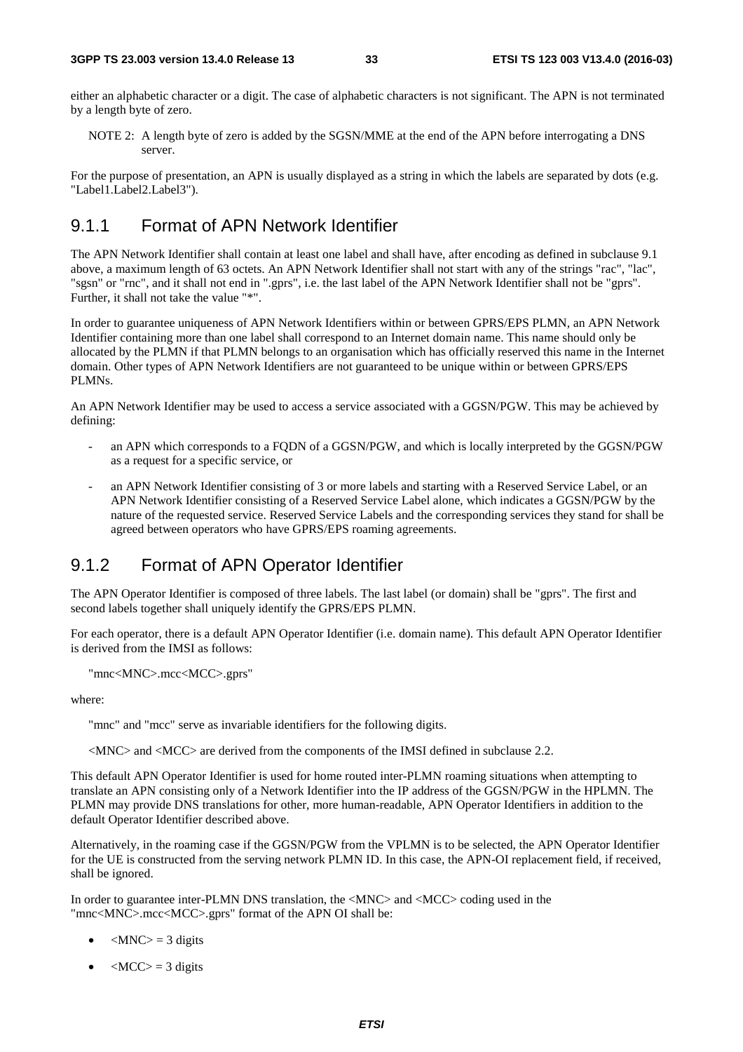either an alphabetic character or a digit. The case of alphabetic characters is not significant. The APN is not terminated by a length byte of zero.

NOTE 2: A length byte of zero is added by the SGSN/MME at the end of the APN before interrogating a DNS server.

For the purpose of presentation, an APN is usually displayed as a string in which the labels are separated by dots (e.g. "Label1.Label2.Label3").

### 9.1.1 Format of APN Network Identifier

The APN Network Identifier shall contain at least one label and shall have, after encoding as defined in subclause 9.1 above, a maximum length of 63 octets. An APN Network Identifier shall not start with any of the strings "rac", "lac", "sgsn" or "rnc", and it shall not end in ".gprs", i.e. the last label of the APN Network Identifier shall not be "gprs". Further, it shall not take the value "*".

In order to guarantee uniqueness of APN Network Identifiers within or between GPRS/EPS PLMN, an APN Network Identifier containing more than one label shall correspond to an Internet domain name. This name should only be allocated by the PLMN if that PLMN belongs to an organisation which has officially reserved this name in the Internet domain. Other types of APN Network Identifiers are not guaranteed to be unique within or between GPRS/EPS PLMNs.

An APN Network Identifier may be used to access a service associated with a GGSN/PGW. This may be achieved by defining:

- an APN which corresponds to a FQDN of a GGSN/PGW, and which is locally interpreted by the GGSN/PGW as a request for a specific service, or
- an APN Network Identifier consisting of 3 or more labels and starting with a Reserved Service Label, or an APN Network Identifier consisting of a Reserved Service Label alone, which indicates a GGSN/PGW by the nature of the requested service. Reserved Service Labels and the corresponding services they stand for shall be agreed between operators who have GPRS/EPS roaming agreements.

### 9.1.2 Format of APN Operator Identifier

The APN Operator Identifier is composed of three labels. The last label (or domain) shall be "gprs". The first and second labels together shall uniquely identify the GPRS/EPS PLMN.

For each operator, there is a default APN Operator Identifier (i.e. domain name). This default APN Operator Identifier is derived from the IMSI as follows:

"mnc<MNC>.mcc<MCC>.gprs"

where:

"mnc" and "mcc" serve as invariable identifiers for the following digits.

<MNC> and <MCC> are derived from the components of the IMSI defined in subclause 2.2.

This default APN Operator Identifier is used for home routed inter-PLMN roaming situations when attempting to translate an APN consisting only of a Network Identifier into the IP address of the GGSN/PGW in the HPLMN. The PLMN may provide DNS translations for other, more human-readable, APN Operator Identifiers in addition to the default Operator Identifier described above.

Alternatively, in the roaming case if the GGSN/PGW from the VPLMN is to be selected, the APN Operator Identifier for the UE is constructed from the serving network PLMN ID. In this case, the APN-OI replacement field, if received, shall be ignored.

In order to guarantee inter-PLMN DNS translation, the <MNC> and <MCC> coding used in the "mnc<MNC>.mcc<MCC>.gprs" format of the APN OI shall be:

- <MNC> = 3 digits
- <MCC> = 3 digits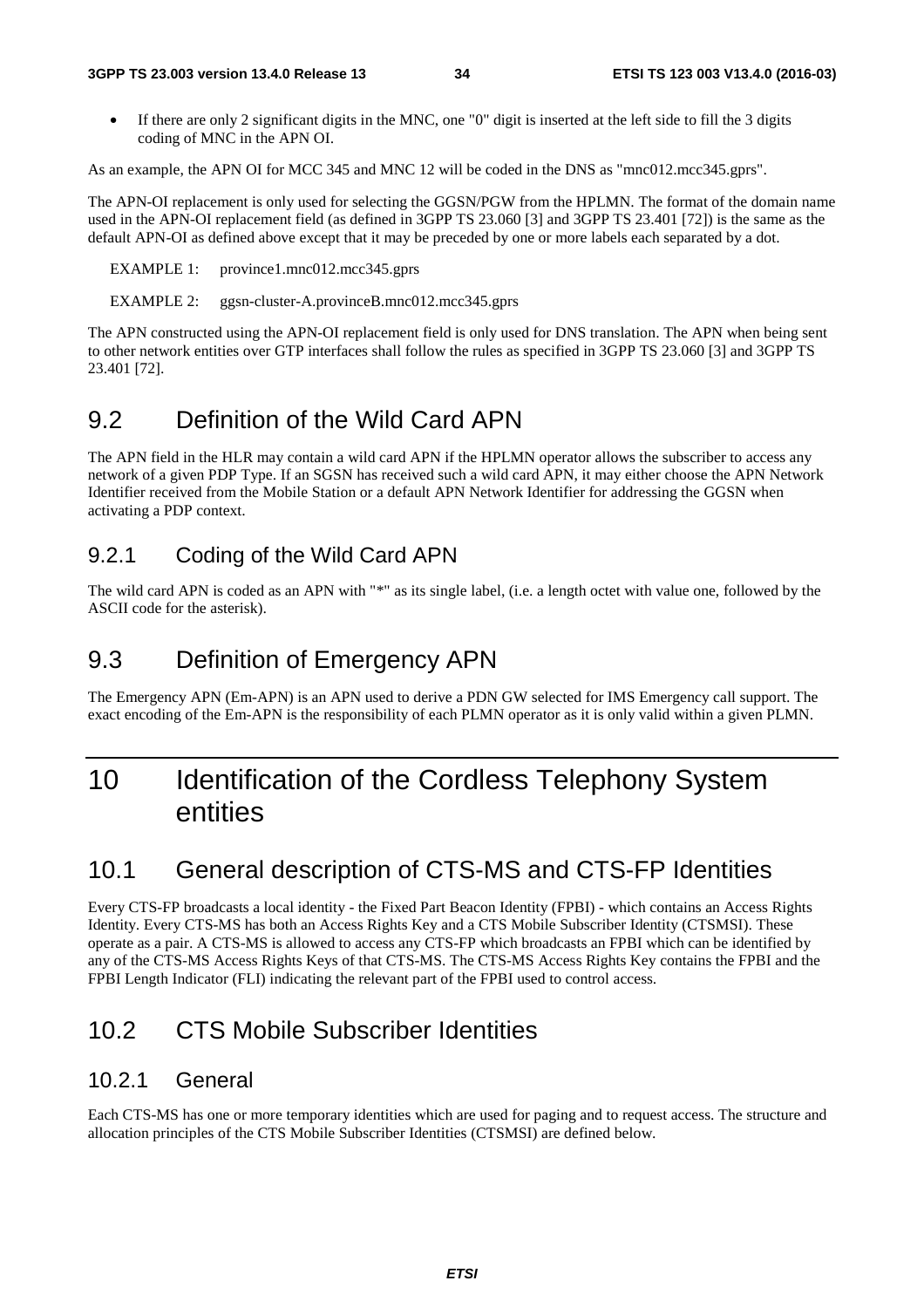- If there are only 2 significant digits in the MNC, one "0" digit is inserted at the left side to fill the 3 digits coding of MNC in the APN OI.

As an example, the APN OI for MCC 345 and MNC 12 will be coded in the DNS as "mnc012.mcc345.gprs".

The APN-OI replacement is only used for selecting the GGSN/PGW from the HPLMN. The format of the domain name used in the APN-OI replacement field (as defined in 3GPP TS 23.060 [3] and 3GPP TS 23.401 [72]) is the same as the default APN-OI as defined above except that it may be preceded by one or more labels each separated by a dot.

EXAMPLE 1: province1.mnc012.mcc345.gprs

EXAMPLE 2: ggsn-cluster-A.provinceB.mnc012.mcc345.gprs

The APN constructed using the APN-OI replacement field is only used for DNS translation. The APN when being sent to other network entities over GTP interfaces shall follow the rules as specified in 3GPP TS 23.060 [3] and 3GPP TS 23.401 [72].

## 9.2 Definition of the Wild Card APN

The APN field in the HLR may contain a wild card APN if the HPLMN operator allows the subscriber to access any network of a given PDP Type. If an SGSN has received such a wild card APN, it may either choose the APN Network Identifier received from the Mobile Station or a default APN Network Identifier for addressing the GGSN when activating a PDP context.

### 9.2.1 Coding of the Wild Card APN

The wild card APN is coded as an APN with "*" as its single label, (i.e. a length octet with value one, followed by the ASCII code for the asterisk).

## 9.3 Definition of Emergency APN

The Emergency APN (Em-APN) is an APN used to derive a PDN GW selected for IMS Emergency call support. The exact encoding of the Em-APN is the responsibility of each PLMN operator as it is only valid within a given PLMN.

# 10 Identification of the Cordless Telephony System entities

## 10.1 General description of CTS-MS and CTS-FP Identities

Every CTS-FP broadcasts a local identity - the Fixed Part Beacon Identity (FPBI) - which contains an Access Rights Identity. Every CTS-MS has both an Access Rights Key and a CTS Mobile Subscriber Identity (CTSMSI). These operate as a pair. A CTS-MS is allowed to access any CTS-FP which broadcasts an FPBI which can be identified by any of the CTS-MS Access Rights Keys of that CTS-MS. The CTS-MS Access Rights Key contains the FPBI and the FPBI Length Indicator (FLI) indicating the relevant part of the FPBI used to control access.

## 10.2 CTS Mobile Subscriber Identities

### 10.2.1 General

Each CTS-MS has one or more temporary identities which are used for paging and to request access. The structure and allocation principles of the CTS Mobile Subscriber Identities (CTSMSI) are defined below.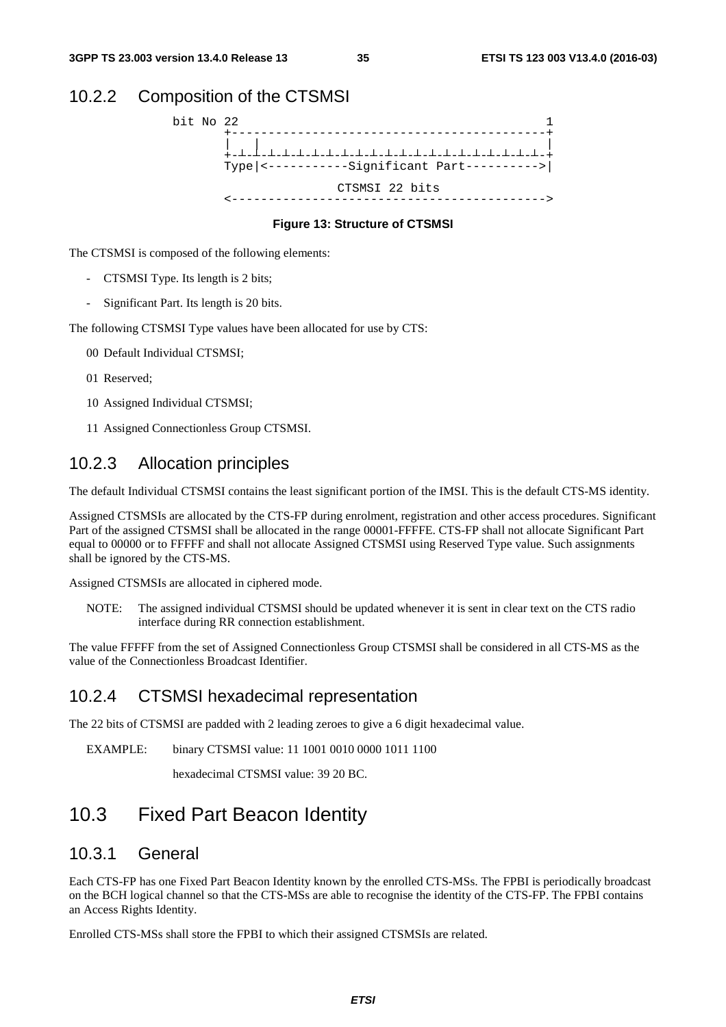### 10.2.2 Composition of the CTSMSI

```
bit No 22                                           1
       +--------------------------------------------+
       |  |                                         |
       +-┴-┴-┴-┴-┴-┴-┴-┴-┴-┴-┴-┴-┴-┴-┴-┴-┴-┴-┴-┴-┴-+
       Type|<-----------Significant Part---------->|

                     CTSMSI 22 bits
       <------------------------------------------->
```

**Figure 13: Structure of CTSMSI**

The CTSMSI is composed of the following elements:

- CTSMSI Type. Its length is 2 bits;
- Significant Part. Its length is 20 bits.

The following CTSMSI Type values have been allocated for use by CTS:

00 Default Individual CTSMSI;

01 Reserved;

10 Assigned Individual CTSMSI;

11 Assigned Connectionless Group CTSMSI.

### 10.2.3 Allocation principles

The default Individual CTSMSI contains the least significant portion of the IMSI. This is the default CTS-MS identity.

Assigned CTSMSIs are allocated by the CTS-FP during enrolment, registration and other access procedures. Significant Part of the assigned CTSMSI shall be allocated in the range 00001-FFFFE. CTS-FP shall not allocate Significant Part equal to 00000 or to FFFFF and shall not allocate Assigned CTSMSI using Reserved Type value. Such assignments shall be ignored by the CTS-MS.

Assigned CTSMSIs are allocated in ciphered mode.

NOTE: The assigned individual CTSMSI should be updated whenever it is sent in clear text on the CTS radio interface during RR connection establishment.

The value FFFFF from the set of Assigned Connectionless Group CTSMSI shall be considered in all CTS-MS as the value of the Connectionless Broadcast Identifier.

### 10.2.4 CTSMSI hexadecimal representation

The 22 bits of CTSMSI are padded with 2 leading zeroes to give a 6 digit hexadecimal value.

EXAMPLE: binary CTSMSI value: 11 1001 0010 0000 1011 1100

hexadecimal CTSMSI value: 39 20 BC.

## 10.3 Fixed Part Beacon Identity

### 10.3.1 General

Each CTS-FP has one Fixed Part Beacon Identity known by the enrolled CTS-MSs. The FPBI is periodically broadcast on the BCH logical channel so that the CTS-MSs are able to recognise the identity of the CTS-FP. The FPBI contains an Access Rights Identity.

Enrolled CTS-MSs shall store the FPBI to which their assigned CTSMSIs are related.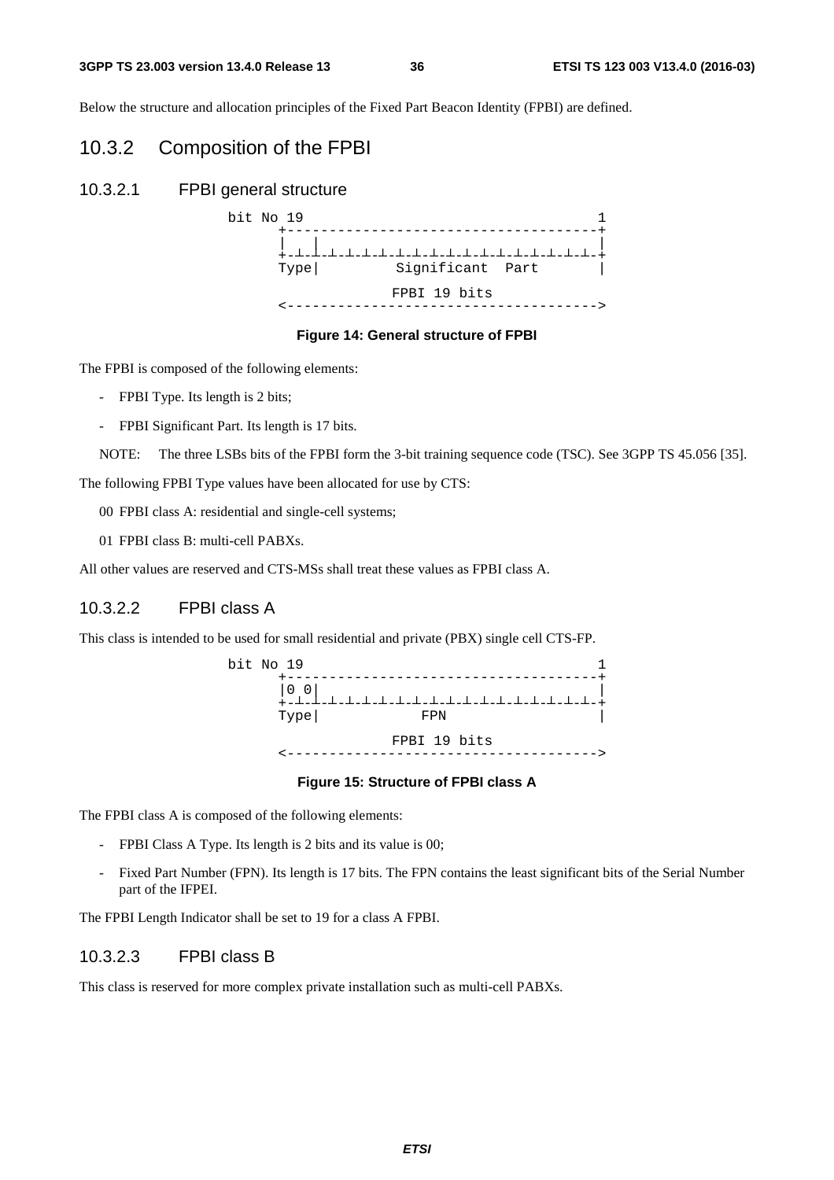Below the structure and allocation principles of the Fixed Part Beacon Identity (FPBI) are defined.

## 10.3.2 Composition of the FPBI

### 10.3.2.1 FPBI general structure

```
bit No 19                                  1
      +------------------------------------+
      |   |                                |
      +-+-+-+-+-+-+-+-+-+-+-+-+-+-+-+-+-+-+-+
      Type|         Significant  Part      |

                    FPBI 19 bits
      <------------------------------------>
```

**Figure 14: General structure of FPBI**

The FPBI is composed of the following elements:

- FPBI Type. Its length is 2 bits;
- FPBI Significant Part. Its length is 17 bits.

NOTE: The three LSBs bits of the FPBI form the 3-bit training sequence code (TSC). See 3GPP TS 45.056 [35].

The following FPBI Type values have been allocated for use by CTS:

00 FPBI class A: residential and single-cell systems;

01 FPBI class B: multi-cell PABXs.

All other values are reserved and CTS-MSs shall treat these values as FPBI class A.

### 10.3.2.2 FPBI class A

This class is intended to be used for small residential and private (PBX) single cell CTS-FP.

```
bit No 19                                  1
      +------------------------------------+
      |0 0|                                |
      +-+-+-+-+-+-+-+-+-+-+-+-+-+-+-+-+-+-+-+
      Type|            FPN                 |

                    FPBI 19 bits
      <------------------------------------>
```

**Figure 15: Structure of FPBI class A**

The FPBI class A is composed of the following elements:

- FPBI Class A Type. Its length is 2 bits and its value is 00;
- Fixed Part Number (FPN). Its length is 17 bits. The FPN contains the least significant bits of the Serial Number part of the IFPEI.

The FPBI Length Indicator shall be set to 19 for a class A FPBI.

### 10.3.2.3 FPBI class B

This class is reserved for more complex private installation such as multi-cell PABXs.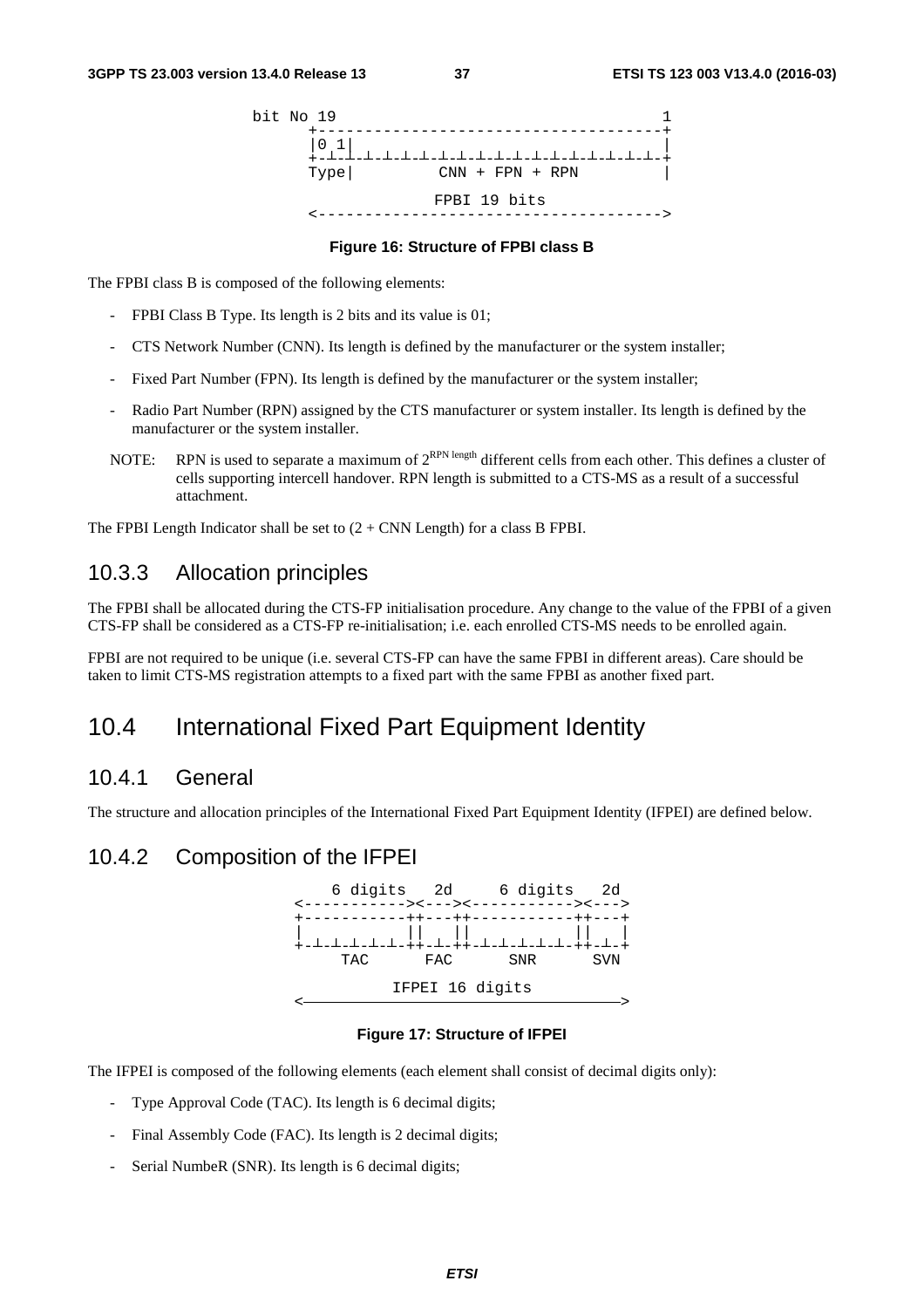```
bit No 19                                   1
      +------------------------------------+
      |0 1|                                |
      +-+-+-+-+-+-+-+-+-+-+-+-+-+-+-+-+-+-+-+
      Type|         CNN + FPN + RPN        |

                   FPBI 19 bits
      <------------------------------------>
```

**Figure 16: Structure of FPBI class B**

The FPBI class B is composed of the following elements:

- FPBI Class B Type. Its length is 2 bits and its value is 01;
- CTS Network Number (CNN). Its length is defined by the manufacturer or the system installer;
- Fixed Part Number (FPN). Its length is defined by the manufacturer or the system installer;
- Radio Part Number (RPN) assigned by the CTS manufacturer or system installer. Its length is defined by the manufacturer or the system installer.

NOTE: RPN is used to separate a maximum of $2^{\text{RPN length}}$ different cells from each other. This defines a cluster of cells supporting intercell handover. RPN length is submitted to a CTS-MS as a result of a successful attachment.

The FPBI Length Indicator shall be set to (2 + CNN Length) for a class B FPBI.

### 10.3.3 Allocation principles

The FPBI shall be allocated during the CTS-FP initialisation procedure. Any change to the value of the FPBI of a given CTS-FP shall be considered as a CTS-FP re-initialisation; i.e. each enrolled CTS-MS needs to be enrolled again.

FPBI are not required to be unique (i.e. several CTS-FP can have the same FPBI in different areas). Care should be taken to limit CTS-MS registration attempts to a fixed part with the same FPBI as another fixed part.

## 10.4 International Fixed Part Equipment Identity

### 10.4.1 General

The structure and allocation principles of the International Fixed Part Equipment Identity (IFPEI) are defined below.

### 10.4.2 Composition of the IFPEI

```
   6 digits   2d     6 digits   2d
<-----------><---><-----------><--->
+-----------++---++-----------++---+
|           ||   ||           ||   |
+-+-+-+-+-+-++-+-++-+-+-+-+-+-++-+-+
    TAC      FAC      SNR      SVN

          IFPEI 16 digits
<---------------------------------->
```

**Figure 17: Structure of IFPEI**

The IFPEI is composed of the following elements (each element shall consist of decimal digits only):

- Type Approval Code (TAC). Its length is 6 decimal digits;
- Final Assembly Code (FAC). Its length is 2 decimal digits;
- Serial NumbeR (SNR). Its length is 6 decimal digits;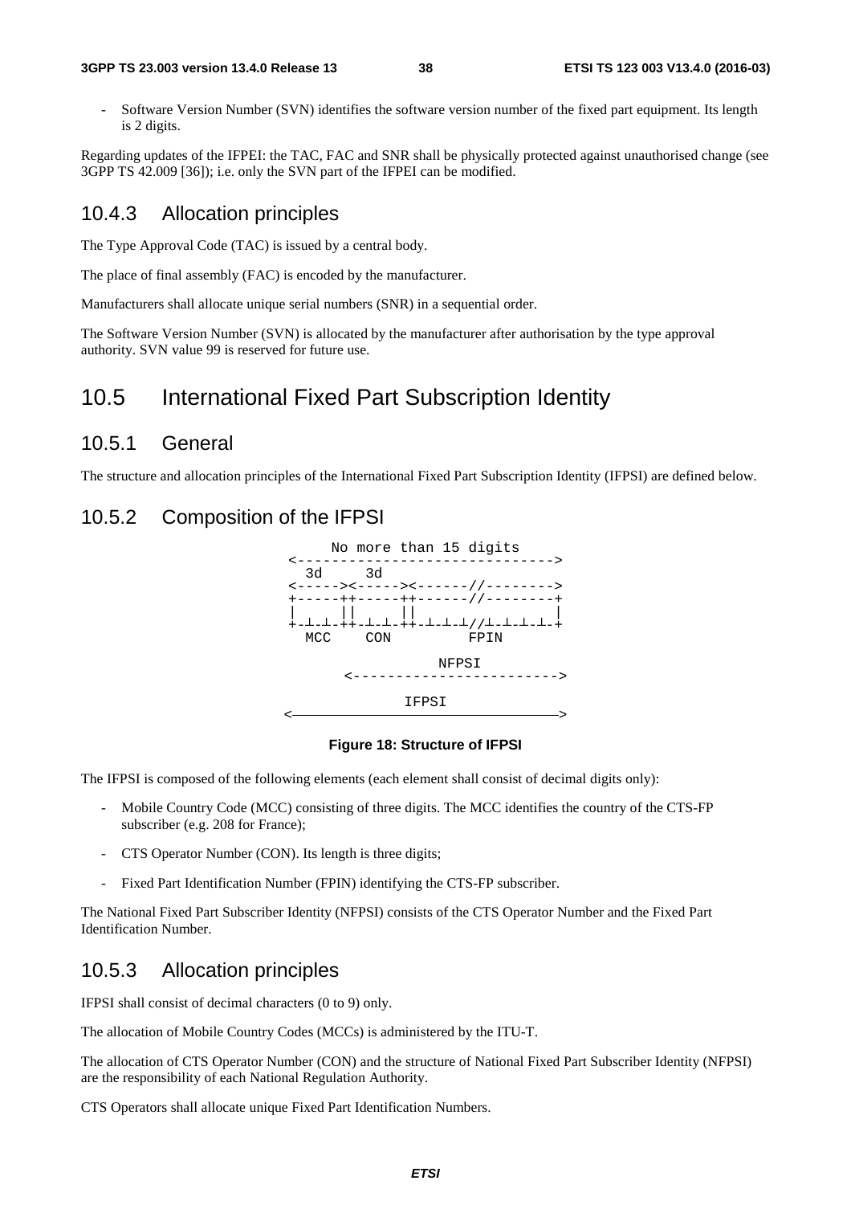- Software Version Number (SVN) identifies the software version number of the fixed part equipment. Its length is 2 digits.

Regarding updates of the IFPEI: the TAC, FAC and SNR shall be physically protected against unauthorised change (see 3GPP TS 42.009 [36]); i.e. only the SVN part of the IFPEI can be modified.

### 10.4.3 Allocation principles

The Type Approval Code (TAC) is issued by a central body.

The place of final assembly (FAC) is encoded by the manufacturer.

Manufacturers shall allocate unique serial numbers (SNR) in a sequential order.

The Software Version Number (SVN) is allocated by the manufacturer after authorisation by the type approval authority. SVN value 99 is reserved for future use.

## 10.5 International Fixed Part Subscription Identity

### 10.5.1 General

The structure and allocation principles of the International Fixed Part Subscription Identity (IFPSI) are defined below.

### 10.5.2 Composition of the IFPSI

```
     No more than 15 digits
<------------------------------>
  3d    3d
<-----><-----><------//-------->
+-----++-----++------//--------+
|     ||     ||                |
+-┴-┴-++-┴-┴-++-┴-┴-┴//┴-┴-┴-┴-+
  MCC    CON         FPIN

                NFPSI
       <----------------------->

              IFPSI
<------------------------------>
```

**Figure 18: Structure of IFPSI**

The IFPSI is composed of the following elements (each element shall consist of decimal digits only):

- Mobile Country Code (MCC) consisting of three digits. The MCC identifies the country of the CTS-FP subscriber (e.g. 208 for France);
- CTS Operator Number (CON). Its length is three digits;
- Fixed Part Identification Number (FPIN) identifying the CTS-FP subscriber.

The National Fixed Part Subscriber Identity (NFPSI) consists of the CTS Operator Number and the Fixed Part Identification Number.

### 10.5.3 Allocation principles

IFPSI shall consist of decimal characters (0 to 9) only.

The allocation of Mobile Country Codes (MCCs) is administered by the ITU-T.

The allocation of CTS Operator Number (CON) and the structure of National Fixed Part Subscriber Identity (NFPSI) are the responsibility of each National Regulation Authority.

CTS Operators shall allocate unique Fixed Part Identification Numbers.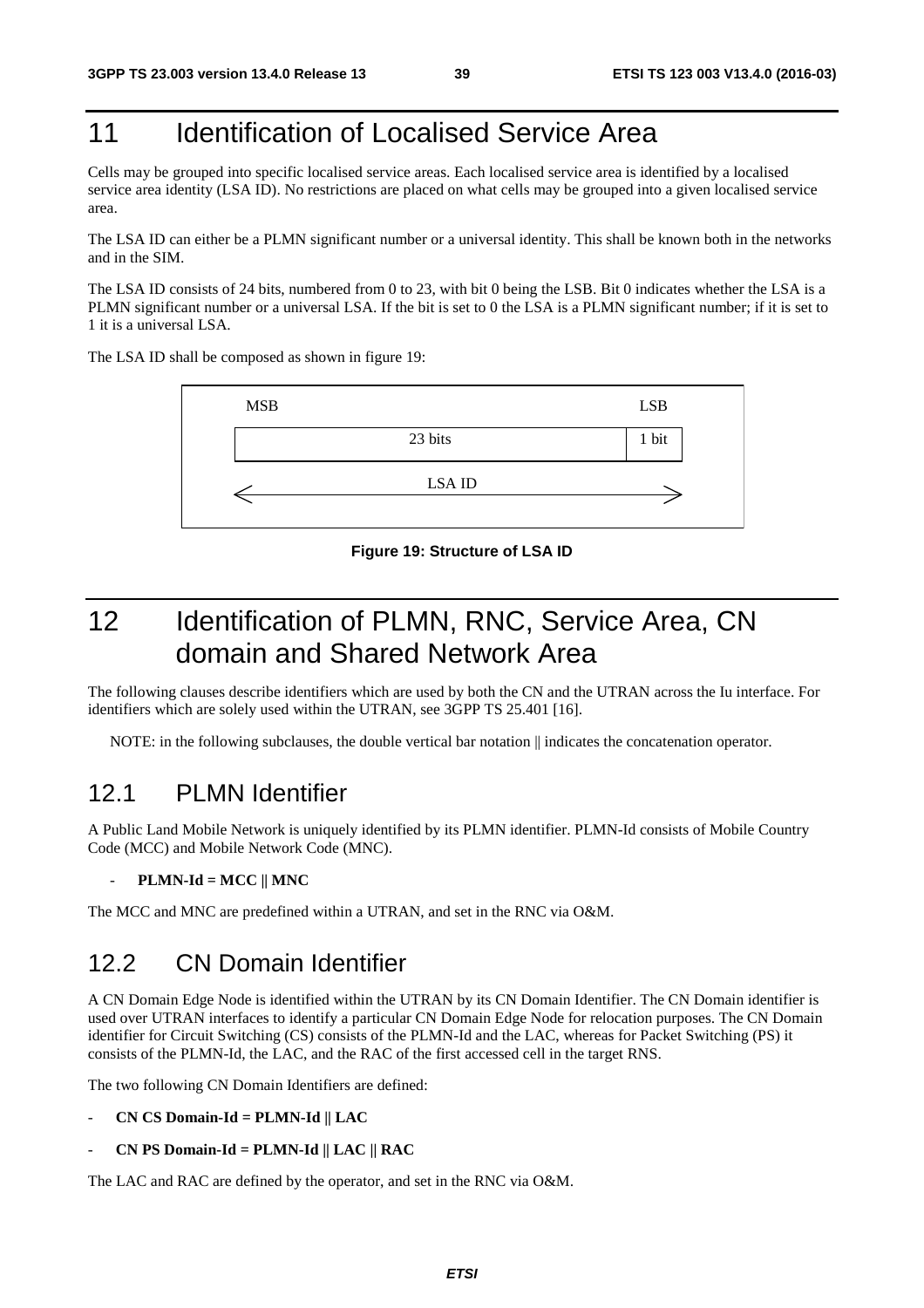# 11 Identification of Localised Service Area

Cells may be grouped into specific localised service areas. Each localised service area is identified by a localised service area identity (LSA ID). No restrictions are placed on what cells may be grouped into a given localised service area.

The LSA ID can either be a PLMN significant number or a universal identity. This shall be known both in the networks and in the SIM.

The LSA ID consists of 24 bits, numbered from 0 to 23, with bit 0 being the LSB. Bit 0 indicates whether the LSA is a PLMN significant number or a universal LSA. If the bit is set to 0 the LSA is a PLMN significant number; if it is set to 1 it is a universal LSA.

The LSA ID shall be composed as shown in figure 19:

| MSB | LSB |
| --- | --- |
| 23 bits | 1 bit |
| LSA ID | |

**Figure 19: Structure of LSA ID**

# 12 Identification of PLMN, RNC, Service Area, CN domain and Shared Network Area

The following clauses describe identifiers which are used by both the CN and the UTRAN across the Iu interface. For identifiers which are solely used within the UTRAN, see 3GPP TS 25.401 [16].

NOTE: in the following subclauses, the double vertical bar notation || indicates the concatenation operator.

## 12.1 PLMN Identifier

A Public Land Mobile Network is uniquely identified by its PLMN identifier. PLMN-Id consists of Mobile Country Code (MCC) and Mobile Network Code (MNC).

- **PLMN-Id = MCC || MNC**

The MCC and MNC are predefined within a UTRAN, and set in the RNC via O&M.

## 12.2 CN Domain Identifier

A CN Domain Edge Node is identified within the UTRAN by its CN Domain Identifier. The CN Domain identifier is used over UTRAN interfaces to identify a particular CN Domain Edge Node for relocation purposes. The CN Domain identifier for Circuit Switching (CS) consists of the PLMN-Id and the LAC, whereas for Packet Switching (PS) it consists of the PLMN-Id, the LAC, and the RAC of the first accessed cell in the target RNS.

The two following CN Domain Identifiers are defined:

- **CN CS Domain-Id = PLMN-Id || LAC**
- **CN PS Domain-Id = PLMN-Id || LAC || RAC**

The LAC and RAC are defined by the operator, and set in the RNC via O&M.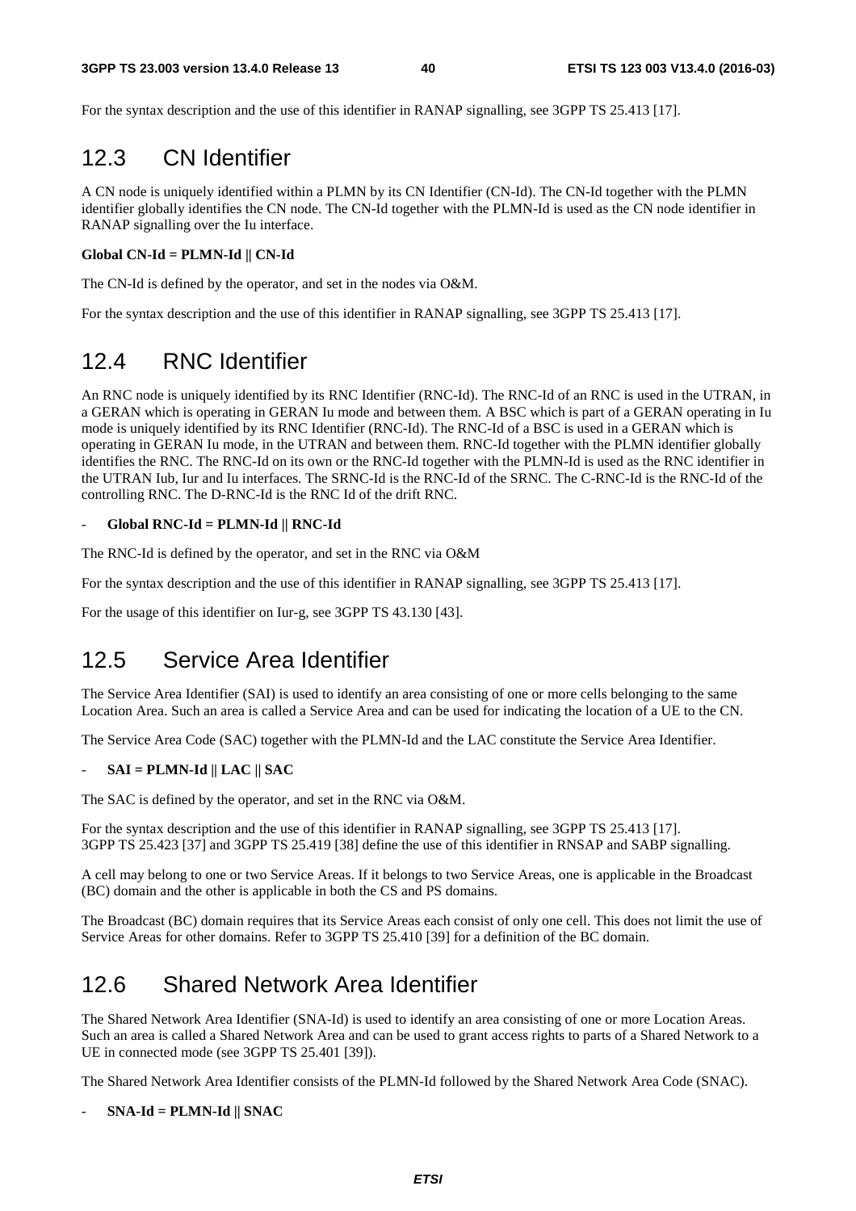For the syntax description and the use of this identifier in RANAP signalling, see 3GPP TS 25.413 [17].

## 12.3 CN Identifier

A CN node is uniquely identified within a PLMN by its CN Identifier (CN-Id). The CN-Id together with the PLMN identifier globally identifies the CN node. The CN-Id together with the PLMN-Id is used as the CN node identifier in RANAP signalling over the Iu interface.

**Global CN-Id = PLMN-Id || CN-Id**

The CN-Id is defined by the operator, and set in the nodes via O&M.

For the syntax description and the use of this identifier in RANAP signalling, see 3GPP TS 25.413 [17].

## 12.4 RNC Identifier

An RNC node is uniquely identified by its RNC Identifier (RNC-Id). The RNC-Id of an RNC is used in the UTRAN, in a GERAN which is operating in GERAN Iu mode and between them. A BSC which is part of a GERAN operating in Iu mode is uniquely identified by its RNC Identifier (RNC-Id). The RNC-Id of a BSC is used in a GERAN which is operating in GERAN Iu mode, in the UTRAN and between them. RNC-Id together with the PLMN identifier globally identifies the RNC. The RNC-Id on its own or the RNC-Id together with the PLMN-Id is used as the RNC identifier in the UTRAN Iub, Iur and Iu interfaces. The SRNC-Id is the RNC-Id of the SRNC. The C-RNC-Id is the RNC-Id of the controlling RNC. The D-RNC-Id is the RNC Id of the drift RNC.

- **Global RNC-Id = PLMN-Id || RNC-Id**

The RNC-Id is defined by the operator, and set in the RNC via O&M

For the syntax description and the use of this identifier in RANAP signalling, see 3GPP TS 25.413 [17].

For the usage of this identifier on Iur-g, see 3GPP TS 43.130 [43].

## 12.5 Service Area Identifier

The Service Area Identifier (SAI) is used to identify an area consisting of one or more cells belonging to the same Location Area. Such an area is called a Service Area and can be used for indicating the location of a UE to the CN.

The Service Area Code (SAC) together with the PLMN-Id and the LAC constitute the Service Area Identifier.

- **SAI = PLMN-Id || LAC || SAC**

The SAC is defined by the operator, and set in the RNC via O&M.

For the syntax description and the use of this identifier in RANAP signalling, see 3GPP TS 25.413 [17].
3GPP TS 25.423 [37] and 3GPP TS 25.419 [38] define the use of this identifier in RNSAP and SABP signalling.

A cell may belong to one or two Service Areas. If it belongs to two Service Areas, one is applicable in the Broadcast (BC) domain and the other is applicable in both the CS and PS domains.

The Broadcast (BC) domain requires that its Service Areas each consist of only one cell. This does not limit the use of Service Areas for other domains. Refer to 3GPP TS 25.410 [39] for a definition of the BC domain.

## 12.6 Shared Network Area Identifier

The Shared Network Area Identifier (SNA-Id) is used to identify an area consisting of one or more Location Areas. Such an area is called a Shared Network Area and can be used to grant access rights to parts of a Shared Network to a UE in connected mode (see 3GPP TS 25.401 [39]).

The Shared Network Area Identifier consists of the PLMN-Id followed by the Shared Network Area Code (SNAC).

- **SNA-Id = PLMN-Id || SNAC**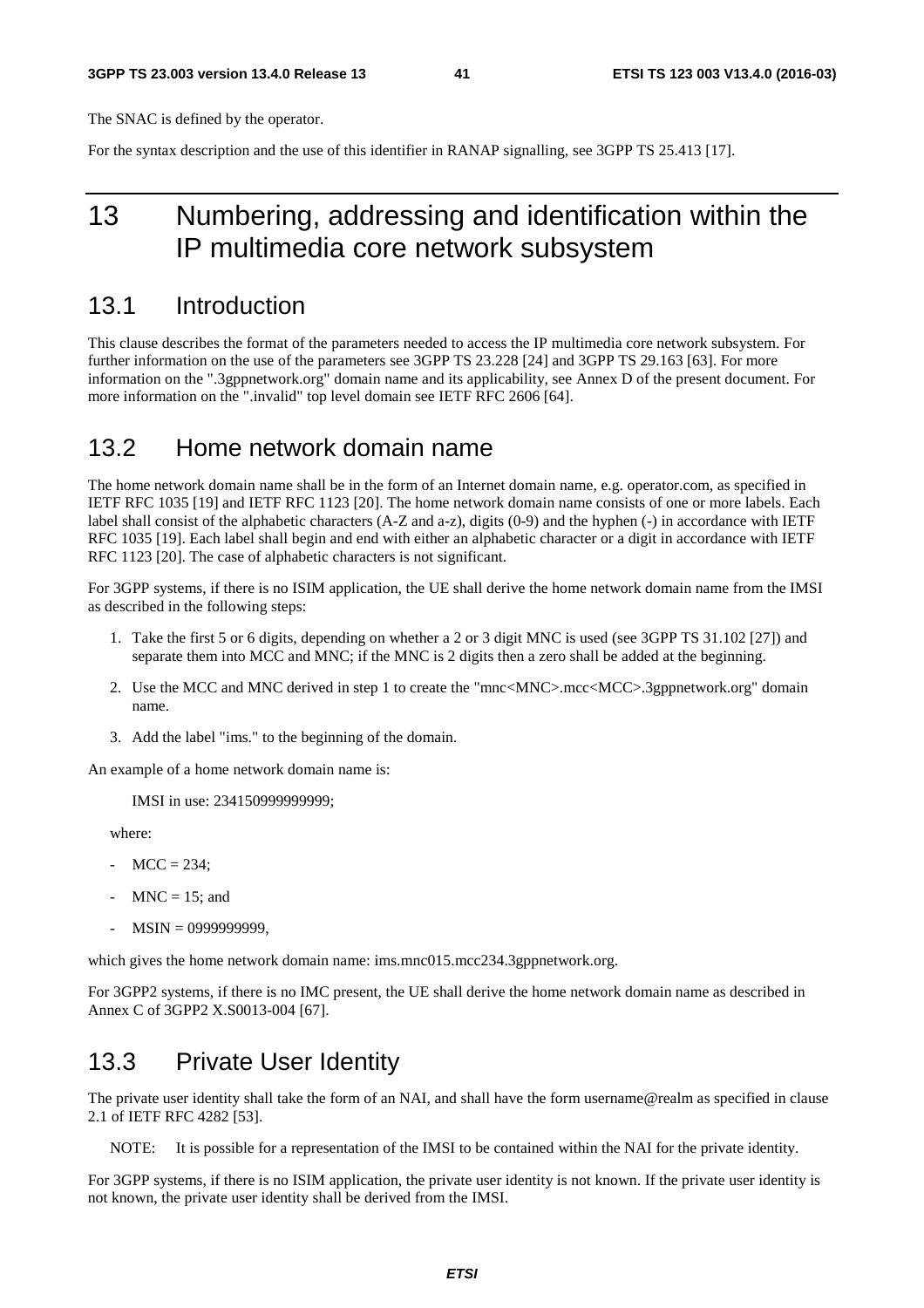The SNAC is defined by the operator.

For the syntax description and the use of this identifier in RANAP signalling, see 3GPP TS 25.413 [17].

# 13 Numbering, addressing and identification within the IP multimedia core network subsystem

## 13.1 Introduction

This clause describes the format of the parameters needed to access the IP multimedia core network subsystem. For further information on the use of the parameters see 3GPP TS 23.228 [24] and 3GPP TS 29.163 [63]. For more information on the ".3gppnetwork.org" domain name and its applicability, see Annex D of the present document. For more information on the ".invalid" top level domain see IETF RFC 2606 [64].

## 13.2 Home network domain name

The home network domain name shall be in the form of an Internet domain name, e.g. operator.com, as specified in IETF RFC 1035 [19] and IETF RFC 1123 [20]. The home network domain name consists of one or more labels. Each label shall consist of the alphabetic characters (A-Z and a-z), digits (0-9) and the hyphen (-) in accordance with IETF RFC 1035 [19]. Each label shall begin and end with either an alphabetic character or a digit in accordance with IETF RFC 1123 [20]. The case of alphabetic characters is not significant.

For 3GPP systems, if there is no ISIM application, the UE shall derive the home network domain name from the IMSI as described in the following steps:

1. Take the first 5 or 6 digits, depending on whether a 2 or 3 digit MNC is used (see 3GPP TS 31.102 [27]) and separate them into MCC and MNC; if the MNC is 2 digits then a zero shall be added at the beginning.
2. Use the MCC and MNC derived in step 1 to create the "mnc<MNC>.mcc<MCC>.3gppnetwork.org" domain name.
3. Add the label "ims." to the beginning of the domain.

An example of a home network domain name is:

IMSI in use: 234150999999999;

where:

- MCC = 234;
- MNC = 15; and
- MSIN = 0999999999,

which gives the home network domain name: ims.mnc015.mcc234.3gppnetwork.org.

For 3GPP2 systems, if there is no IMC present, the UE shall derive the home network domain name as described in Annex C of 3GPP2 X.S0013-004 [67].

## 13.3 Private User Identity

The private user identity shall take the form of an NAI, and shall have the form username@realm as specified in clause 2.1 of IETF RFC 4282 [53].

NOTE: It is possible for a representation of the IMSI to be contained within the NAI for the private identity.

For 3GPP systems, if there is no ISIM application, the private user identity is not known. If the private user identity is not known, the private user identity shall be derived from the IMSI.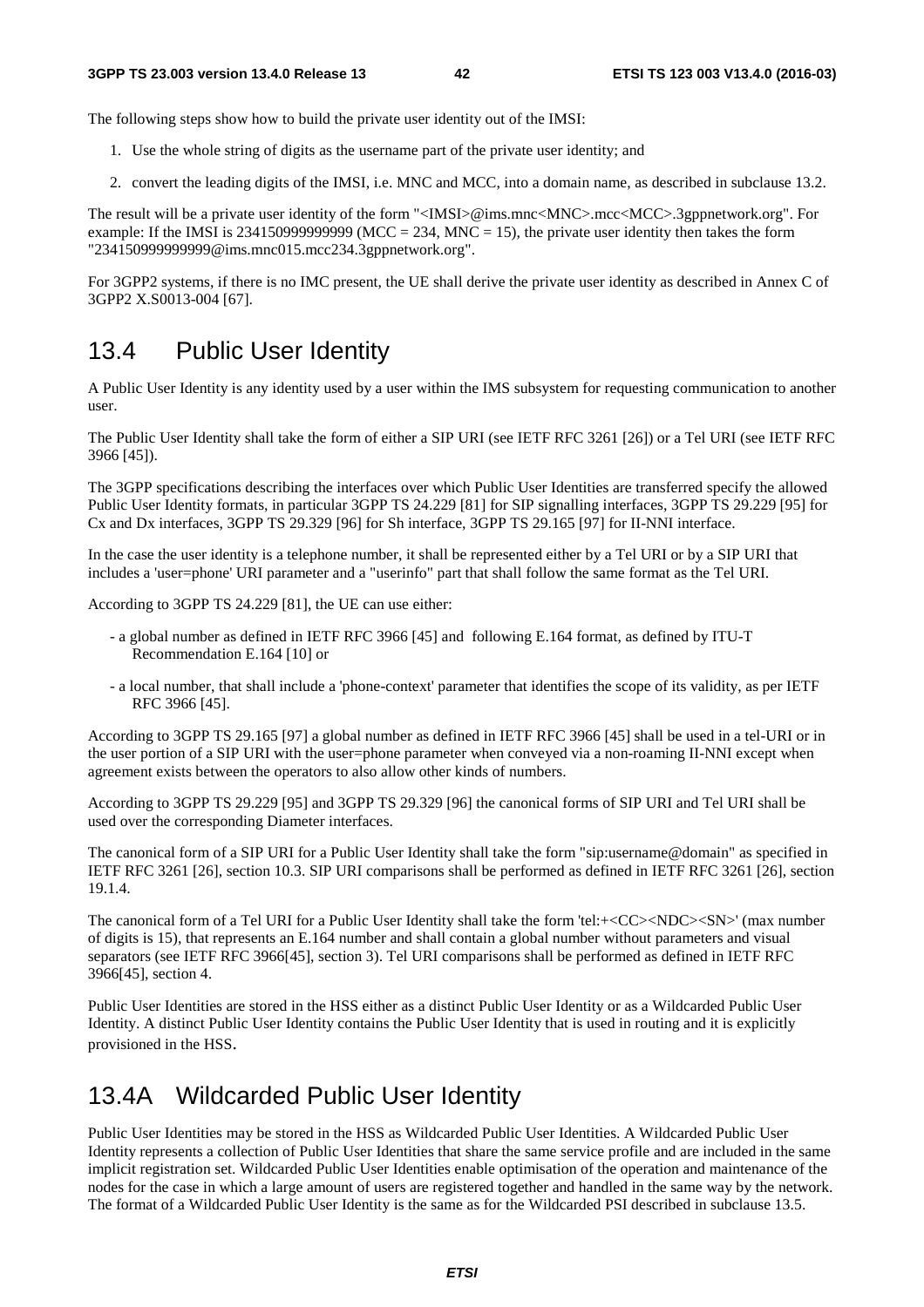The following steps show how to build the private user identity out of the IMSI:

1. Use the whole string of digits as the username part of the private user identity; and
2. convert the leading digits of the IMSI, i.e. MNC and MCC, into a domain name, as described in subclause 13.2.

The result will be a private user identity of the form "<IMSI>@ims.mnc<MNC>.mcc<MCC>.3gppnetwork.org". For example: If the IMSI is 234150999999999 (MCC = 234, MNC = 15), the private user identity then takes the form "234150999999999@ims.mnc015.mcc234.3gppnetwork.org".

For 3GPP2 systems, if there is no IMC present, the UE shall derive the private user identity as described in Annex C of 3GPP2 X.S0013-004 [67].

## 13.4 Public User Identity

A Public User Identity is any identity used by a user within the IMS subsystem for requesting communication to another user.

The Public User Identity shall take the form of either a SIP URI (see IETF RFC 3261 [26]) or a Tel URI (see IETF RFC 3966 [45]).

The 3GPP specifications describing the interfaces over which Public User Identities are transferred specify the allowed Public User Identity formats, in particular 3GPP TS 24.229 [81] for SIP signalling interfaces, 3GPP TS 29.229 [95] for Cx and Dx interfaces, 3GPP TS 29.329 [96] for Sh interface, 3GPP TS 29.165 [97] for II-NNI interface.

In the case the user identity is a telephone number, it shall be represented either by a Tel URI or by a SIP URI that includes a 'user=phone' URI parameter and a "userinfo" part that shall follow the same format as the Tel URI.

According to 3GPP TS 24.229 [81], the UE can use either:

- a global number as defined in IETF RFC 3966 [45] and following E.164 format, as defined by ITU-T Recommendation E.164 [10] or
- a local number, that shall include a 'phone-context' parameter that identifies the scope of its validity, as per IETF RFC 3966 [45].

According to 3GPP TS 29.165 [97] a global number as defined in IETF RFC 3966 [45] shall be used in a tel-URI or in the user portion of a SIP URI with the user=phone parameter when conveyed via a non-roaming II-NNI except when agreement exists between the operators to also allow other kinds of numbers.

According to 3GPP TS 29.229 [95] and 3GPP TS 29.329 [96] the canonical forms of SIP URI and Tel URI shall be used over the corresponding Diameter interfaces.

The canonical form of a SIP URI for a Public User Identity shall take the form "sip:username@domain" as specified in IETF RFC 3261 [26], section 10.3. SIP URI comparisons shall be performed as defined in IETF RFC 3261 [26], section 19.1.4.

The canonical form of a Tel URI for a Public User Identity shall take the form 'tel:+<CC><NDC><SN>' (max number of digits is 15), that represents an E.164 number and shall contain a global number without parameters and visual separators (see IETF RFC 3966[45], section 3). Tel URI comparisons shall be performed as defined in IETF RFC 3966[45], section 4.

Public User Identities are stored in the HSS either as a distinct Public User Identity or as a Wildcarded Public User Identity. A distinct Public User Identity contains the Public User Identity that is used in routing and it is explicitly provisioned in the HSS.

## 13.4A Wildcarded Public User Identity

Public User Identities may be stored in the HSS as Wildcarded Public User Identities. A Wildcarded Public User Identity represents a collection of Public User Identities that share the same service profile and are included in the same implicit registration set. Wildcarded Public User Identities enable optimisation of the operation and maintenance of the nodes for the case in which a large amount of users are registered together and handled in the same way by the network. The format of a Wildcarded Public User Identity is the same as for the Wildcarded PSI described in subclause 13.5.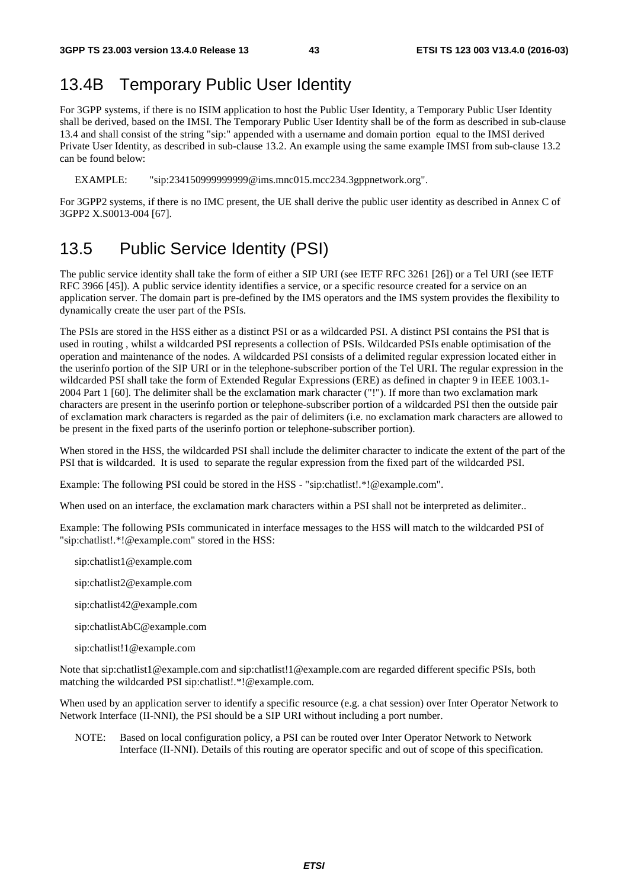## 13.4B Temporary Public User Identity

For 3GPP systems, if there is no ISIM application to host the Public User Identity, a Temporary Public User Identity shall be derived, based on the IMSI. The Temporary Public User Identity shall be of the form as described in sub-clause 13.4 and shall consist of the string "sip:" appended with a username and domain portion equal to the IMSI derived Private User Identity, as described in sub-clause 13.2. An example using the same example IMSI from sub-clause 13.2 can be found below:

EXAMPLE: "sip:234150999999999@ims.mnc015.mcc234.3gppnetwork.org".

For 3GPP2 systems, if there is no IMC present, the UE shall derive the public user identity as described in Annex C of 3GPP2 X.S0013-004 [67].

## 13.5 Public Service Identity (PSI)

The public service identity shall take the form of either a SIP URI (see IETF RFC 3261 [26]) or a Tel URI (see IETF RFC 3966 [45]). A public service identity identifies a service, or a specific resource created for a service on an application server. The domain part is pre-defined by the IMS operators and the IMS system provides the flexibility to dynamically create the user part of the PSIs.

The PSIs are stored in the HSS either as a distinct PSI or as a wildcarded PSI. A distinct PSI contains the PSI that is used in routing , whilst a wildcarded PSI represents a collection of PSIs. Wildcarded PSIs enable optimisation of the operation and maintenance of the nodes. A wildcarded PSI consists of a delimited regular expression located either in the userinfo portion of the SIP URI or in the telephone-subscriber portion of the Tel URI. The regular expression in the wildcarded PSI shall take the form of Extended Regular Expressions (ERE) as defined in chapter 9 in IEEE 1003.1-2004 Part 1 [60]. The delimiter shall be the exclamation mark character ("!"). If more than two exclamation mark characters are present in the userinfo portion or telephone-subscriber portion of a wildcarded PSI then the outside pair of exclamation mark characters is regarded as the pair of delimiters (i.e. no exclamation mark characters are allowed to be present in the fixed parts of the userinfo portion or telephone-subscriber portion).

When stored in the HSS, the wildcarded PSI shall include the delimiter character to indicate the extent of the part of the PSI that is wildcarded. It is used to separate the regular expression from the fixed part of the wildcarded PSI.

Example: The following PSI could be stored in the HSS - "sip:chatlist!.*!@example.com".

When used on an interface, the exclamation mark characters within a PSI shall not be interpreted as delimiter..

Example: The following PSIs communicated in interface messages to the HSS will match to the wildcarded PSI of "sip:chatlist!.*!@example.com" stored in the HSS:

sip:chatlist1@example.com

sip:chatlist2@example.com

sip:chatlist42@example.com

sip:chatlistAbC@example.com

sip:chatlist!1@example.com

Note that sip:chatlist1@example.com and sip:chatlist!1@example.com are regarded different specific PSIs, both matching the wildcarded PSI sip:chatlist!.*!@example.com.

When used by an application server to identify a specific resource (e.g. a chat session) over Inter Operator Network to Network Interface (II-NNI), the PSI should be a SIP URI without including a port number.

NOTE: Based on local configuration policy, a PSI can be routed over Inter Operator Network to Network Interface (II-NNI). Details of this routing are operator specific and out of scope of this specification.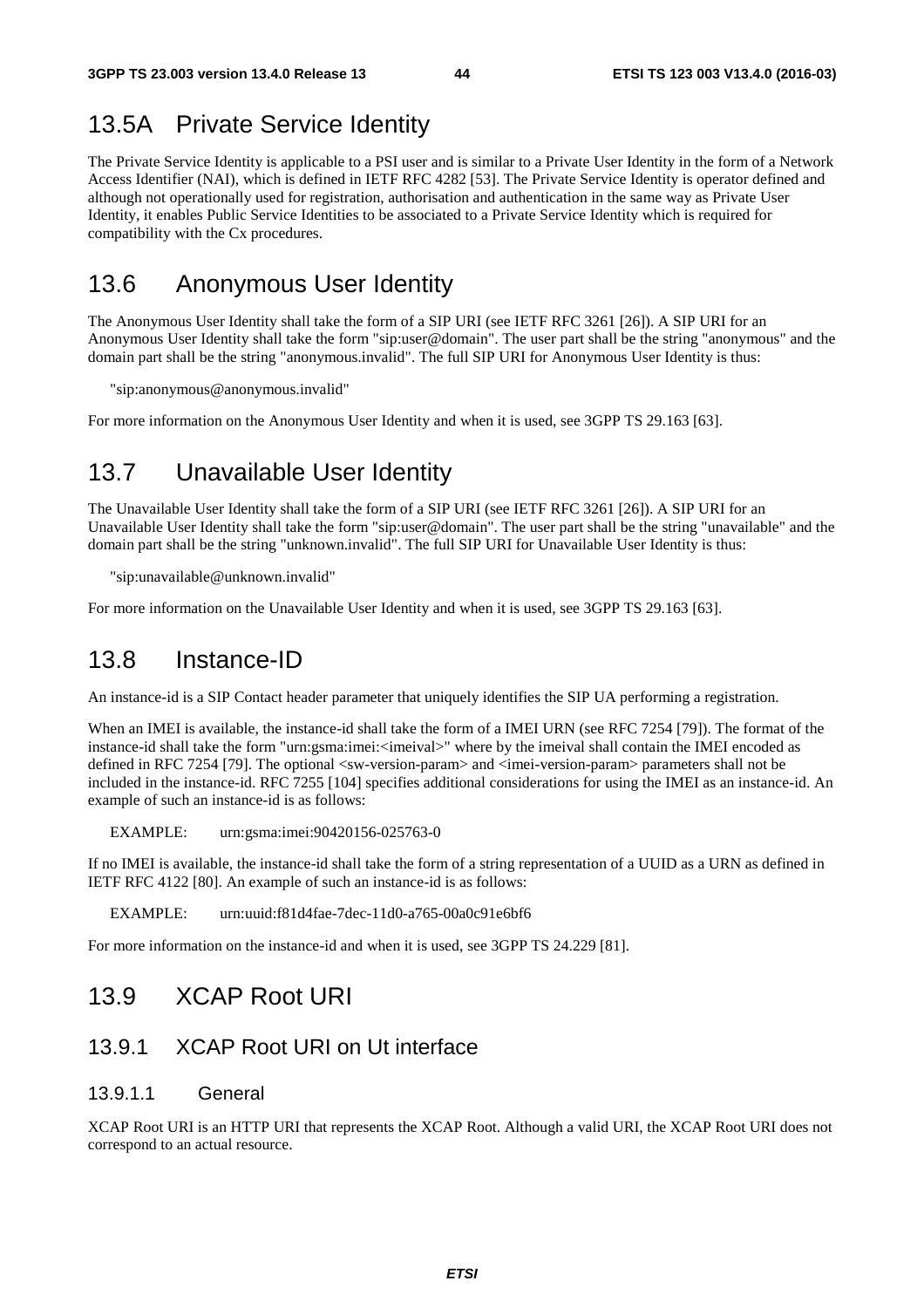## 13.5A Private Service Identity

The Private Service Identity is applicable to a PSI user and is similar to a Private User Identity in the form of a Network Access Identifier (NAI), which is defined in IETF RFC 4282 [53]. The Private Service Identity is operator defined and although not operationally used for registration, authorisation and authentication in the same way as Private User Identity, it enables Public Service Identities to be associated to a Private Service Identity which is required for compatibility with the Cx procedures.

## 13.6 Anonymous User Identity

The Anonymous User Identity shall take the form of a SIP URI (see IETF RFC 3261 [26]). A SIP URI for an Anonymous User Identity shall take the form "sip:user@domain". The user part shall be the string "anonymous" and the domain part shall be the string "anonymous.invalid". The full SIP URI for Anonymous User Identity is thus:

"sip:anonymous@anonymous.invalid"

For more information on the Anonymous User Identity and when it is used, see 3GPP TS 29.163 [63].

## 13.7 Unavailable User Identity

The Unavailable User Identity shall take the form of a SIP URI (see IETF RFC 3261 [26]). A SIP URI for an Unavailable User Identity shall take the form "sip:user@domain". The user part shall be the string "unavailable" and the domain part shall be the string "unknown.invalid". The full SIP URI for Unavailable User Identity is thus:

"sip:unavailable@unknown.invalid"

For more information on the Unavailable User Identity and when it is used, see 3GPP TS 29.163 [63].

## 13.8 Instance-ID

An instance-id is a SIP Contact header parameter that uniquely identifies the SIP UA performing a registration.

When an IMEI is available, the instance-id shall take the form of a IMEI URN (see RFC 7254 [79]). The format of the instance-id shall take the form "urn:gsma:imei:<imeival>" where by the imeival shall contain the IMEI encoded as defined in RFC 7254 [79]. The optional <sw-version-param> and <imei-version-param> parameters shall not be included in the instance-id. RFC 7255 [104] specifies additional considerations for using the IMEI as an instance-id. An example of such an instance-id is as follows:

EXAMPLE: urn:gsma:imei:90420156-025763-0

If no IMEI is available, the instance-id shall take the form of a string representation of a UUID as a URN as defined in IETF RFC 4122 [80]. An example of such an instance-id is as follows:

EXAMPLE: urn:uuid:f81d4fae-7dec-11d0-a765-00a0c91e6bf6

For more information on the instance-id and when it is used, see 3GPP TS 24.229 [81].

## 13.9 XCAP Root URI

### 13.9.1 XCAP Root URI on Ut interface

#### 13.9.1.1 General

XCAP Root URI is an HTTP URI that represents the XCAP Root. Although a valid URI, the XCAP Root URI does not correspond to an actual resource.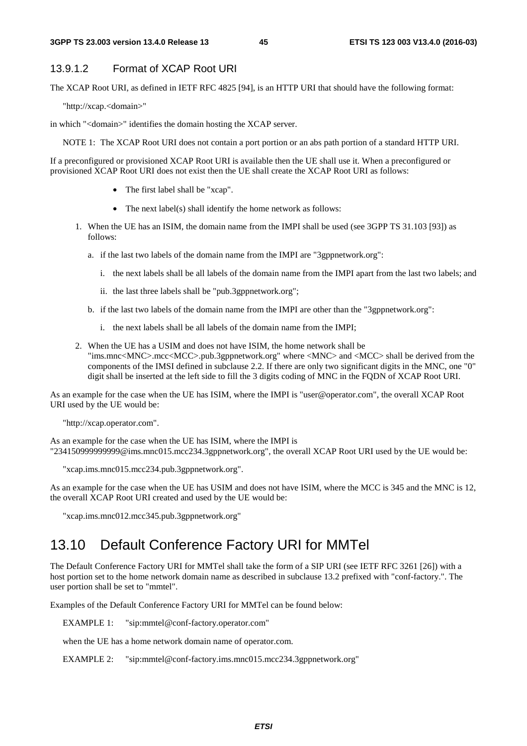#### 13.9.1.2 Format of XCAP Root URI

The XCAP Root URI, as defined in IETF RFC 4825 [94], is an HTTP URI that should have the following format:

"http://xcap.<domain>"

in which "<domain>" identifies the domain hosting the XCAP server.

NOTE 1: The XCAP Root URI does not contain a port portion or an abs path portion of a standard HTTP URI.

If a preconfigured or provisioned XCAP Root URI is available then the UE shall use it. When a preconfigured or provisioned XCAP Root URI does not exist then the UE shall create the XCAP Root URI as follows:

- The first label shall be "xcap".
- The next label(s) shall identify the home network as follows:

1. When the UE has an ISIM, the domain name from the IMPI shall be used (see 3GPP TS 31.103 [93]) as follows:
   a. if the last two labels of the domain name from the IMPI are "3gppnetwork.org":
      i. the next labels shall be all labels of the domain name from the IMPI apart from the last two labels; and
      ii. the last three labels shall be "pub.3gppnetwork.org";
   b. if the last two labels of the domain name from the IMPI are other than the "3gppnetwork.org":
      i. the next labels shall be all labels of the domain name from the IMPI;
2. When the UE has a USIM and does not have ISIM, the home network shall be "ims.mnc<MNC>.mcc<MCC>.pub.3gppnetwork.org" where <MNC> and <MCC> shall be derived from the components of the IMSI defined in subclause 2.2. If there are only two significant digits in the MNC, one "0" digit shall be inserted at the left side to fill the 3 digits coding of MNC in the FQDN of XCAP Root URI.

As an example for the case when the UE has ISIM, where the IMPI is "user@operator.com", the overall XCAP Root URI used by the UE would be:

"http://xcap.operator.com".

As an example for the case when the UE has ISIM, where the IMPI is "234150999999999@ims.mnc015.mcc234.3gppnetwork.org", the overall XCAP Root URI used by the UE would be:

"xcap.ims.mnc015.mcc234.pub.3gppnetwork.org".

As an example for the case when the UE has USIM and does not have ISIM, where the MCC is 345 and the MNC is 12, the overall XCAP Root URI created and used by the UE would be:

"xcap.ims.mnc012.mcc345.pub.3gppnetwork.org"

## 13.10 Default Conference Factory URI for MMTel

The Default Conference Factory URI for MMTel shall take the form of a SIP URI (see IETF RFC 3261 [26]) with a host portion set to the home network domain name as described in subclause 13.2 prefixed with "conf-factory.". The user portion shall be set to "mmtel".

Examples of the Default Conference Factory URI for MMTel can be found below:

EXAMPLE 1: "sip:mmtel@conf-factory.operator.com"

when the UE has a home network domain name of operator.com.

EXAMPLE 2: "sip:mmtel@conf-factory.ims.mnc015.mcc234.3gppnetwork.org"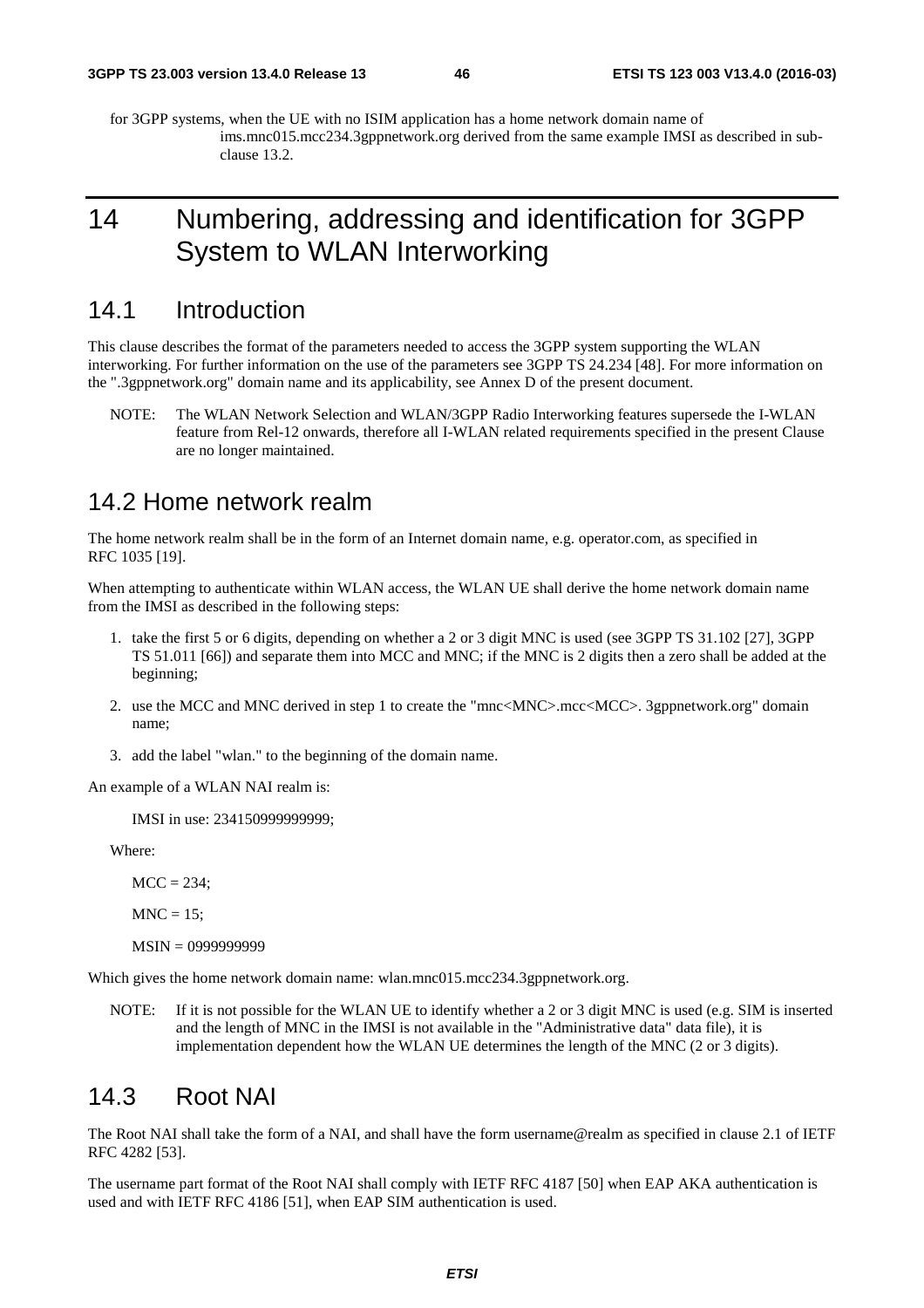for 3GPP systems, when the UE with no ISIM application has a home network domain name of ims.mnc015.mcc234.3gppnetwork.org derived from the same example IMSI as described in sub-clause 13.2.

# 14 Numbering, addressing and identification for 3GPP System to WLAN Interworking

## 14.1 Introduction

This clause describes the format of the parameters needed to access the 3GPP system supporting the WLAN interworking. For further information on the use of the parameters see 3GPP TS 24.234 [48]. For more information on the ".3gppnetwork.org" domain name and its applicability, see Annex D of the present document.

NOTE: The WLAN Network Selection and WLAN/3GPP Radio Interworking features supersede the I-WLAN feature from Rel-12 onwards, therefore all I-WLAN related requirements specified in the present Clause are no longer maintained.

## 14.2 Home network realm

The home network realm shall be in the form of an Internet domain name, e.g. operator.com, as specified in RFC 1035 [19].

When attempting to authenticate within WLAN access, the WLAN UE shall derive the home network domain name from the IMSI as described in the following steps:

1. take the first 5 or 6 digits, depending on whether a 2 or 3 digit MNC is used (see 3GPP TS 31.102 [27], 3GPP TS 51.011 [66]) and separate them into MCC and MNC; if the MNC is 2 digits then a zero shall be added at the beginning;
2. use the MCC and MNC derived in step 1 to create the "mnc<MNC>.mcc<MCC>. 3gppnetwork.org" domain name;
3. add the label "wlan." to the beginning of the domain name.

An example of a WLAN NAI realm is:

IMSI in use: 234150999999999;

Where:

MCC = 234;

MNC = 15;

MSIN = 0999999999

Which gives the home network domain name: wlan.mnc015.mcc234.3gppnetwork.org.

NOTE: If it is not possible for the WLAN UE to identify whether a 2 or 3 digit MNC is used (e.g. SIM is inserted and the length of MNC in the IMSI is not available in the "Administrative data" data file), it is implementation dependent how the WLAN UE determines the length of the MNC (2 or 3 digits).

## 14.3 Root NAI

The Root NAI shall take the form of a NAI, and shall have the form username@realm as specified in clause 2.1 of IETF RFC 4282 [53].

The username part format of the Root NAI shall comply with IETF RFC 4187 [50] when EAP AKA authentication is used and with IETF RFC 4186 [51], when EAP SIM authentication is used.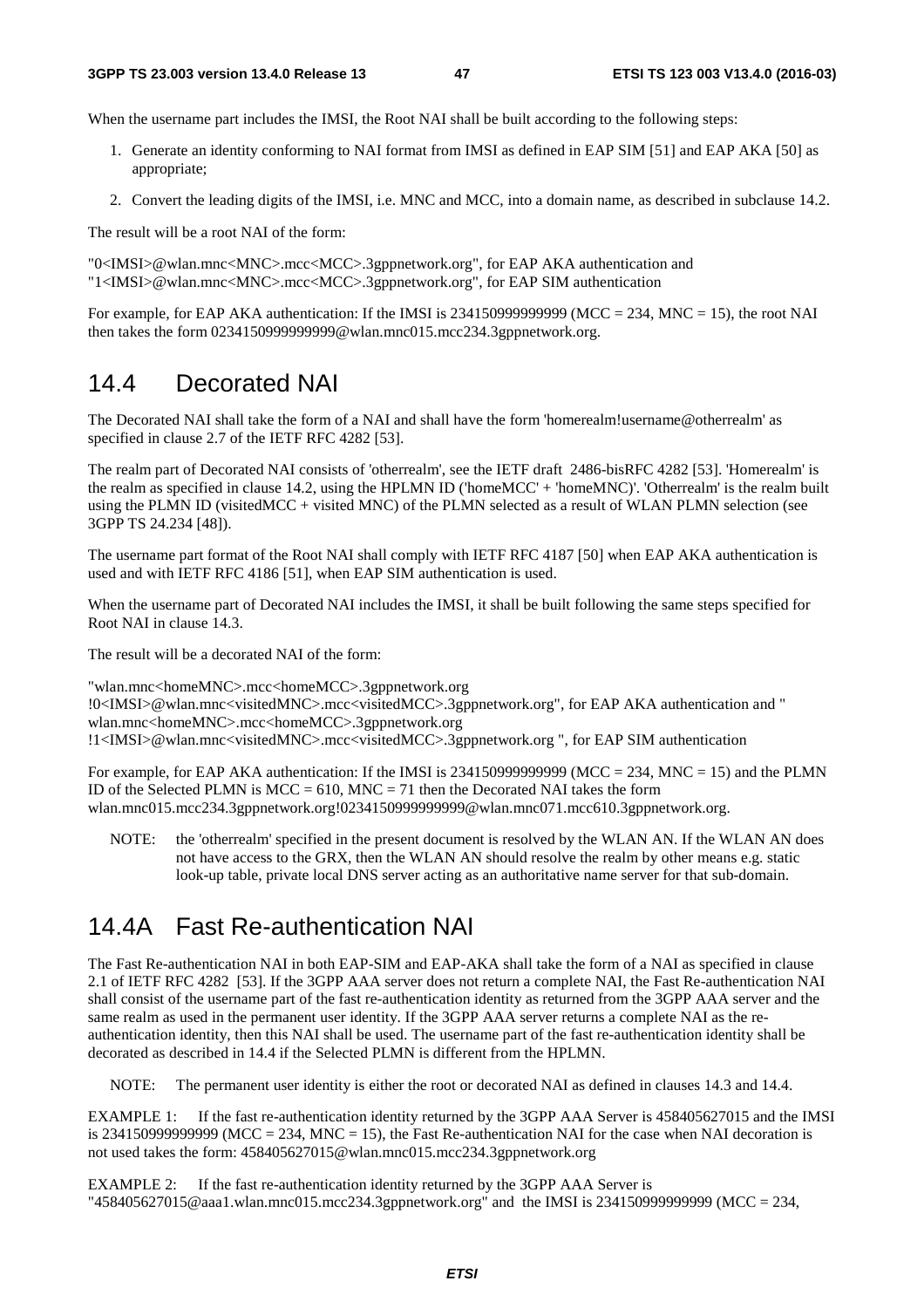When the username part includes the IMSI, the Root NAI shall be built according to the following steps:

1. Generate an identity conforming to NAI format from IMSI as defined in EAP SIM [51] and EAP AKA [50] as appropriate;
2. Convert the leading digits of the IMSI, i.e. MNC and MCC, into a domain name, as described in subclause 14.2.

The result will be a root NAI of the form:

"0<IMSI>@wlan.mnc<MNC>.mcc<MCC>.3gppnetwork.org", for EAP AKA authentication and
"1<IMSI>@wlan.mnc<MNC>.mcc<MCC>.3gppnetwork.org", for EAP SIM authentication

For example, for EAP AKA authentication: If the IMSI is 234150999999999 (MCC = 234, MNC = 15), the root NAI then takes the form 0234150999999999@wlan.mnc015.mcc234.3gppnetwork.org.

## 14.4 Decorated NAI

The Decorated NAI shall take the form of a NAI and shall have the form 'homerealm!username@otherrealm' as specified in clause 2.7 of the IETF RFC 4282 [53].

The realm part of Decorated NAI consists of 'otherrealm', see the IETF draft 2486-bisRFC 4282 [53]. 'Homerealm' is the realm as specified in clause 14.2, using the HPLMN ID ('homeMCC' + 'homeMNC)'. 'Otherrealm' is the realm built using the PLMN ID (visitedMCC + visited MNC) of the PLMN selected as a result of WLAN PLMN selection (see 3GPP TS 24.234 [48]).

The username part format of the Root NAI shall comply with IETF RFC 4187 [50] when EAP AKA authentication is used and with IETF RFC 4186 [51], when EAP SIM authentication is used.

When the username part of Decorated NAI includes the IMSI, it shall be built following the same steps specified for Root NAI in clause 14.3.

The result will be a decorated NAI of the form:

"wlan.mnc<homeMNC>.mcc<homeMCC>.3gppnetwork.org
!0<IMSI>@wlan.mnc<visitedMNC>.mcc<visitedMCC>.3gppnetwork.org", for EAP AKA authentication and "
wlan.mnc<homeMNC>.mcc<homeMCC>.3gppnetwork.org
!1<IMSI>@wlan.mnc<visitedMNC>.mcc<visitedMCC>.3gppnetwork.org ", for EAP SIM authentication

For example, for EAP AKA authentication: If the IMSI is 234150999999999 (MCC = 234, MNC = 15) and the PLMN ID of the Selected PLMN is MCC = 610, MNC = 71 then the Decorated NAI takes the form wlan.mnc015.mcc234.3gppnetwork.org!0234150999999999@wlan.mnc071.mcc610.3gppnetwork.org.

NOTE: the 'otherrealm' specified in the present document is resolved by the WLAN AN. If the WLAN AN does not have access to the GRX, then the WLAN AN should resolve the realm by other means e.g. static look-up table, private local DNS server acting as an authoritative name server for that sub-domain.

## 14.4A Fast Re-authentication NAI

The Fast Re-authentication NAI in both EAP-SIM and EAP-AKA shall take the form of a NAI as specified in clause 2.1 of IETF RFC 4282 [53]. If the 3GPP AAA server does not return a complete NAI, the Fast Re-authentication NAI shall consist of the username part of the fast re-authentication identity as returned from the 3GPP AAA server and the same realm as used in the permanent user identity. If the 3GPP AAA server returns a complete NAI as the re-authentication identity, then this NAI shall be used. The username part of the fast re-authentication identity shall be decorated as described in 14.4 if the Selected PLMN is different from the HPLMN.

NOTE: The permanent user identity is either the root or decorated NAI as defined in clauses 14.3 and 14.4.

EXAMPLE 1: If the fast re-authentication identity returned by the 3GPP AAA Server is 458405627015 and the IMSI is 234150999999999 (MCC = 234, MNC = 15), the Fast Re-authentication NAI for the case when NAI decoration is not used takes the form: 458405627015@wlan.mnc015.mcc234.3gppnetwork.org

EXAMPLE 2: If the fast re-authentication identity returned by the 3GPP AAA Server is "458405627015@aaa1.wlan.mnc015.mcc234.3gppnetwork.org" and the IMSI is 234150999999999 (MCC = 234,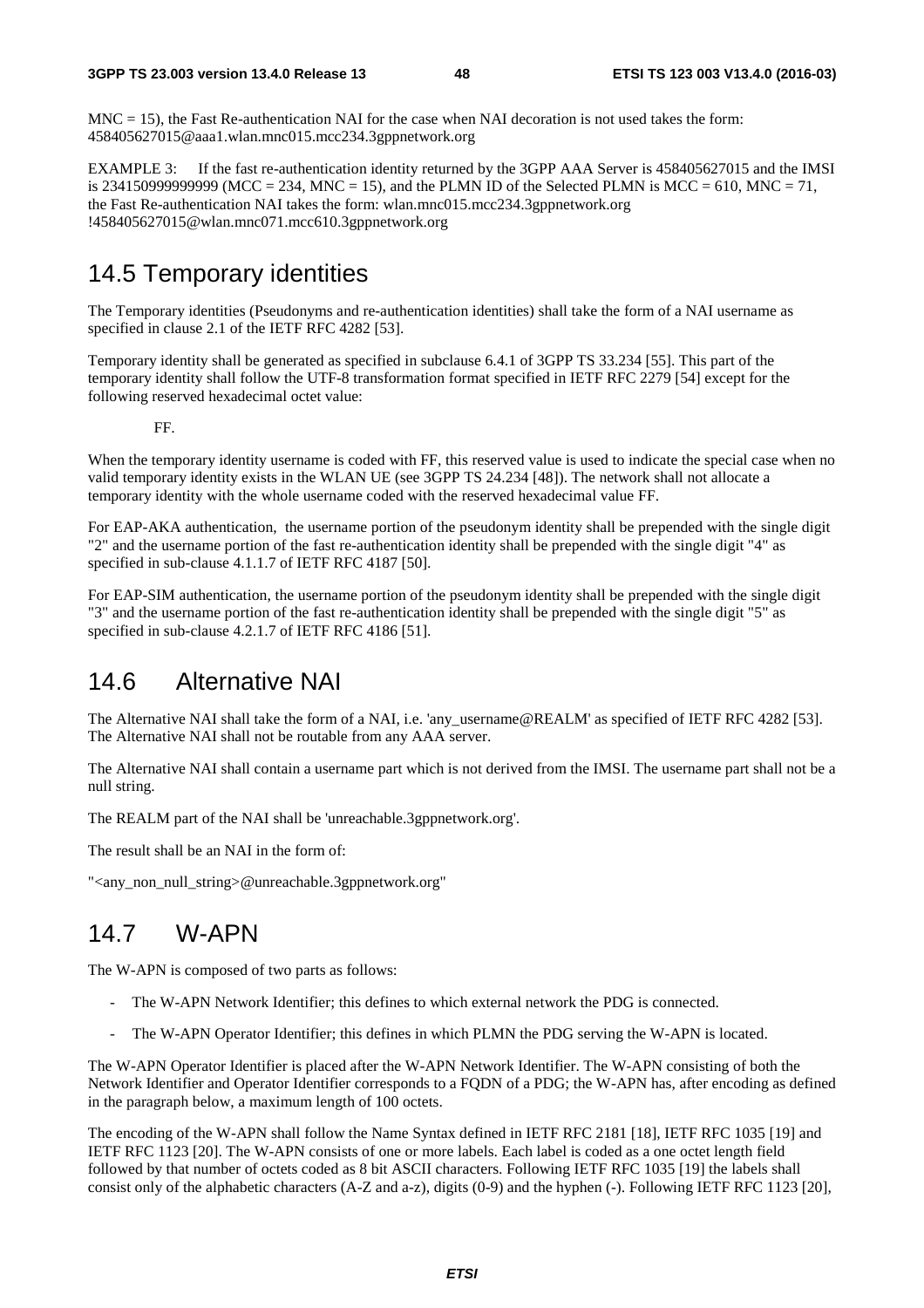MNC = 15), the Fast Re-authentication NAI for the case when NAI decoration is not used takes the form: 458405627015@aaa1.wlan.mnc015.mcc234.3gppnetwork.org

EXAMPLE 3: If the fast re-authentication identity returned by the 3GPP AAA Server is 458405627015 and the IMSI is 234150999999999 (MCC = 234, MNC = 15), and the PLMN ID of the Selected PLMN is MCC = 610, MNC = 71, the Fast Re-authentication NAI takes the form: wlan.mnc015.mcc234.3gppnetwork.org !458405627015@wlan.mnc071.mcc610.3gppnetwork.org

## 14.5 Temporary identities

The Temporary identities (Pseudonyms and re-authentication identities) shall take the form of a NAI username as specified in clause 2.1 of the IETF RFC 4282 [53].

Temporary identity shall be generated as specified in subclause 6.4.1 of 3GPP TS 33.234 [55]. This part of the temporary identity shall follow the UTF-8 transformation format specified in IETF RFC 2279 [54] except for the following reserved hexadecimal octet value:

FF.

When the temporary identity username is coded with FF, this reserved value is used to indicate the special case when no valid temporary identity exists in the WLAN UE (see 3GPP TS 24.234 [48]). The network shall not allocate a temporary identity with the whole username coded with the reserved hexadecimal value FF.

For EAP-AKA authentication, the username portion of the pseudonym identity shall be prepended with the single digit "2" and the username portion of the fast re-authentication identity shall be prepended with the single digit "4" as specified in sub-clause 4.1.1.7 of IETF RFC 4187 [50].

For EAP-SIM authentication, the username portion of the pseudonym identity shall be prepended with the single digit "3" and the username portion of the fast re-authentication identity shall be prepended with the single digit "5" as specified in sub-clause 4.2.1.7 of IETF RFC 4186 [51].

## 14.6 Alternative NAI

The Alternative NAI shall take the form of a NAI, i.e. 'any_username@REALM' as specified of IETF RFC 4282 [53]. The Alternative NAI shall not be routable from any AAA server.

The Alternative NAI shall contain a username part which is not derived from the IMSI. The username part shall not be a null string.

The REALM part of the NAI shall be 'unreachable.3gppnetwork.org'.

The result shall be an NAI in the form of:

"<any_non_null_string>@unreachable.3gppnetwork.org"

## 14.7 W-APN

The W-APN is composed of two parts as follows:

- The W-APN Network Identifier; this defines to which external network the PDG is connected.
- The W-APN Operator Identifier; this defines in which PLMN the PDG serving the W-APN is located.

The W-APN Operator Identifier is placed after the W-APN Network Identifier. The W-APN consisting of both the Network Identifier and Operator Identifier corresponds to a FQDN of a PDG; the W-APN has, after encoding as defined in the paragraph below, a maximum length of 100 octets.

The encoding of the W-APN shall follow the Name Syntax defined in IETF RFC 2181 [18], IETF RFC 1035 [19] and IETF RFC 1123 [20]. The W-APN consists of one or more labels. Each label is coded as a one octet length field followed by that number of octets coded as 8 bit ASCII characters. Following IETF RFC 1035 [19] the labels shall consist only of the alphabetic characters (A-Z and a-z), digits (0-9) and the hyphen (-). Following IETF RFC 1123 [20],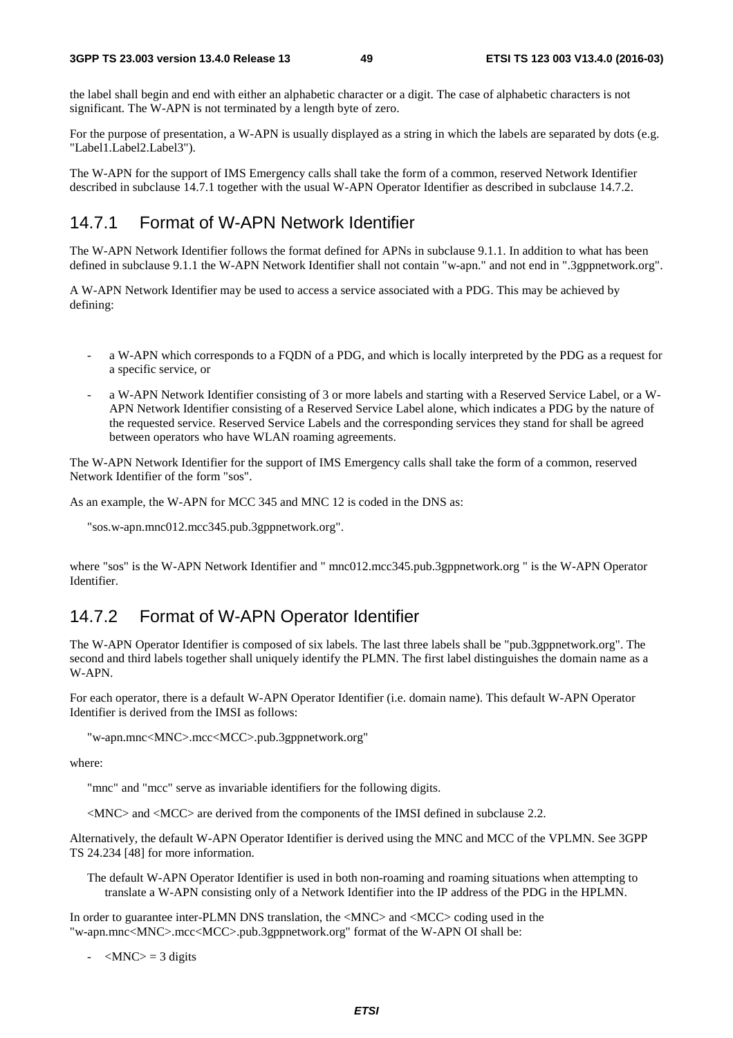the label shall begin and end with either an alphabetic character or a digit. The case of alphabetic characters is not significant. The W-APN is not terminated by a length byte of zero.

For the purpose of presentation, a W-APN is usually displayed as a string in which the labels are separated by dots (e.g. "Label1.Label2.Label3").

The W-APN for the support of IMS Emergency calls shall take the form of a common, reserved Network Identifier described in subclause 14.7.1 together with the usual W-APN Operator Identifier as described in subclause 14.7.2.

## 14.7.1 Format of W-APN Network Identifier

The W-APN Network Identifier follows the format defined for APNs in subclause 9.1.1. In addition to what has been defined in subclause 9.1.1 the W-APN Network Identifier shall not contain "w-apn." and not end in ".3gppnetwork.org".

A W-APN Network Identifier may be used to access a service associated with a PDG. This may be achieved by defining:

- a W-APN which corresponds to a FQDN of a PDG, and which is locally interpreted by the PDG as a request for a specific service, or
- a W-APN Network Identifier consisting of 3 or more labels and starting with a Reserved Service Label, or a W-APN Network Identifier consisting of a Reserved Service Label alone, which indicates a PDG by the nature of the requested service. Reserved Service Labels and the corresponding services they stand for shall be agreed between operators who have WLAN roaming agreements.

The W-APN Network Identifier for the support of IMS Emergency calls shall take the form of a common, reserved Network Identifier of the form "sos".

As an example, the W-APN for MCC 345 and MNC 12 is coded in the DNS as:

"sos.w-apn.mnc012.mcc345.pub.3gppnetwork.org".

where "sos" is the W-APN Network Identifier and " mnc012.mcc345.pub.3gppnetwork.org " is the W-APN Operator Identifier.

## 14.7.2 Format of W-APN Operator Identifier

The W-APN Operator Identifier is composed of six labels. The last three labels shall be "pub.3gppnetwork.org". The second and third labels together shall uniquely identify the PLMN. The first label distinguishes the domain name as a W-APN.

For each operator, there is a default W-APN Operator Identifier (i.e. domain name). This default W-APN Operator Identifier is derived from the IMSI as follows:

"w-apn.mnc<MNC>.mcc<MCC>.pub.3gppnetwork.org"

where:

"mnc" and "mcc" serve as invariable identifiers for the following digits.

<MNC> and <MCC> are derived from the components of the IMSI defined in subclause 2.2.

Alternatively, the default W-APN Operator Identifier is derived using the MNC and MCC of the VPLMN. See 3GPP TS 24.234 [48] for more information.

The default W-APN Operator Identifier is used in both non-roaming and roaming situations when attempting to translate a W-APN consisting only of a Network Identifier into the IP address of the PDG in the HPLMN.

In order to guarantee inter-PLMN DNS translation, the <MNC> and <MCC> coding used in the "w-apn.mnc<MNC>.mcc<MCC>.pub.3gppnetwork.org" format of the W-APN OI shall be:

- <MNC> = 3 digits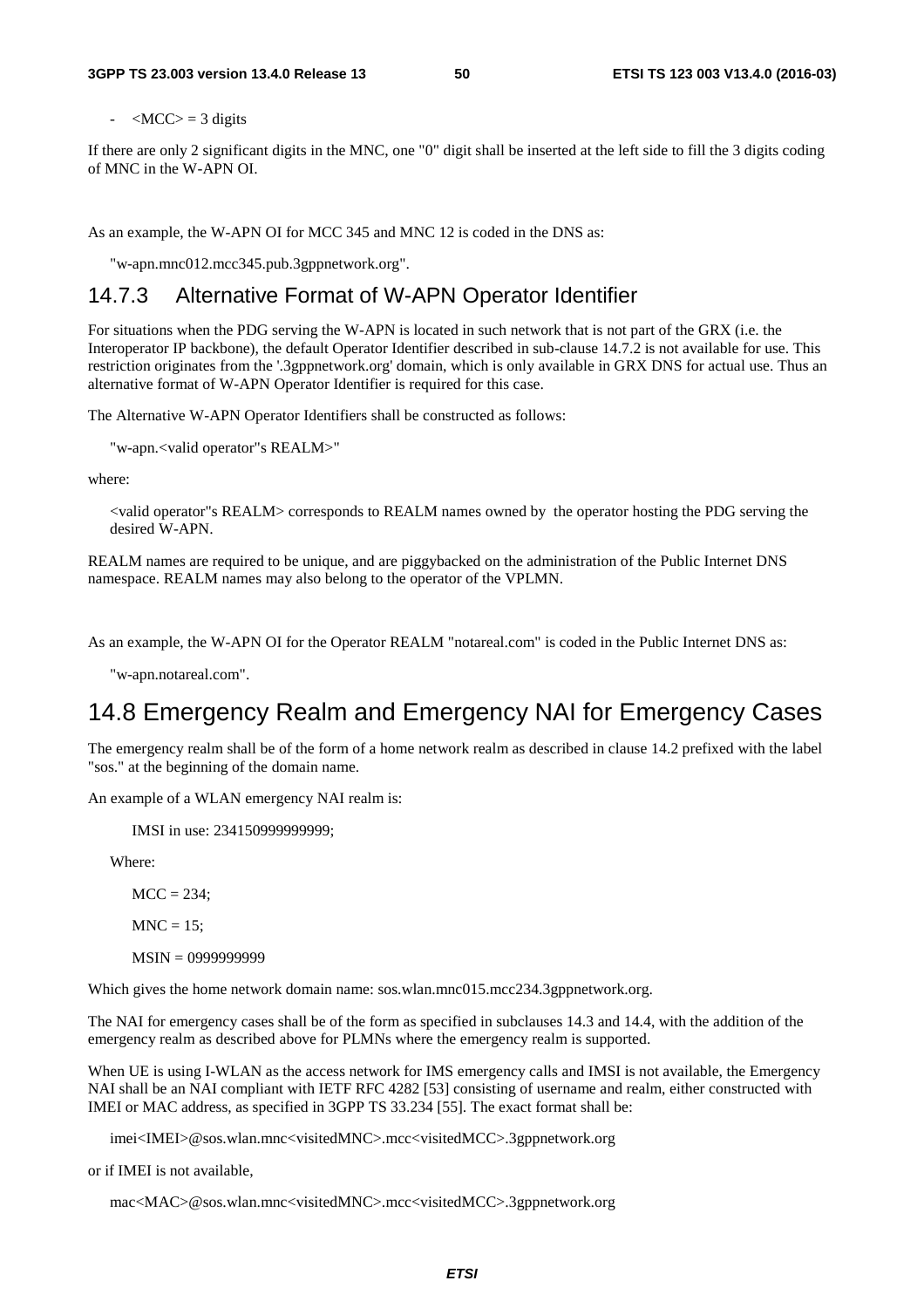- <MCC> = 3 digits

If there are only 2 significant digits in the MNC, one "0" digit shall be inserted at the left side to fill the 3 digits coding of MNC in the W-APN OI.

As an example, the W-APN OI for MCC 345 and MNC 12 is coded in the DNS as:

"w-apn.mnc012.mcc345.pub.3gppnetwork.org".

### 14.7.3 Alternative Format of W-APN Operator Identifier

For situations when the PDG serving the W-APN is located in such network that is not part of the GRX (i.e. the Interoperator IP backbone), the default Operator Identifier described in sub-clause 14.7.2 is not available for use. This restriction originates from the '.3gppnetwork.org' domain, which is only available in GRX DNS for actual use. Thus an alternative format of W-APN Operator Identifier is required for this case.

The Alternative W-APN Operator Identifiers shall be constructed as follows:

"w-apn.<valid operator"s REALM>"

where:

<valid operator"s REALM> corresponds to REALM names owned by the operator hosting the PDG serving the desired W-APN.

REALM names are required to be unique, and are piggybacked on the administration of the Public Internet DNS namespace. REALM names may also belong to the operator of the VPLMN.

As an example, the W-APN OI for the Operator REALM "notareal.com" is coded in the Public Internet DNS as:

"w-apn.notareal.com".

## 14.8 Emergency Realm and Emergency NAI for Emergency Cases

The emergency realm shall be of the form of a home network realm as described in clause 14.2 prefixed with the label "sos." at the beginning of the domain name.

An example of a WLAN emergency NAI realm is:

IMSI in use: 234150999999999;

Where:

MCC = 234;

MNC = 15;

MSIN = 0999999999

Which gives the home network domain name: sos.wlan.mnc015.mcc234.3gppnetwork.org.

The NAI for emergency cases shall be of the form as specified in subclauses 14.3 and 14.4, with the addition of the emergency realm as described above for PLMNs where the emergency realm is supported.

When UE is using I-WLAN as the access network for IMS emergency calls and IMSI is not available, the Emergency NAI shall be an NAI compliant with IETF RFC 4282 [53] consisting of username and realm, either constructed with IMEI or MAC address, as specified in 3GPP TS 33.234 [55]. The exact format shall be:

imei<IMEI>@sos.wlan.mnc<visitedMNC>.mcc<visitedMCC>.3gppnetwork.org

or if IMEI is not available,

mac<MAC>@sos.wlan.mnc<visitedMNC>.mcc<visitedMCC>.3gppnetwork.org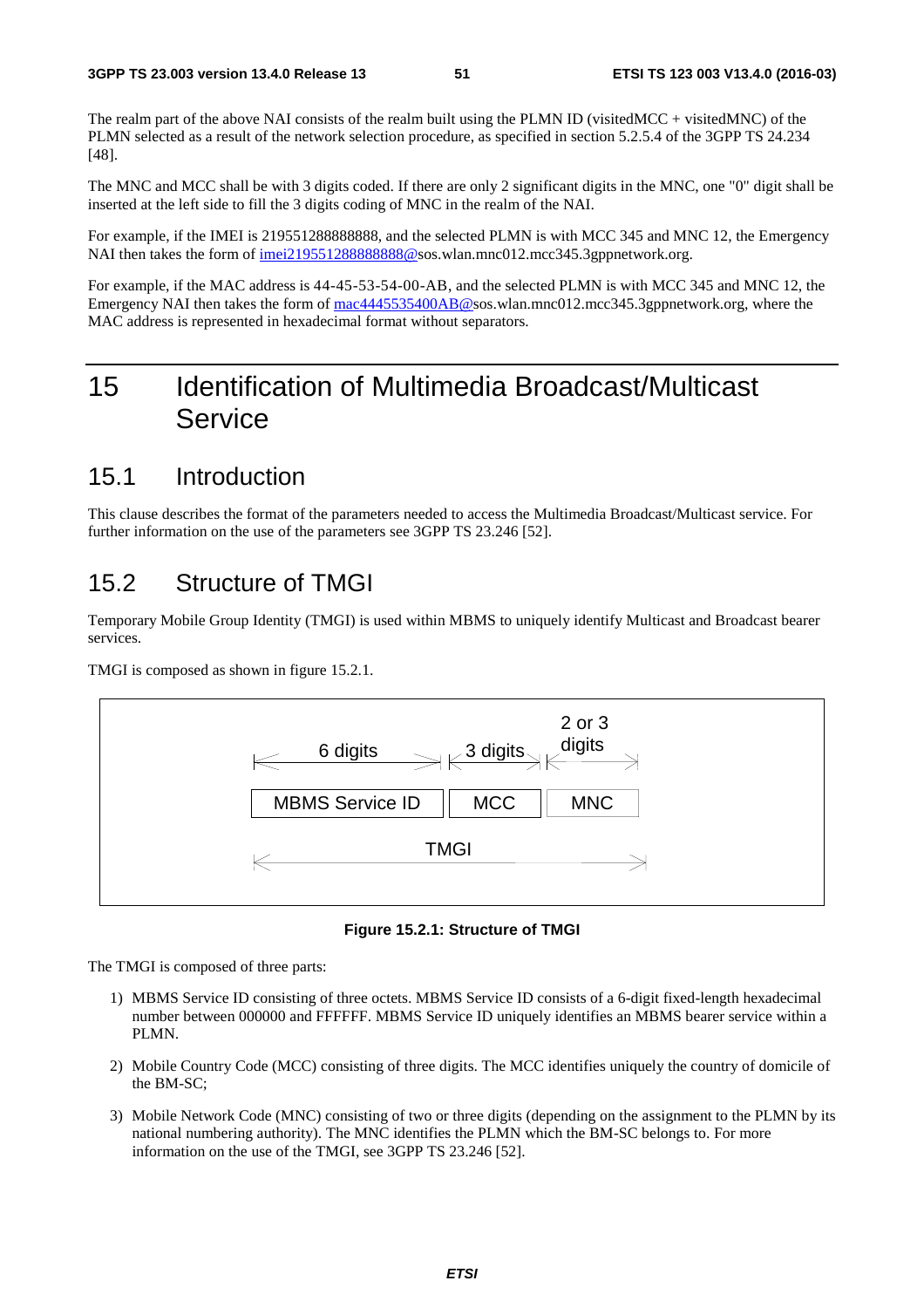The realm part of the above NAI consists of the realm built using the PLMN ID (visitedMCC + visitedMNC) of the PLMN selected as a result of the network selection procedure, as specified in section 5.2.5.4 of the 3GPP TS 24.234 [48].

The MNC and MCC shall be with 3 digits coded. If there are only 2 significant digits in the MNC, one "0" digit shall be inserted at the left side to fill the 3 digits coding of MNC in the realm of the NAI.

For example, if the IMEI is 219551288888888, and the selected PLMN is with MCC 345 and MNC 12, the Emergency NAI then takes the form of imei219551288888888@sos.wlan.mnc012.mcc345.3gppnetwork.org.

For example, if the MAC address is 44-45-53-54-00-AB, and the selected PLMN is with MCC 345 and MNC 12, the Emergency NAI then takes the form of mac4445535400AB@sos.wlan.mnc012.mcc345.3gppnetwork.org, where the MAC address is represented in hexadecimal format without separators.

# 15 Identification of Multimedia Broadcast/Multicast Service

## 15.1 Introduction

This clause describes the format of the parameters needed to access the Multimedia Broadcast/Multicast service. For further information on the use of the parameters see 3GPP TS 23.246 [52].

## 15.2 Structure of TMGI

Temporary Mobile Group Identity (TMGI) is used within MBMS to uniquely identify Multicast and Broadcast bearer services.

TMGI is composed as shown in figure 15.2.1.

| 6 digits | 3 digits | 2 or 3 digits |
|---|---|---|
| MBMS Service ID | MCC | MNC |
| TMGI | | |

**Figure 15.2.1: Structure of TMGI**

The TMGI is composed of three parts:

1) MBMS Service ID consisting of three octets. MBMS Service ID consists of a 6-digit fixed-length hexadecimal number between 000000 and FFFFFF. MBMS Service ID uniquely identifies an MBMS bearer service within a PLMN.

2) Mobile Country Code (MCC) consisting of three digits. The MCC identifies uniquely the country of domicile of the BM-SC;

3) Mobile Network Code (MNC) consisting of two or three digits (depending on the assignment to the PLMN by its national numbering authority). The MNC identifies the PLMN which the BM-SC belongs to. For more information on the use of the TMGI, see 3GPP TS 23.246 [52].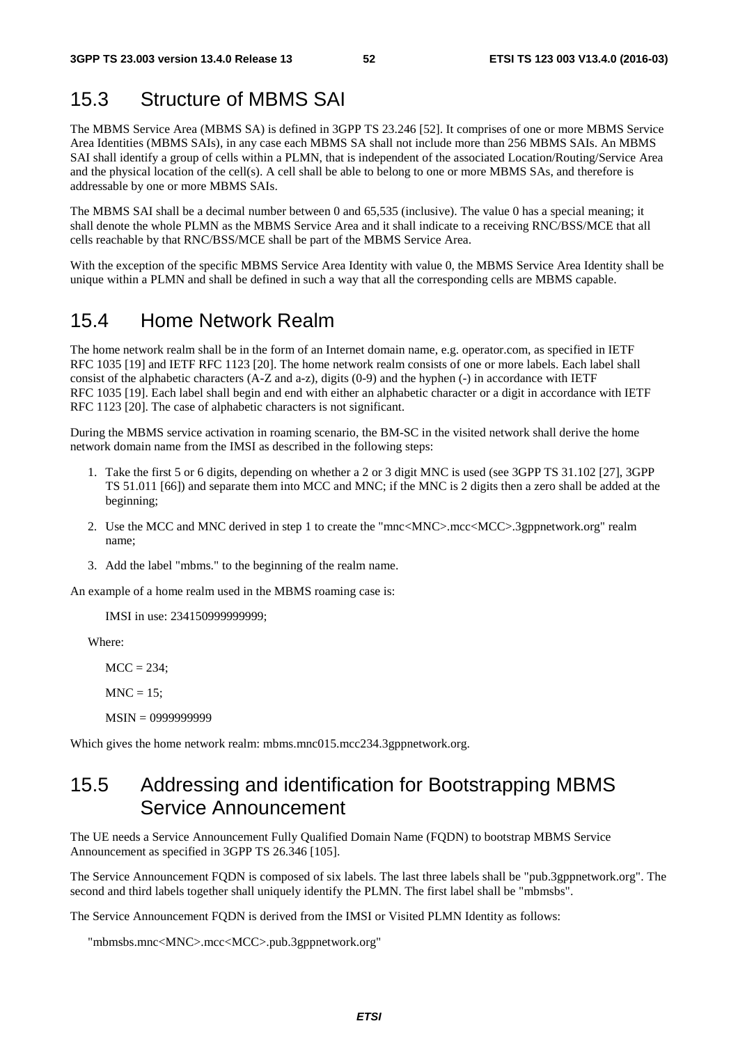## 15.3 Structure of MBMS SAI

The MBMS Service Area (MBMS SA) is defined in 3GPP TS 23.246 [52]. It comprises of one or more MBMS Service Area Identities (MBMS SAIs), in any case each MBMS SA shall not include more than 256 MBMS SAIs. An MBMS SAI shall identify a group of cells within a PLMN, that is independent of the associated Location/Routing/Service Area and the physical location of the cell(s). A cell shall be able to belong to one or more MBMS SAs, and therefore is addressable by one or more MBMS SAIs.

The MBMS SAI shall be a decimal number between 0 and 65,535 (inclusive). The value 0 has a special meaning; it shall denote the whole PLMN as the MBMS Service Area and it shall indicate to a receiving RNC/BSS/MCE that all cells reachable by that RNC/BSS/MCE shall be part of the MBMS Service Area.

With the exception of the specific MBMS Service Area Identity with value 0, the MBMS Service Area Identity shall be unique within a PLMN and shall be defined in such a way that all the corresponding cells are MBMS capable.

## 15.4 Home Network Realm

The home network realm shall be in the form of an Internet domain name, e.g. operator.com, as specified in IETF RFC 1035 [19] and IETF RFC 1123 [20]. The home network realm consists of one or more labels. Each label shall consist of the alphabetic characters (A-Z and a-z), digits (0-9) and the hyphen (-) in accordance with IETF RFC 1035 [19]. Each label shall begin and end with either an alphabetic character or a digit in accordance with IETF RFC 1123 [20]. The case of alphabetic characters is not significant.

During the MBMS service activation in roaming scenario, the BM-SC in the visited network shall derive the home network domain name from the IMSI as described in the following steps:

1. Take the first 5 or 6 digits, depending on whether a 2 or 3 digit MNC is used (see 3GPP TS 31.102 [27], 3GPP TS 51.011 [66]) and separate them into MCC and MNC; if the MNC is 2 digits then a zero shall be added at the beginning;
2. Use the MCC and MNC derived in step 1 to create the "mnc<MNC>.mcc<MCC>.3gppnetwork.org" realm name;
3. Add the label "mbms." to the beginning of the realm name.

An example of a home realm used in the MBMS roaming case is:

IMSI in use: 234150999999999;

Where:

MCC = 234;

MNC = 15;

MSIN = 0999999999

Which gives the home network realm: mbms.mnc015.mcc234.3gppnetwork.org.

## 15.5 Addressing and identification for Bootstrapping MBMS Service Announcement

The UE needs a Service Announcement Fully Qualified Domain Name (FQDN) to bootstrap MBMS Service Announcement as specified in 3GPP TS 26.346 [105].

The Service Announcement FQDN is composed of six labels. The last three labels shall be "pub.3gppnetwork.org". The second and third labels together shall uniquely identify the PLMN. The first label shall be "mbmsbs".

The Service Announcement FQDN is derived from the IMSI or Visited PLMN Identity as follows:

"mbmsbs.mnc<MNC>.mcc<MCC>.pub.3gppnetwork.org"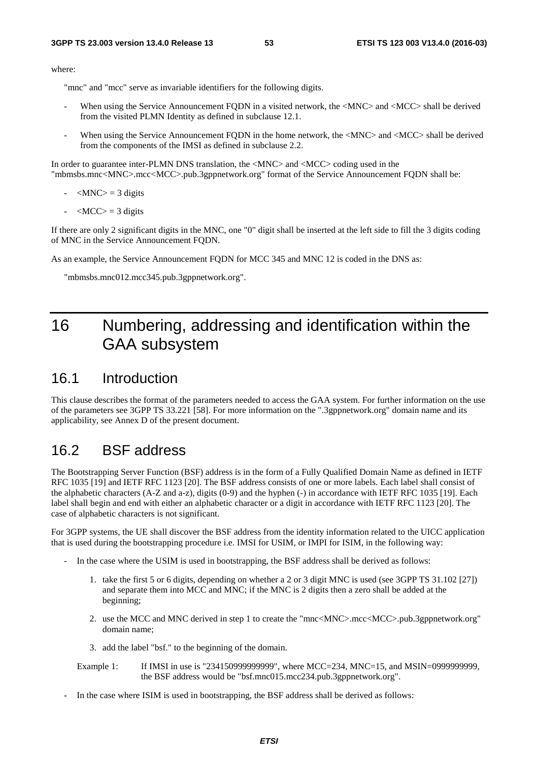where:

"mnc" and "mcc" serve as invariable identifiers for the following digits.

- When using the Service Announcement FQDN in a visited network, the <MNC> and <MCC> shall be derived from the visited PLMN Identity as defined in subclause 12.1.
- When using the Service Announcement FQDN in the home network, the <MNC> and <MCC> shall be derived from the components of the IMSI as defined in subclause 2.2.

In order to guarantee inter-PLMN DNS translation, the <MNC> and <MCC> coding used in the "mbmsbs.mnc<MNC>.mcc<MCC>.pub.3gppnetwork.org" format of the Service Announcement FQDN shall be:

- <MNC> = 3 digits
- <MCC> = 3 digits

If there are only 2 significant digits in the MNC, one "0" digit shall be inserted at the left side to fill the 3 digits coding of MNC in the Service Announcement FQDN.

As an example, the Service Announcement FQDN for MCC 345 and MNC 12 is coded in the DNS as:

"mbmsbs.mnc012.mcc345.pub.3gppnetwork.org".

# 16 Numbering, addressing and identification within the GAA subsystem

## 16.1 Introduction

This clause describes the format of the parameters needed to access the GAA system. For further information on the use of the parameters see 3GPP TS 33.221 [58]. For more information on the ".3gppnetwork.org" domain name and its applicability, see Annex D of the present document.

## 16.2 BSF address

The Bootstrapping Server Function (BSF) address is in the form of a Fully Qualified Domain Name as defined in IETF RFC 1035 [19] and IETF RFC 1123 [20]. The BSF address consists of one or more labels. Each label shall consist of the alphabetic characters (A-Z and a-z), digits (0-9) and the hyphen (-) in accordance with IETF RFC 1035 [19]. Each label shall begin and end with either an alphabetic character or a digit in accordance with IETF RFC 1123 [20]. The case of alphabetic characters is not significant.

For 3GPP systems, the UE shall discover the BSF address from the identity information related to the UICC application that is used during the bootstrapping procedure i.e. IMSI for USIM, or IMPI for ISIM, in the following way:

- In the case where the USIM is used in bootstrapping, the BSF address shall be derived as follows:
    1. take the first 5 or 6 digits, depending on whether a 2 or 3 digit MNC is used (see 3GPP TS 31.102 [27]) and separate them into MCC and MNC; if the MNC is 2 digits then a zero shall be added at the beginning;
    2. use the MCC and MNC derived in step 1 to create the "mnc<MNC>.mcc<MCC>.pub.3gppnetwork.org" domain name;
    3. add the label "bsf." to the beginning of the domain.

    Example 1: If IMSI in use is "234150999999999", where MCC=234, MNC=15, and MSIN=0999999999, the BSF address would be "bsf.mnc015.mcc234.pub.3gppnetwork.org".

- In the case where ISIM is used in bootstrapping, the BSF address shall be derived as follows: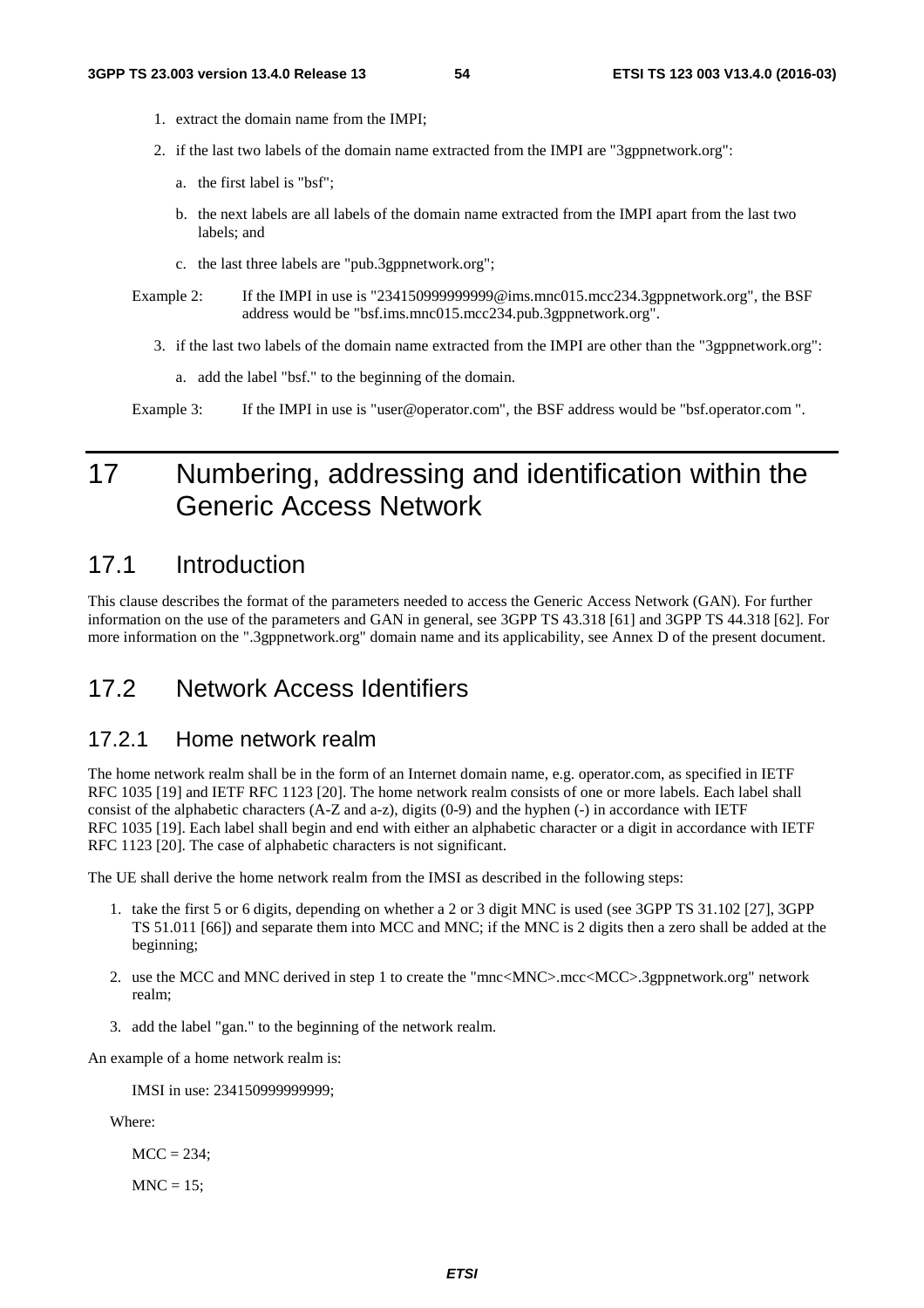1. extract the domain name from the IMPI;
2. if the last two labels of the domain name extracted from the IMPI are "3gppnetwork.org":
   a. the first label is "bsf";
   b. the next labels are all labels of the domain name extracted from the IMPI apart from the last two labels; and
   c. the last three labels are "pub.3gppnetwork.org";

Example 2: If the IMPI in use is "234150999999999@ims.mnc015.mcc234.3gppnetwork.org", the BSF address would be "bsf.ims.mnc015.mcc234.pub.3gppnetwork.org".

3. if the last two labels of the domain name extracted from the IMPI are other than the "3gppnetwork.org":
   a. add the label "bsf." to the beginning of the domain.

Example 3: If the IMPI in use is "user@operator.com", the BSF address would be "bsf.operator.com ".

# 17 Numbering, addressing and identification within the Generic Access Network

## 17.1 Introduction

This clause describes the format of the parameters needed to access the Generic Access Network (GAN). For further information on the use of the parameters and GAN in general, see 3GPP TS 43.318 [61] and 3GPP TS 44.318 [62]. For more information on the ".3gppnetwork.org" domain name and its applicability, see Annex D of the present document.

## 17.2 Network Access Identifiers

### 17.2.1 Home network realm

The home network realm shall be in the form of an Internet domain name, e.g. operator.com, as specified in IETF RFC 1035 [19] and IETF RFC 1123 [20]. The home network realm consists of one or more labels. Each label shall consist of the alphabetic characters (A-Z and a-z), digits (0-9) and the hyphen (-) in accordance with IETF RFC 1035 [19]. Each label shall begin and end with either an alphabetic character or a digit in accordance with IETF RFC 1123 [20]. The case of alphabetic characters is not significant.

The UE shall derive the home network realm from the IMSI as described in the following steps:

1. take the first 5 or 6 digits, depending on whether a 2 or 3 digit MNC is used (see 3GPP TS 31.102 [27], 3GPP TS 51.011 [66]) and separate them into MCC and MNC; if the MNC is 2 digits then a zero shall be added at the beginning;
2. use the MCC and MNC derived in step 1 to create the "mnc<MNC>.mcc<MCC>.3gppnetwork.org" network realm;
3. add the label "gan." to the beginning of the network realm.

An example of a home network realm is:

IMSI in use: 234150999999999;

Where:

MCC = 234;

MNC = 15;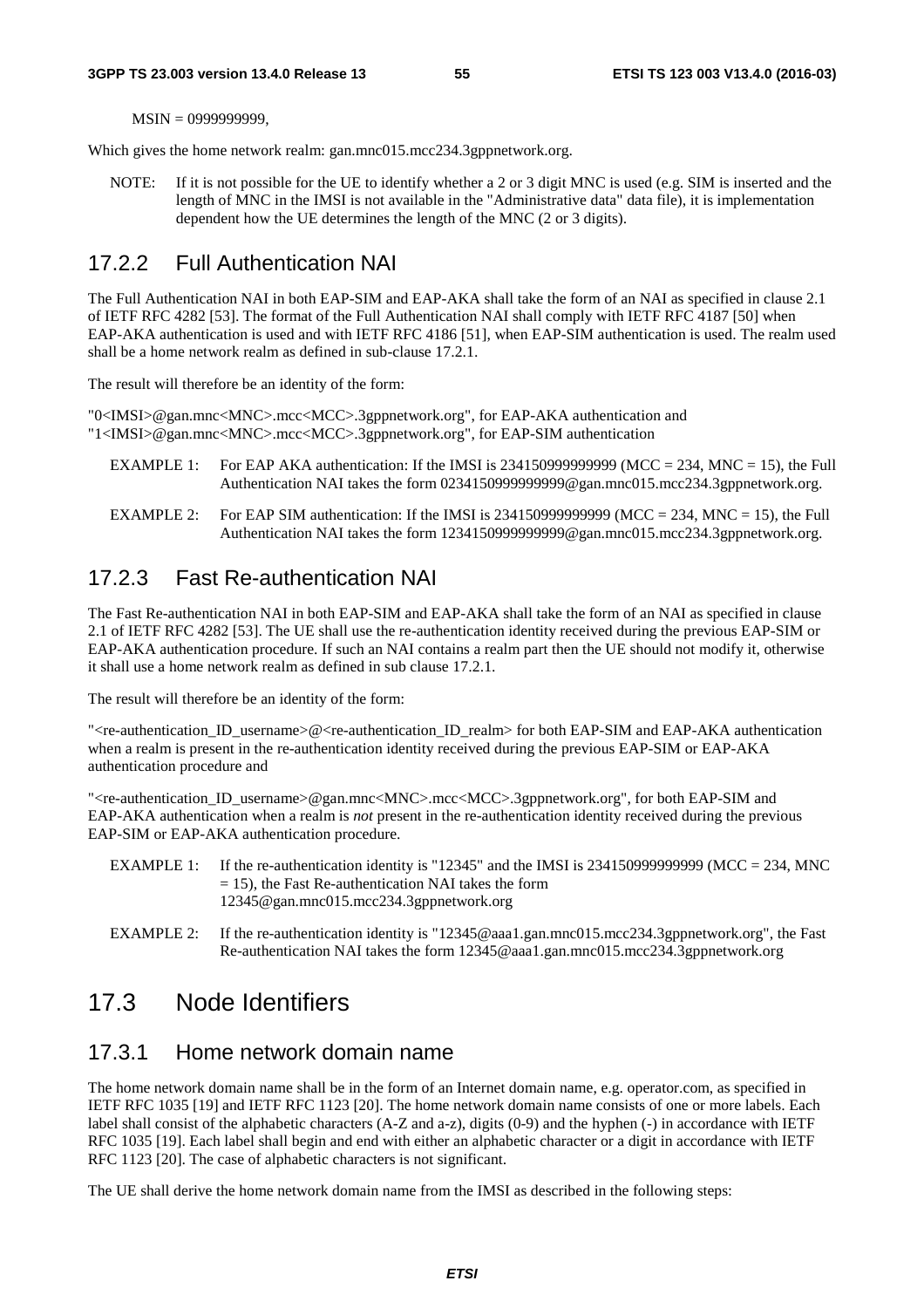MSIN = 0999999999,

Which gives the home network realm: gan.mnc015.mcc234.3gppnetwork.org.

NOTE: If it is not possible for the UE to identify whether a 2 or 3 digit MNC is used (e.g. SIM is inserted and the length of MNC in the IMSI is not available in the "Administrative data" data file), it is implementation dependent how the UE determines the length of the MNC (2 or 3 digits).

### 17.2.2 Full Authentication NAI

The Full Authentication NAI in both EAP-SIM and EAP-AKA shall take the form of an NAI as specified in clause 2.1 of IETF RFC 4282 [53]. The format of the Full Authentication NAI shall comply with IETF RFC 4187 [50] when EAP-AKA authentication is used and with IETF RFC 4186 [51], when EAP-SIM authentication is used. The realm used shall be a home network realm as defined in sub-clause 17.2.1.

The result will therefore be an identity of the form:

"0<IMSI>@gan.mnc<MNC>.mcc<MCC>.3gppnetwork.org", for EAP-AKA authentication and
"1<IMSI>@gan.mnc<MNC>.mcc<MCC>.3gppnetwork.org", for EAP-SIM authentication

EXAMPLE 1: For EAP AKA authentication: If the IMSI is 234150999999999 (MCC = 234, MNC = 15), the Full Authentication NAI takes the form 0234150999999999@gan.mnc015.mcc234.3gppnetwork.org.

EXAMPLE 2: For EAP SIM authentication: If the IMSI is 234150999999999 (MCC = 234, MNC = 15), the Full Authentication NAI takes the form 1234150999999999@gan.mnc015.mcc234.3gppnetwork.org.

### 17.2.3 Fast Re-authentication NAI

The Fast Re-authentication NAI in both EAP-SIM and EAP-AKA shall take the form of an NAI as specified in clause 2.1 of IETF RFC 4282 [53]. The UE shall use the re-authentication identity received during the previous EAP-SIM or EAP-AKA authentication procedure. If such an NAI contains a realm part then the UE should not modify it, otherwise it shall use a home network realm as defined in sub clause 17.2.1.

The result will therefore be an identity of the form:

"<re-authentication_ID_username>@<re-authentication_ID_realm> for both EAP-SIM and EAP-AKA authentication when a realm is present in the re-authentication identity received during the previous EAP-SIM or EAP-AKA authentication procedure and

"<re-authentication_ID_username>@gan.mnc<MNC>.mcc<MCC>.3gppnetwork.org", for both EAP-SIM and EAP-AKA authentication when a realm is *not* present in the re-authentication identity received during the previous EAP-SIM or EAP-AKA authentication procedure.

EXAMPLE 1: If the re-authentication identity is "12345" and the IMSI is 234150999999999 (MCC = 234, MNC = 15), the Fast Re-authentication NAI takes the form 12345@gan.mnc015.mcc234.3gppnetwork.org

EXAMPLE 2: If the re-authentication identity is "12345@aaa1.gan.mnc015.mcc234.3gppnetwork.org", the Fast Re-authentication NAI takes the form 12345@aaa1.gan.mnc015.mcc234.3gppnetwork.org

## 17.3 Node Identifiers

### 17.3.1 Home network domain name

The home network domain name shall be in the form of an Internet domain name, e.g. operator.com, as specified in IETF RFC 1035 [19] and IETF RFC 1123 [20]. The home network domain name consists of one or more labels. Each label shall consist of the alphabetic characters (A-Z and a-z), digits (0-9) and the hyphen (-) in accordance with IETF RFC 1035 [19]. Each label shall begin and end with either an alphabetic character or a digit in accordance with IETF RFC 1123 [20]. The case of alphabetic characters is not significant.

The UE shall derive the home network domain name from the IMSI as described in the following steps: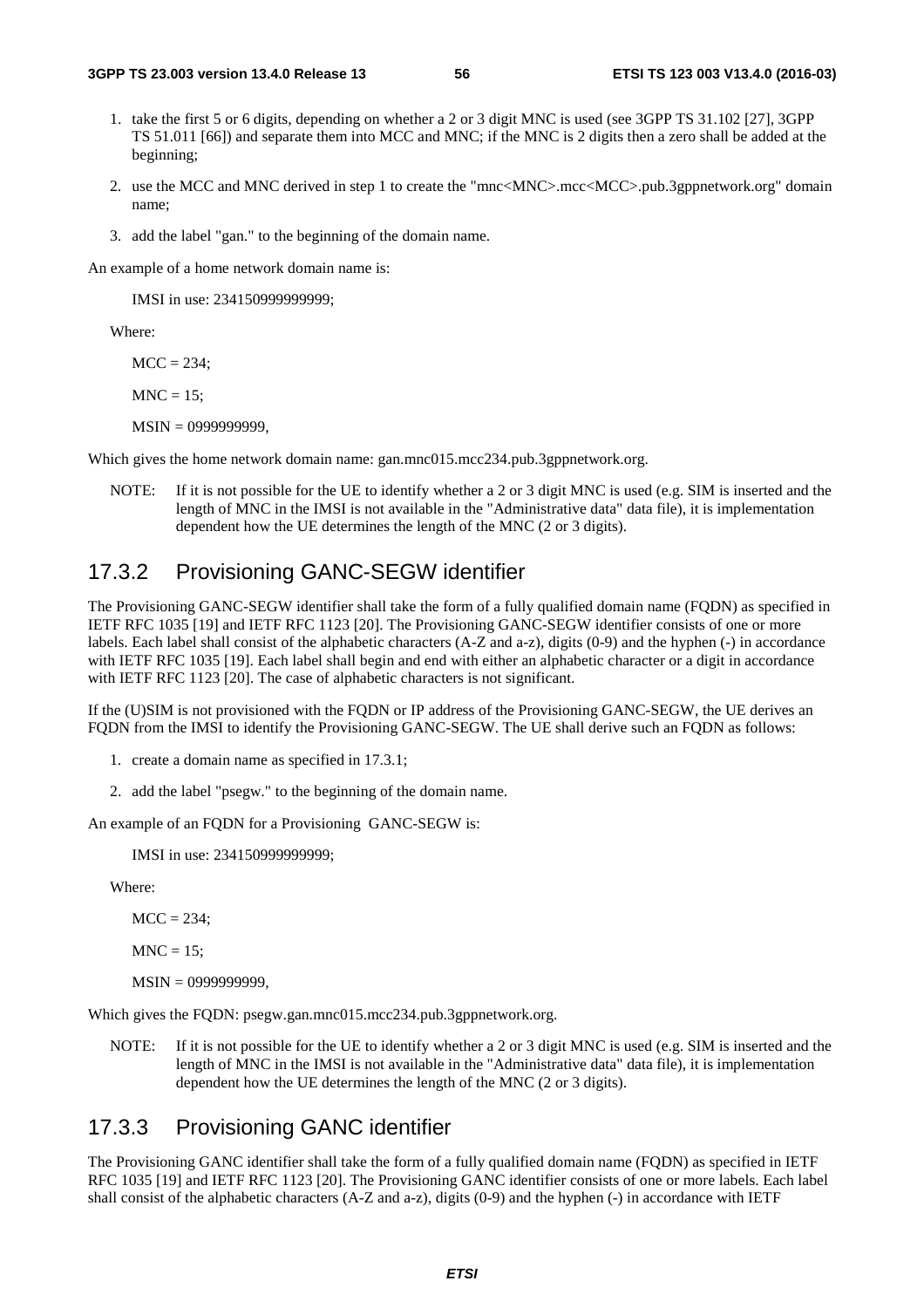1. take the first 5 or 6 digits, depending on whether a 2 or 3 digit MNC is used (see 3GPP TS 31.102 [27], 3GPP TS 51.011 [66]) and separate them into MCC and MNC; if the MNC is 2 digits then a zero shall be added at the beginning;

2. use the MCC and MNC derived in step 1 to create the "mnc<MNC>.mcc<MCC>.pub.3gppnetwork.org" domain name;

3. add the label "gan." to the beginning of the domain name.

An example of a home network domain name is:

IMSI in use: 234150999999999;

Where:

MCC = 234;

MNC = 15;

MSIN = 0999999999,

Which gives the home network domain name: gan.mnc015.mcc234.pub.3gppnetwork.org.

NOTE: If it is not possible for the UE to identify whether a 2 or 3 digit MNC is used (e.g. SIM is inserted and the length of MNC in the IMSI is not available in the "Administrative data" data file), it is implementation dependent how the UE determines the length of the MNC (2 or 3 digits).

## 17.3.2 Provisioning GANC-SEGW identifier

The Provisioning GANC-SEGW identifier shall take the form of a fully qualified domain name (FQDN) as specified in IETF RFC 1035 [19] and IETF RFC 1123 [20]. The Provisioning GANC-SEGW identifier consists of one or more labels. Each label shall consist of the alphabetic characters (A-Z and a-z), digits (0-9) and the hyphen (-) in accordance with IETF RFC 1035 [19]. Each label shall begin and end with either an alphabetic character or a digit in accordance with IETF RFC 1123 [20]. The case of alphabetic characters is not significant.

If the (U)SIM is not provisioned with the FQDN or IP address of the Provisioning GANC-SEGW, the UE derives an FQDN from the IMSI to identify the Provisioning GANC-SEGW. The UE shall derive such an FQDN as follows:

1. create a domain name as specified in 17.3.1;

2. add the label "psegw." to the beginning of the domain name.

An example of an FQDN for a Provisioning GANC-SEGW is:

IMSI in use: 234150999999999;

Where:

MCC = 234;

MNC = 15;

MSIN = 0999999999,

Which gives the FQDN: psegw.gan.mnc015.mcc234.pub.3gppnetwork.org.

NOTE: If it is not possible for the UE to identify whether a 2 or 3 digit MNC is used (e.g. SIM is inserted and the length of MNC in the IMSI is not available in the "Administrative data" data file), it is implementation dependent how the UE determines the length of the MNC (2 or 3 digits).

## 17.3.3 Provisioning GANC identifier

The Provisioning GANC identifier shall take the form of a fully qualified domain name (FQDN) as specified in IETF RFC 1035 [19] and IETF RFC 1123 [20]. The Provisioning GANC identifier consists of one or more labels. Each label shall consist of the alphabetic characters (A-Z and a-z), digits (0-9) and the hyphen (-) in accordance with IETF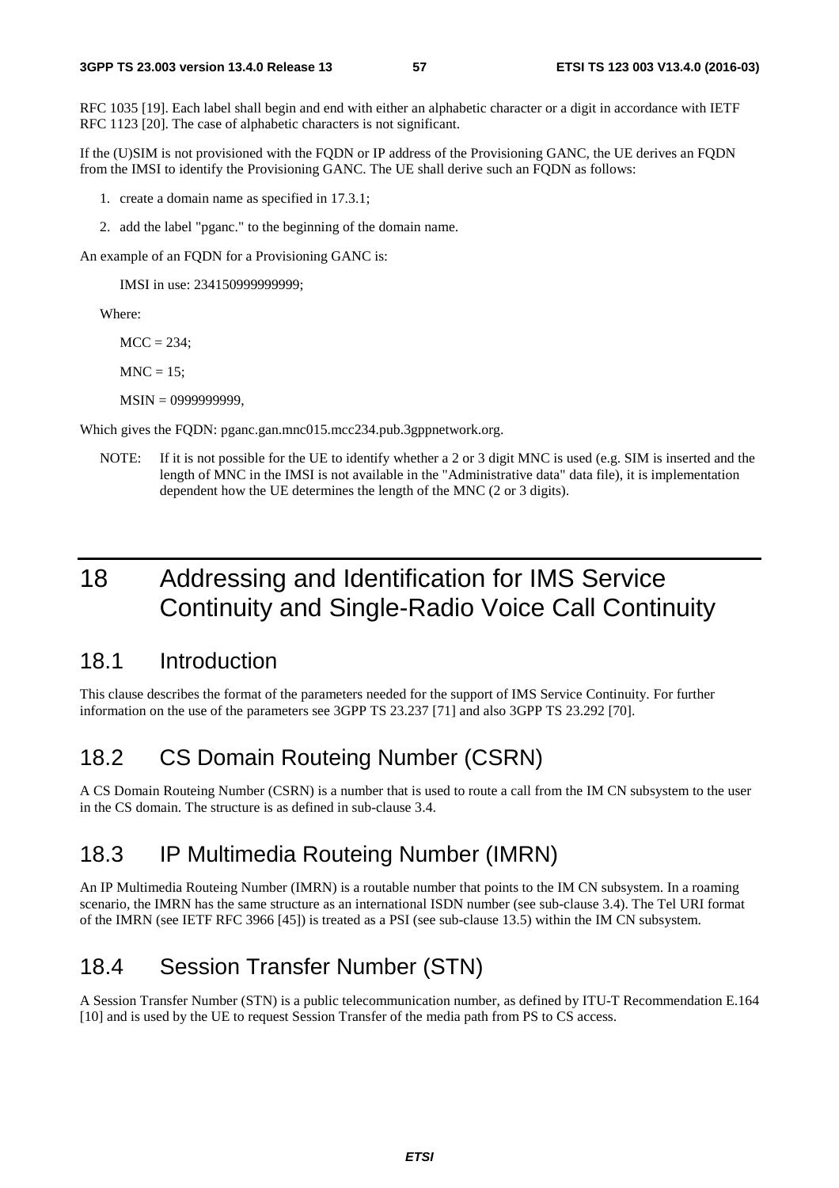RFC 1035 [19]. Each label shall begin and end with either an alphabetic character or a digit in accordance with IETF RFC 1123 [20]. The case of alphabetic characters is not significant.

If the (U)SIM is not provisioned with the FQDN or IP address of the Provisioning GANC, the UE derives an FQDN from the IMSI to identify the Provisioning GANC. The UE shall derive such an FQDN as follows:

1. create a domain name as specified in 17.3.1;
2. add the label "pganc." to the beginning of the domain name.

An example of an FQDN for a Provisioning GANC is:

IMSI in use: 234150999999999;

Where:

MCC = 234;

MNC = 15;

MSIN = 0999999999,

Which gives the FQDN: pganc.gan.mnc015.mcc234.pub.3gppnetwork.org.

NOTE: If it is not possible for the UE to identify whether a 2 or 3 digit MNC is used (e.g. SIM is inserted and the length of MNC in the IMSI is not available in the "Administrative data" data file), it is implementation dependent how the UE determines the length of the MNC (2 or 3 digits).

# 18 Addressing and Identification for IMS Service Continuity and Single-Radio Voice Call Continuity

## 18.1 Introduction

This clause describes the format of the parameters needed for the support of IMS Service Continuity. For further information on the use of the parameters see 3GPP TS 23.237 [71] and also 3GPP TS 23.292 [70].

## 18.2 CS Domain Routeing Number (CSRN)

A CS Domain Routeing Number (CSRN) is a number that is used to route a call from the IM CN subsystem to the user in the CS domain. The structure is as defined in sub-clause 3.4.

## 18.3 IP Multimedia Routeing Number (IMRN)

An IP Multimedia Routeing Number (IMRN) is a routable number that points to the IM CN subsystem. In a roaming scenario, the IMRN has the same structure as an international ISDN number (see sub-clause 3.4). The Tel URI format of the IMRN (see IETF RFC 3966 [45]) is treated as a PSI (see sub-clause 13.5) within the IM CN subsystem.

## 18.4 Session Transfer Number (STN)

A Session Transfer Number (STN) is a public telecommunication number, as defined by ITU-T Recommendation E.164 [10] and is used by the UE to request Session Transfer of the media path from PS to CS access.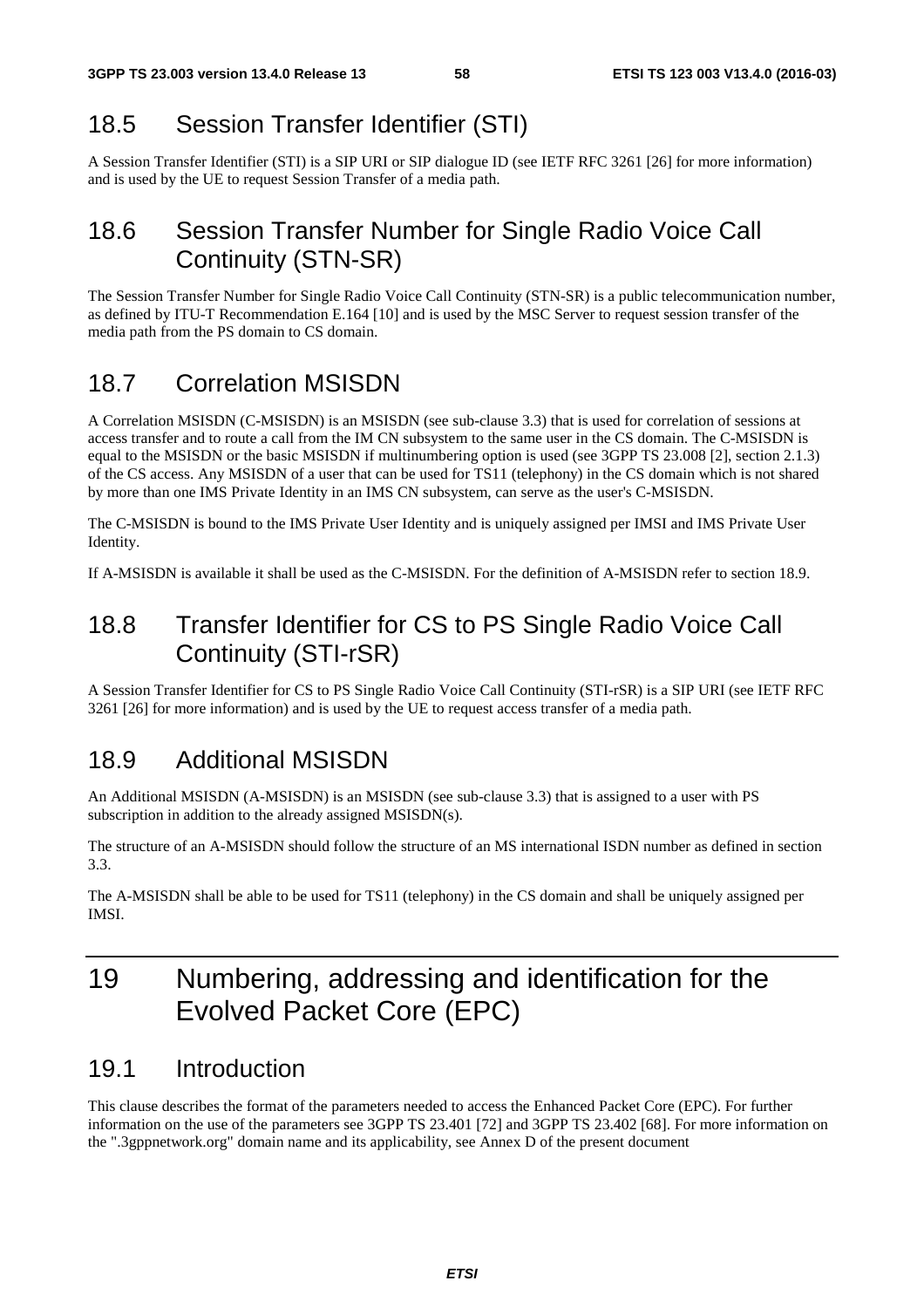## 18.5 Session Transfer Identifier (STI)

A Session Transfer Identifier (STI) is a SIP URI or SIP dialogue ID (see IETF RFC 3261 [26] for more information) and is used by the UE to request Session Transfer of a media path.

## 18.6 Session Transfer Number for Single Radio Voice Call Continuity (STN-SR)

The Session Transfer Number for Single Radio Voice Call Continuity (STN-SR) is a public telecommunication number, as defined by ITU-T Recommendation E.164 [10] and is used by the MSC Server to request session transfer of the media path from the PS domain to CS domain.

## 18.7 Correlation MSISDN

A Correlation MSISDN (C-MSISDN) is an MSISDN (see sub-clause 3.3) that is used for correlation of sessions at access transfer and to route a call from the IM CN subsystem to the same user in the CS domain. The C-MSISDN is equal to the MSISDN or the basic MSISDN if multinumbering option is used (see 3GPP TS 23.008 [2], section 2.1.3) of the CS access. Any MSISDN of a user that can be used for TS11 (telephony) in the CS domain which is not shared by more than one IMS Private Identity in an IMS CN subsystem, can serve as the user's C-MSISDN.

The C-MSISDN is bound to the IMS Private User Identity and is uniquely assigned per IMSI and IMS Private User Identity.

If A-MSISDN is available it shall be used as the C-MSISDN. For the definition of A-MSISDN refer to section 18.9.

## 18.8 Transfer Identifier for CS to PS Single Radio Voice Call Continuity (STI-rSR)

A Session Transfer Identifier for CS to PS Single Radio Voice Call Continuity (STI-rSR) is a SIP URI (see IETF RFC 3261 [26] for more information) and is used by the UE to request access transfer of a media path.

## 18.9 Additional MSISDN

An Additional MSISDN (A-MSISDN) is an MSISDN (see sub-clause 3.3) that is assigned to a user with PS subscription in addition to the already assigned MSISDN(s).

The structure of an A-MSISDN should follow the structure of an MS international ISDN number as defined in section 3.3.

The A-MSISDN shall be able to be used for TS11 (telephony) in the CS domain and shall be uniquely assigned per IMSI.

# 19 Numbering, addressing and identification for the Evolved Packet Core (EPC)

## 19.1 Introduction

This clause describes the format of the parameters needed to access the Enhanced Packet Core (EPC). For further information on the use of the parameters see 3GPP TS 23.401 [72] and 3GPP TS 23.402 [68]. For more information on the ".3gppnetwork.org" domain name and its applicability, see Annex D of the present document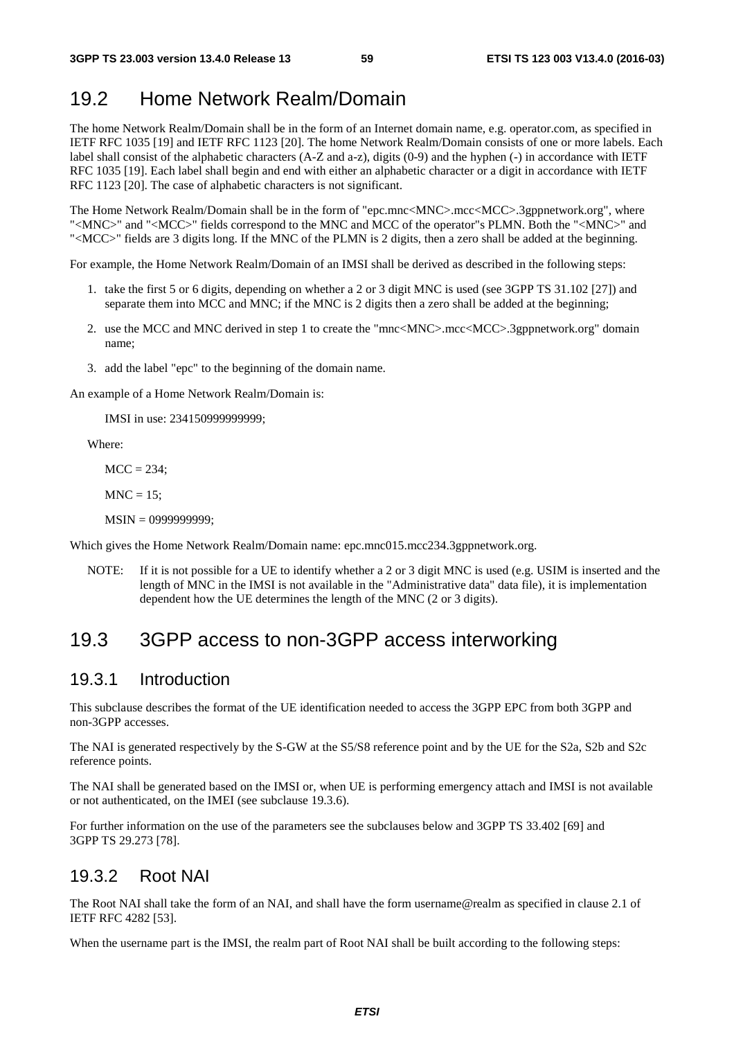## 19.2 Home Network Realm/Domain

The home Network Realm/Domain shall be in the form of an Internet domain name, e.g. operator.com, as specified in IETF RFC 1035 [19] and IETF RFC 1123 [20]. The home Network Realm/Domain consists of one or more labels. Each label shall consist of the alphabetic characters (A-Z and a-z), digits (0-9) and the hyphen (-) in accordance with IETF RFC 1035 [19]. Each label shall begin and end with either an alphabetic character or a digit in accordance with IETF RFC 1123 [20]. The case of alphabetic characters is not significant.

The Home Network Realm/Domain shall be in the form of "epc.mnc<MNC>.mcc<MCC>.3gppnetwork.org", where "<MNC>" and "<MCC>" fields correspond to the MNC and MCC of the operator"s PLMN. Both the "<MNC>" and "<MCC>" fields are 3 digits long. If the MNC of the PLMN is 2 digits, then a zero shall be added at the beginning.

For example, the Home Network Realm/Domain of an IMSI shall be derived as described in the following steps:

1. take the first 5 or 6 digits, depending on whether a 2 or 3 digit MNC is used (see 3GPP TS 31.102 [27]) and separate them into MCC and MNC; if the MNC is 2 digits then a zero shall be added at the beginning;
2. use the MCC and MNC derived in step 1 to create the "mnc<MNC>.mcc<MCC>.3gppnetwork.org" domain name;
3. add the label "epc" to the beginning of the domain name.

An example of a Home Network Realm/Domain is:

IMSI in use: 234150999999999;

Where:

MCC = 234;

MNC = 15;

MSIN = 0999999999;

Which gives the Home Network Realm/Domain name: epc.mnc015.mcc234.3gppnetwork.org.

NOTE: If it is not possible for a UE to identify whether a 2 or 3 digit MNC is used (e.g. USIM is inserted and the length of MNC in the IMSI is not available in the "Administrative data" data file), it is implementation dependent how the UE determines the length of the MNC (2 or 3 digits).

## 19.3 3GPP access to non-3GPP access interworking

### 19.3.1 Introduction

This subclause describes the format of the UE identification needed to access the 3GPP EPC from both 3GPP and non-3GPP accesses.

The NAI is generated respectively by the S-GW at the S5/S8 reference point and by the UE for the S2a, S2b and S2c reference points.

The NAI shall be generated based on the IMSI or, when UE is performing emergency attach and IMSI is not available or not authenticated, on the IMEI (see subclause 19.3.6).

For further information on the use of the parameters see the subclauses below and 3GPP TS 33.402 [69] and 3GPP TS 29.273 [78].

### 19.3.2 Root NAI

The Root NAI shall take the form of an NAI, and shall have the form username@realm as specified in clause 2.1 of IETF RFC 4282 [53].

When the username part is the IMSI, the realm part of Root NAI shall be built according to the following steps: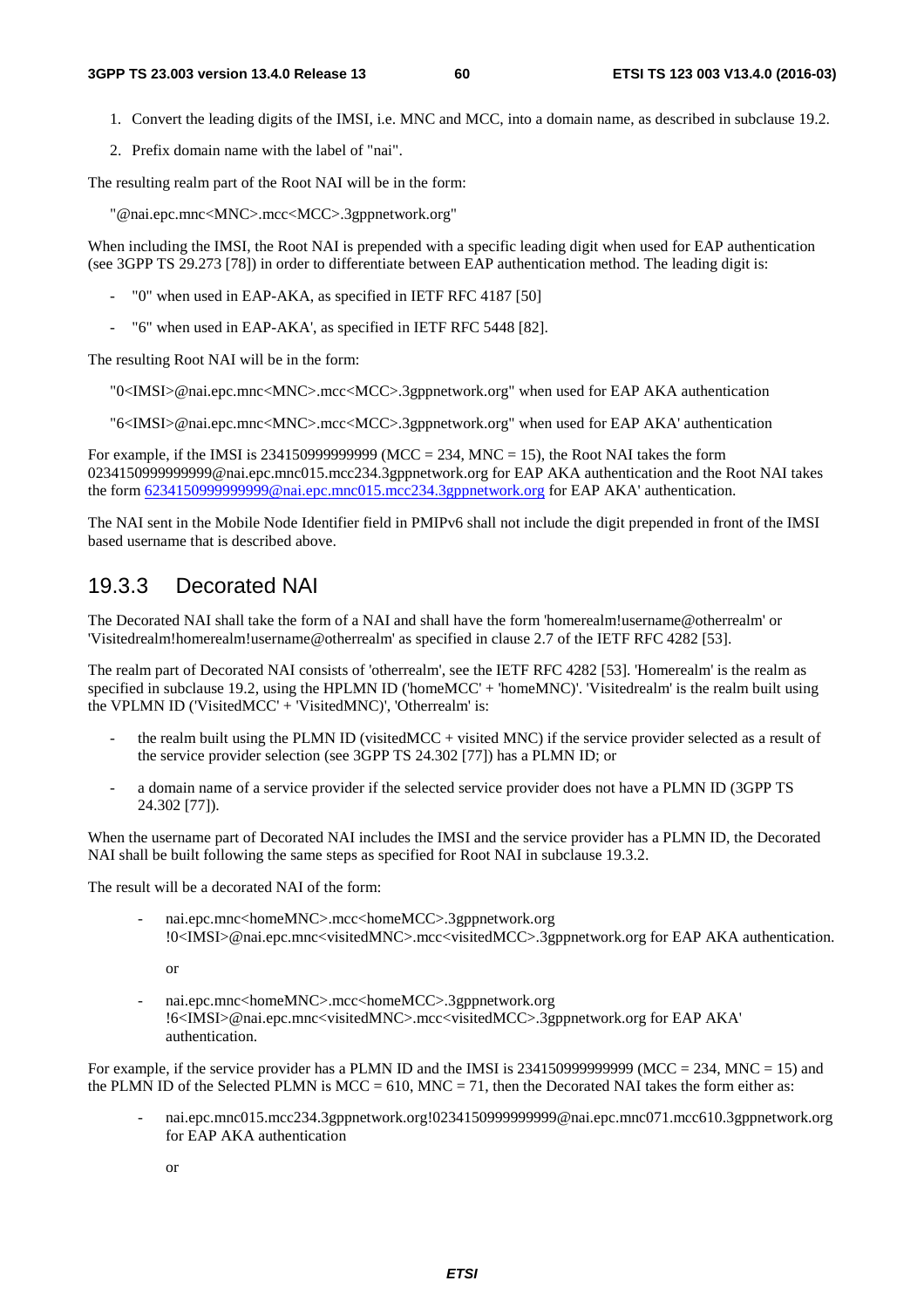1. Convert the leading digits of the IMSI, i.e. MNC and MCC, into a domain name, as described in subclause 19.2.
2. Prefix domain name with the label of "nai".

The resulting realm part of the Root NAI will be in the form:

"@nai.epc.mnc<MNC>.mcc<MCC>.3gppnetwork.org"

When including the IMSI, the Root NAI is prepended with a specific leading digit when used for EAP authentication (see 3GPP TS 29.273 [78]) in order to differentiate between EAP authentication method. The leading digit is:

- "0" when used in EAP-AKA, as specified in IETF RFC 4187 [50]
- "6" when used in EAP-AKA', as specified in IETF RFC 5448 [82].

The resulting Root NAI will be in the form:

"0<IMSI>@nai.epc.mnc<MNC>.mcc<MCC>.3gppnetwork.org" when used for EAP AKA authentication

"6<IMSI>@nai.epc.mnc<MNC>.mcc<MCC>.3gppnetwork.org" when used for EAP AKA' authentication

For example, if the IMSI is 234150999999999 (MCC = 234, MNC = 15), the Root NAI takes the form 0234150999999999@nai.epc.mnc015.mcc234.3gppnetwork.org for EAP AKA authentication and the Root NAI takes the form 6234150999999999@nai.epc.mnc015.mcc234.3gppnetwork.org for EAP AKA' authentication.

The NAI sent in the Mobile Node Identifier field in PMIPv6 shall not include the digit prepended in front of the IMSI based username that is described above.

## 19.3.3 Decorated NAI

The Decorated NAI shall take the form of a NAI and shall have the form 'homerealm!username@otherrealm' or 'Visitedrealm!homerealm!username@otherrealm' as specified in clause 2.7 of the IETF RFC 4282 [53].

The realm part of Decorated NAI consists of 'otherrealm', see the IETF RFC 4282 [53]. 'Homerealm' is the realm as specified in subclause 19.2, using the HPLMN ID ('homeMCC' + 'homeMNC)'. 'Visitedrealm' is the realm built using the VPLMN ID ('VisitedMCC' + 'VisitedMNC)', 'Otherrealm' is:

- the realm built using the PLMN ID (visitedMCC + visited MNC) if the service provider selected as a result of the service provider selection (see 3GPP TS 24.302 [77]) has a PLMN ID; or
- a domain name of a service provider if the selected service provider does not have a PLMN ID (3GPP TS 24.302 [77]).

When the username part of Decorated NAI includes the IMSI and the service provider has a PLMN ID, the Decorated NAI shall be built following the same steps as specified for Root NAI in subclause 19.3.2.

The result will be a decorated NAI of the form:

- nai.epc.mnc<homeMNC>.mcc<homeMCC>.3gppnetwork.org !0<IMSI>@nai.epc.mnc<visitedMNC>.mcc<visitedMCC>.3gppnetwork.org for EAP AKA authentication.

  or

- nai.epc.mnc<homeMNC>.mcc<homeMCC>.3gppnetwork.org !6<IMSI>@nai.epc.mnc<visitedMNC>.mcc<visitedMCC>.3gppnetwork.org for EAP AKA' authentication.

For example, if the service provider has a PLMN ID and the IMSI is 234150999999999 (MCC = 234, MNC = 15) and the PLMN ID of the Selected PLMN is MCC = 610, MNC = 71, then the Decorated NAI takes the form either as:

- nai.epc.mnc015.mcc234.3gppnetwork.org!0234150999999999@nai.epc.mnc071.mcc610.3gppnetwork.org for EAP AKA authentication

  or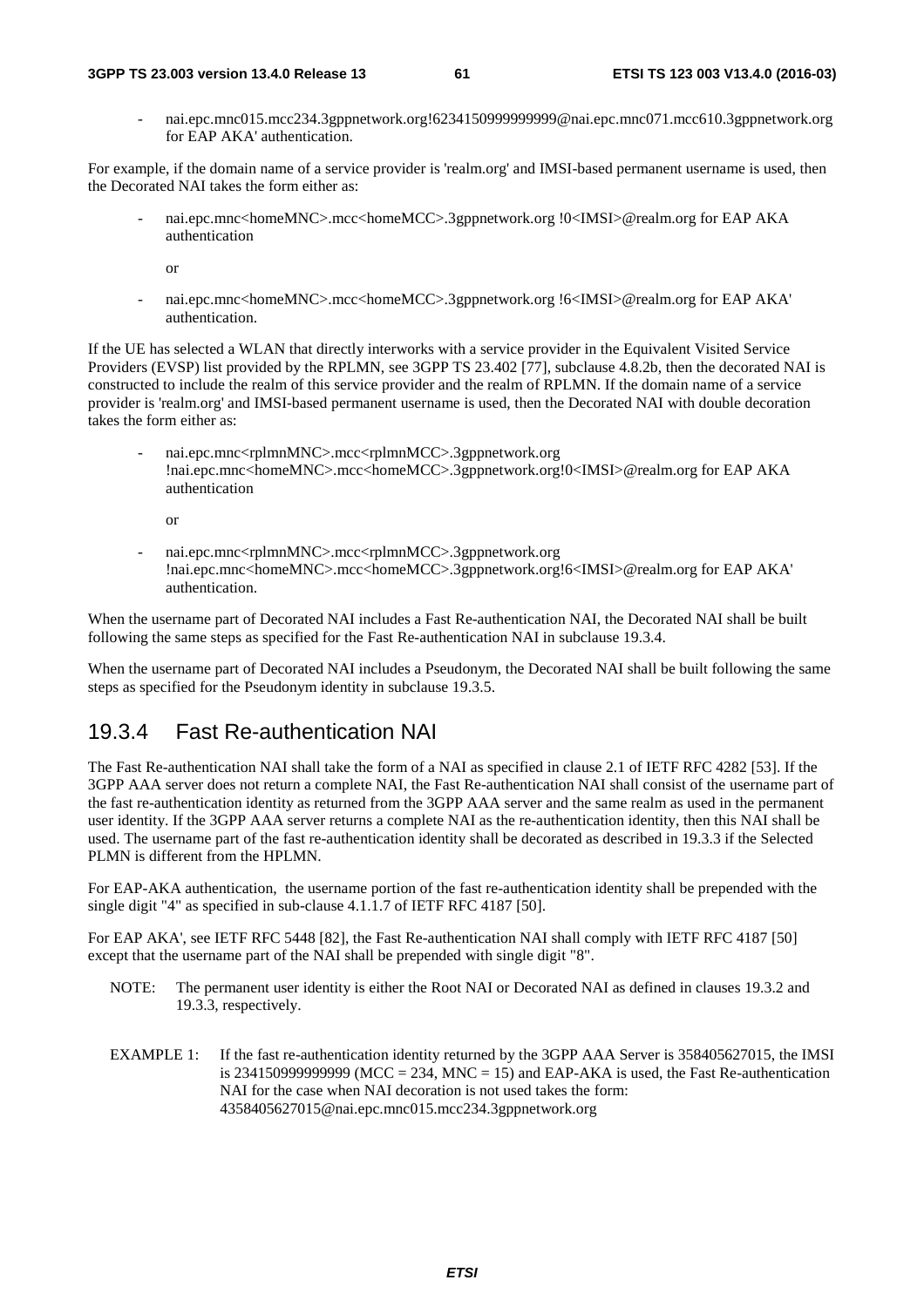- nai.epc.mnc015.mcc234.3gppnetwork.org!6234150999999999@nai.epc.mnc071.mcc610.3gppnetwork.org for EAP AKA' authentication.

For example, if the domain name of a service provider is 'realm.org' and IMSI-based permanent username is used, then the Decorated NAI takes the form either as:

- nai.epc.mnc<homeMNC>.mcc<homeMCC>.3gppnetwork.org !0<IMSI>@realm.org for EAP AKA authentication

  or

- nai.epc.mnc<homeMNC>.mcc<homeMCC>.3gppnetwork.org !6<IMSI>@realm.org for EAP AKA' authentication.

If the UE has selected a WLAN that directly interworks with a service provider in the Equivalent Visited Service Providers (EVSP) list provided by the RPLMN, see 3GPP TS 23.402 [77], subclause 4.8.2b, then the decorated NAI is constructed to include the realm of this service provider and the realm of RPLMN. If the domain name of a service provider is 'realm.org' and IMSI-based permanent username is used, then the Decorated NAI with double decoration takes the form either as:

- nai.epc.mnc<rplmnMNC>.mcc<rplmnMCC>.3gppnetwork.org !nai.epc.mnc<homeMNC>.mcc<homeMCC>.3gppnetwork.org!0<IMSI>@realm.org for EAP AKA authentication

  or

- nai.epc.mnc<rplmnMNC>.mcc<rplmnMCC>.3gppnetwork.org !nai.epc.mnc<homeMNC>.mcc<homeMCC>.3gppnetwork.org!6<IMSI>@realm.org for EAP AKA' authentication.

When the username part of Decorated NAI includes a Fast Re-authentication NAI, the Decorated NAI shall be built following the same steps as specified for the Fast Re-authentication NAI in subclause 19.3.4.

When the username part of Decorated NAI includes a Pseudonym, the Decorated NAI shall be built following the same steps as specified for the Pseudonym identity in subclause 19.3.5.

## 19.3.4 Fast Re-authentication NAI

The Fast Re-authentication NAI shall take the form of a NAI as specified in clause 2.1 of IETF RFC 4282 [53]. If the 3GPP AAA server does not return a complete NAI, the Fast Re-authentication NAI shall consist of the username part of the fast re-authentication identity as returned from the 3GPP AAA server and the same realm as used in the permanent user identity. If the 3GPP AAA server returns a complete NAI as the re-authentication identity, then this NAI shall be used. The username part of the fast re-authentication identity shall be decorated as described in 19.3.3 if the Selected PLMN is different from the HPLMN.

For EAP-AKA authentication, the username portion of the fast re-authentication identity shall be prepended with the single digit "4" as specified in sub-clause 4.1.1.7 of IETF RFC 4187 [50].

For EAP AKA', see IETF RFC 5448 [82], the Fast Re-authentication NAI shall comply with IETF RFC 4187 [50] except that the username part of the NAI shall be prepended with single digit "8".

NOTE: The permanent user identity is either the Root NAI or Decorated NAI as defined in clauses 19.3.2 and 19.3.3, respectively.

EXAMPLE 1: If the fast re-authentication identity returned by the 3GPP AAA Server is 358405627015, the IMSI is 234150999999999 (MCC = 234, MNC = 15) and EAP-AKA is used, the Fast Re-authentication NAI for the case when NAI decoration is not used takes the form: 4358405627015@nai.epc.mnc015.mcc234.3gppnetwork.org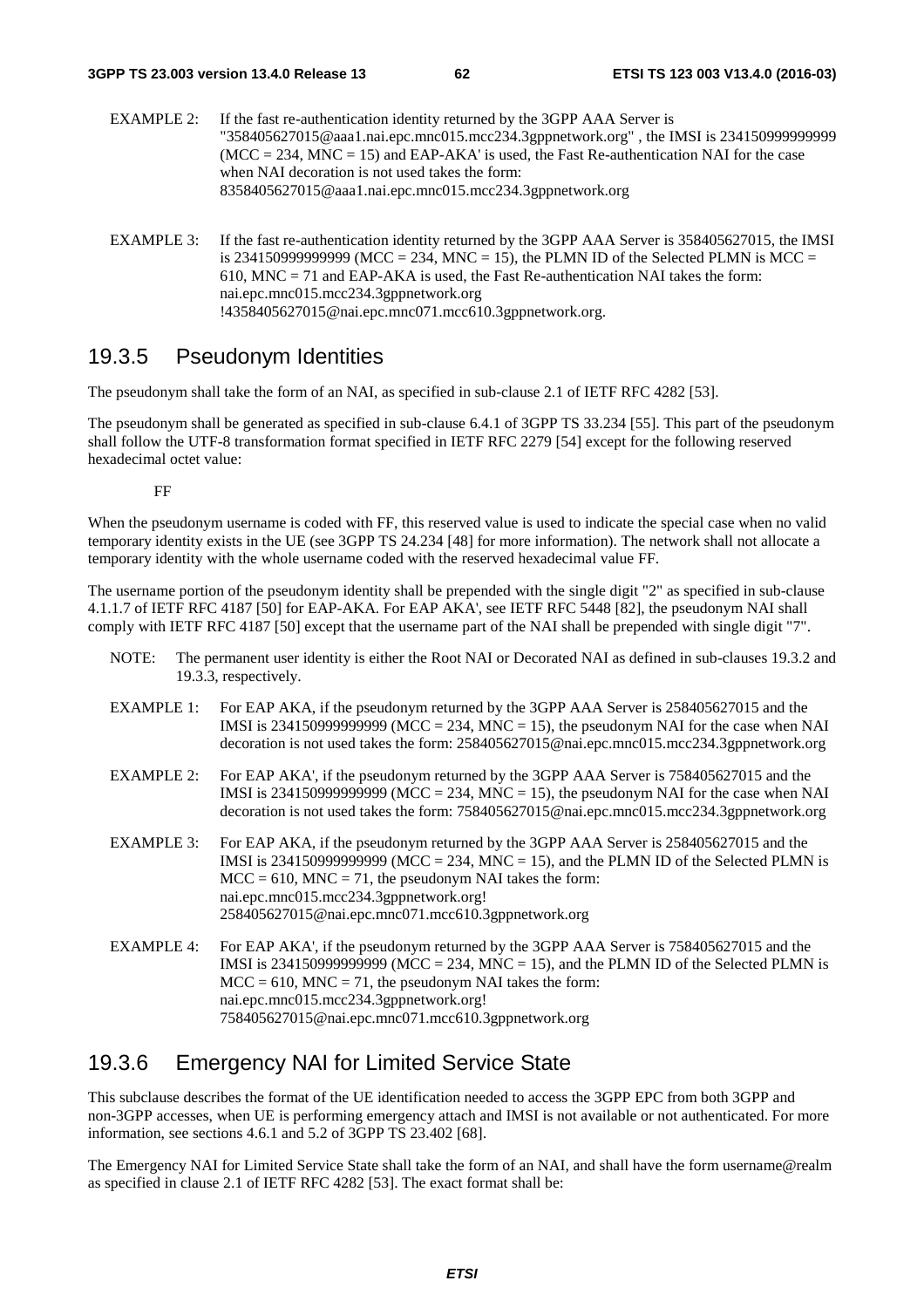EXAMPLE 2: If the fast re-authentication identity returned by the 3GPP AAA Server is "358405627015@aaa1.nai.epc.mnc015.mcc234.3gppnetwork.org" , the IMSI is 234150999999999 (MCC = 234, MNC = 15) and EAP-AKA' is used, the Fast Re-authentication NAI for the case when NAI decoration is not used takes the form: 8358405627015@aaa1.nai.epc.mnc015.mcc234.3gppnetwork.org

EXAMPLE 3: If the fast re-authentication identity returned by the 3GPP AAA Server is 358405627015, the IMSI is 234150999999999 (MCC = 234, MNC = 15), the PLMN ID of the Selected PLMN is MCC = 610, MNC = 71 and EAP-AKA is used, the Fast Re-authentication NAI takes the form: nai.epc.mnc015.mcc234.3gppnetwork.org !4358405627015@nai.epc.mnc071.mcc610.3gppnetwork.org.

## 19.3.5 Pseudonym Identities

The pseudonym shall take the form of an NAI, as specified in sub-clause 2.1 of IETF RFC 4282 [53].

The pseudonym shall be generated as specified in sub-clause 6.4.1 of 3GPP TS 33.234 [55]. This part of the pseudonym shall follow the UTF-8 transformation format specified in IETF RFC 2279 [54] except for the following reserved hexadecimal octet value:

FF

When the pseudonym username is coded with FF, this reserved value is used to indicate the special case when no valid temporary identity exists in the UE (see 3GPP TS 24.234 [48] for more information). The network shall not allocate a temporary identity with the whole username coded with the reserved hexadecimal value FF.

The username portion of the pseudonym identity shall be prepended with the single digit "2" as specified in sub-clause 4.1.1.7 of IETF RFC 4187 [50] for EAP-AKA. For EAP AKA', see IETF RFC 5448 [82], the pseudonym NAI shall comply with IETF RFC 4187 [50] except that the username part of the NAI shall be prepended with single digit "7".

NOTE: The permanent user identity is either the Root NAI or Decorated NAI as defined in sub-clauses 19.3.2 and 19.3.3, respectively.

EXAMPLE 1: For EAP AKA, if the pseudonym returned by the 3GPP AAA Server is 258405627015 and the IMSI is 234150999999999 (MCC = 234, MNC = 15), the pseudonym NAI for the case when NAI decoration is not used takes the form: 258405627015@nai.epc.mnc015.mcc234.3gppnetwork.org

EXAMPLE 2: For EAP AKA', if the pseudonym returned by the 3GPP AAA Server is 758405627015 and the IMSI is 234150999999999 (MCC = 234, MNC = 15), the pseudonym NAI for the case when NAI decoration is not used takes the form: 758405627015@nai.epc.mnc015.mcc234.3gppnetwork.org

EXAMPLE 3: For EAP AKA, if the pseudonym returned by the 3GPP AAA Server is 258405627015 and the IMSI is 234150999999999 (MCC = 234, MNC = 15), and the PLMN ID of the Selected PLMN is MCC = 610, MNC = 71, the pseudonym NAI takes the form: nai.epc.mnc015.mcc234.3gppnetwork.org! 258405627015@nai.epc.mnc071.mcc610.3gppnetwork.org

EXAMPLE 4: For EAP AKA', if the pseudonym returned by the 3GPP AAA Server is 758405627015 and the IMSI is 234150999999999 (MCC = 234, MNC = 15), and the PLMN ID of the Selected PLMN is MCC = 610, MNC = 71, the pseudonym NAI takes the form: nai.epc.mnc015.mcc234.3gppnetwork.org! 758405627015@nai.epc.mnc071.mcc610.3gppnetwork.org

## 19.3.6 Emergency NAI for Limited Service State

This subclause describes the format of the UE identification needed to access the 3GPP EPC from both 3GPP and non-3GPP accesses, when UE is performing emergency attach and IMSI is not available or not authenticated. For more information, see sections 4.6.1 and 5.2 of 3GPP TS 23.402 [68].

The Emergency NAI for Limited Service State shall take the form of an NAI, and shall have the form username@realm as specified in clause 2.1 of IETF RFC 4282 [53]. The exact format shall be: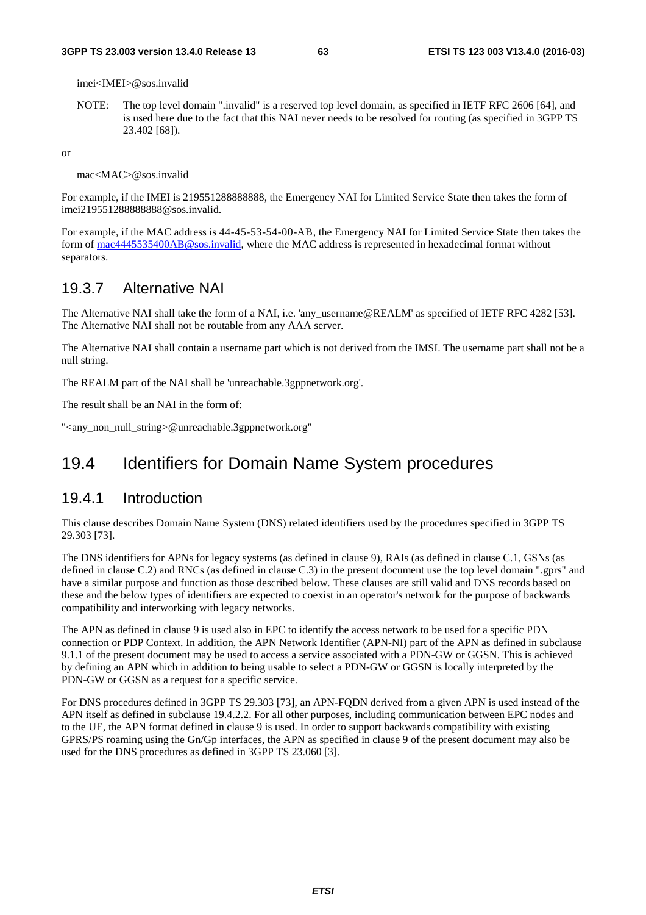imei<IMEI>@sos.invalid

NOTE: The top level domain ".invalid" is a reserved top level domain, as specified in IETF RFC 2606 [64], and is used here due to the fact that this NAI never needs to be resolved for routing (as specified in 3GPP TS 23.402 [68]).

or

mac<MAC>@sos.invalid

For example, if the IMEI is 219551288888888, the Emergency NAI for Limited Service State then takes the form of imei219551288888888@sos.invalid.

For example, if the MAC address is 44-45-53-54-00-AB, the Emergency NAI for Limited Service State then takes the form of mac4445535400AB@sos.invalid, where the MAC address is represented in hexadecimal format without separators.

### 19.3.7 Alternative NAI

The Alternative NAI shall take the form of a NAI, i.e. 'any_username@REALM' as specified of IETF RFC 4282 [53]. The Alternative NAI shall not be routable from any AAA server.

The Alternative NAI shall contain a username part which is not derived from the IMSI. The username part shall not be a null string.

The REALM part of the NAI shall be 'unreachable.3gppnetwork.org'.

The result shall be an NAI in the form of:

"<any_non_null_string>@unreachable.3gppnetwork.org"

## 19.4 Identifiers for Domain Name System procedures

### 19.4.1 Introduction

This clause describes Domain Name System (DNS) related identifiers used by the procedures specified in 3GPP TS 29.303 [73].

The DNS identifiers for APNs for legacy systems (as defined in clause 9), RAIs (as defined in clause C.1, GSNs (as defined in clause C.2) and RNCs (as defined in clause C.3) in the present document use the top level domain ".gprs" and have a similar purpose and function as those described below. These clauses are still valid and DNS records based on these and the below types of identifiers are expected to coexist in an operator's network for the purpose of backwards compatibility and interworking with legacy networks.

The APN as defined in clause 9 is used also in EPC to identify the access network to be used for a specific PDN connection or PDP Context. In addition, the APN Network Identifier (APN-NI) part of the APN as defined in subclause 9.1.1 of the present document may be used to access a service associated with a PDN-GW or GGSN. This is achieved by defining an APN which in addition to being usable to select a PDN-GW or GGSN is locally interpreted by the PDN-GW or GGSN as a request for a specific service.

For DNS procedures defined in 3GPP TS 29.303 [73], an APN-FQDN derived from a given APN is used instead of the APN itself as defined in subclause 19.4.2.2. For all other purposes, including communication between EPC nodes and to the UE, the APN format defined in clause 9 is used. In order to support backwards compatibility with existing GPRS/PS roaming using the Gn/Gp interfaces, the APN as specified in clause 9 of the present document may also be used for the DNS procedures as defined in 3GPP TS 23.060 [3].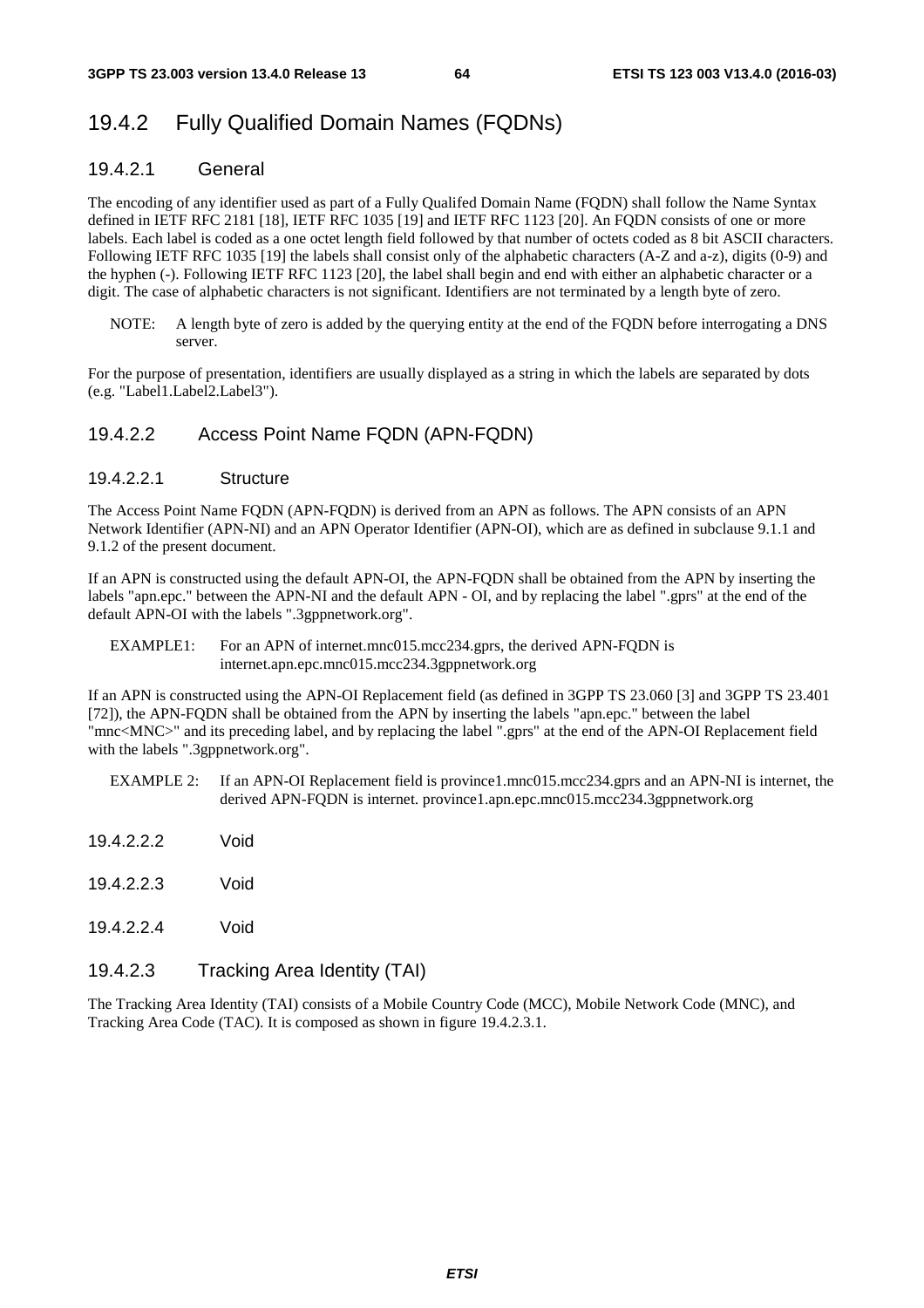## 19.4.2 Fully Qualified Domain Names (FQDNs)

### 19.4.2.1 General

The encoding of any identifier used as part of a Fully Qualifed Domain Name (FQDN) shall follow the Name Syntax defined in IETF RFC 2181 [18], IETF RFC 1035 [19] and IETF RFC 1123 [20]. An FQDN consists of one or more labels. Each label is coded as a one octet length field followed by that number of octets coded as 8 bit ASCII characters. Following IETF RFC 1035 [19] the labels shall consist only of the alphabetic characters (A-Z and a-z), digits (0-9) and the hyphen (-). Following IETF RFC 1123 [20], the label shall begin and end with either an alphabetic character or a digit. The case of alphabetic characters is not significant. Identifiers are not terminated by a length byte of zero.

NOTE: A length byte of zero is added by the querying entity at the end of the FQDN before interrogating a DNS server.

For the purpose of presentation, identifiers are usually displayed as a string in which the labels are separated by dots (e.g. "Label1.Label2.Label3").

### 19.4.2.2 Access Point Name FQDN (APN-FQDN)

#### 19.4.2.2.1 Structure

The Access Point Name FQDN (APN-FQDN) is derived from an APN as follows. The APN consists of an APN Network Identifier (APN-NI) and an APN Operator Identifier (APN-OI), which are as defined in subclause 9.1.1 and 9.1.2 of the present document.

If an APN is constructed using the default APN-OI, the APN-FQDN shall be obtained from the APN by inserting the labels "apn.epc." between the APN-NI and the default APN - OI, and by replacing the label ".gprs" at the end of the default APN-OI with the labels ".3gppnetwork.org".

EXAMPLE1: For an APN of internet.mnc015.mcc234.gprs, the derived APN-FQDN is internet.apn.epc.mnc015.mcc234.3gppnetwork.org

If an APN is constructed using the APN-OI Replacement field (as defined in 3GPP TS 23.060 [3] and 3GPP TS 23.401 [72]), the APN-FQDN shall be obtained from the APN by inserting the labels "apn.epc." between the label "mnc<MNC>" and its preceding label, and by replacing the label ".gprs" at the end of the APN-OI Replacement field with the labels ".3gppnetwork.org".

EXAMPLE 2: If an APN-OI Replacement field is province1.mnc015.mcc234.gprs and an APN-NI is internet, the derived APN-FQDN is internet. province1.apn.epc.mnc015.mcc234.3gppnetwork.org

#### 19.4.2.2.2 Void

#### 19.4.2.2.3 Void

#### 19.4.2.2.4 Void

### 19.4.2.3 Tracking Area Identity (TAI)

The Tracking Area Identity (TAI) consists of a Mobile Country Code (MCC), Mobile Network Code (MNC), and Tracking Area Code (TAC). It is composed as shown in figure 19.4.2.3.1.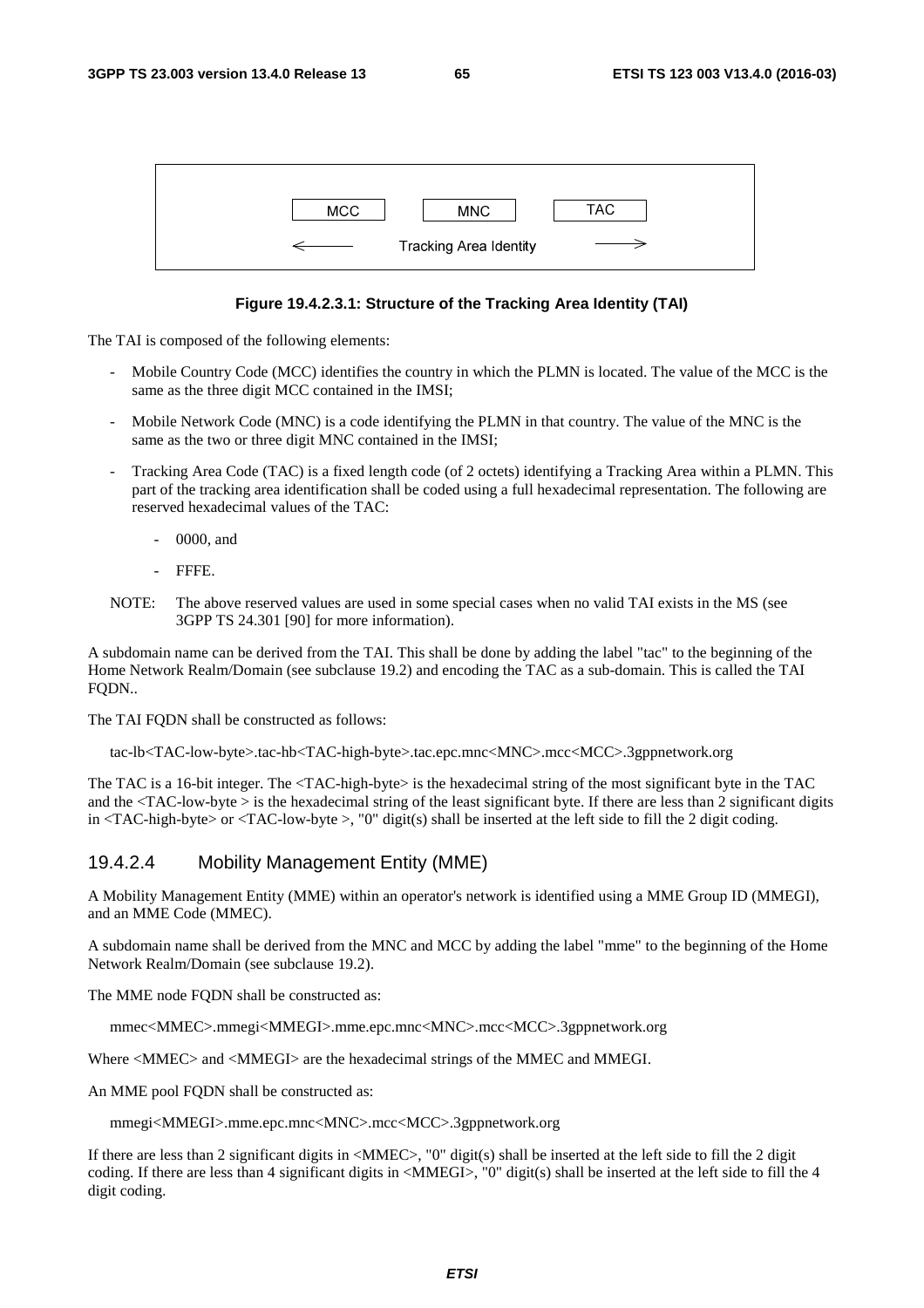| MCC | MNC | TAC |
|---|---|---|
| ← | Tracking Area Identity | → |

**Figure 19.4.2.3.1: Structure of the Tracking Area Identity (TAI)**

The TAI is composed of the following elements:

- Mobile Country Code (MCC) identifies the country in which the PLMN is located. The value of the MCC is the same as the three digit MCC contained in the IMSI;
- Mobile Network Code (MNC) is a code identifying the PLMN in that country. The value of the MNC is the same as the two or three digit MNC contained in the IMSI;
- Tracking Area Code (TAC) is a fixed length code (of 2 octets) identifying a Tracking Area within a PLMN. This part of the tracking area identification shall be coded using a full hexadecimal representation. The following are reserved hexadecimal values of the TAC:
    - 0000, and
    - FFFE.

NOTE: The above reserved values are used in some special cases when no valid TAI exists in the MS (see 3GPP TS 24.301 [90] for more information).

A subdomain name can be derived from the TAI. This shall be done by adding the label "tac" to the beginning of the Home Network Realm/Domain (see subclause 19.2) and encoding the TAC as a sub-domain. This is called the TAI FQDN..

The TAI FQDN shall be constructed as follows:

```
tac-lb<TAC-low-byte>.tac-hb<TAC-high-byte>.tac.epc.mnc<MNC>.mcc<MCC>.3gppnetwork.org
```

The TAC is a 16-bit integer. The <TAC-high-byte> is the hexadecimal string of the most significant byte in the TAC and the <TAC-low-byte > is the hexadecimal string of the least significant byte. If there are less than 2 significant digits in <TAC-high-byte> or <TAC-low-byte >, "0" digit(s) shall be inserted at the left side to fill the 2 digit coding.

### 19.4.2.4 Mobility Management Entity (MME)

A Mobility Management Entity (MME) within an operator's network is identified using a MME Group ID (MMEGI), and an MME Code (MMEC).

A subdomain name shall be derived from the MNC and MCC by adding the label "mme" to the beginning of the Home Network Realm/Domain (see subclause 19.2).

The MME node FQDN shall be constructed as:

```
mmec<MMEC>.mmegi<MMEGI>.mme.epc.mnc<MNC>.mcc<MCC>.3gppnetwork.org
```

Where <MMEC> and <MMEGI> are the hexadecimal strings of the MMEC and MMEGI.

An MME pool FQDN shall be constructed as:

```
mmegi<MMEGI>.mme.epc.mnc<MNC>.mcc<MCC>.3gppnetwork.org
```

If there are less than 2 significant digits in <MMEC>, "0" digit(s) shall be inserted at the left side to fill the 2 digit coding. If there are less than 4 significant digits in <MMEGI>, "0" digit(s) shall be inserted at the left side to fill the 4 digit coding.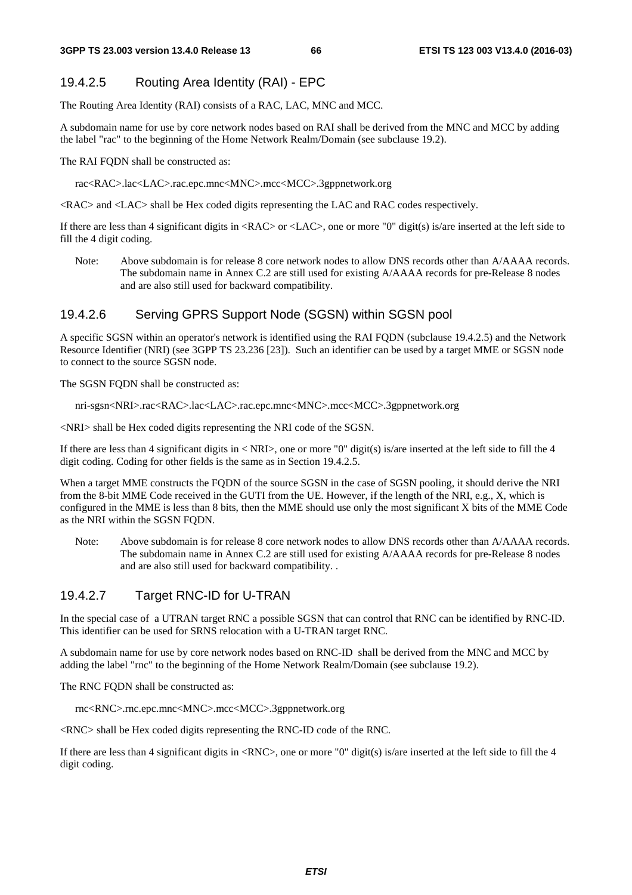### 19.4.2.5 Routing Area Identity (RAI) - EPC

The Routing Area Identity (RAI) consists of a RAC, LAC, MNC and MCC.

A subdomain name for use by core network nodes based on RAI shall be derived from the MNC and MCC by adding the label "rac" to the beginning of the Home Network Realm/Domain (see subclause 19.2).

The RAI FQDN shall be constructed as:

rac<RAC>.lac<LAC>.rac.epc.mnc<MNC>.mcc<MCC>.3gppnetwork.org

<RAC> and <LAC> shall be Hex coded digits representing the LAC and RAC codes respectively.

If there are less than 4 significant digits in <RAC> or <LAC>, one or more "0" digit(s) is/are inserted at the left side to fill the 4 digit coding.

Note: Above subdomain is for release 8 core network nodes to allow DNS records other than A/AAAA records. The subdomain name in Annex C.2 are still used for existing A/AAAA records for pre-Release 8 nodes and are also still used for backward compatibility.

### 19.4.2.6 Serving GPRS Support Node (SGSN) within SGSN pool

A specific SGSN within an operator's network is identified using the RAI FQDN (subclause 19.4.2.5) and the Network Resource Identifier (NRI) (see 3GPP TS 23.236 [23]). Such an identifier can be used by a target MME or SGSN node to connect to the source SGSN node.

The SGSN FQDN shall be constructed as:

nri-sgsn<NRI>.rac<RAC>.lac<LAC>.rac.epc.mnc<MNC>.mcc<MCC>.3gppnetwork.org

<NRI> shall be Hex coded digits representing the NRI code of the SGSN.

If there are less than 4 significant digits in < NRI>, one or more "0" digit(s) is/are inserted at the left side to fill the 4 digit coding. Coding for other fields is the same as in Section 19.4.2.5.

When a target MME constructs the FQDN of the source SGSN in the case of SGSN pooling, it should derive the NRI from the 8-bit MME Code received in the GUTI from the UE. However, if the length of the NRI, e.g., X, which is configured in the MME is less than 8 bits, then the MME should use only the most significant X bits of the MME Code as the NRI within the SGSN FQDN.

Note: Above subdomain is for release 8 core network nodes to allow DNS records other than A/AAAA records. The subdomain name in Annex C.2 are still used for existing A/AAAA records for pre-Release 8 nodes and are also still used for backward compatibility. .

### 19.4.2.7 Target RNC-ID for U-TRAN

In the special case of a UTRAN target RNC a possible SGSN that can control that RNC can be identified by RNC-ID. This identifier can be used for SRNS relocation with a U-TRAN target RNC.

A subdomain name for use by core network nodes based on RNC-ID shall be derived from the MNC and MCC by adding the label "rnc" to the beginning of the Home Network Realm/Domain (see subclause 19.2).

The RNC FQDN shall be constructed as:

rnc<RNC>.rnc.epc.mnc<MNC>.mcc<MCC>.3gppnetwork.org

<RNC> shall be Hex coded digits representing the RNC-ID code of the RNC.

If there are less than 4 significant digits in <RNC>, one or more "0" digit(s) is/are inserted at the left side to fill the 4 digit coding.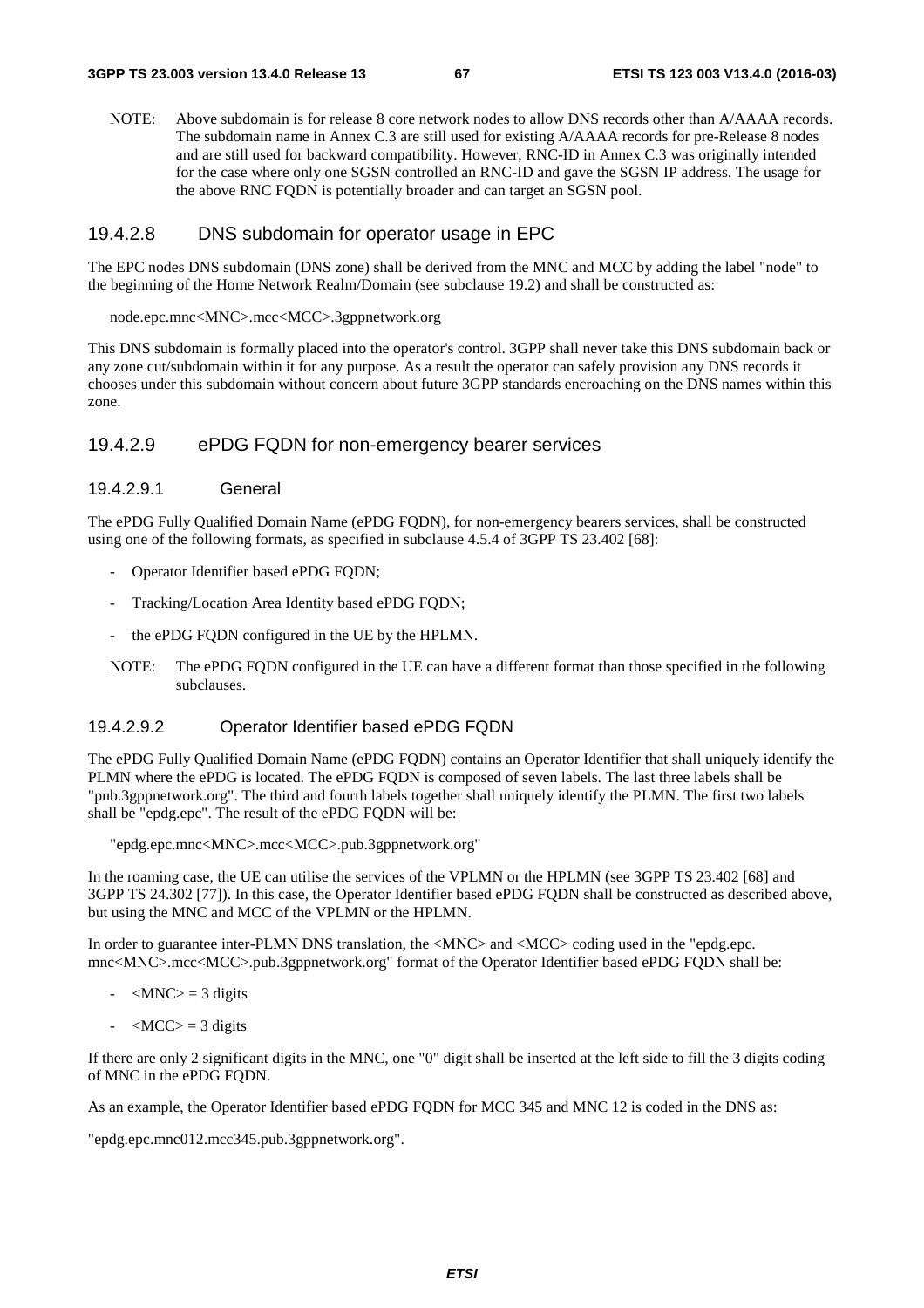NOTE: Above subdomain is for release 8 core network nodes to allow DNS records other than A/AAAA records. The subdomain name in Annex C.3 are still used for existing A/AAAA records for pre-Release 8 nodes and are still used for backward compatibility. However, RNC-ID in Annex C.3 was originally intended for the case where only one SGSN controlled an RNC-ID and gave the SGSN IP address. The usage for the above RNC FQDN is potentially broader and can target an SGSN pool.

#### 19.4.2.8 DNS subdomain for operator usage in EPC

The EPC nodes DNS subdomain (DNS zone) shall be derived from the MNC and MCC by adding the label "node" to the beginning of the Home Network Realm/Domain (see subclause 19.2) and shall be constructed as:

node.epc.mnc<MNC>.mcc<MCC>.3gppnetwork.org

This DNS subdomain is formally placed into the operator's control. 3GPP shall never take this DNS subdomain back or any zone cut/subdomain within it for any purpose. As a result the operator can safely provision any DNS records it chooses under this subdomain without concern about future 3GPP standards encroaching on the DNS names within this zone.

#### 19.4.2.9 ePDG FQDN for non-emergency bearer services

##### 19.4.2.9.1 General

The ePDG Fully Qualified Domain Name (ePDG FQDN), for non-emergency bearers services, shall be constructed using one of the following formats, as specified in subclause 4.5.4 of 3GPP TS 23.402 [68]:

- Operator Identifier based ePDG FQDN;
- Tracking/Location Area Identity based ePDG FQDN;
- the ePDG FQDN configured in the UE by the HPLMN.

NOTE: The ePDG FQDN configured in the UE can have a different format than those specified in the following subclauses.

##### 19.4.2.9.2 Operator Identifier based ePDG FQDN

The ePDG Fully Qualified Domain Name (ePDG FQDN) contains an Operator Identifier that shall uniquely identify the PLMN where the ePDG is located. The ePDG FQDN is composed of seven labels. The last three labels shall be "pub.3gppnetwork.org". The third and fourth labels together shall uniquely identify the PLMN. The first two labels shall be "epdg.epc". The result of the ePDG FQDN will be:

"epdg.epc.mnc<MNC>.mcc<MCC>.pub.3gppnetwork.org"

In the roaming case, the UE can utilise the services of the VPLMN or the HPLMN (see 3GPP TS 23.402 [68] and 3GPP TS 24.302 [77]). In this case, the Operator Identifier based ePDG FQDN shall be constructed as described above, but using the MNC and MCC of the VPLMN or the HPLMN.

In order to guarantee inter-PLMN DNS translation, the <MNC> and <MCC> coding used in the "epdg.epc. mnc<MNC>.mcc<MCC>.pub.3gppnetwork.org" format of the Operator Identifier based ePDG FQDN shall be:

- <MNC> = 3 digits
- <MCC> = 3 digits

If there are only 2 significant digits in the MNC, one "0" digit shall be inserted at the left side to fill the 3 digits coding of MNC in the ePDG FQDN.

As an example, the Operator Identifier based ePDG FQDN for MCC 345 and MNC 12 is coded in the DNS as:

"epdg.epc.mnc012.mcc345.pub.3gppnetwork.org".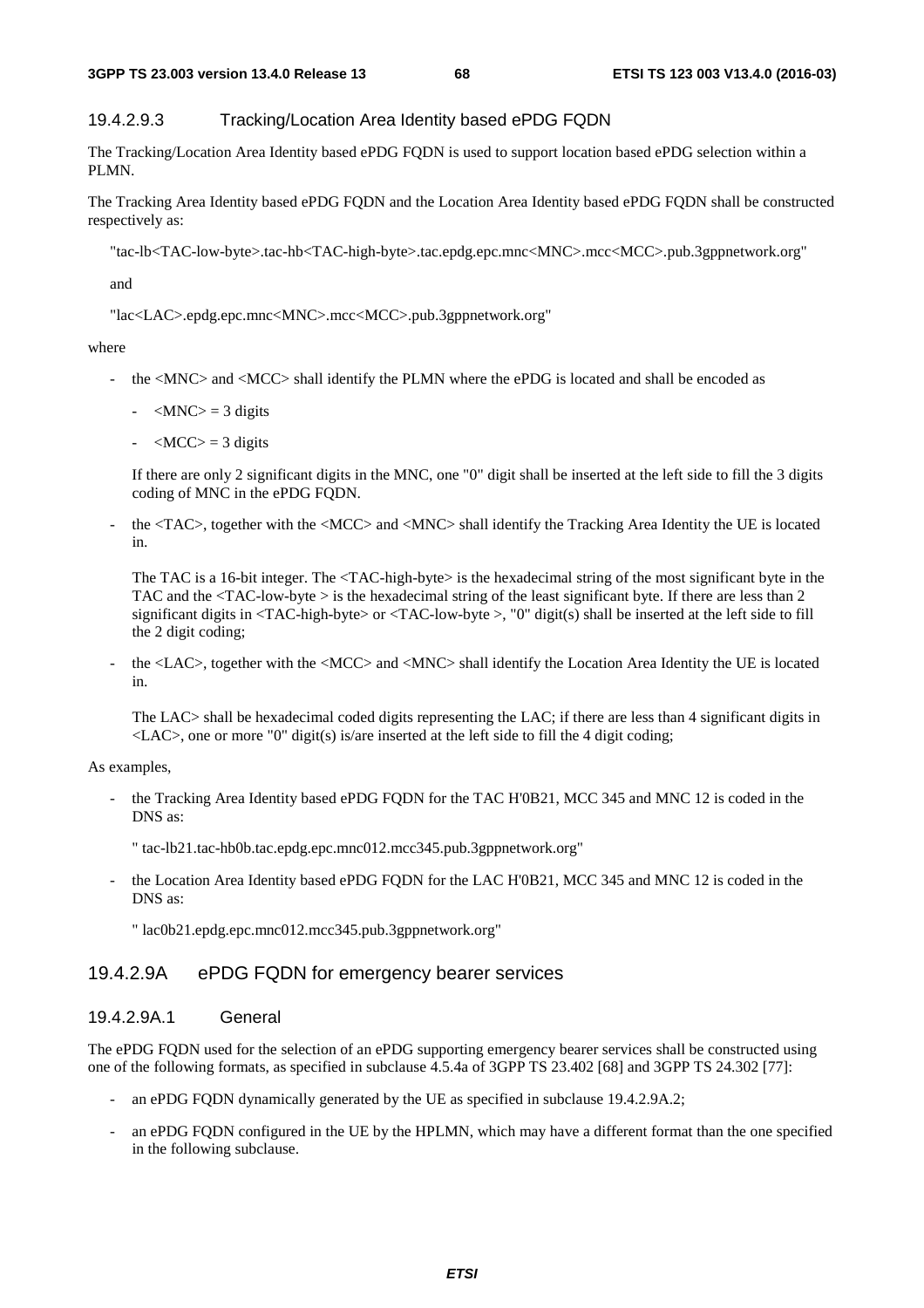#### 19.4.2.9.3 Tracking/Location Area Identity based ePDG FQDN

The Tracking/Location Area Identity based ePDG FQDN is used to support location based ePDG selection within a PLMN.

The Tracking Area Identity based ePDG FQDN and the Location Area Identity based ePDG FQDN shall be constructed respectively as:

"tac-lb<TAC-low-byte>.tac-hb<TAC-high-byte>.tac.epdg.epc.mnc<MNC>.mcc<MCC>.pub.3gppnetwork.org"

and

"lac<LAC>.epdg.epc.mnc<MNC>.mcc<MCC>.pub.3gppnetwork.org"

where

- the <MNC> and <MCC> shall identify the PLMN where the ePDG is located and shall be encoded as
  - <MNC> = 3 digits
  - <MCC> = 3 digits

  If there are only 2 significant digits in the MNC, one "0" digit shall be inserted at the left side to fill the 3 digits coding of MNC in the ePDG FQDN.

- the <TAC>, together with the <MCC> and <MNC> shall identify the Tracking Area Identity the UE is located in.

  The TAC is a 16-bit integer. The <TAC-high-byte> is the hexadecimal string of the most significant byte in the TAC and the <TAC-low-byte > is the hexadecimal string of the least significant byte. If there are less than 2 significant digits in <TAC-high-byte> or <TAC-low-byte >, "0" digit(s) shall be inserted at the left side to fill the 2 digit coding;

- the <LAC>, together with the <MCC> and <MNC> shall identify the Location Area Identity the UE is located in.

  The LAC> shall be hexadecimal coded digits representing the LAC; if there are less than 4 significant digits in <LAC>, one or more "0" digit(s) is/are inserted at the left side to fill the 4 digit coding;

As examples,

- the Tracking Area Identity based ePDG FQDN for the TAC H'0B21, MCC 345 and MNC 12 is coded in the DNS as:

  " tac-lb21.tac-hb0b.tac.epdg.epc.mnc012.mcc345.pub.3gppnetwork.org"

- the Location Area Identity based ePDG FQDN for the LAC H'0B21, MCC 345 and MNC 12 is coded in the DNS as:

  " lac0b21.epdg.epc.mnc012.mcc345.pub.3gppnetwork.org"

### 19.4.2.9A ePDG FQDN for emergency bearer services

#### 19.4.2.9A.1 General

The ePDG FQDN used for the selection of an ePDG supporting emergency bearer services shall be constructed using one of the following formats, as specified in subclause 4.5.4a of 3GPP TS 23.402 [68] and 3GPP TS 24.302 [77]:

- an ePDG FQDN dynamically generated by the UE as specified in subclause 19.4.2.9A.2;
- an ePDG FQDN configured in the UE by the HPLMN, which may have a different format than the one specified in the following subclause.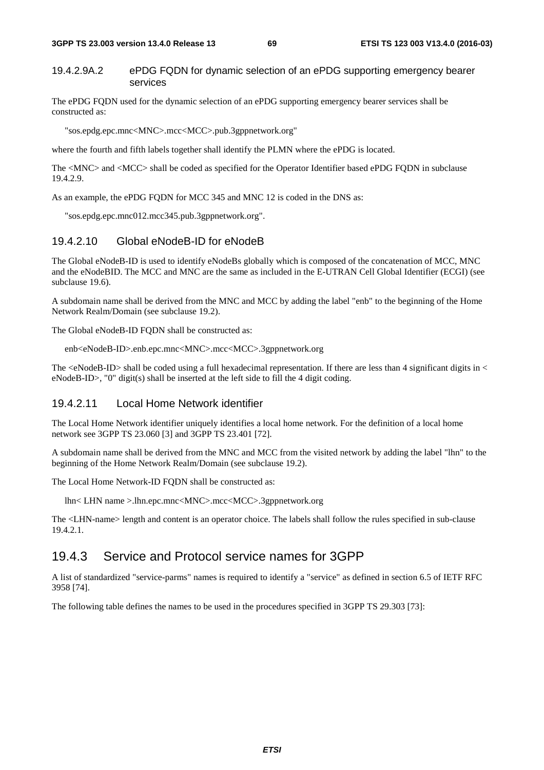#### 19.4.2.9A.2 ePDG FQDN for dynamic selection of an ePDG supporting emergency bearer services

The ePDG FQDN used for the dynamic selection of an ePDG supporting emergency bearer services shall be constructed as:

"sos.epdg.epc.mnc<MNC>.mcc<MCC>.pub.3gppnetwork.org"

where the fourth and fifth labels together shall identify the PLMN where the ePDG is located.

The <MNC> and <MCC> shall be coded as specified for the Operator Identifier based ePDG FQDN in subclause 19.4.2.9.

As an example, the ePDG FQDN for MCC 345 and MNC 12 is coded in the DNS as:

"sos.epdg.epc.mnc012.mcc345.pub.3gppnetwork.org".

### 19.4.2.10 Global eNodeB-ID for eNodeB

The Global eNodeB-ID is used to identify eNodeBs globally which is composed of the concatenation of MCC, MNC and the eNodeBID. The MCC and MNC are the same as included in the E-UTRAN Cell Global Identifier (ECGI) (see subclause 19.6).

A subdomain name shall be derived from the MNC and MCC by adding the label "enb" to the beginning of the Home Network Realm/Domain (see subclause 19.2).

The Global eNodeB-ID FQDN shall be constructed as:

enb<eNodeB-ID>.enb.epc.mnc<MNC>.mcc<MCC>.3gppnetwork.org

The <eNodeB-ID> shall be coded using a full hexadecimal representation. If there are less than 4 significant digits in < eNodeB-ID>, "0" digit(s) shall be inserted at the left side to fill the 4 digit coding.

### 19.4.2.11 Local Home Network identifier

The Local Home Network identifier uniquely identifies a local home network. For the definition of a local home network see 3GPP TS 23.060 [3] and 3GPP TS 23.401 [72].

A subdomain name shall be derived from the MNC and MCC from the visited network by adding the label "lhn" to the beginning of the Home Network Realm/Domain (see subclause 19.2).

The Local Home Network-ID FQDN shall be constructed as:

lhn< LHN name >.lhn.epc.mnc<MNC>.mcc<MCC>.3gppnetwork.org

The <LHN-name> length and content is an operator choice. The labels shall follow the rules specified in sub-clause 19.4.2.1.

## 19.4.3 Service and Protocol service names for 3GPP

A list of standardized "service-parms" names is required to identify a "service" as defined in section 6.5 of IETF RFC 3958 [74].

The following table defines the names to be used in the procedures specified in 3GPP TS 29.303 [73]: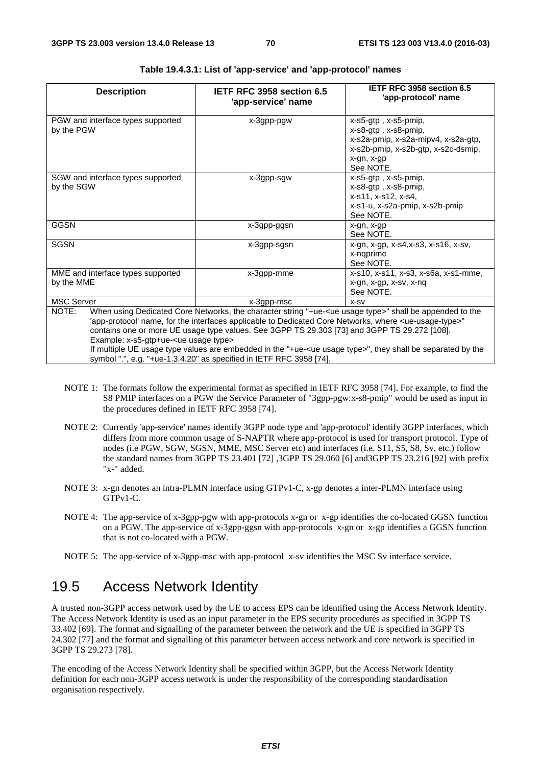**Table 19.4.3.1: List of 'app-service' and 'app-protocol' names**

| Description | IETF RFC 3958 section 6.5 'app-service' name | IETF RFC 3958 section 6.5 'app-protocol' name |
| --- | --- | --- |
| PGW and interface types supported by the PGW | x-3gpp-pgw | x-s5-gtp , x-s5-pmip, x-s8-gtp , x-s8-pmip, x-s2a-pmip, x-s2a-mipv4, x-s2a-gtp, x-s2b-pmip, x-s2b-gtp, x-s2c-dsmip, x-gn, x-gp See NOTE. |
| SGW and interface types supported by the SGW | x-3gpp-sgw | x-s5-gtp , x-s5-pmip, x-s8-gtp , x-s8-pmip, x-s11, x-s12, x-s4, x-s1-u, x-s2a-pmip, x-s2b-pmip See NOTE. |
| GGSN | x-3gpp-ggsn | x-gn, x-gp See NOTE. |
| SGSN | x-3gpp-sgsn | x-gn, x-gp, x-s4,x-s3, x-s16, x-sv, x-nqprime See NOTE. |
| MME and interface types supported by the MME | x-3gpp-mme | x-s10, x-s11, x-s3, x-s6a, x-s1-mme, x-gn, x-gp, x-sv, x-nq See NOTE. |
| MSC Server | x-3gpp-msc | x-sv |
| NOTE: When using Dedicated Core Networks, the character string "+ue-<ue usage type>" shall be appended to the 'app-protocol' name, for the interfaces applicable to Dedicated Core Networks, where <ue-usage-type>" contains one or more UE usage type values. See 3GPP TS 29.303 [73] and 3GPP TS 29.272 [108]. Example: x-s5-gtp+ue-<ue usage type> If multiple UE usage type values are embedded in the "+ue-<ue usage type>", they shall be separated by the symbol ".", e.g. "+ue-1.3.4.20" as specified in IETF RFC 3958 [74]. | | |

NOTE 1: The formats follow the experimental format as specified in IETF RFC 3958 [74]. For example, to find the S8 PMIP interfaces on a PGW the Service Parameter of "3gpp-pgw:x-s8-pmip" would be used as input in the procedures defined in IETF RFC 3958 [74].

NOTE 2: Currently 'app-service' names identify 3GPP node type and 'app-protocol' identify 3GPP interfaces, which differs from more common usage of S-NAPTR where app-protocol is used for transport protocol. Type of nodes (i.e PGW, SGW, SGSN, MME, MSC Server etc) and interfaces (i.e. S11, S5, S8, Sv, etc.) follow the standard names from 3GPP TS 23.401 [72] ,3GPP TS 29.060 [6] and3GPP TS 23.216 [92] with prefix "x-" added.

NOTE 3: x-gn denotes an intra-PLMN interface using GTPv1-C, x-gp denotes a inter-PLMN interface using GTPv1-C.

NOTE 4: The app-service of x-3gpp-pgw with app-protocols x-gn or x-gp identifies the co-located GGSN function on a PGW. The app-service of x-3gpp-ggsn with app-protocols x-gn or x-gp identifies a GGSN function that is not co-located with a PGW.

NOTE 5: The app-service of x-3gpp-msc with app-protocol x-sv identifies the MSC Sv interface service.

## 19.5 Access Network Identity

A trusted non-3GPP access network used by the UE to access EPS can be identified using the Access Network Identity. The Access Network Identity is used as an input parameter in the EPS security procedures as specified in 3GPP TS 33.402 [69]. The format and signalling of the parameter between the network and the UE is specified in 3GPP TS 24.302 [77] and the format and signalling of this parameter between access network and core network is specified in 3GPP TS 29.273 [78].

The encoding of the Access Network Identity shall be specified within 3GPP, but the Access Network Identity definition for each non-3GPP access network is under the responsibility of the corresponding standardisation organisation respectively.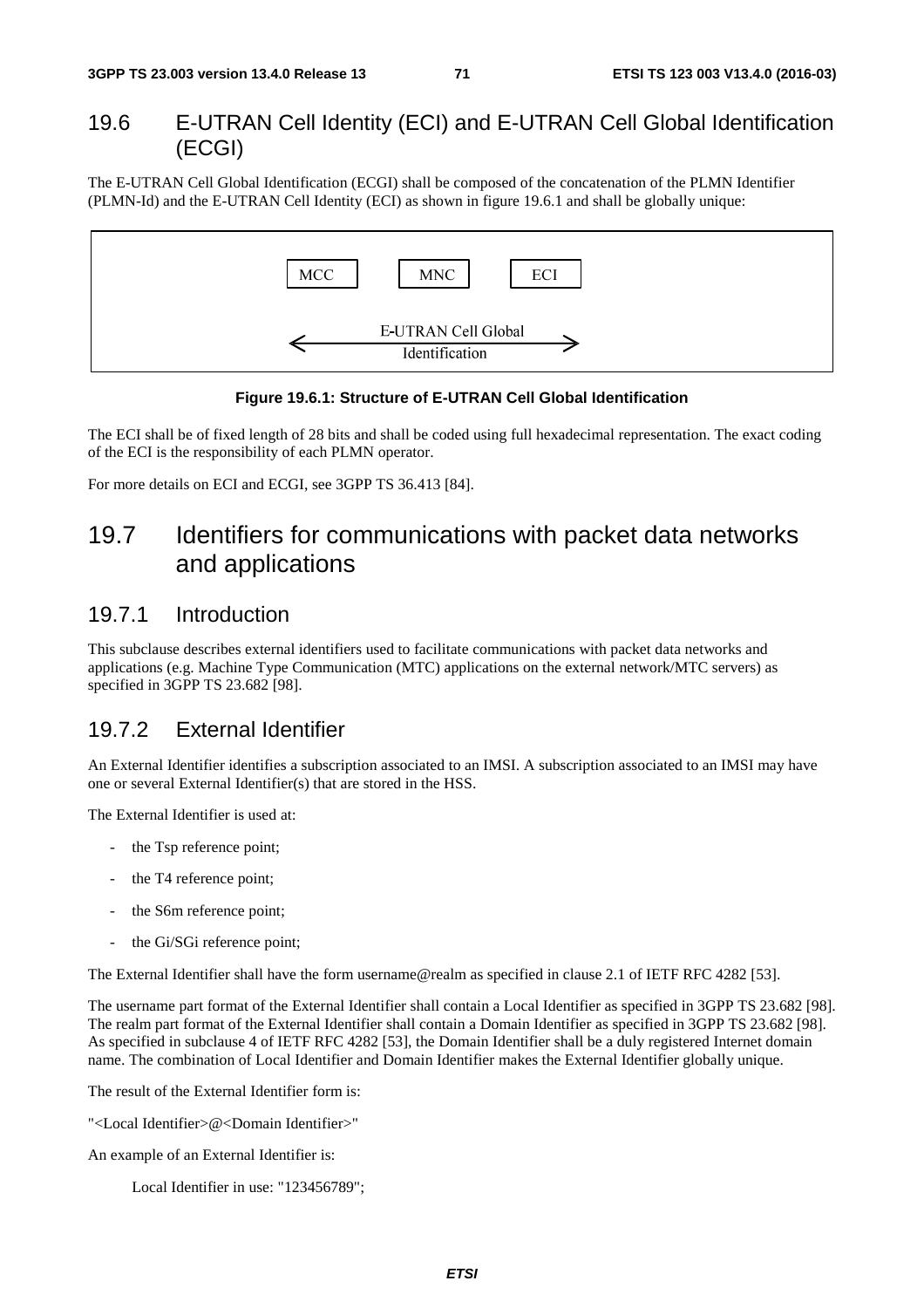## 19.6 E-UTRAN Cell Identity (ECI) and E-UTRAN Cell Global Identification (ECGI)

The E-UTRAN Cell Global Identification (ECGI) shall be composed of the concatenation of the PLMN Identifier (PLMN-Id) and the E-UTRAN Cell Identity (ECI) as shown in figure 19.6.1 and shall be globally unique:

| MCC | MNC | ECI |
|---|---|---|

← E-UTRAN Cell Global Identification →

**Figure 19.6.1: Structure of E-UTRAN Cell Global Identification**

The ECI shall be of fixed length of 28 bits and shall be coded using full hexadecimal representation. The exact coding of the ECI is the responsibility of each PLMN operator.

For more details on ECI and ECGI, see 3GPP TS 36.413 [84].

## 19.7 Identifiers for communications with packet data networks and applications

### 19.7.1 Introduction

This subclause describes external identifiers used to facilitate communications with packet data networks and applications (e.g. Machine Type Communication (MTC) applications on the external network/MTC servers) as specified in 3GPP TS 23.682 [98].

### 19.7.2 External Identifier

An External Identifier identifies a subscription associated to an IMSI. A subscription associated to an IMSI may have one or several External Identifier(s) that are stored in the HSS.

The External Identifier is used at:

- the Tsp reference point;
- the T4 reference point;
- the S6m reference point;
- the Gi/SGi reference point;

The External Identifier shall have the form username@realm as specified in clause 2.1 of IETF RFC 4282 [53].

The username part format of the External Identifier shall contain a Local Identifier as specified in 3GPP TS 23.682 [98]. The realm part format of the External Identifier shall contain a Domain Identifier as specified in 3GPP TS 23.682 [98]. As specified in subclause 4 of IETF RFC 4282 [53], the Domain Identifier shall be a duly registered Internet domain name. The combination of Local Identifier and Domain Identifier makes the External Identifier globally unique.

The result of the External Identifier form is:

"<Local Identifier>@<Domain Identifier>"

An example of an External Identifier is:

Local Identifier in use: "123456789";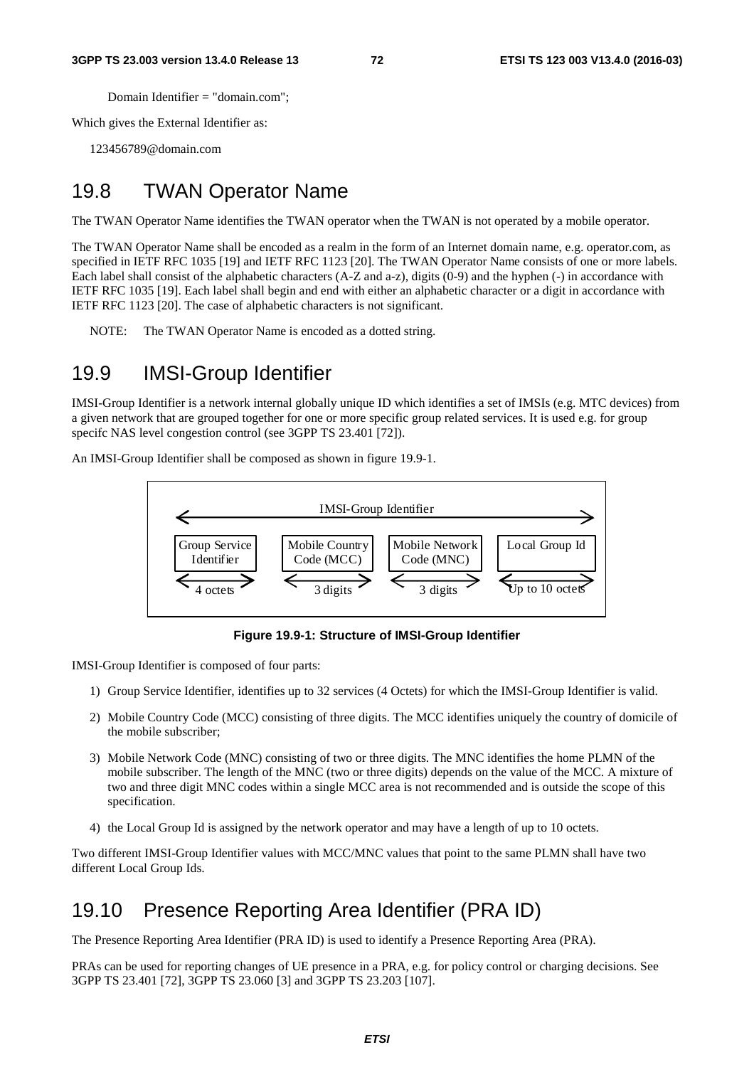Domain Identifier = "domain.com";

Which gives the External Identifier as:

123456789@domain.com

## 19.8 TWAN Operator Name

The TWAN Operator Name identifies the TWAN operator when the TWAN is not operated by a mobile operator.

The TWAN Operator Name shall be encoded as a realm in the form of an Internet domain name, e.g. operator.com, as specified in IETF RFC 1035 [19] and IETF RFC 1123 [20]. The TWAN Operator Name consists of one or more labels. Each label shall consist of the alphabetic characters (A-Z and a-z), digits (0-9) and the hyphen (-) in accordance with IETF RFC 1035 [19]. Each label shall begin and end with either an alphabetic character or a digit in accordance with IETF RFC 1123 [20]. The case of alphabetic characters is not significant.

NOTE: The TWAN Operator Name is encoded as a dotted string.

## 19.9 IMSI-Group Identifier

IMSI-Group Identifier is a network internal globally unique ID which identifies a set of IMSIs (e.g. MTC devices) from a given network that are grouped together for one or more specific group related services. It is used e.g. for group specifc NAS level congestion control (see 3GPP TS 23.401 [72]).

An IMSI-Group Identifier shall be composed as shown in figure 19.9-1.

| IMSI-Group Identifier | | | |
|---|---|---|---|
| Group Service Identifier | Mobile Country Code (MCC) | Mobile Network Code (MNC) | Local Group Id |
| 4 octets | 3 digits | 3 digits | Up to 10 octets |

**Figure 19.9-1: Structure of IMSI-Group Identifier**

IMSI-Group Identifier is composed of four parts:

1) Group Service Identifier, identifies up to 32 services (4 Octets) for which the IMSI-Group Identifier is valid.

2) Mobile Country Code (MCC) consisting of three digits. The MCC identifies uniquely the country of domicile of the mobile subscriber;

3) Mobile Network Code (MNC) consisting of two or three digits. The MNC identifies the home PLMN of the mobile subscriber. The length of the MNC (two or three digits) depends on the value of the MCC. A mixture of two and three digit MNC codes within a single MCC area is not recommended and is outside the scope of this specification.

4) the Local Group Id is assigned by the network operator and may have a length of up to 10 octets.

Two different IMSI-Group Identifier values with MCC/MNC values that point to the same PLMN shall have two different Local Group Ids.

## 19.10 Presence Reporting Area Identifier (PRA ID)

The Presence Reporting Area Identifier (PRA ID) is used to identify a Presence Reporting Area (PRA).

PRAs can be used for reporting changes of UE presence in a PRA, e.g. for policy control or charging decisions. See 3GPP TS 23.401 [72], 3GPP TS 23.060 [3] and 3GPP TS 23.203 [107].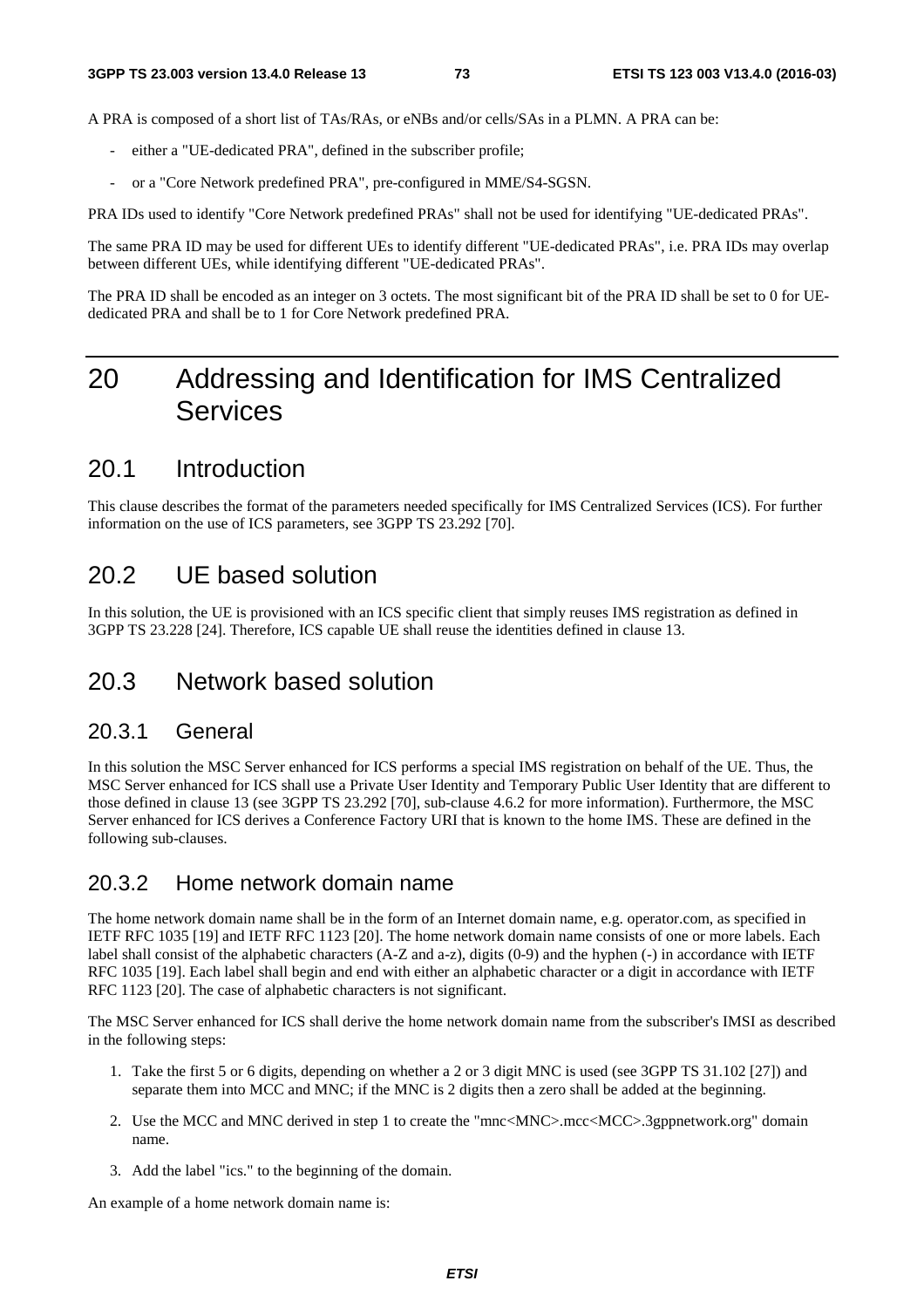A PRA is composed of a short list of TAs/RAs, or eNBs and/or cells/SAs in a PLMN. A PRA can be:

- either a "UE-dedicated PRA", defined in the subscriber profile;
- or a "Core Network predefined PRA", pre-configured in MME/S4-SGSN.

PRA IDs used to identify "Core Network predefined PRAs" shall not be used for identifying "UE-dedicated PRAs".

The same PRA ID may be used for different UEs to identify different "UE-dedicated PRAs", i.e. PRA IDs may overlap between different UEs, while identifying different "UE-dedicated PRAs".

The PRA ID shall be encoded as an integer on 3 octets. The most significant bit of the PRA ID shall be set to 0 for UE-dedicated PRA and shall be to 1 for Core Network predefined PRA.

# 20 Addressing and Identification for IMS Centralized Services

## 20.1 Introduction

This clause describes the format of the parameters needed specifically for IMS Centralized Services (ICS). For further information on the use of ICS parameters, see 3GPP TS 23.292 [70].

## 20.2 UE based solution

In this solution, the UE is provisioned with an ICS specific client that simply reuses IMS registration as defined in 3GPP TS 23.228 [24]. Therefore, ICS capable UE shall reuse the identities defined in clause 13.

## 20.3 Network based solution

### 20.3.1 General

In this solution the MSC Server enhanced for ICS performs a special IMS registration on behalf of the UE. Thus, the MSC Server enhanced for ICS shall use a Private User Identity and Temporary Public User Identity that are different to those defined in clause 13 (see 3GPP TS 23.292 [70], sub-clause 4.6.2 for more information). Furthermore, the MSC Server enhanced for ICS derives a Conference Factory URI that is known to the home IMS. These are defined in the following sub-clauses.

### 20.3.2 Home network domain name

The home network domain name shall be in the form of an Internet domain name, e.g. operator.com, as specified in IETF RFC 1035 [19] and IETF RFC 1123 [20]. The home network domain name consists of one or more labels. Each label shall consist of the alphabetic characters (A-Z and a-z), digits (0-9) and the hyphen (-) in accordance with IETF RFC 1035 [19]. Each label shall begin and end with either an alphabetic character or a digit in accordance with IETF RFC 1123 [20]. The case of alphabetic characters is not significant.

The MSC Server enhanced for ICS shall derive the home network domain name from the subscriber's IMSI as described in the following steps:

1. Take the first 5 or 6 digits, depending on whether a 2 or 3 digit MNC is used (see 3GPP TS 31.102 [27]) and separate them into MCC and MNC; if the MNC is 2 digits then a zero shall be added at the beginning.
2. Use the MCC and MNC derived in step 1 to create the "mnc<MNC>.mcc<MCC>.3gppnetwork.org" domain name.
3. Add the label "ics." to the beginning of the domain.

An example of a home network domain name is: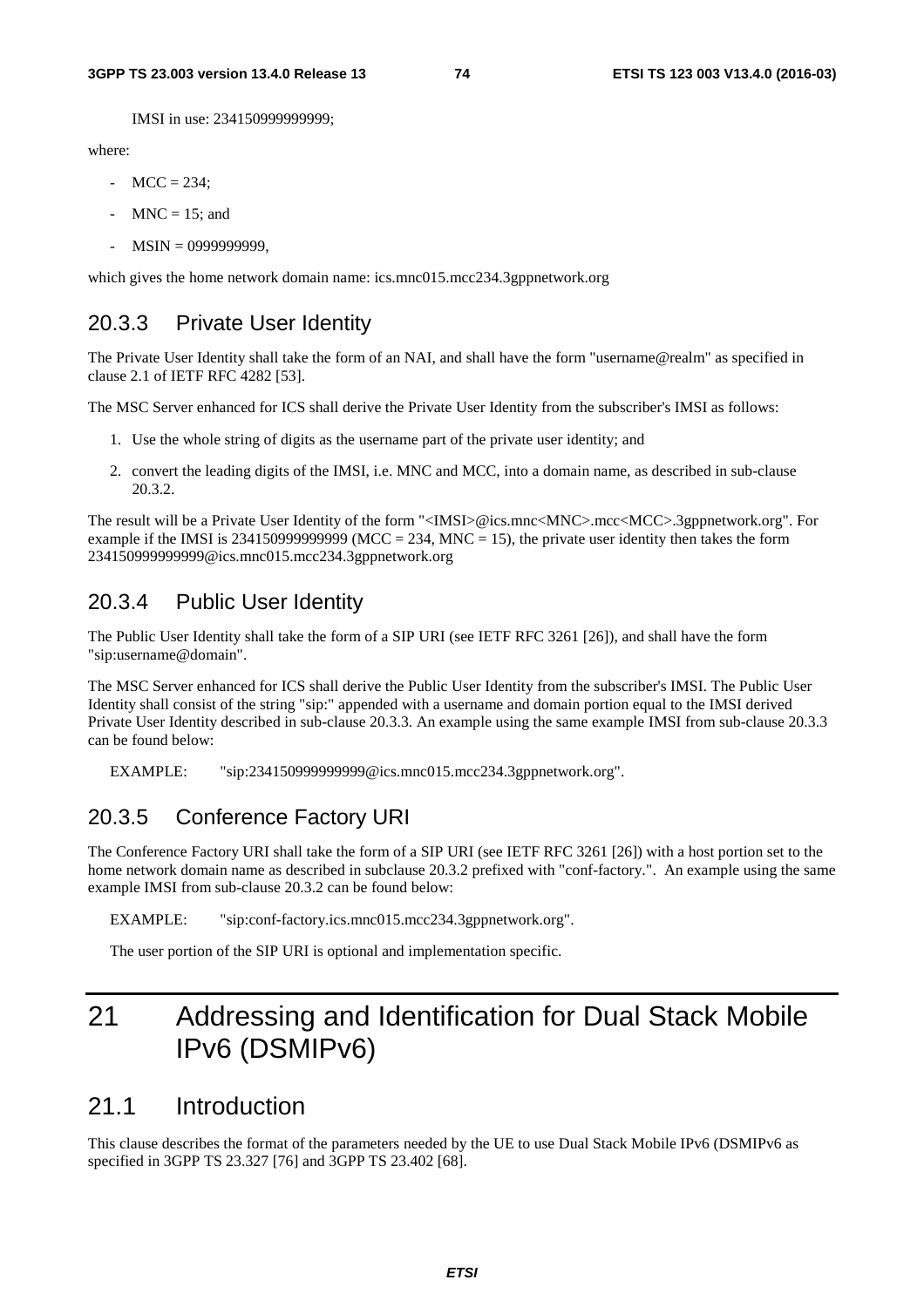IMSI in use: 234150999999999;

where:

- MCC = 234;
- MNC = 15; and
- MSIN = 0999999999,

which gives the home network domain name: ics.mnc015.mcc234.3gppnetwork.org

### 20.3.3 Private User Identity

The Private User Identity shall take the form of an NAI, and shall have the form "username@realm" as specified in clause 2.1 of IETF RFC 4282 [53].

The MSC Server enhanced for ICS shall derive the Private User Identity from the subscriber's IMSI as follows:

1. Use the whole string of digits as the username part of the private user identity; and
2. convert the leading digits of the IMSI, i.e. MNC and MCC, into a domain name, as described in sub-clause 20.3.2.

The result will be a Private User Identity of the form "<IMSI>@ics.mnc<MNC>.mcc<MCC>.3gppnetwork.org". For example if the IMSI is 234150999999999 (MCC = 234, MNC = 15), the private user identity then takes the form 234150999999999@ics.mnc015.mcc234.3gppnetwork.org

### 20.3.4 Public User Identity

The Public User Identity shall take the form of a SIP URI (see IETF RFC 3261 [26]), and shall have the form "sip:username@domain".

The MSC Server enhanced for ICS shall derive the Public User Identity from the subscriber's IMSI. The Public User Identity shall consist of the string "sip:" appended with a username and domain portion equal to the IMSI derived Private User Identity described in sub-clause 20.3.3. An example using the same example IMSI from sub-clause 20.3.3 can be found below:

EXAMPLE: "sip:234150999999999@ics.mnc015.mcc234.3gppnetwork.org".

### 20.3.5 Conference Factory URI

The Conference Factory URI shall take the form of a SIP URI (see IETF RFC 3261 [26]) with a host portion set to the home network domain name as described in subclause 20.3.2 prefixed with "conf-factory.". An example using the same example IMSI from sub-clause 20.3.2 can be found below:

EXAMPLE: "sip:conf-factory.ics.mnc015.mcc234.3gppnetwork.org".

The user portion of the SIP URI is optional and implementation specific.

# 21 Addressing and Identification for Dual Stack Mobile IPv6 (DSMIPv6)

## 21.1 Introduction

This clause describes the format of the parameters needed by the UE to use Dual Stack Mobile IPv6 (DSMIPv6 as specified in 3GPP TS 23.327 [76] and 3GPP TS 23.402 [68].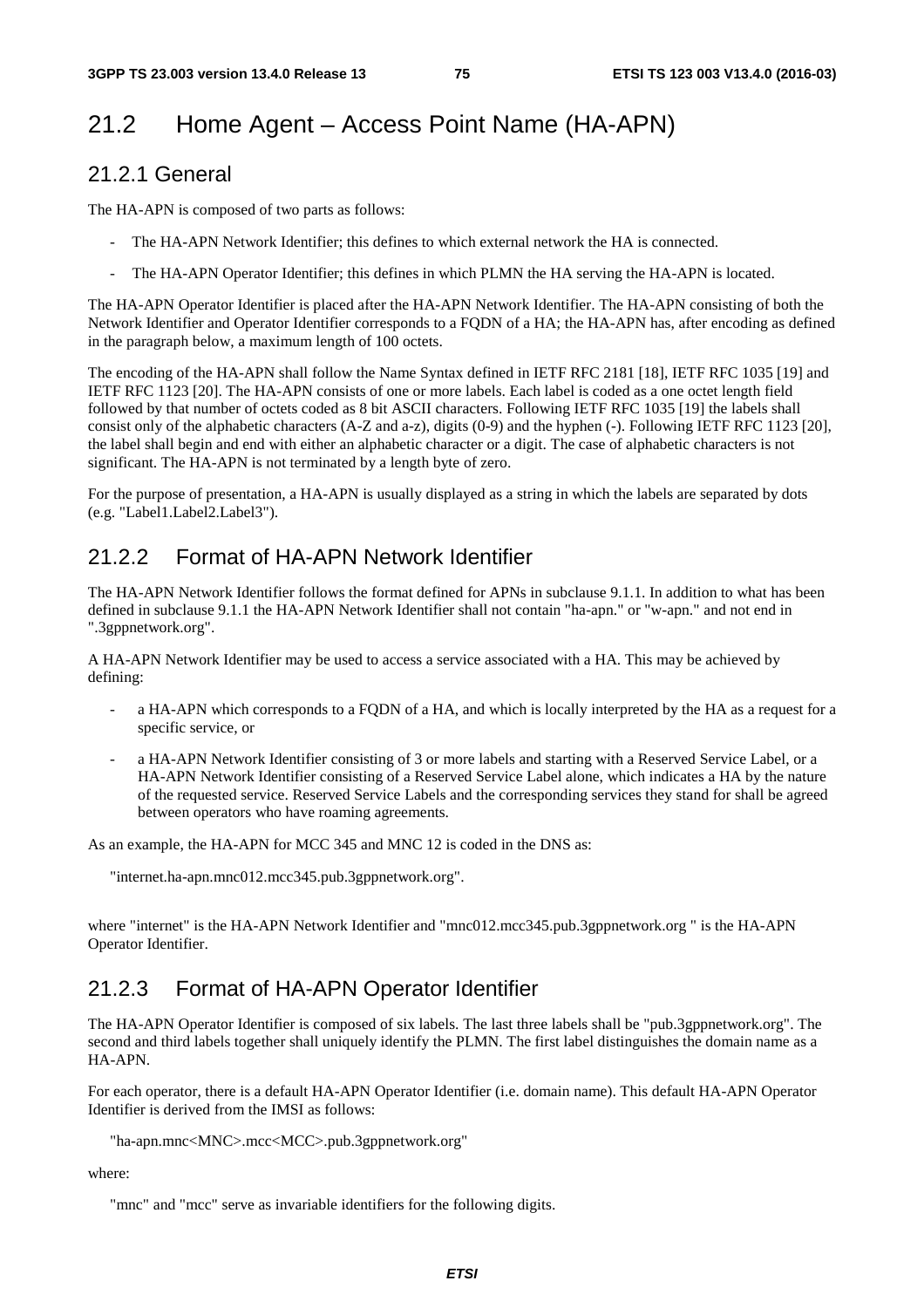## 21.2 Home Agent – Access Point Name (HA-APN)

### 21.2.1 General

The HA-APN is composed of two parts as follows:

- The HA-APN Network Identifier; this defines to which external network the HA is connected.
- The HA-APN Operator Identifier; this defines in which PLMN the HA serving the HA-APN is located.

The HA-APN Operator Identifier is placed after the HA-APN Network Identifier. The HA-APN consisting of both the Network Identifier and Operator Identifier corresponds to a FQDN of a HA; the HA-APN has, after encoding as defined in the paragraph below, a maximum length of 100 octets.

The encoding of the HA-APN shall follow the Name Syntax defined in IETF RFC 2181 [18], IETF RFC 1035 [19] and IETF RFC 1123 [20]. The HA-APN consists of one or more labels. Each label is coded as a one octet length field followed by that number of octets coded as 8 bit ASCII characters. Following IETF RFC 1035 [19] the labels shall consist only of the alphabetic characters (A-Z and a-z), digits (0-9) and the hyphen (-). Following IETF RFC 1123 [20], the label shall begin and end with either an alphabetic character or a digit. The case of alphabetic characters is not significant. The HA-APN is not terminated by a length byte of zero.

For the purpose of presentation, a HA-APN is usually displayed as a string in which the labels are separated by dots (e.g. "Label1.Label2.Label3").

### 21.2.2 Format of HA-APN Network Identifier

The HA-APN Network Identifier follows the format defined for APNs in subclause 9.1.1. In addition to what has been defined in subclause 9.1.1 the HA-APN Network Identifier shall not contain "ha-apn." or "w-apn." and not end in ".3gppnetwork.org".

A HA-APN Network Identifier may be used to access a service associated with a HA. This may be achieved by defining:

- a HA-APN which corresponds to a FQDN of a HA, and which is locally interpreted by the HA as a request for a specific service, or
- a HA-APN Network Identifier consisting of 3 or more labels and starting with a Reserved Service Label, or a HA-APN Network Identifier consisting of a Reserved Service Label alone, which indicates a HA by the nature of the requested service. Reserved Service Labels and the corresponding services they stand for shall be agreed between operators who have roaming agreements.

As an example, the HA-APN for MCC 345 and MNC 12 is coded in the DNS as:

"internet.ha-apn.mnc012.mcc345.pub.3gppnetwork.org".

where "internet" is the HA-APN Network Identifier and "mnc012.mcc345.pub.3gppnetwork.org " is the HA-APN Operator Identifier.

### 21.2.3 Format of HA-APN Operator Identifier

The HA-APN Operator Identifier is composed of six labels. The last three labels shall be "pub.3gppnetwork.org". The second and third labels together shall uniquely identify the PLMN. The first label distinguishes the domain name as a HA-APN.

For each operator, there is a default HA-APN Operator Identifier (i.e. domain name). This default HA-APN Operator Identifier is derived from the IMSI as follows:

"ha-apn.mnc<MNC>.mcc<MCC>.pub.3gppnetwork.org"

where:

"mnc" and "mcc" serve as invariable identifiers for the following digits.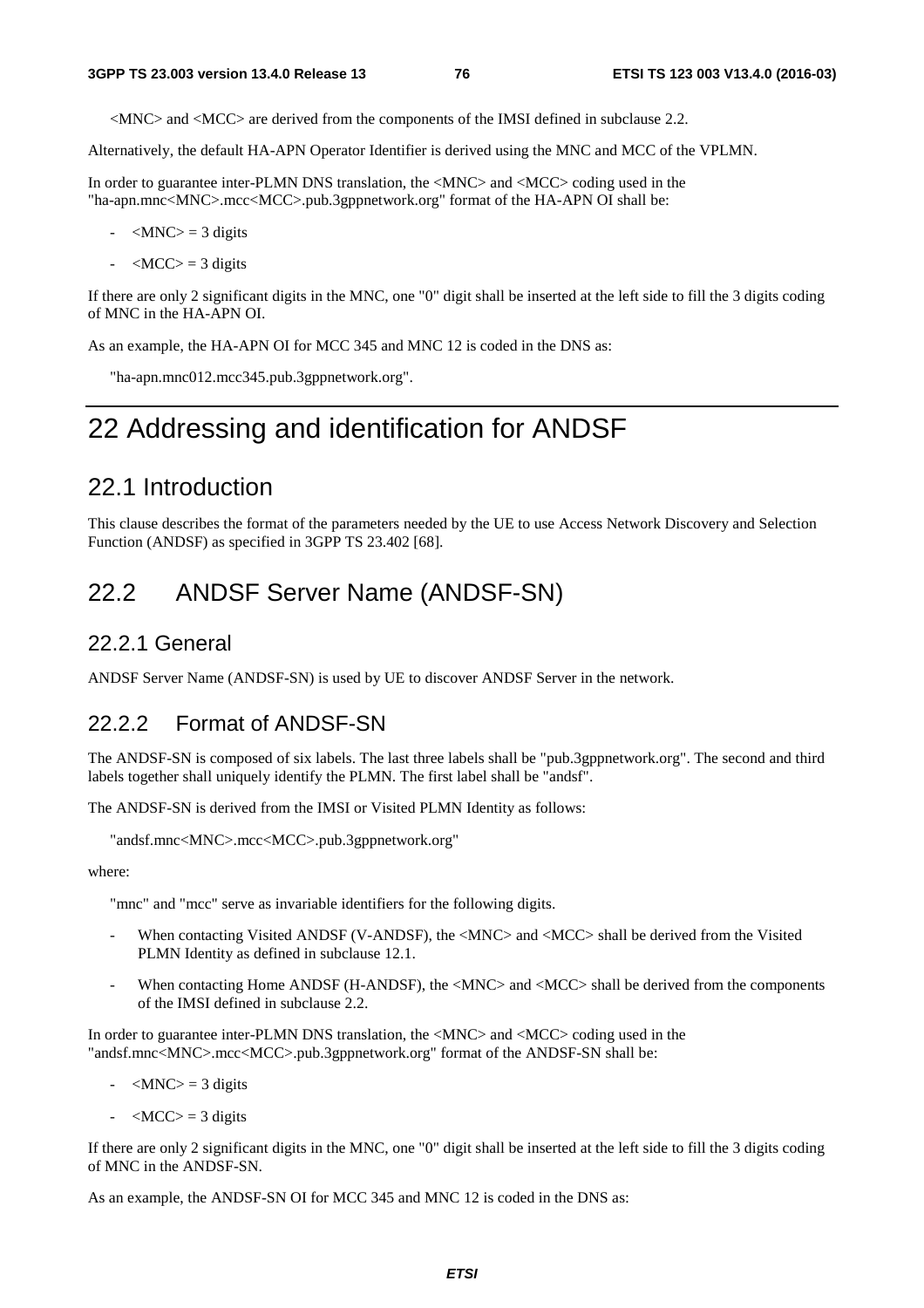<MNC> and <MCC> are derived from the components of the IMSI defined in subclause 2.2.

Alternatively, the default HA-APN Operator Identifier is derived using the MNC and MCC of the VPLMN.

In order to guarantee inter-PLMN DNS translation, the <MNC> and <MCC> coding used in the "ha-apn.mnc<MNC>.mcc<MCC>.pub.3gppnetwork.org" format of the HA-APN OI shall be:

- <MNC> = 3 digits
- <MCC> = 3 digits

If there are only 2 significant digits in the MNC, one "0" digit shall be inserted at the left side to fill the 3 digits coding of MNC in the HA-APN OI.

As an example, the HA-APN OI for MCC 345 and MNC 12 is coded in the DNS as:

"ha-apn.mnc012.mcc345.pub.3gppnetwork.org".

# 22 Addressing and identification for ANDSF

## 22.1 Introduction

This clause describes the format of the parameters needed by the UE to use Access Network Discovery and Selection Function (ANDSF) as specified in 3GPP TS 23.402 [68].

## 22.2 ANDSF Server Name (ANDSF-SN)

### 22.2.1 General

ANDSF Server Name (ANDSF-SN) is used by UE to discover ANDSF Server in the network.

### 22.2.2 Format of ANDSF-SN

The ANDSF-SN is composed of six labels. The last three labels shall be "pub.3gppnetwork.org". The second and third labels together shall uniquely identify the PLMN. The first label shall be "andsf".

The ANDSF-SN is derived from the IMSI or Visited PLMN Identity as follows:

"andsf.mnc<MNC>.mcc<MCC>.pub.3gppnetwork.org"

where:

"mnc" and "mcc" serve as invariable identifiers for the following digits.

- When contacting Visited ANDSF (V-ANDSF), the <MNC> and <MCC> shall be derived from the Visited PLMN Identity as defined in subclause 12.1.
- When contacting Home ANDSF (H-ANDSF), the <MNC> and <MCC> shall be derived from the components of the IMSI defined in subclause 2.2.

In order to guarantee inter-PLMN DNS translation, the <MNC> and <MCC> coding used in the "andsf.mnc<MNC>.mcc<MCC>.pub.3gppnetwork.org" format of the ANDSF-SN shall be:

- <MNC> = 3 digits
- <MCC> = 3 digits

If there are only 2 significant digits in the MNC, one "0" digit shall be inserted at the left side to fill the 3 digits coding of MNC in the ANDSF-SN.

As an example, the ANDSF-SN OI for MCC 345 and MNC 12 is coded in the DNS as: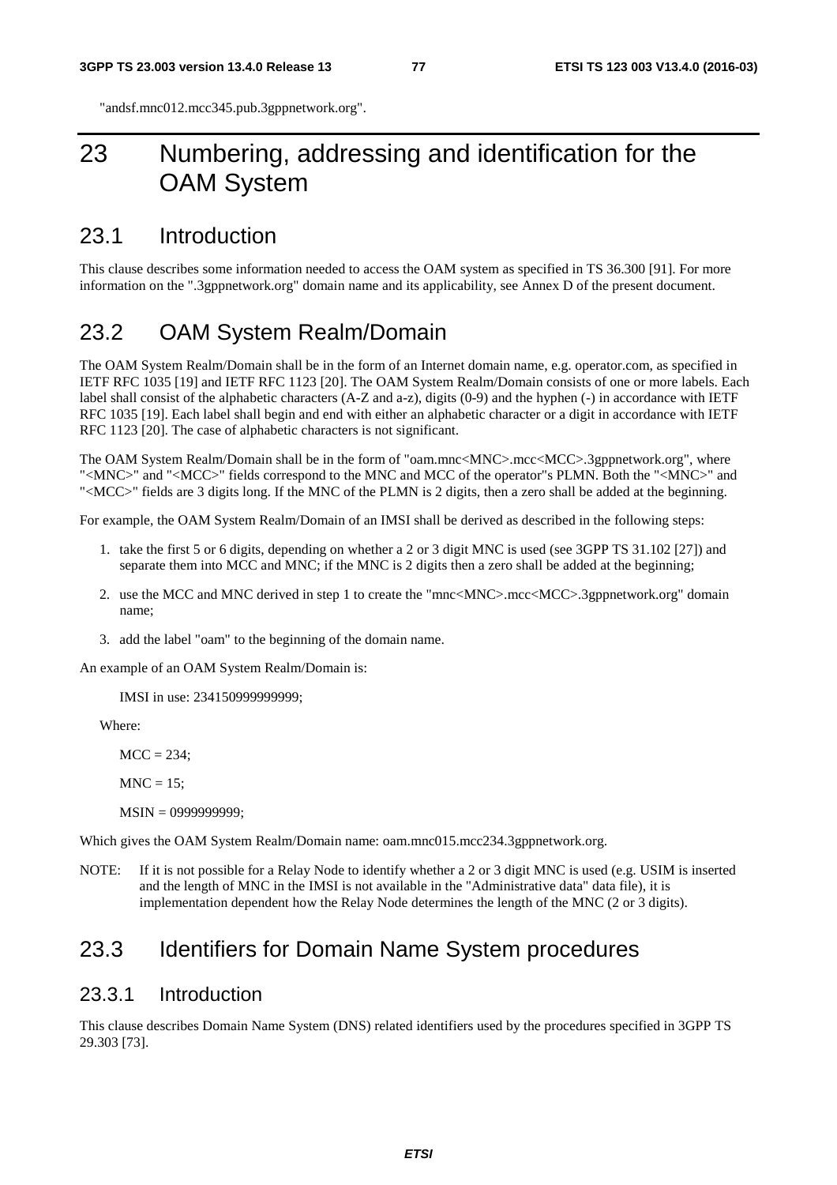"andsf.mnc012.mcc345.pub.3gppnetwork.org".

# 23 Numbering, addressing and identification for the OAM System

## 23.1 Introduction

This clause describes some information needed to access the OAM system as specified in TS 36.300 [91]. For more information on the ".3gppnetwork.org" domain name and its applicability, see Annex D of the present document.

## 23.2 OAM System Realm/Domain

The OAM System Realm/Domain shall be in the form of an Internet domain name, e.g. operator.com, as specified in IETF RFC 1035 [19] and IETF RFC 1123 [20]. The OAM System Realm/Domain consists of one or more labels. Each label shall consist of the alphabetic characters (A-Z and a-z), digits (0-9) and the hyphen (-) in accordance with IETF RFC 1035 [19]. Each label shall begin and end with either an alphabetic character or a digit in accordance with IETF RFC 1123 [20]. The case of alphabetic characters is not significant.

The OAM System Realm/Domain shall be in the form of "oam.mnc<MNC>.mcc<MCC>.3gppnetwork.org", where "<MNC>" and "<MCC>" fields correspond to the MNC and MCC of the operator"s PLMN. Both the "<MNC>" and "<MCC>" fields are 3 digits long. If the MNC of the PLMN is 2 digits, then a zero shall be added at the beginning.

For example, the OAM System Realm/Domain of an IMSI shall be derived as described in the following steps:

1. take the first 5 or 6 digits, depending on whether a 2 or 3 digit MNC is used (see 3GPP TS 31.102 [27]) and separate them into MCC and MNC; if the MNC is 2 digits then a zero shall be added at the beginning;
2. use the MCC and MNC derived in step 1 to create the "mnc<MNC>.mcc<MCC>.3gppnetwork.org" domain name;
3. add the label "oam" to the beginning of the domain name.

An example of an OAM System Realm/Domain is:

IMSI in use: 234150999999999;

Where:

MCC = 234;

MNC = 15;

MSIN = 0999999999;

Which gives the OAM System Realm/Domain name: oam.mnc015.mcc234.3gppnetwork.org.

NOTE: If it is not possible for a Relay Node to identify whether a 2 or 3 digit MNC is used (e.g. USIM is inserted and the length of MNC in the IMSI is not available in the "Administrative data" data file), it is implementation dependent how the Relay Node determines the length of the MNC (2 or 3 digits).

## 23.3 Identifiers for Domain Name System procedures

### 23.3.1 Introduction

This clause describes Domain Name System (DNS) related identifiers used by the procedures specified in 3GPP TS 29.303 [73].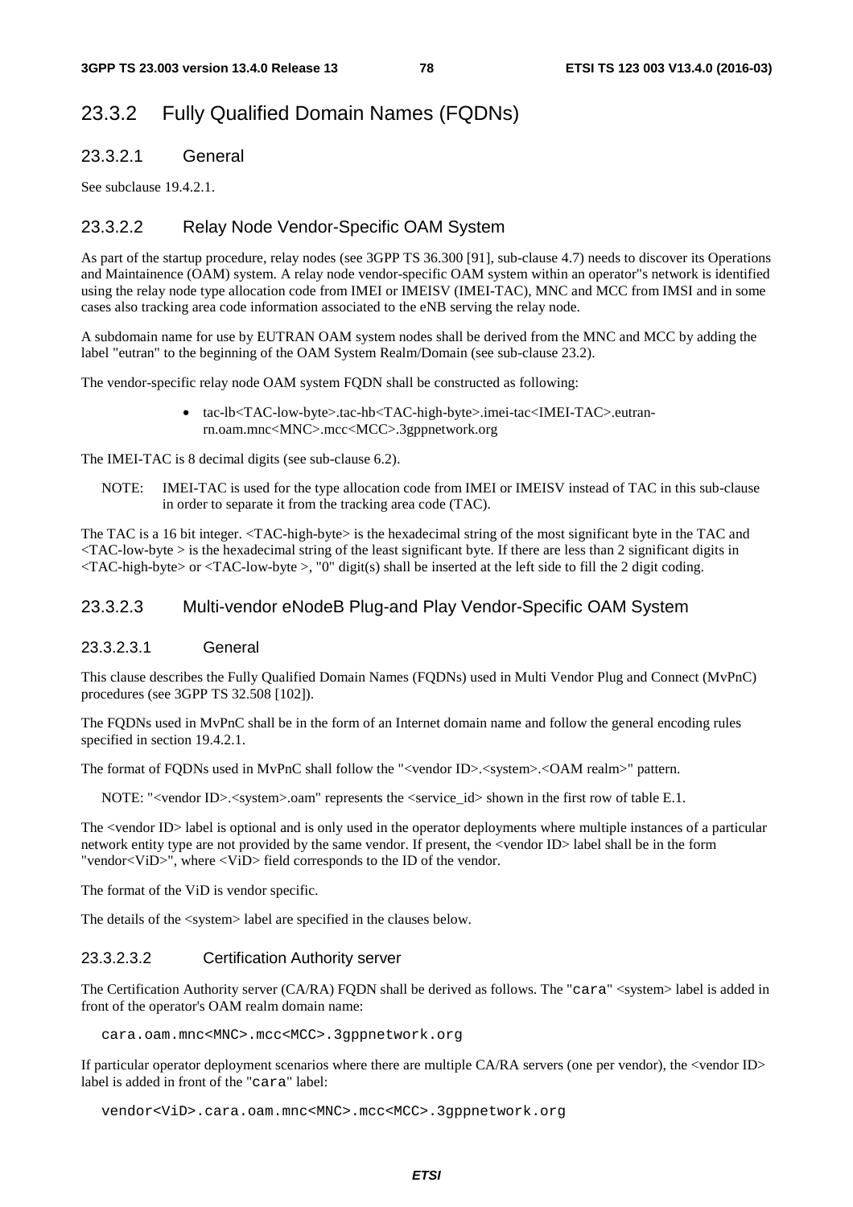## 23.3.2 Fully Qualified Domain Names (FQDNs)

### 23.3.2.1 General

See subclause 19.4.2.1.

### 23.3.2.2 Relay Node Vendor-Specific OAM System

As part of the startup procedure, relay nodes (see 3GPP TS 36.300 [91], sub-clause 4.7) needs to discover its Operations and Maintainence (OAM) system. A relay node vendor-specific OAM system within an operator"s network is identified using the relay node type allocation code from IMEI or IMEISV (IMEI-TAC), MNC and MCC from IMSI and in some cases also tracking area code information associated to the eNB serving the relay node.

A subdomain name for use by EUTRAN OAM system nodes shall be derived from the MNC and MCC by adding the label "eutran" to the beginning of the OAM System Realm/Domain (see sub-clause 23.2).

The vendor-specific relay node OAM system FQDN shall be constructed as following:

- tac-lb<TAC-low-byte>.tac-hb<TAC-high-byte>.imei-tac<IMEI-TAC>.eutran-rn.oam.mnc<MNC>.mcc<MCC>.3gppnetwork.org

The IMEI-TAC is 8 decimal digits (see sub-clause 6.2).

NOTE: IMEI-TAC is used for the type allocation code from IMEI or IMEISV instead of TAC in this sub-clause in order to separate it from the tracking area code (TAC).

The TAC is a 16 bit integer. <TAC-high-byte> is the hexadecimal string of the most significant byte in the TAC and <TAC-low-byte > is the hexadecimal string of the least significant byte. If there are less than 2 significant digits in <TAC-high-byte> or <TAC-low-byte >, "0" digit(s) shall be inserted at the left side to fill the 2 digit coding.

### 23.3.2.3 Multi-vendor eNodeB Plug-and Play Vendor-Specific OAM System

#### 23.3.2.3.1 General

This clause describes the Fully Qualified Domain Names (FQDNs) used in Multi Vendor Plug and Connect (MvPnC) procedures (see 3GPP TS 32.508 [102]).

The FQDNs used in MvPnC shall be in the form of an Internet domain name and follow the general encoding rules specified in section 19.4.2.1.

The format of FQDNs used in MvPnC shall follow the "<vendor ID>.<system>.<OAM realm>" pattern.

NOTE: "<vendor ID>.<system>.oam" represents the <service_id> shown in the first row of table E.1.

The <vendor ID> label is optional and is only used in the operator deployments where multiple instances of a particular network entity type are not provided by the same vendor. If present, the <vendor ID> label shall be in the form "vendor<ViD>", where <ViD> field corresponds to the ID of the vendor.

The format of the ViD is vendor specific.

The details of the <system> label are specified in the clauses below.

#### 23.3.2.3.2 Certification Authority server

The Certification Authority server (CA/RA) FQDN shall be derived as follows. The "cara" <system> label is added in front of the operator's OAM realm domain name:

```
cara.oam.mnc<MNC>.mcc<MCC>.3gppnetwork.org
```

If particular operator deployment scenarios where there are multiple CA/RA servers (one per vendor), the <vendor ID> label is added in front of the "cara" label:

```
vendor<ViD>.cara.oam.mnc<MNC>.mcc<MCC>.3gppnetwork.org
```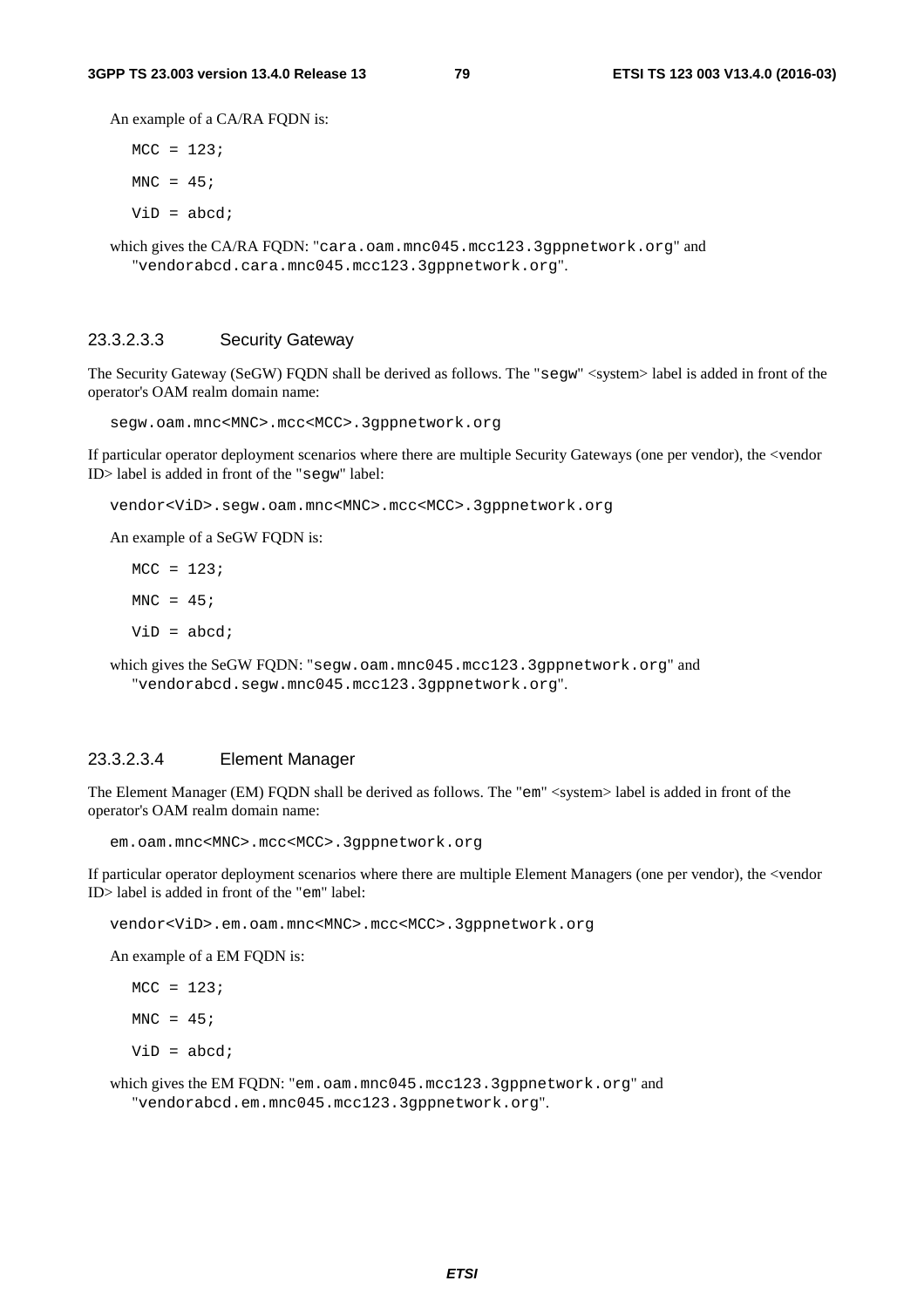An example of a CA/RA FQDN is:

```
MCC = 123;

MNC = 45;

ViD = abcd;
```

which gives the CA/RA FQDN: "`cara.oam.mnc045.mcc123.3gppnetwork.org`" and "`vendorabcd.cara.mnc045.mcc123.3gppnetwork.org`".

#### 23.3.2.3.3 Security Gateway

The Security Gateway (SeGW) FQDN shall be derived as follows. The "`segw`" <system> label is added in front of the operator's OAM realm domain name:

```
segw.oam.mnc<MNC>.mcc<MCC>.3gppnetwork.org
```

If particular operator deployment scenarios where there are multiple Security Gateways (one per vendor), the <vendor ID> label is added in front of the "`segw`" label:

```
vendor<ViD>.segw.oam.mnc<MNC>.mcc<MCC>.3gppnetwork.org
```

An example of a SeGW FQDN is:

```
MCC = 123;

MNC = 45;

ViD = abcd;
```

which gives the SeGW FQDN: "`segw.oam.mnc045.mcc123.3gppnetwork.org`" and "`vendorabcd.segw.mnc045.mcc123.3gppnetwork.org`".

#### 23.3.2.3.4 Element Manager

The Element Manager (EM) FQDN shall be derived as follows. The "`em`" <system> label is added in front of the operator's OAM realm domain name:

```
em.oam.mnc<MNC>.mcc<MCC>.3gppnetwork.org
```

If particular operator deployment scenarios where there are multiple Element Managers (one per vendor), the <vendor ID> label is added in front of the "`em`" label:

```
vendor<ViD>.em.oam.mnc<MNC>.mcc<MCC>.3gppnetwork.org
```

An example of a EM FQDN is:

```
MCC = 123;

MNC = 45;

ViD = abcd;
```

which gives the EM FQDN: "`em.oam.mnc045.mcc123.3gppnetwork.org`" and "`vendorabcd.em.mnc045.mcc123.3gppnetwork.org`".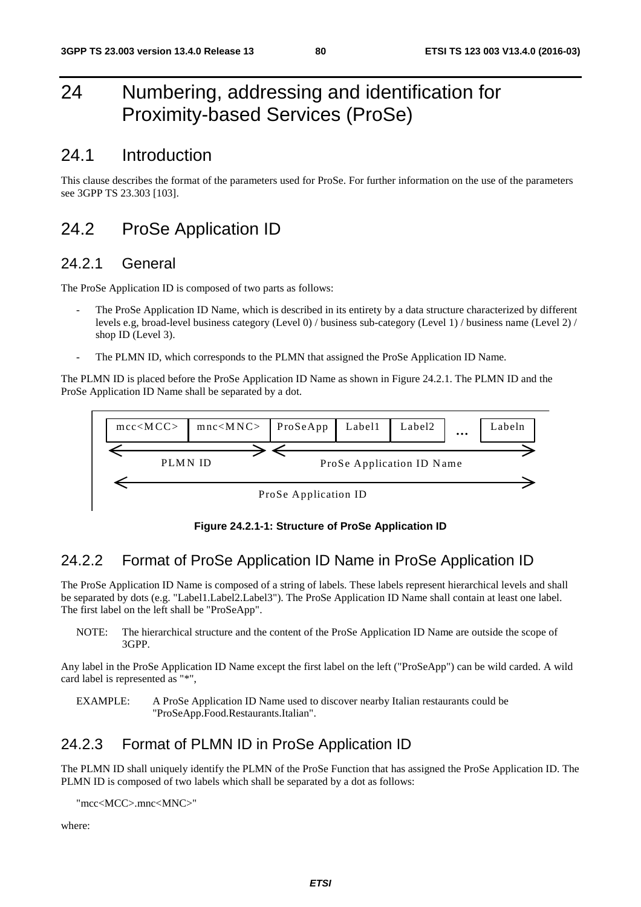# 24 Numbering, addressing and identification for Proximity-based Services (ProSe)

## 24.1 Introduction

This clause describes the format of the parameters used for ProSe. For further information on the use of the parameters see 3GPP TS 23.303 [103].

## 24.2 ProSe Application ID

### 24.2.1 General

The ProSe Application ID is composed of two parts as follows:

- The ProSe Application ID Name, which is described in its entirety by a data structure characterized by different levels e.g, broad-level business category (Level 0) / business sub-category (Level 1) / business name (Level 2) / shop ID (Level 3).

- The PLMN ID, which corresponds to the PLMN that assigned the ProSe Application ID Name.

The PLMN ID is placed before the ProSe Application ID Name as shown in Figure 24.2.1. The PLMN ID and the ProSe Application ID Name shall be separated by a dot.

| mcc<MCC> | mnc<MNC> | ProSeApp | Label1 | Label2 | ... | Labeln |
|---|---|---|---|---|---|---|
| PLMN ID | | ProSe Application ID Name | | | | |
| ProSe Application ID | | | | | | |

**Figure 24.2.1-1: Structure of ProSe Application ID**

### 24.2.2 Format of ProSe Application ID Name in ProSe Application ID

The ProSe Application ID Name is composed of a string of labels. These labels represent hierarchical levels and shall be separated by dots (e.g. "Label1.Label2.Label3"). The ProSe Application ID Name shall contain at least one label. The first label on the left shall be "ProSeApp".

NOTE: The hierarchical structure and the content of the ProSe Application ID Name are outside the scope of 3GPP.

Any label in the ProSe Application ID Name except the first label on the left ("ProSeApp") can be wild carded. A wild card label is represented as "*",

EXAMPLE: A ProSe Application ID Name used to discover nearby Italian restaurants could be "ProSeApp.Food.Restaurants.Italian".

### 24.2.3 Format of PLMN ID in ProSe Application ID

The PLMN ID shall uniquely identify the PLMN of the ProSe Function that has assigned the ProSe Application ID. The PLMN ID is composed of two labels which shall be separated by a dot as follows:

"mcc<MCC>.mnc<MNC>"

where: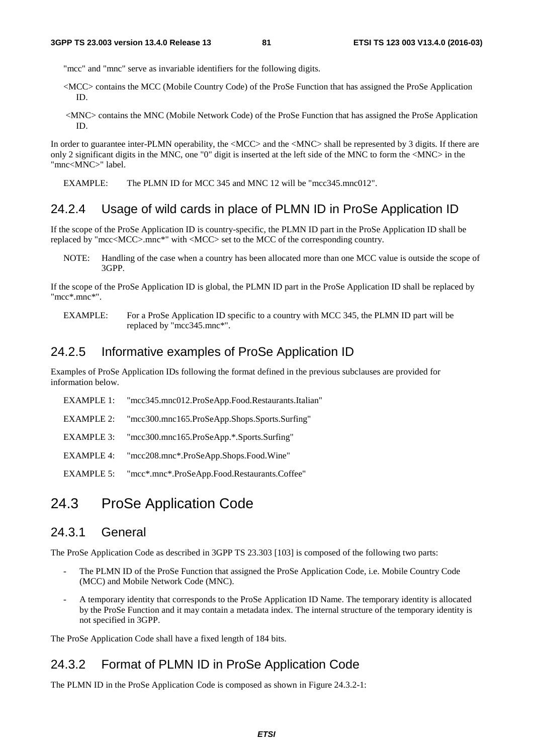"mcc" and "mnc" serve as invariable identifiers for the following digits.

<MCC> contains the MCC (Mobile Country Code) of the ProSe Function that has assigned the ProSe Application ID.

<MNC> contains the MNC (Mobile Network Code) of the ProSe Function that has assigned the ProSe Application ID.

In order to guarantee inter-PLMN operability, the <MCC> and the <MNC> shall be represented by 3 digits. If there are only 2 significant digits in the MNC, one "0" digit is inserted at the left side of the MNC to form the <MNC> in the "mnc<MNC>" label.

EXAMPLE: The PLMN ID for MCC 345 and MNC 12 will be "mcc345.mnc012".

### 24.2.4 Usage of wild cards in place of PLMN ID in ProSe Application ID

If the scope of the ProSe Application ID is country-specific, the PLMN ID part in the ProSe Application ID shall be replaced by "mcc<MCC>.mnc*" with <MCC> set to the MCC of the corresponding country.

NOTE: Handling of the case when a country has been allocated more than one MCC value is outside the scope of 3GPP.

If the scope of the ProSe Application ID is global, the PLMN ID part in the ProSe Application ID shall be replaced by "mcc*.mnc*".

EXAMPLE: For a ProSe Application ID specific to a country with MCC 345, the PLMN ID part will be replaced by "mcc345.mnc*".

### 24.2.5 Informative examples of ProSe Application ID

Examples of ProSe Application IDs following the format defined in the previous subclauses are provided for information below.

EXAMPLE 1: "mcc345.mnc012.ProSeApp.Food.Restaurants.Italian"

EXAMPLE 2: "mcc300.mnc165.ProSeApp.Shops.Sports.Surfing"

EXAMPLE 3: "mcc300.mnc165.ProSeApp.*.Sports.Surfing"

EXAMPLE 4: "mcc208.mnc*.ProSeApp.Shops.Food.Wine"

EXAMPLE 5: "mcc*.mnc*.ProSeApp.Food.Restaurants.Coffee"

## 24.3 ProSe Application Code

### 24.3.1 General

The ProSe Application Code as described in 3GPP TS 23.303 [103] is composed of the following two parts:

- The PLMN ID of the ProSe Function that assigned the ProSe Application Code, i.e. Mobile Country Code (MCC) and Mobile Network Code (MNC).
- A temporary identity that corresponds to the ProSe Application ID Name. The temporary identity is allocated by the ProSe Function and it may contain a metadata index. The internal structure of the temporary identity is not specified in 3GPP.

The ProSe Application Code shall have a fixed length of 184 bits.

### 24.3.2 Format of PLMN ID in ProSe Application Code

The PLMN ID in the ProSe Application Code is composed as shown in Figure 24.3.2-1: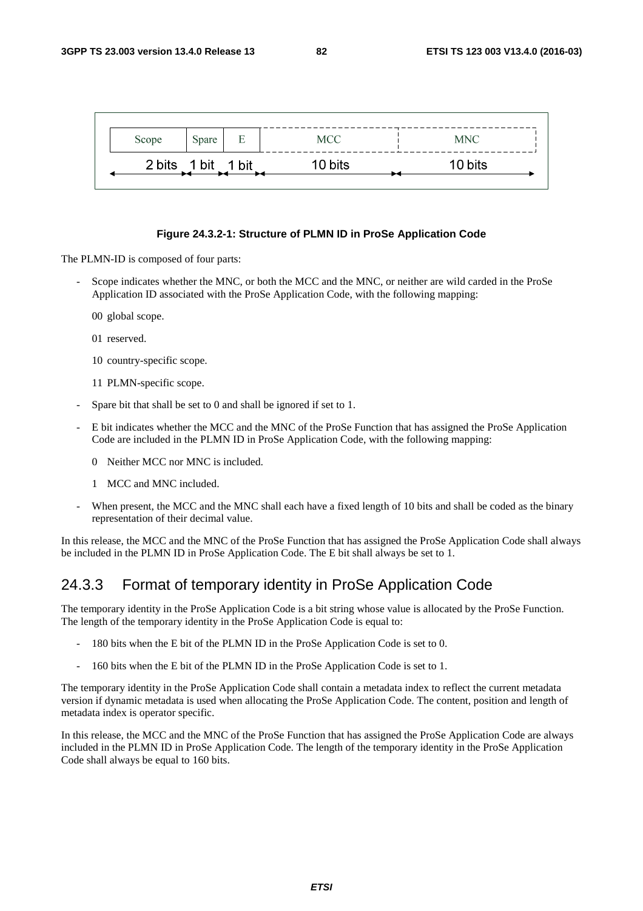| Scope | Spare | E | MCC | MNC |
| --- | --- | --- | --- | --- |
| 2 bits | 1 bit | 1 bit | 10 bits | 10 bits |

**Figure 24.3.2-1: Structure of PLMN ID in ProSe Application Code**

The PLMN-ID is composed of four parts:

- Scope indicates whether the MNC, or both the MCC and the MNC, or neither are wild carded in the ProSe Application ID associated with the ProSe Application Code, with the following mapping:

  00 global scope.

  01 reserved.

  10 country-specific scope.

  11 PLMN-specific scope.

- Spare bit that shall be set to 0 and shall be ignored if set to 1.
- E bit indicates whether the MCC and the MNC of the ProSe Function that has assigned the ProSe Application Code are included in the PLMN ID in ProSe Application Code, with the following mapping:

  0 Neither MCC nor MNC is included.

  1 MCC and MNC included.

- When present, the MCC and the MNC shall each have a fixed length of 10 bits and shall be coded as the binary representation of their decimal value.

In this release, the MCC and the MNC of the ProSe Function that has assigned the ProSe Application Code shall always be included in the PLMN ID in ProSe Application Code. The E bit shall always be set to 1.

## 24.3.3 Format of temporary identity in ProSe Application Code

The temporary identity in the ProSe Application Code is a bit string whose value is allocated by the ProSe Function. The length of the temporary identity in the ProSe Application Code is equal to:

- 180 bits when the E bit of the PLMN ID in the ProSe Application Code is set to 0.
- 160 bits when the E bit of the PLMN ID in the ProSe Application Code is set to 1.

The temporary identity in the ProSe Application Code shall contain a metadata index to reflect the current metadata version if dynamic metadata is used when allocating the ProSe Application Code. The content, position and length of metadata index is operator specific.

In this release, the MCC and the MNC of the ProSe Function that has assigned the ProSe Application Code are always included in the PLMN ID in ProSe Application Code. The length of the temporary identity in the ProSe Application Code shall always be equal to 160 bits.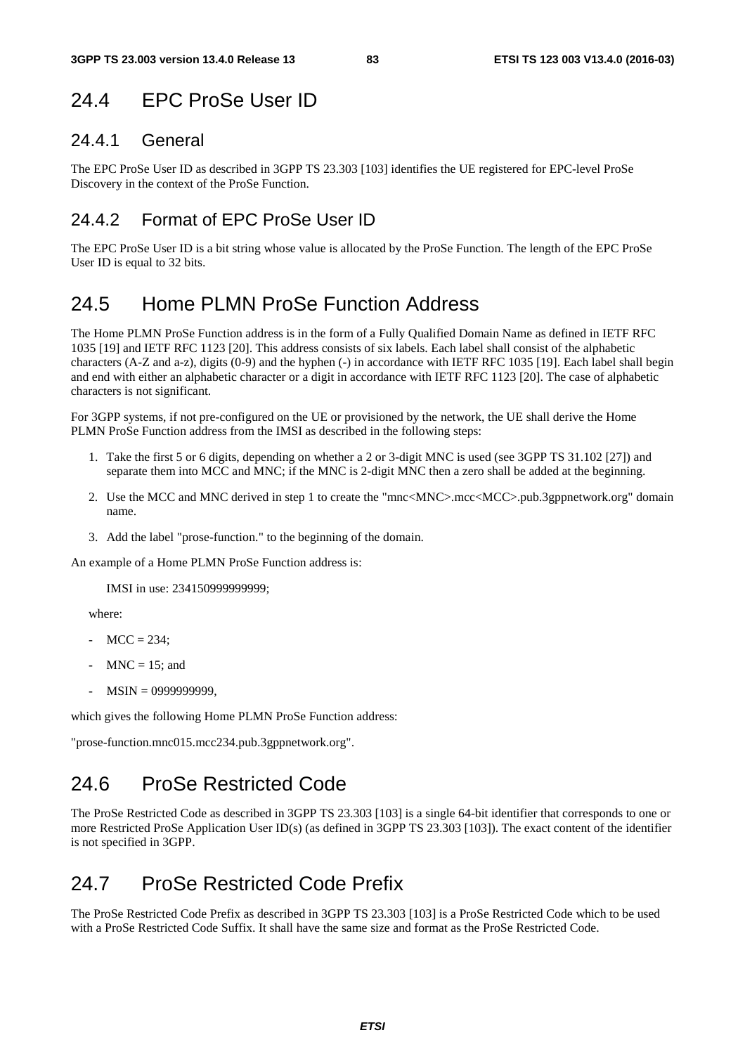## 24.4 EPC ProSe User ID

### 24.4.1 General

The EPC ProSe User ID as described in 3GPP TS 23.303 [103] identifies the UE registered for EPC-level ProSe Discovery in the context of the ProSe Function.

### 24.4.2 Format of EPC ProSe User ID

The EPC ProSe User ID is a bit string whose value is allocated by the ProSe Function. The length of the EPC ProSe User ID is equal to 32 bits.

## 24.5 Home PLMN ProSe Function Address

The Home PLMN ProSe Function address is in the form of a Fully Qualified Domain Name as defined in IETF RFC 1035 [19] and IETF RFC 1123 [20]. This address consists of six labels. Each label shall consist of the alphabetic characters (A-Z and a-z), digits (0-9) and the hyphen (-) in accordance with IETF RFC 1035 [19]. Each label shall begin and end with either an alphabetic character or a digit in accordance with IETF RFC 1123 [20]. The case of alphabetic characters is not significant.

For 3GPP systems, if not pre-configured on the UE or provisioned by the network, the UE shall derive the Home PLMN ProSe Function address from the IMSI as described in the following steps:

1. Take the first 5 or 6 digits, depending on whether a 2 or 3-digit MNC is used (see 3GPP TS 31.102 [27]) and separate them into MCC and MNC; if the MNC is 2-digit MNC then a zero shall be added at the beginning.
2. Use the MCC and MNC derived in step 1 to create the "mnc<MNC>.mcc<MCC>.pub.3gppnetwork.org" domain name.
3. Add the label "prose-function." to the beginning of the domain.

An example of a Home PLMN ProSe Function address is:

IMSI in use: 234150999999999;

where:

- MCC = 234;
- MNC = 15; and
- MSIN = 0999999999,

which gives the following Home PLMN ProSe Function address:

"prose-function.mnc015.mcc234.pub.3gppnetwork.org".

## 24.6 ProSe Restricted Code

The ProSe Restricted Code as described in 3GPP TS 23.303 [103] is a single 64-bit identifier that corresponds to one or more Restricted ProSe Application User ID(s) (as defined in 3GPP TS 23.303 [103]). The exact content of the identifier is not specified in 3GPP.

## 24.7 ProSe Restricted Code Prefix

The ProSe Restricted Code Prefix as described in 3GPP TS 23.303 [103] is a ProSe Restricted Code which to be used with a ProSe Restricted Code Suffix. It shall have the same size and format as the ProSe Restricted Code.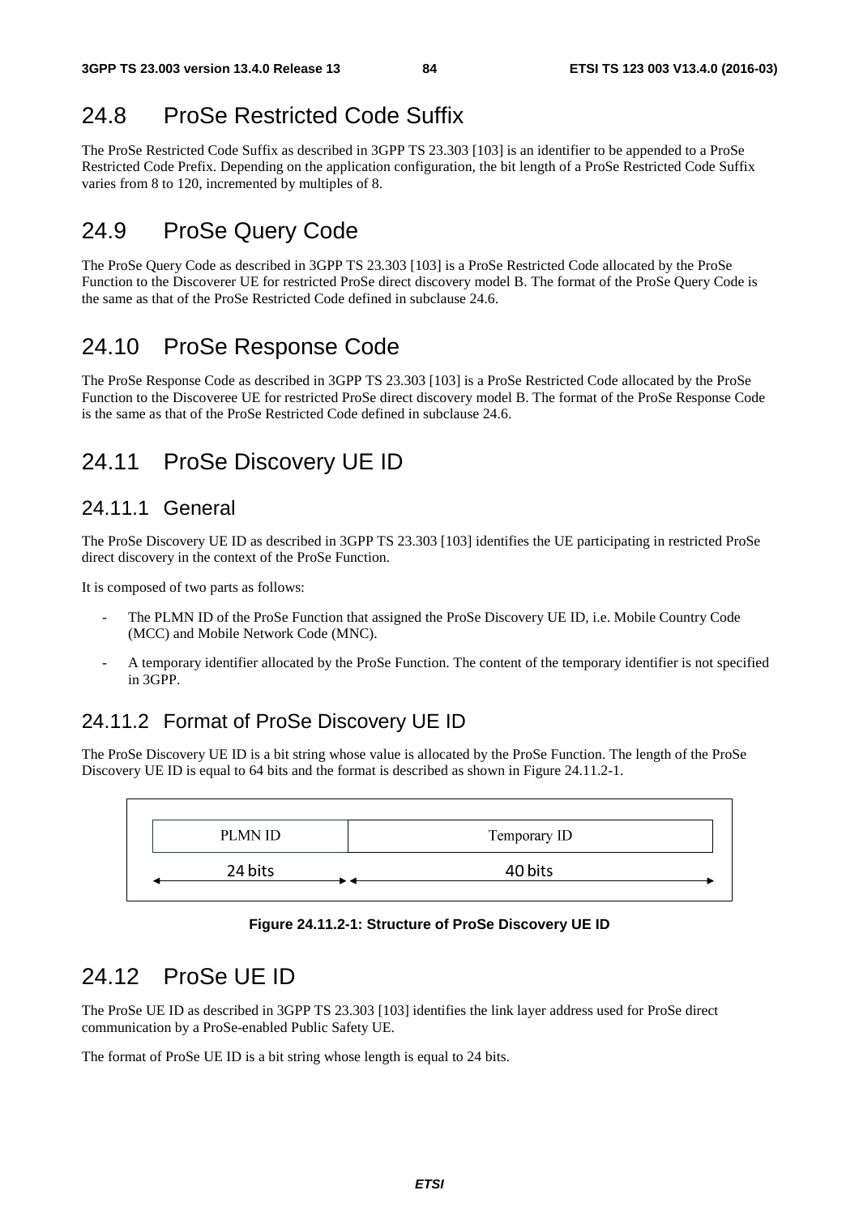## 24.8 ProSe Restricted Code Suffix

The ProSe Restricted Code Suffix as described in 3GPP TS 23.303 [103] is an identifier to be appended to a ProSe Restricted Code Prefix. Depending on the application configuration, the bit length of a ProSe Restricted Code Suffix varies from 8 to 120, incremented by multiples of 8.

## 24.9 ProSe Query Code

The ProSe Query Code as described in 3GPP TS 23.303 [103] is a ProSe Restricted Code allocated by the ProSe Function to the Discoverer UE for restricted ProSe direct discovery model B. The format of the ProSe Query Code is the same as that of the ProSe Restricted Code defined in subclause 24.6.

## 24.10 ProSe Response Code

The ProSe Response Code as described in 3GPP TS 23.303 [103] is a ProSe Restricted Code allocated by the ProSe Function to the Discoveree UE for restricted ProSe direct discovery model B. The format of the ProSe Response Code is the same as that of the ProSe Restricted Code defined in subclause 24.6.

## 24.11 ProSe Discovery UE ID

### 24.11.1 General

The ProSe Discovery UE ID as described in 3GPP TS 23.303 [103] identifies the UE participating in restricted ProSe direct discovery in the context of the ProSe Function.

It is composed of two parts as follows:

- The PLMN ID of the ProSe Function that assigned the ProSe Discovery UE ID, i.e. Mobile Country Code (MCC) and Mobile Network Code (MNC).
- A temporary identifier allocated by the ProSe Function. The content of the temporary identifier is not specified in 3GPP.

### 24.11.2 Format of ProSe Discovery UE ID

The ProSe Discovery UE ID is a bit string whose value is allocated by the ProSe Function. The length of the ProSe Discovery UE ID is equal to 64 bits and the format is described as shown in Figure 24.11.2-1.

| PLMN ID | Temporary ID |
|---|---|
| 24 bits | 40 bits |

**Figure 24.11.2-1: Structure of ProSe Discovery UE ID**

## 24.12 ProSe UE ID

The ProSe UE ID as described in 3GPP TS 23.303 [103] identifies the link layer address used for ProSe direct communication by a ProSe-enabled Public Safety UE.

The format of ProSe UE ID is a bit string whose length is equal to 24 bits.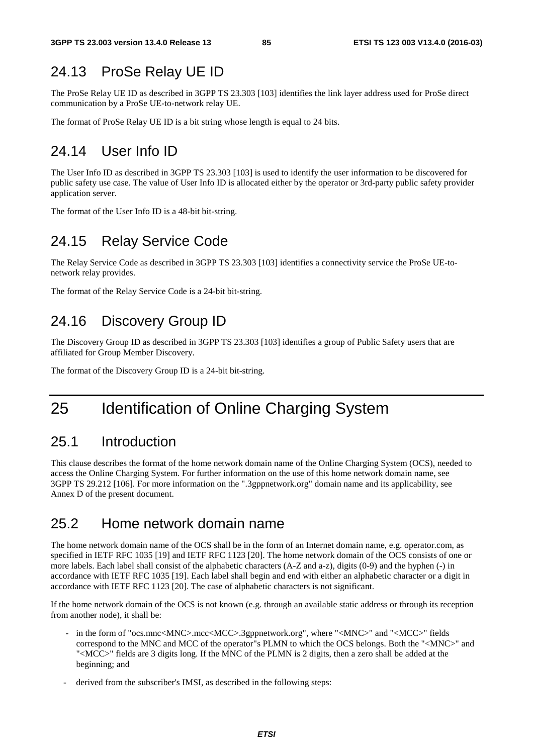## 24.13 ProSe Relay UE ID

The ProSe Relay UE ID as described in 3GPP TS 23.303 [103] identifies the link layer address used for ProSe direct communication by a ProSe UE-to-network relay UE.

The format of ProSe Relay UE ID is a bit string whose length is equal to 24 bits.

## 24.14 User Info ID

The User Info ID as described in 3GPP TS 23.303 [103] is used to identify the user information to be discovered for public safety use case. The value of User Info ID is allocated either by the operator or 3rd-party public safety provider application server.

The format of the User Info ID is a 48-bit bit-string.

## 24.15 Relay Service Code

The Relay Service Code as described in 3GPP TS 23.303 [103] identifies a connectivity service the ProSe UE-to-network relay provides.

The format of the Relay Service Code is a 24-bit bit-string.

## 24.16 Discovery Group ID

The Discovery Group ID as described in 3GPP TS 23.303 [103] identifies a group of Public Safety users that are affiliated for Group Member Discovery.

The format of the Discovery Group ID is a 24-bit bit-string.

# 25 Identification of Online Charging System

## 25.1 Introduction

This clause describes the format of the home network domain name of the Online Charging System (OCS), needed to access the Online Charging System. For further information on the use of this home network domain name, see 3GPP TS 29.212 [106]. For more information on the ".3gppnetwork.org" domain name and its applicability, see Annex D of the present document.

## 25.2 Home network domain name

The home network domain name of the OCS shall be in the form of an Internet domain name, e.g. operator.com, as specified in IETF RFC 1035 [19] and IETF RFC 1123 [20]. The home network domain of the OCS consists of one or more labels. Each label shall consist of the alphabetic characters (A-Z and a-z), digits (0-9) and the hyphen (-) in accordance with IETF RFC 1035 [19]. Each label shall begin and end with either an alphabetic character or a digit in accordance with IETF RFC 1123 [20]. The case of alphabetic characters is not significant.

If the home network domain of the OCS is not known (e.g. through an available static address or through its reception from another node), it shall be:

- in the form of "ocs.mnc<MNC>.mcc<MCC>.3gppnetwork.org", where "<MNC>" and "<MCC>" fields correspond to the MNC and MCC of the operator"s PLMN to which the OCS belongs. Both the "<MNC>" and "<MCC>" fields are 3 digits long. If the MNC of the PLMN is 2 digits, then a zero shall be added at the beginning; and
- derived from the subscriber's IMSI, as described in the following steps: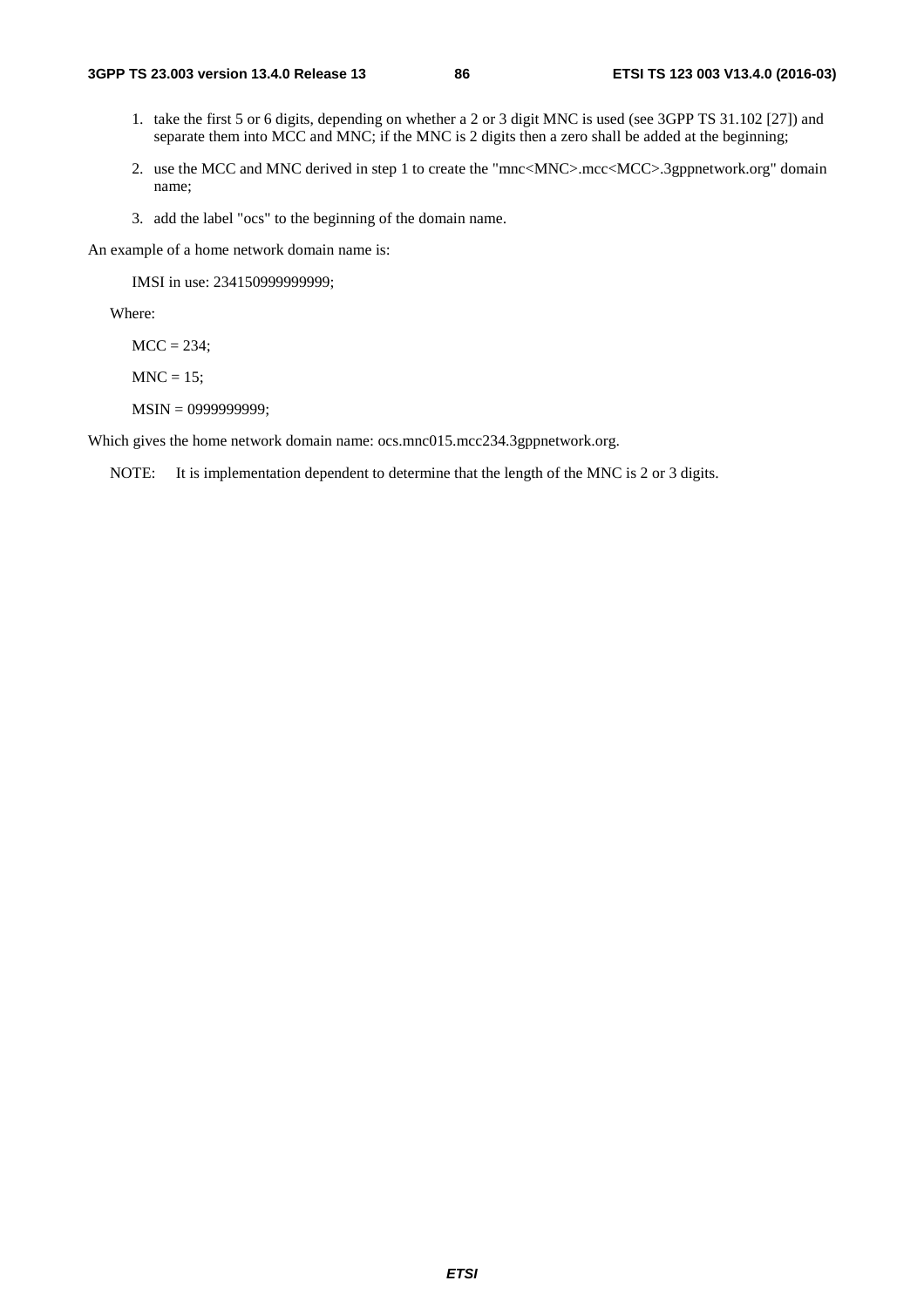1. take the first 5 or 6 digits, depending on whether a 2 or 3 digit MNC is used (see 3GPP TS 31.102 [27]) and separate them into MCC and MNC; if the MNC is 2 digits then a zero shall be added at the beginning;
2. use the MCC and MNC derived in step 1 to create the "mnc<MNC>.mcc<MCC>.3gppnetwork.org" domain name;
3. add the label "ocs" to the beginning of the domain name.

An example of a home network domain name is:

IMSI in use: 234150999999999;

Where:

MCC = 234;

MNC = 15;

MSIN = 0999999999;

Which gives the home network domain name: ocs.mnc015.mcc234.3gppnetwork.org.

NOTE: It is implementation dependent to determine that the length of the MNC is 2 or 3 digits.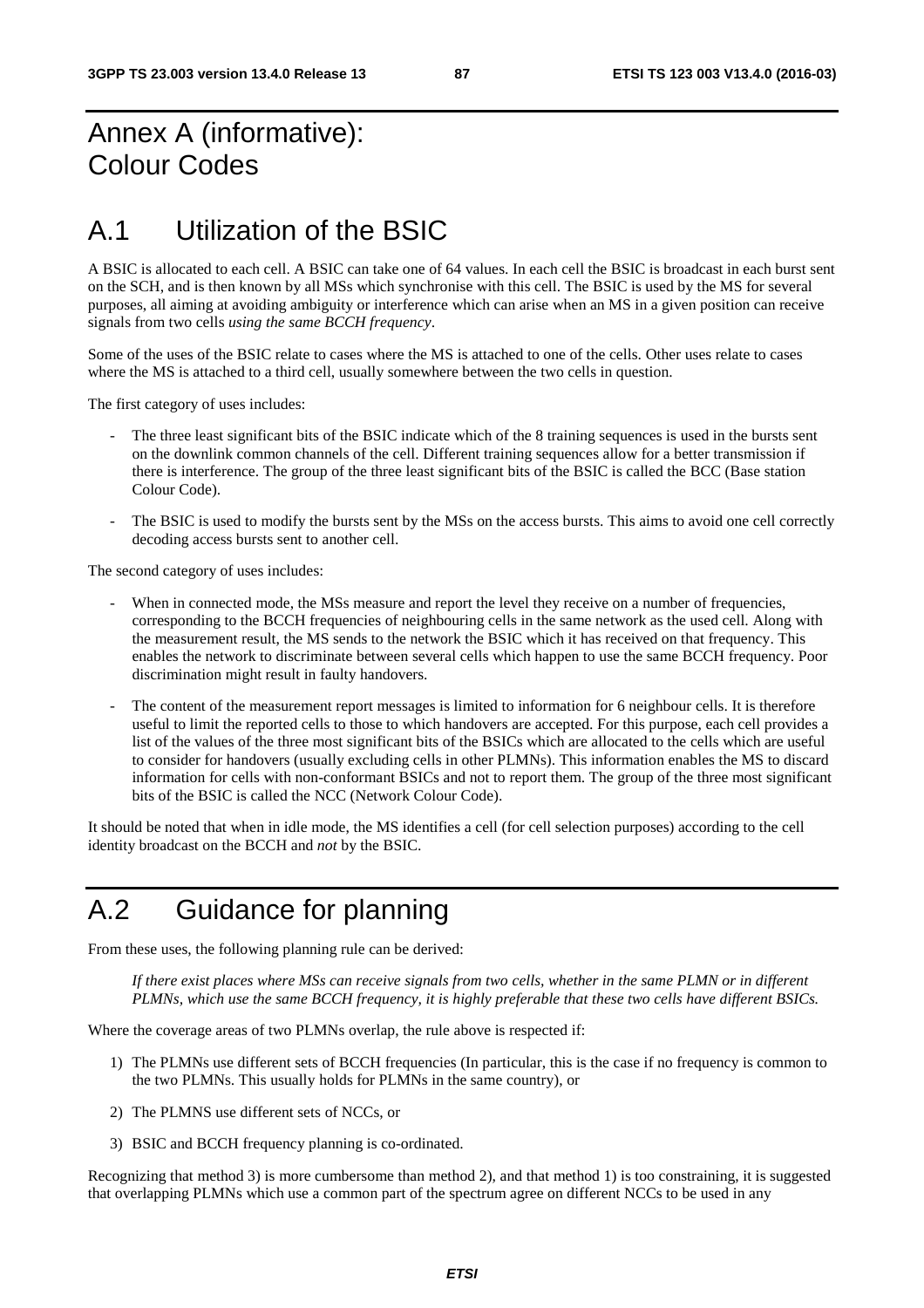# Annex A (informative): Colour Codes

# A.1 Utilization of the BSIC

A BSIC is allocated to each cell. A BSIC can take one of 64 values. In each cell the BSIC is broadcast in each burst sent on the SCH, and is then known by all MSs which synchronise with this cell. The BSIC is used by the MS for several purposes, all aiming at avoiding ambiguity or interference which can arise when an MS in a given position can receive signals from two cells *using the same BCCH frequency*.

Some of the uses of the BSIC relate to cases where the MS is attached to one of the cells. Other uses relate to cases where the MS is attached to a third cell, usually somewhere between the two cells in question.

The first category of uses includes:

- The three least significant bits of the BSIC indicate which of the 8 training sequences is used in the bursts sent on the downlink common channels of the cell. Different training sequences allow for a better transmission if there is interference. The group of the three least significant bits of the BSIC is called the BCC (Base station Colour Code).
- The BSIC is used to modify the bursts sent by the MSs on the access bursts. This aims to avoid one cell correctly decoding access bursts sent to another cell.

The second category of uses includes:

- When in connected mode, the MSs measure and report the level they receive on a number of frequencies, corresponding to the BCCH frequencies of neighbouring cells in the same network as the used cell. Along with the measurement result, the MS sends to the network the BSIC which it has received on that frequency. This enables the network to discriminate between several cells which happen to use the same BCCH frequency. Poor discrimination might result in faulty handovers.
- The content of the measurement report messages is limited to information for 6 neighbour cells. It is therefore useful to limit the reported cells to those to which handovers are accepted. For this purpose, each cell provides a list of the values of the three most significant bits of the BSICs which are allocated to the cells which are useful to consider for handovers (usually excluding cells in other PLMNs). This information enables the MS to discard information for cells with non-conformant BSICs and not to report them. The group of the three most significant bits of the BSIC is called the NCC (Network Colour Code).

It should be noted that when in idle mode, the MS identifies a cell (for cell selection purposes) according to the cell identity broadcast on the BCCH and *not* by the BSIC.

# A.2 Guidance for planning

From these uses, the following planning rule can be derived:

> *If there exist places where MSs can receive signals from two cells, whether in the same PLMN or in different PLMNs, which use the same BCCH frequency, it is highly preferable that these two cells have different BSICs.*

Where the coverage areas of two PLMNs overlap, the rule above is respected if:

1) The PLMNs use different sets of BCCH frequencies (In particular, this is the case if no frequency is common to the two PLMNs. This usually holds for PLMNs in the same country), or
2) The PLMNS use different sets of NCCs, or
3) BSIC and BCCH frequency planning is co-ordinated.

Recognizing that method 3) is more cumbersome than method 2), and that method 1) is too constraining, it is suggested that overlapping PLMNs which use a common part of the spectrum agree on different NCCs to be used in any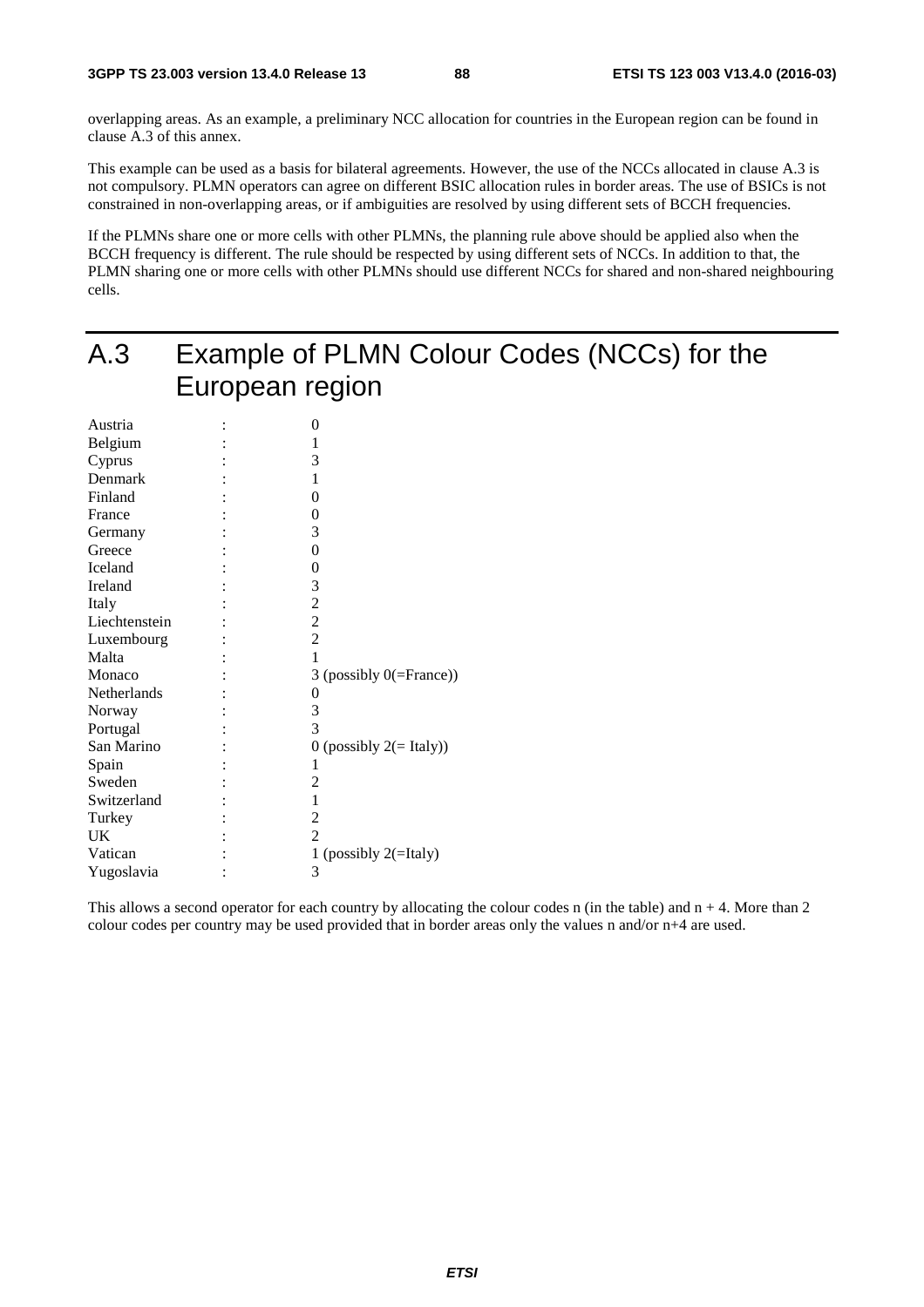overlapping areas. As an example, a preliminary NCC allocation for countries in the European region can be found in clause A.3 of this annex.

This example can be used as a basis for bilateral agreements. However, the use of the NCCs allocated in clause A.3 is not compulsory. PLMN operators can agree on different BSIC allocation rules in border areas. The use of BSICs is not constrained in non-overlapping areas, or if ambiguities are resolved by using different sets of BCCH frequencies.

If the PLMNs share one or more cells with other PLMNs, the planning rule above should be applied also when the BCCH frequency is different. The rule should be respected by using different sets of NCCs. In addition to that, the PLMN sharing one or more cells with other PLMNs should use different NCCs for shared and non-shared neighbouring cells.

# A.3 Example of PLMN Colour Codes (NCCs) for the European region

| | | |
|---|---|---|
| Austria | : | 0 |
| Belgium | : | 1 |
| Cyprus | : | 3 |
| Denmark | : | 1 |
| Finland | : | 0 |
| France | : | 0 |
| Germany | : | 3 |
| Greece | : | 0 |
| Iceland | : | 0 |
| Ireland | : | 3 |
| Italy | : | 2 |
| Liechtenstein | : | 2 |
| Luxembourg | : | 2 |
| Malta | : | 1 |
| Monaco | : | 3 (possibly 0(=France)) |
| Netherlands | : | 0 |
| Norway | : | 3 |
| Portugal | : | 3 |
| San Marino | : | 0 (possibly 2(= Italy)) |
| Spain | : | 1 |
| Sweden | : | 2 |
| Switzerland | : | 1 |
| Turkey | : | 2 |
| UK | : | 2 |
| Vatican | : | 1 (possibly 2(=Italy) |
| Yugoslavia | : | 3 |

This allows a second operator for each country by allocating the colour codes n (in the table) and n + 4. More than 2 colour codes per country may be used provided that in border areas only the values n and/or n+4 are used.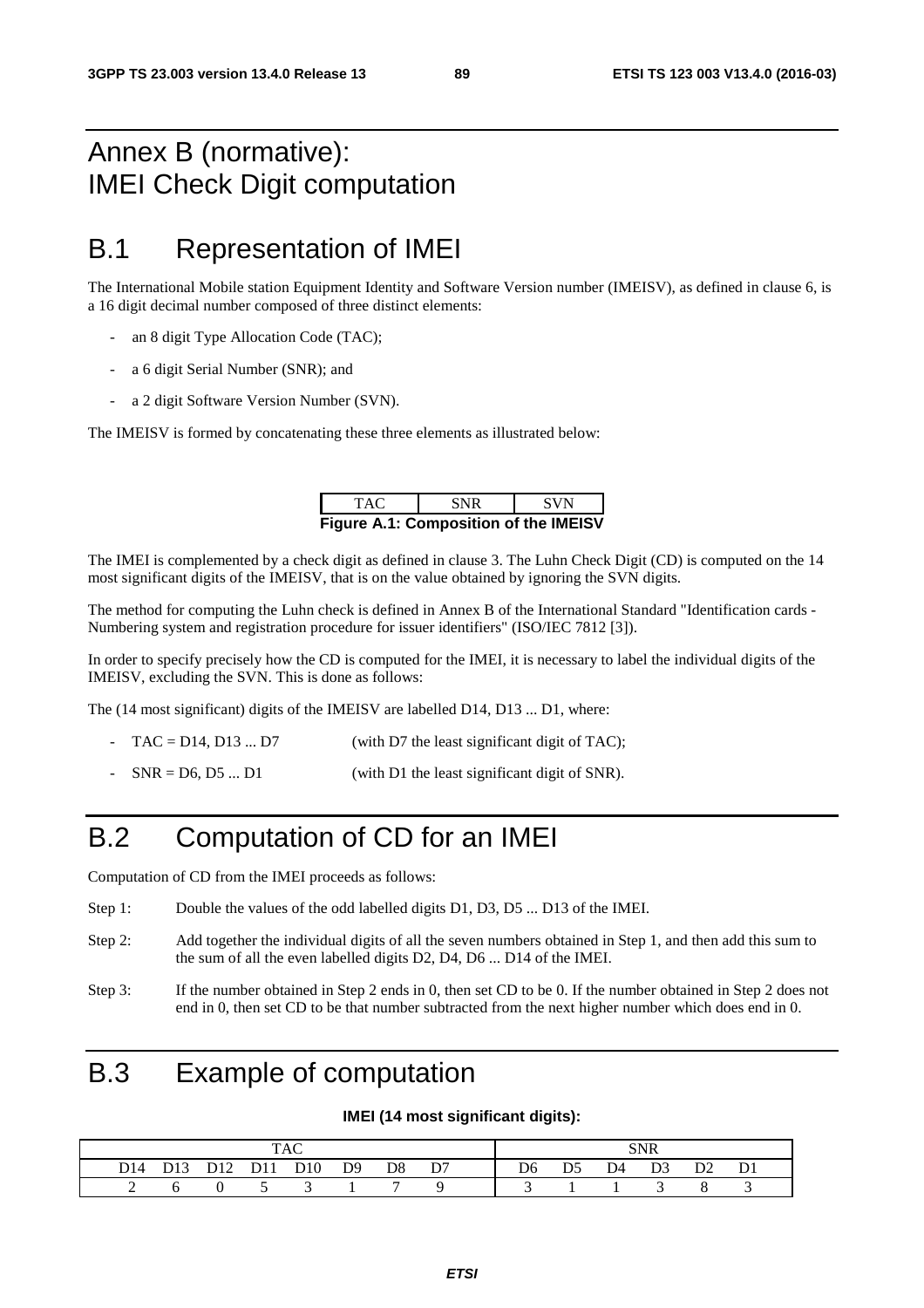# Annex B (normative): IMEI Check Digit computation

## B.1 Representation of IMEI

The International Mobile station Equipment Identity and Software Version number (IMEISV), as defined in clause 6, is a 16 digit decimal number composed of three distinct elements:

- an 8 digit Type Allocation Code (TAC);
- a 6 digit Serial Number (SNR); and
- a 2 digit Software Version Number (SVN).

The IMEISV is formed by concatenating these three elements as illustrated below:

| TAC | SNR | SVN |
|---|---|---|

**Figure A.1: Composition of the IMEISV**

The IMEI is complemented by a check digit as defined in clause 3. The Luhn Check Digit (CD) is computed on the 14 most significant digits of the IMEISV, that is on the value obtained by ignoring the SVN digits.

The method for computing the Luhn check is defined in Annex B of the International Standard "Identification cards - Numbering system and registration procedure for issuer identifiers" (ISO/IEC 7812 [3]).

In order to specify precisely how the CD is computed for the IMEI, it is necessary to label the individual digits of the IMEISV, excluding the SVN. This is done as follows:

The (14 most significant) digits of the IMEISV are labelled D14, D13 ... D1, where:

- TAC = D14, D13 ... D7 (with D7 the least significant digit of TAC);
- SNR = D6, D5 ... D1 (with D1 the least significant digit of SNR).

## B.2 Computation of CD for an IMEI

Computation of CD from the IMEI proceeds as follows:

Step 1: Double the values of the odd labelled digits D1, D3, D5 ... D13 of the IMEI.

Step 2: Add together the individual digits of all the seven numbers obtained in Step 1, and then add this sum to the sum of all the even labelled digits D2, D4, D6 ... D14 of the IMEI.

Step 3: If the number obtained in Step 2 ends in 0, then set CD to be 0. If the number obtained in Step 2 does not end in 0, then set CD to be that number subtracted from the next higher number which does end in 0.

## B.3 Example of computation

**IMEI (14 most significant digits):**

| TAC | | | | | | | | SNR | | | | | |
|---|---|---|---|---|---|---|---|---|---|---|---|---|---|
| D14 | D13 | D12 | D11 | D10 | D9 | D8 | D7 | D6 | D5 | D4 | D3 | D2 | D1 |
| 2 | 6 | 0 | 5 | 3 | 1 | 7 | 9 | 3 | 1 | 1 | 3 | 8 | 3 |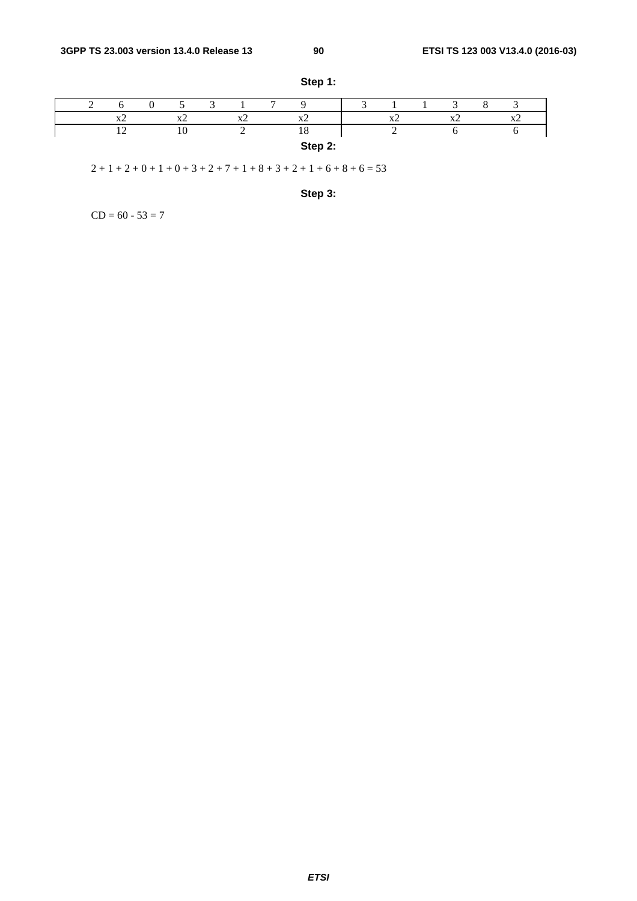**Step 1:**

| 2 | 6 | 0 | 5 | 3 | 1 | 7 | 9 | 3 | 1 | 1 | 3 | 8 | 3 |
|---|---|---|---|---|---|---|---|---|---|---|---|---|---|
| | x2 | | x2 | | x2 | | x2 | | x2 | | x2 | | x2 |
| | 12 | | 10 | | 2 | | 18 | | 2 | | 6 | | 6 |

**Step 2:**

2 + 1 + 2 + 0 + 1 + 0 + 3 + 2 + 7 + 1 + 8 + 3 + 2 + 1 + 6 + 8 + 6 = 53

**Step 3:**

CD = 60 - 53 = 7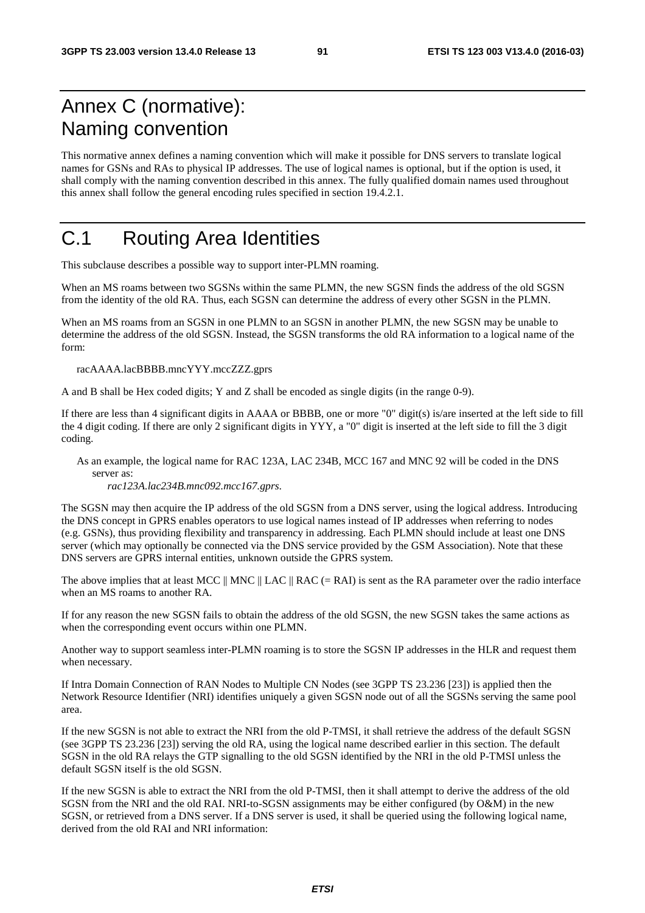# Annex C (normative): Naming convention

This normative annex defines a naming convention which will make it possible for DNS servers to translate logical names for GSNs and RAs to physical IP addresses. The use of logical names is optional, but if the option is used, it shall comply with the naming convention described in this annex. The fully qualified domain names used throughout this annex shall follow the general encoding rules specified in section 19.4.2.1.

# C.1 Routing Area Identities

This subclause describes a possible way to support inter-PLMN roaming.

When an MS roams between two SGSNs within the same PLMN, the new SGSN finds the address of the old SGSN from the identity of the old RA. Thus, each SGSN can determine the address of every other SGSN in the PLMN.

When an MS roams from an SGSN in one PLMN to an SGSN in another PLMN, the new SGSN may be unable to determine the address of the old SGSN. Instead, the SGSN transforms the old RA information to a logical name of the form:

racAAAA.lacBBBB.mncYYY.mccZZZ.gprs

A and B shall be Hex coded digits; Y and Z shall be encoded as single digits (in the range 0-9).

If there are less than 4 significant digits in AAAA or BBBB, one or more "0" digit(s) is/are inserted at the left side to fill the 4 digit coding. If there are only 2 significant digits in YYY, a "0" digit is inserted at the left side to fill the 3 digit coding.

As an example, the logical name for RAC 123A, LAC 234B, MCC 167 and MNC 92 will be coded in the DNS server as:

*rac123A.lac234B.mnc092.mcc167.gprs*.

The SGSN may then acquire the IP address of the old SGSN from a DNS server, using the logical address. Introducing the DNS concept in GPRS enables operators to use logical names instead of IP addresses when referring to nodes (e.g. GSNs), thus providing flexibility and transparency in addressing. Each PLMN should include at least one DNS server (which may optionally be connected via the DNS service provided by the GSM Association). Note that these DNS servers are GPRS internal entities, unknown outside the GPRS system.

The above implies that at least MCC || MNC || LAC || RAC (= RAI) is sent as the RA parameter over the radio interface when an MS roams to another RA.

If for any reason the new SGSN fails to obtain the address of the old SGSN, the new SGSN takes the same actions as when the corresponding event occurs within one PLMN.

Another way to support seamless inter-PLMN roaming is to store the SGSN IP addresses in the HLR and request them when necessary.

If Intra Domain Connection of RAN Nodes to Multiple CN Nodes (see 3GPP TS 23.236 [23]) is applied then the Network Resource Identifier (NRI) identifies uniquely a given SGSN node out of all the SGSNs serving the same pool area.

If the new SGSN is not able to extract the NRI from the old P-TMSI, it shall retrieve the address of the default SGSN (see 3GPP TS 23.236 [23]) serving the old RA, using the logical name described earlier in this section. The default SGSN in the old RA relays the GTP signalling to the old SGSN identified by the NRI in the old P-TMSI unless the default SGSN itself is the old SGSN.

If the new SGSN is able to extract the NRI from the old P-TMSI, then it shall attempt to derive the address of the old SGSN from the NRI and the old RAI. NRI-to-SGSN assignments may be either configured (by O&M) in the new SGSN, or retrieved from a DNS server. If a DNS server is used, it shall be queried using the following logical name, derived from the old RAI and NRI information: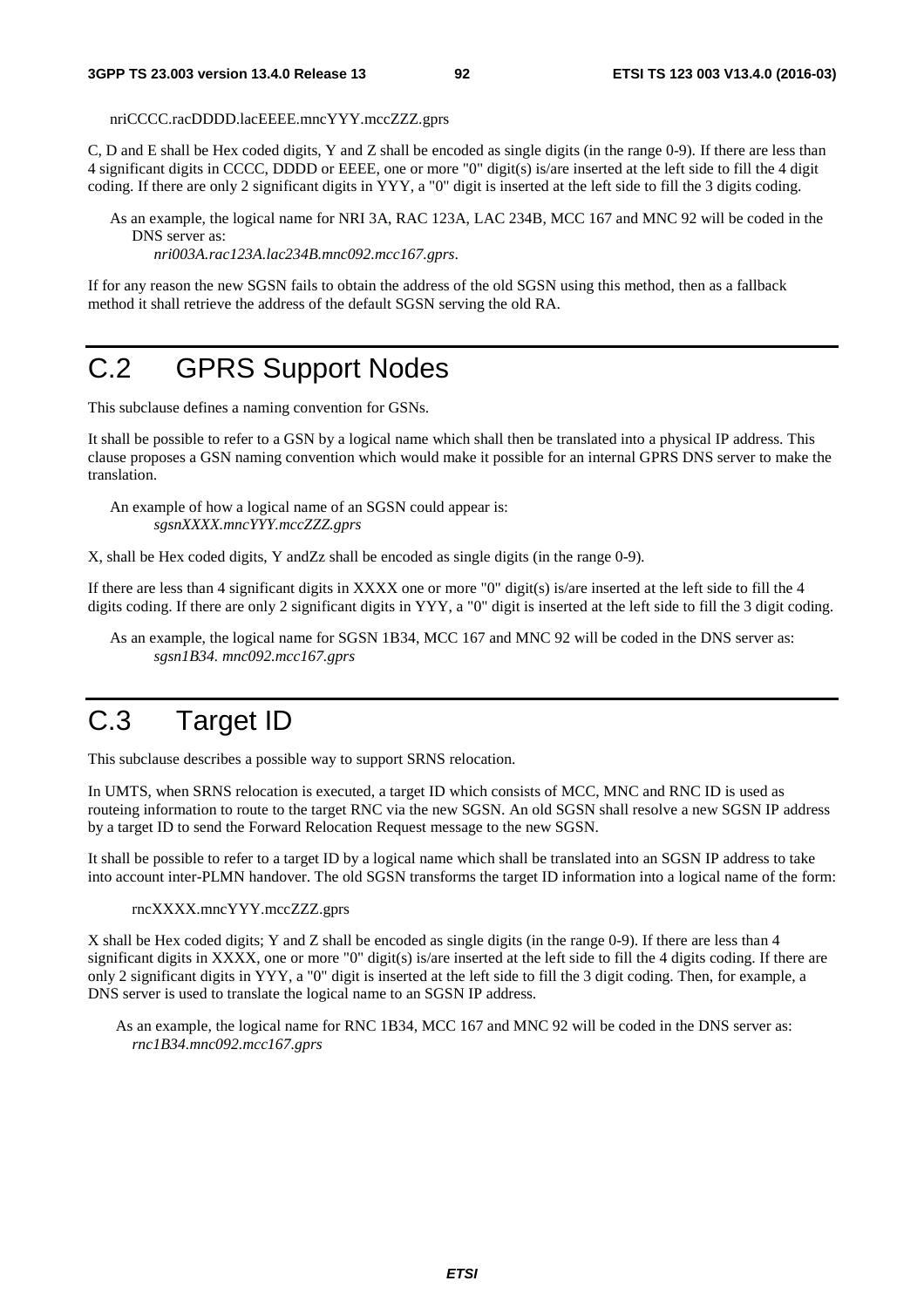nriCCCC.racDDDD.lacEEEE.mncYYY.mccZZZ.gprs

C, D and E shall be Hex coded digits, Y and Z shall be encoded as single digits (in the range 0-9). If there are less than 4 significant digits in CCCC, DDDD or EEEE, one or more "0" digit(s) is/are inserted at the left side to fill the 4 digit coding. If there are only 2 significant digits in YYY, a "0" digit is inserted at the left side to fill the 3 digits coding.

As an example, the logical name for NRI 3A, RAC 123A, LAC 234B, MCC 167 and MNC 92 will be coded in the DNS server as:
*nri003A.rac123A.lac234B.mnc092.mcc167.gprs*.

If for any reason the new SGSN fails to obtain the address of the old SGSN using this method, then as a fallback method it shall retrieve the address of the default SGSN serving the old RA.

# C.2 GPRS Support Nodes

This subclause defines a naming convention for GSNs.

It shall be possible to refer to a GSN by a logical name which shall then be translated into a physical IP address. This clause proposes a GSN naming convention which would make it possible for an internal GPRS DNS server to make the translation.

An example of how a logical name of an SGSN could appear is:
*sgsnXXXX.mncYYY.mccZZZ.gprs*

X, shall be Hex coded digits, Y andZz shall be encoded as single digits (in the range 0-9).

If there are less than 4 significant digits in XXXX one or more "0" digit(s) is/are inserted at the left side to fill the 4 digits coding. If there are only 2 significant digits in YYY, a "0" digit is inserted at the left side to fill the 3 digit coding.

As an example, the logical name for SGSN 1B34, MCC 167 and MNC 92 will be coded in the DNS server as:
*sgsn1B34. mnc092.mcc167.gprs*

# C.3 Target ID

This subclause describes a possible way to support SRNS relocation.

In UMTS, when SRNS relocation is executed, a target ID which consists of MCC, MNC and RNC ID is used as routeing information to route to the target RNC via the new SGSN. An old SGSN shall resolve a new SGSN IP address by a target ID to send the Forward Relocation Request message to the new SGSN.

It shall be possible to refer to a target ID by a logical name which shall be translated into an SGSN IP address to take into account inter-PLMN handover. The old SGSN transforms the target ID information into a logical name of the form:

rncXXXX.mncYYY.mccZZZ.gprs

X shall be Hex coded digits; Y and Z shall be encoded as single digits (in the range 0-9). If there are less than 4 significant digits in XXXX, one or more "0" digit(s) is/are inserted at the left side to fill the 4 digits coding. If there are only 2 significant digits in YYY, a "0" digit is inserted at the left side to fill the 3 digit coding. Then, for example, a DNS server is used to translate the logical name to an SGSN IP address.

As an example, the logical name for RNC 1B34, MCC 167 and MNC 92 will be coded in the DNS server as:
*rnc1B34.mnc092.mcc167.gprs*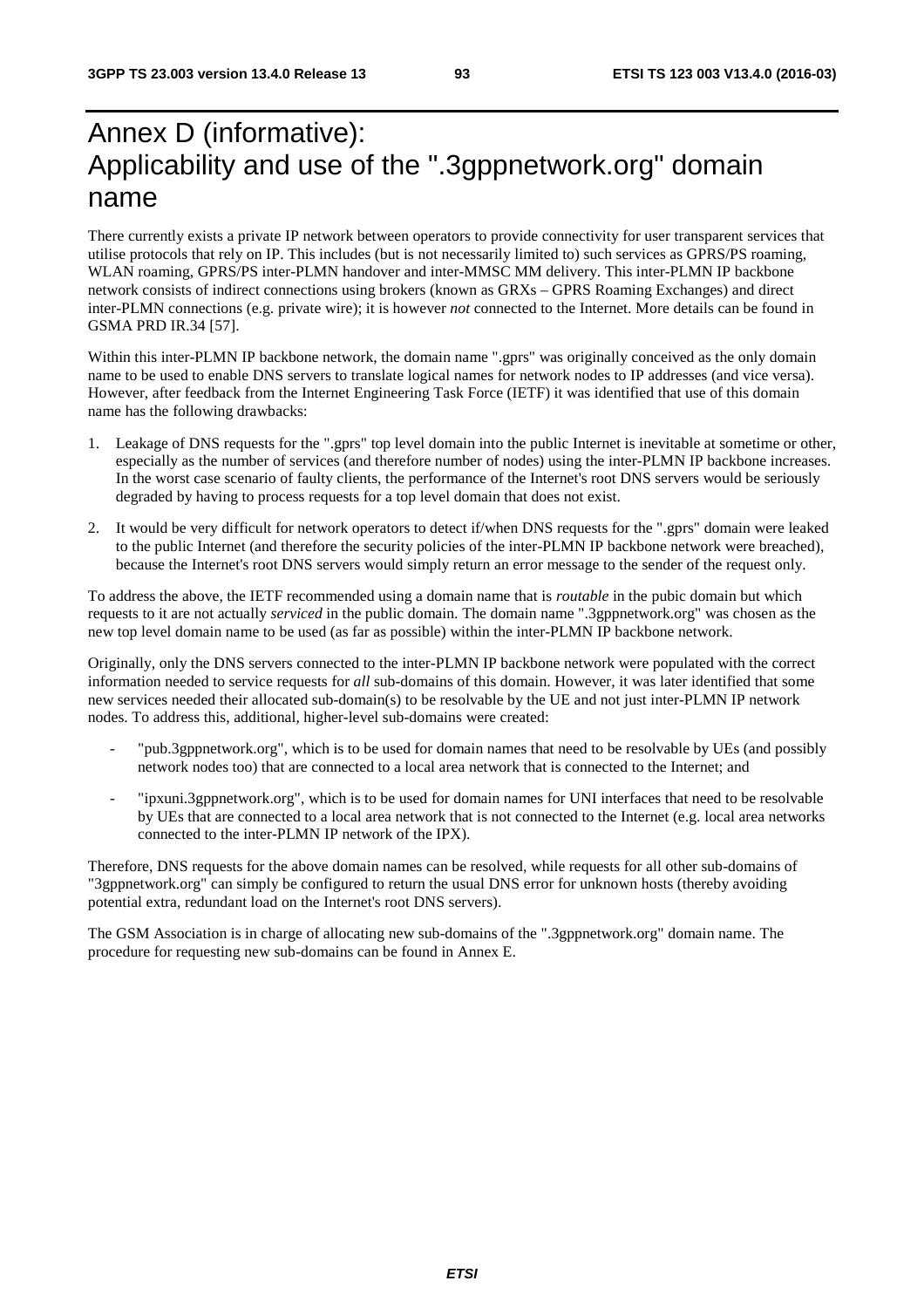# Annex D (informative): Applicability and use of the ".3gppnetwork.org" domain name

There currently exists a private IP network between operators to provide connectivity for user transparent services that utilise protocols that rely on IP. This includes (but is not necessarily limited to) such services as GPRS/PS roaming, WLAN roaming, GPRS/PS inter-PLMN handover and inter-MMSC MM delivery. This inter-PLMN IP backbone network consists of indirect connections using brokers (known as GRXs – GPRS Roaming Exchanges) and direct inter-PLMN connections (e.g. private wire); it is however *not* connected to the Internet. More details can be found in GSMA PRD IR.34 [57].

Within this inter-PLMN IP backbone network, the domain name ".gprs" was originally conceived as the only domain name to be used to enable DNS servers to translate logical names for network nodes to IP addresses (and vice versa). However, after feedback from the Internet Engineering Task Force (IETF) it was identified that use of this domain name has the following drawbacks:

1. Leakage of DNS requests for the ".gprs" top level domain into the public Internet is inevitable at sometime or other, especially as the number of services (and therefore number of nodes) using the inter-PLMN IP backbone increases. In the worst case scenario of faulty clients, the performance of the Internet's root DNS servers would be seriously degraded by having to process requests for a top level domain that does not exist.
2. It would be very difficult for network operators to detect if/when DNS requests for the ".gprs" domain were leaked to the public Internet (and therefore the security policies of the inter-PLMN IP backbone network were breached), because the Internet's root DNS servers would simply return an error message to the sender of the request only.

To address the above, the IETF recommended using a domain name that is *routable* in the pubic domain but which requests to it are not actually *serviced* in the public domain. The domain name ".3gppnetwork.org" was chosen as the new top level domain name to be used (as far as possible) within the inter-PLMN IP backbone network.

Originally, only the DNS servers connected to the inter-PLMN IP backbone network were populated with the correct information needed to service requests for *all* sub-domains of this domain. However, it was later identified that some new services needed their allocated sub-domain(s) to be resolvable by the UE and not just inter-PLMN IP network nodes. To address this, additional, higher-level sub-domains were created:

- "pub.3gppnetwork.org", which is to be used for domain names that need to be resolvable by UEs (and possibly network nodes too) that are connected to a local area network that is connected to the Internet; and
- "ipxuni.3gppnetwork.org", which is to be used for domain names for UNI interfaces that need to be resolvable by UEs that are connected to a local area network that is not connected to the Internet (e.g. local area networks connected to the inter-PLMN IP network of the IPX).

Therefore, DNS requests for the above domain names can be resolved, while requests for all other sub-domains of "3gppnetwork.org" can simply be configured to return the usual DNS error for unknown hosts (thereby avoiding potential extra, redundant load on the Internet's root DNS servers).

The GSM Association is in charge of allocating new sub-domains of the ".3gppnetwork.org" domain name. The procedure for requesting new sub-domains can be found in Annex E.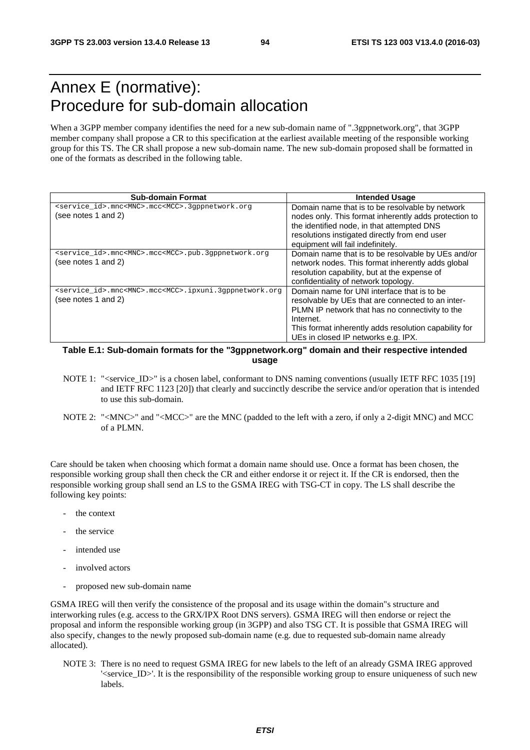# Annex E (normative): Procedure for sub-domain allocation

When a 3GPP member company identifies the need for a new sub-domain name of ".3gppnetwork.org", that 3GPP member company shall propose a CR to this specification at the earliest available meeting of the responsible working group for this TS. The CR shall propose a new sub-domain name. The new sub-domain proposed shall be formatted in one of the formats as described in the following table.

| Sub-domain Format | Intended Usage |
|---|---|
| `<service_id>.mnc<MNC>.mcc<MCC>.3gppnetwork.org` (see notes 1 and 2) | Domain name that is to be resolvable by network nodes only. This format inherently adds protection to the identified node, in that attempted DNS resolutions instigated directly from end user equipment will fail indefinitely. |
| `<service_id>.mnc<MNC>.mcc<MCC>.pub.3gppnetwork.org` (see notes 1 and 2) | Domain name that is to be resolvable by UEs and/or network nodes. This format inherently adds global resolution capability, but at the expense of confidentiality of network topology. |
| `<service_id>.mnc<MNC>.mcc<MCC>.ipxuni.3gppnetwork.org` (see notes 1 and 2) | Domain name for UNI interface that is to be resolvable by UEs that are connected to an inter-PLMN IP network that has no connectivity to the Internet. This format inherently adds resolution capability for UEs in closed IP networks e.g. IPX. |

**Table E.1: Sub-domain formats for the "3gppnetwork.org" domain and their respective intended usage**

NOTE 1: "<service_ID>" is a chosen label, conformant to DNS naming conventions (usually IETF RFC 1035 [19] and IETF RFC 1123 [20]) that clearly and succinctly describe the service and/or operation that is intended to use this sub-domain.

NOTE 2: "<MNC>" and "<MCC>" are the MNC (padded to the left with a zero, if only a 2-digit MNC) and MCC of a PLMN.

Care should be taken when choosing which format a domain name should use. Once a format has been chosen, the responsible working group shall then check the CR and either endorse it or reject it. If the CR is endorsed, then the responsible working group shall send an LS to the GSMA IREG with TSG-CT in copy. The LS shall describe the following key points:

- the context
- the service
- intended use
- involved actors
- proposed new sub-domain name

GSMA IREG will then verify the consistence of the proposal and its usage within the domain"s structure and interworking rules (e.g. access to the GRX/IPX Root DNS servers). GSMA IREG will then endorse or reject the proposal and inform the responsible working group (in 3GPP) and also TSG CT. It is possible that GSMA IREG will also specify, changes to the newly proposed sub-domain name (e.g. due to requested sub-domain name already allocated).

NOTE 3: There is no need to request GSMA IREG for new labels to the left of an already GSMA IREG approved '<service_ID>'. It is the responsibility of the responsible working group to ensure uniqueness of such new labels.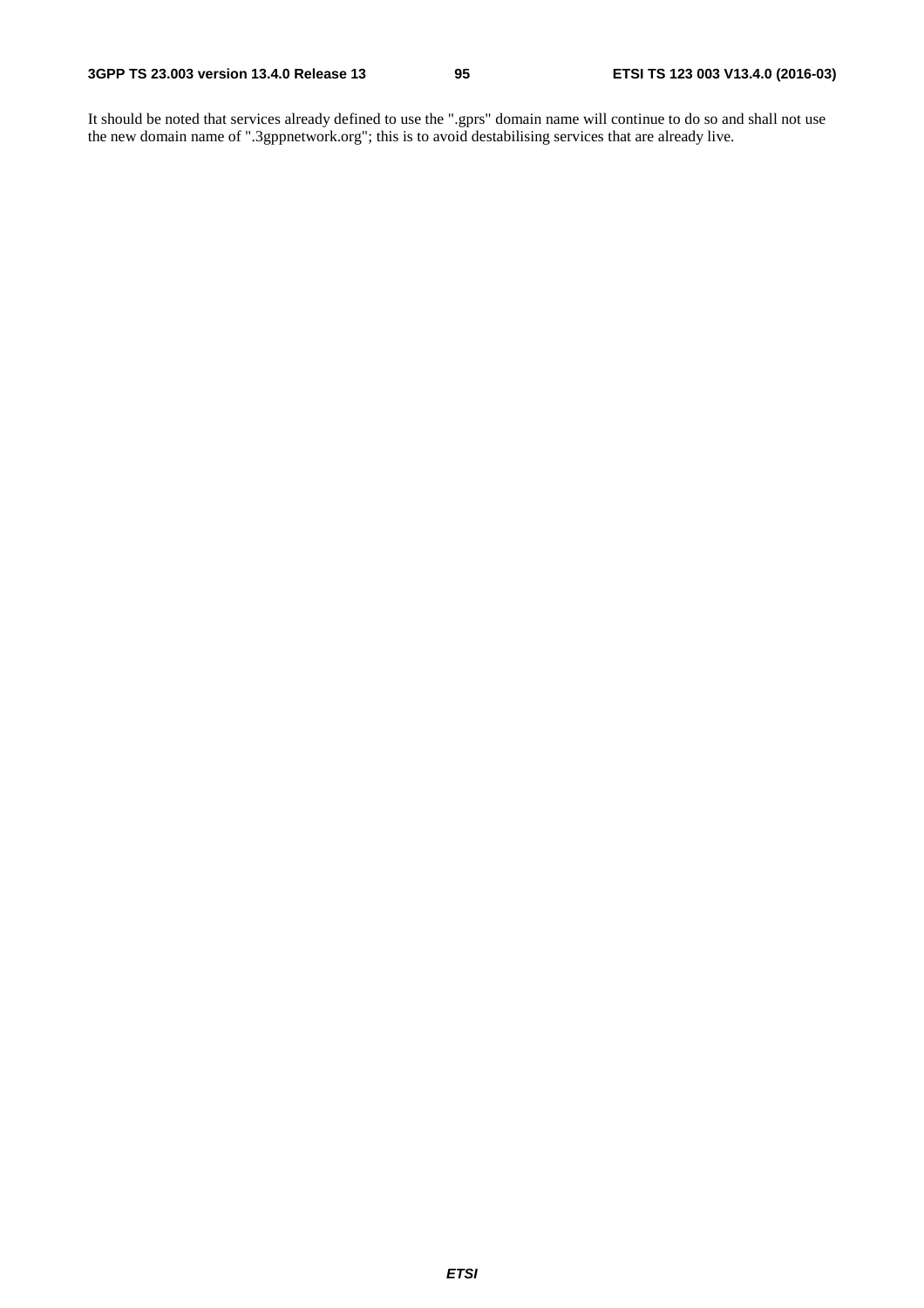It should be noted that services already defined to use the ".gprs" domain name will continue to do so and shall not use the new domain name of ".3gppnetwork.org"; this is to avoid destabilising services that are already live.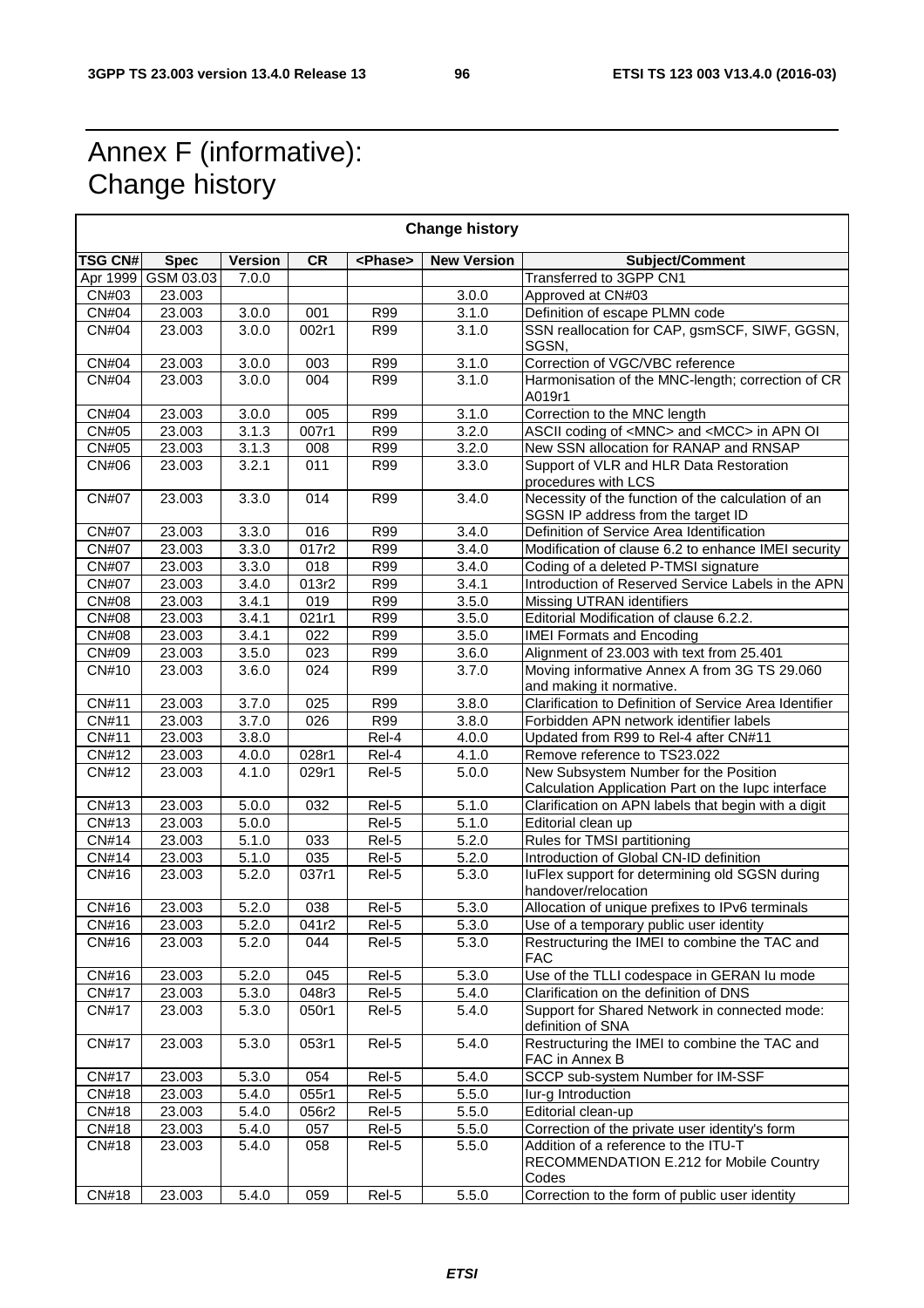# Annex F (informative): Change history

| Change history | | | | | | |
|---|---|---|---|---|---|---|
| **TSG CN#** | **Spec** | **Version** | **CR** | **<Phase>** | **New Version** | **Subject/Comment** |
| Apr 1999 | GSM 03.03 | 7.0.0 | | | | Transferred to 3GPP CN1 |
| CN#03 | 23.003 | | | | 3.0.0 | Approved at CN#03 |
| CN#04 | 23.003 | 3.0.0 | 001 | R99 | 3.1.0 | Definition of escape PLMN code |
| CN#04 | 23.003 | 3.0.0 | 002r1 | R99 | 3.1.0 | SSN reallocation for CAP, gsmSCF, SIWF, GGSN, SGSN, |
| CN#04 | 23.003 | 3.0.0 | 003 | R99 | 3.1.0 | Correction of VGC/VBC reference |
| CN#04 | 23.003 | 3.0.0 | 004 | R99 | 3.1.0 | Harmonisation of the MNC-length; correction of CR A019r1 |
| CN#04 | 23.003 | 3.0.0 | 005 | R99 | 3.1.0 | Correction to the MNC length |
| CN#05 | 23.003 | 3.1.3 | 007r1 | R99 | 3.2.0 | ASCII coding of <MNC> and <MCC> in APN OI |
| CN#05 | 23.003 | 3.1.3 | 008 | R99 | 3.2.0 | New SSN allocation for RANAP and RNSAP |
| CN#06 | 23.003 | 3.2.1 | 011 | R99 | 3.3.0 | Support of VLR and HLR Data Restoration procedures with LCS |
| CN#07 | 23.003 | 3.3.0 | 014 | R99 | 3.4.0 | Necessity of the function of the calculation of an SGSN IP address from the target ID |
| CN#07 | 23.003 | 3.3.0 | 016 | R99 | 3.4.0 | Definition of Service Area Identification |
| CN#07 | 23.003 | 3.3.0 | 017r2 | R99 | 3.4.0 | Modification of clause 6.2 to enhance IMEI security |
| CN#07 | 23.003 | 3.3.0 | 018 | R99 | 3.4.0 | Coding of a deleted P-TMSI signature |
| CN#07 | 23.003 | 3.4.0 | 013r2 | R99 | 3.4.1 | Introduction of Reserved Service Labels in the APN |
| CN#08 | 23.003 | 3.4.1 | 019 | R99 | 3.5.0 | Missing UTRAN identifiers |
| CN#08 | 23.003 | 3.4.1 | 021r1 | R99 | 3.5.0 | Editorial Modification of clause 6.2.2. |
| CN#08 | 23.003 | 3.4.1 | 022 | R99 | 3.5.0 | IMEI Formats and Encoding |
| CN#09 | 23.003 | 3.5.0 | 023 | R99 | 3.6.0 | Alignment of 23.003 with text from 25.401 |
| CN#10 | 23.003 | 3.6.0 | 024 | R99 | 3.7.0 | Moving informative Annex A from 3G TS 29.060 and making it normative. |
| CN#11 | 23.003 | 3.7.0 | 025 | R99 | 3.8.0 | Clarification to Definition of Service Area Identifier |
| CN#11 | 23.003 | 3.7.0 | 026 | R99 | 3.8.0 | Forbidden APN network identifier labels |
| CN#11 | 23.003 | 3.8.0 | | Rel-4 | 4.0.0 | Updated from R99 to Rel-4 after CN#11 |
| CN#12 | 23.003 | 4.0.0 | 028r1 | Rel-4 | 4.1.0 | Remove reference to TS23.022 |
| CN#12 | 23.003 | 4.1.0 | 029r1 | Rel-5 | 5.0.0 | New Subsystem Number for the Position Calculation Application Part on the Iupc interface |
| CN#13 | 23.003 | 5.0.0 | 032 | Rel-5 | 5.1.0 | Clarification on APN labels that begin with a digit |
| CN#13 | 23.003 | 5.0.0 | | Rel-5 | 5.1.0 | Editorial clean up |
| CN#14 | 23.003 | 5.1.0 | 033 | Rel-5 | 5.2.0 | Rules for TMSI partitioning |
| CN#14 | 23.003 | 5.1.0 | 035 | Rel-5 | 5.2.0 | Introduction of Global CN-ID definition |
| CN#16 | 23.003 | 5.2.0 | 037r1 | Rel-5 | 5.3.0 | IuFlex support for determining old SGSN during handover/relocation |
| CN#16 | 23.003 | 5.2.0 | 038 | Rel-5 | 5.3.0 | Allocation of unique prefixes to IPv6 terminals |
| CN#16 | 23.003 | 5.2.0 | 041r2 | Rel-5 | 5.3.0 | Use of a temporary public user identity |
| CN#16 | 23.003 | 5.2.0 | 044 | Rel-5 | 5.3.0 | Restructuring the IMEI to combine the TAC and FAC |
| CN#16 | 23.003 | 5.2.0 | 045 | Rel-5 | 5.3.0 | Use of the TLLI codespace in GERAN Iu mode |
| CN#17 | 23.003 | 5.3.0 | 048r3 | Rel-5 | 5.4.0 | Clarification on the definition of DNS |
| CN#17 | 23.003 | 5.3.0 | 050r1 | Rel-5 | 5.4.0 | Support for Shared Network in connected mode: definition of SNA |
| CN#17 | 23.003 | 5.3.0 | 053r1 | Rel-5 | 5.4.0 | Restructuring the IMEI to combine the TAC and FAC in Annex B |
| CN#17 | 23.003 | 5.3.0 | 054 | Rel-5 | 5.4.0 | SCCP sub-system Number for IM-SSF |
| CN#18 | 23.003 | 5.4.0 | 055r1 | Rel-5 | 5.5.0 | Iur-g Introduction |
| CN#18 | 23.003 | 5.4.0 | 056r2 | Rel-5 | 5.5.0 | Editorial clean-up |
| CN#18 | 23.003 | 5.4.0 | 057 | Rel-5 | 5.5.0 | Correction of the private user identity's form |
| CN#18 | 23.003 | 5.4.0 | 058 | Rel-5 | 5.5.0 | Addition of a reference to the ITU-T RECOMMENDATION E.212 for Mobile Country Codes |
| CN#18 | 23.003 | 5.4.0 | 059 | Rel-5 | 5.5.0 | Correction to the form of public user identity |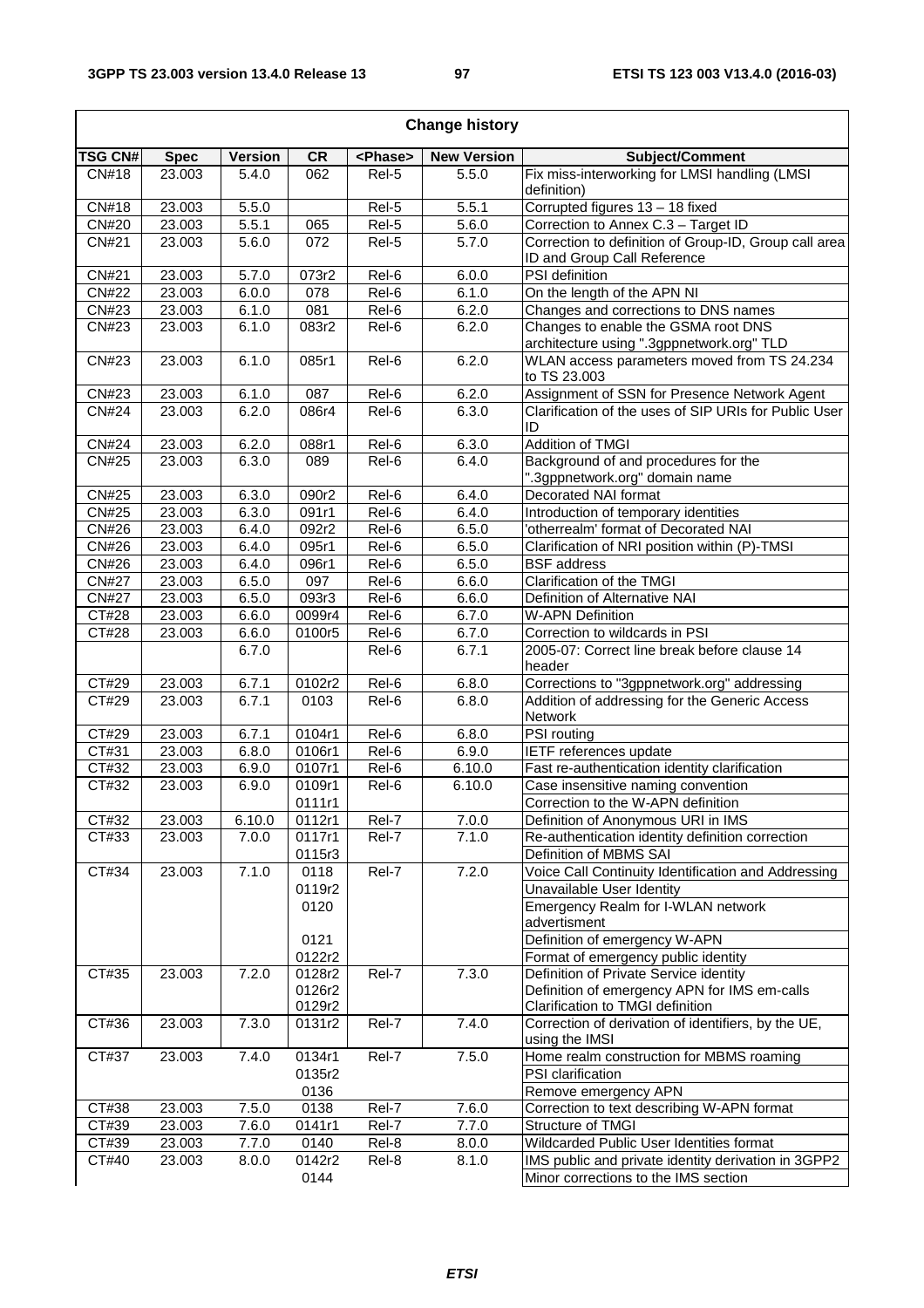| Change history | | | | | | |
|---|---|---|---|---|---|---|
| **TSG CN#** | **Spec** | **Version** | **CR** | **<Phase>** | **New Version** | **Subject/Comment** |
| CN#18 | 23.003 | 5.4.0 | 062 | Rel-5 | 5.5.0 | Fix miss-interworking for LMSI handling (LMSI definition) |
| CN#18 | 23.003 | 5.5.0 | | Rel-5 | 5.5.1 | Corrupted figures 13 – 18 fixed |
| CN#20 | 23.003 | 5.5.1 | 065 | Rel-5 | 5.6.0 | Correction to Annex C.3 – Target ID |
| CN#21 | 23.003 | 5.6.0 | 072 | Rel-5 | 5.7.0 | Correction to definition of Group-ID, Group call area ID and Group Call Reference |
| CN#21 | 23.003 | 5.7.0 | 073r2 | Rel-6 | 6.0.0 | PSI definition |
| CN#22 | 23.003 | 6.0.0 | 078 | Rel-6 | 6.1.0 | On the length of the APN NI |
| CN#23 | 23.003 | 6.1.0 | 081 | Rel-6 | 6.2.0 | Changes and corrections to DNS names |
| CN#23 | 23.003 | 6.1.0 | 083r2 | Rel-6 | 6.2.0 | Changes to enable the GSMA root DNS architecture using ".3gppnetwork.org" TLD |
| CN#23 | 23.003 | 6.1.0 | 085r1 | Rel-6 | 6.2.0 | WLAN access parameters moved from TS 24.234 to TS 23.003 |
| CN#23 | 23.003 | 6.1.0 | 087 | Rel-6 | 6.2.0 | Assignment of SSN for Presence Network Agent |
| CN#24 | 23.003 | 6.2.0 | 086r4 | Rel-6 | 6.3.0 | Clarification of the uses of SIP URIs for Public User ID |
| CN#24 | 23.003 | 6.2.0 | 088r1 | Rel-6 | 6.3.0 | Addition of TMGI |
| CN#25 | 23.003 | 6.3.0 | 089 | Rel-6 | 6.4.0 | Background of and procedures for the ".3gppnetwork.org" domain name |
| CN#25 | 23.003 | 6.3.0 | 090r2 | Rel-6 | 6.4.0 | Decorated NAI format |
| CN#25 | 23.003 | 6.3.0 | 091r1 | Rel-6 | 6.4.0 | Introduction of temporary identities |
| CN#26 | 23.003 | 6.4.0 | 092r2 | Rel-6 | 6.5.0 | 'otherrealm' format of Decorated NAI |
| CN#26 | 23.003 | 6.4.0 | 095r1 | Rel-6 | 6.5.0 | Clarification of NRI position within (P)-TMSI |
| CN#26 | 23.003 | 6.4.0 | 096r1 | Rel-6 | 6.5.0 | BSF address |
| CN#27 | 23.003 | 6.5.0 | 097 | Rel-6 | 6.6.0 | Clarification of the TMGI |
| CN#27 | 23.003 | 6.5.0 | 093r3 | Rel-6 | 6.6.0 | Definition of Alternative NAI |
| CT#28 | 23.003 | 6.6.0 | 0099r4 | Rel-6 | 6.7.0 | W-APN Definition |
| CT#28 | 23.003 | 6.6.0 | 0100r5 | Rel-6 | 6.7.0 | Correction to wildcards in PSI |
| | | 6.7.0 | | Rel-6 | 6.7.1 | 2005-07: Correct line break before clause 14 header |
| CT#29 | 23.003 | 6.7.1 | 0102r2 | Rel-6 | 6.8.0 | Corrections to "3gppnetwork.org" addressing |
| CT#29 | 23.003 | 6.7.1 | 0103 | Rel-6 | 6.8.0 | Addition of addressing for the Generic Access Network |
| CT#29 | 23.003 | 6.7.1 | 0104r1 | Rel-6 | 6.8.0 | PSI routing |
| CT#31 | 23.003 | 6.8.0 | 0106r1 | Rel-6 | 6.9.0 | IETF references update |
| CT#32 | 23.003 | 6.9.0 | 0107r1 | Rel-6 | 6.10.0 | Fast re-authentication identity clarification |
| CT#32 | 23.003 | 6.9.0 | 0109r1 | Rel-6 | 6.10.0 | Case insensitive naming convention |
| | | | 0111r1 | | | Correction to the W-APN definition |
| CT#32 | 23.003 | 6.10.0 | 0112r1 | Rel-7 | 7.0.0 | Definition of Anonymous URI in IMS |
| CT#33 | 23.003 | 7.0.0 | 0117r1 | Rel-7 | 7.1.0 | Re-authentication identity definition correction |
| | | | 0115r3 | | | Definition of MBMS SAI |
| CT#34 | 23.003 | 7.1.0 | 0118 | Rel-7 | 7.2.0 | Voice Call Continuity Identification and Addressing |
| | | | 0119r2 | | | Unavailable User Identity |
| | | | 0120 | | | Emergency Realm for I-WLAN network advertisment |
| | | | 0121 | | | Definition of emergency W-APN |
| | | | 0122r2 | | | Format of emergency public identity |
| CT#35 | 23.003 | 7.2.0 | 0128r2 | Rel-7 | 7.3.0 | Definition of Private Service identity |
| | | | 0126r2 | | | Definition of emergency APN for IMS em-calls |
| | | | 0129r2 | | | Clarification to TMGI definition |
| CT#36 | 23.003 | 7.3.0 | 0131r2 | Rel-7 | 7.4.0 | Correction of derivation of identifiers, by the UE, using the IMSI |
| CT#37 | 23.003 | 7.4.0 | 0134r1 | Rel-7 | 7.5.0 | Home realm construction for MBMS roaming |
| | | | 0135r2 | | | PSI clarification |
| | | | 0136 | | | Remove emergency APN |
| CT#38 | 23.003 | 7.5.0 | 0138 | Rel-7 | 7.6.0 | Correction to text describing W-APN format |
| CT#39 | 23.003 | 7.6.0 | 0141r1 | Rel-7 | 7.7.0 | Structure of TMGI |
| CT#39 | 23.003 | 7.7.0 | 0140 | Rel-8 | 8.0.0 | Wildcarded Public User Identities format |
| CT#40 | 23.003 | 8.0.0 | 0142r2 | Rel-8 | 8.1.0 | IMS public and private identity derivation in 3GPP2 |
| | | | 0144 | | | Minor corrections to the IMS section |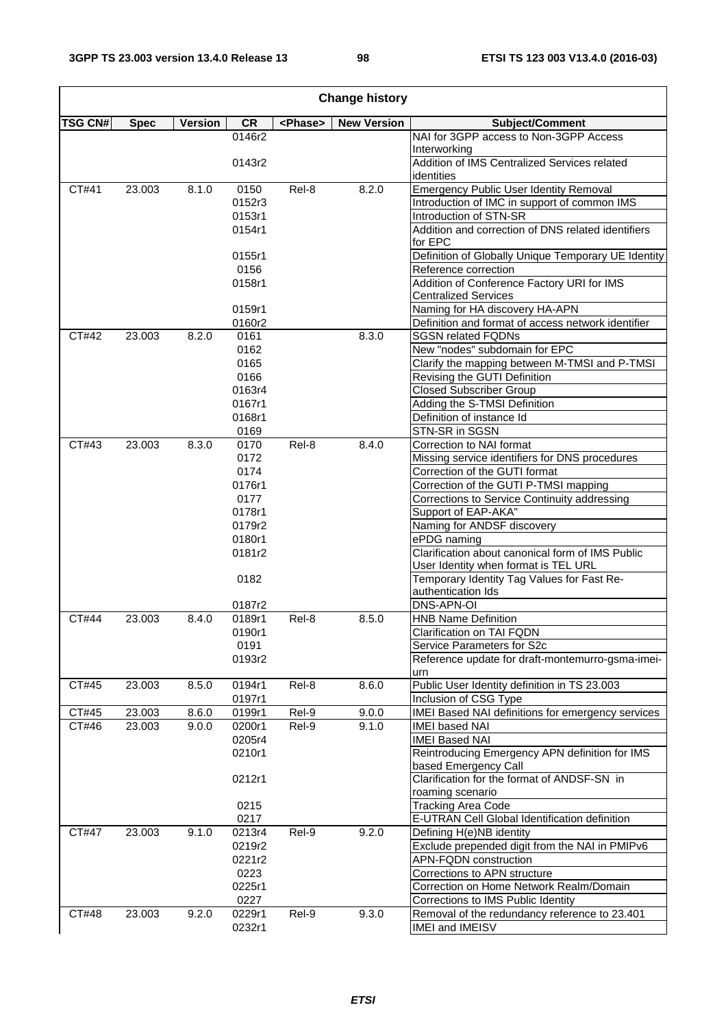| Change history | | | | | | |
|---|---|---|---|---|---|---|
| **TSG CN#** | **Spec** | **Version** | **CR** | **<Phase>** | **New Version** | **Subject/Comment** |
| | | | 0146r2 | | | NAI for 3GPP access to Non-3GPP Access Interworking |
| | | | 0143r2 | | | Addition of IMS Centralized Services related identities |
| CT#41 | 23.003 | 8.1.0 | 0150 | Rel-8 | 8.2.0 | Emergency Public User Identity Removal |
| | | | 0152r3 | | | Introduction of IMC in support of common IMS |
| | | | 0153r1 | | | Introduction of STN-SR |
| | | | 0154r1 | | | Addition and correction of DNS related identifiers for EPC |
| | | | 0155r1 | | | Definition of Globally Unique Temporary UE Identity |
| | | | 0156 | | | Reference correction |
| | | | 0158r1 | | | Addition of Conference Factory URI for IMS Centralized Services |
| | | | 0159r1 | | | Naming for HA discovery HA-APN |
| | | | 0160r2 | | | Definition and format of access network identifier |
| CT#42 | 23.003 | 8.2.0 | 0161 | | 8.3.0 | SGSN related FQDNs |
| | | | 0162 | | | New "nodes" subdomain for EPC |
| | | | 0165 | | | Clarify the mapping between M-TMSI and P-TMSI |
| | | | 0166 | | | Revising the GUTI Definition |
| | | | 0163r4 | | | Closed Subscriber Group |
| | | | 0167r1 | | | Adding the S-TMSI Definition |
| | | | 0168r1 | | | Definition of instance Id |
| | | | 0169 | | | STN-SR in SGSN |
| CT#43 | 23.003 | 8.3.0 | 0170 | Rel-8 | 8.4.0 | Correction to NAI format |
| | | | 0172 | | | Missing service identifiers for DNS procedures |
| | | | 0174 | | | Correction of the GUTI format |
| | | | 0176r1 | | | Correction of the GUTI P-TMSI mapping |
| | | | 0177 | | | Corrections to Service Continuity addressing |
| | | | 0178r1 | | | Support of EAP-AKA" |
| | | | 0179r2 | | | Naming for ANDSF discovery |
| | | | 0180r1 | | | ePDG naming |
| | | | 0181r2 | | | Clarification about canonical form of IMS Public User Identity when format is TEL URL |
| | | | 0182 | | | Temporary Identity Tag Values for Fast Re-authentication Ids |
| | | | 0187r2 | | | DNS-APN-OI |
| CT#44 | 23.003 | 8.4.0 | 0189r1 | Rel-8 | 8.5.0 | HNB Name Definition |
| | | | 0190r1 | | | Clarification on TAI FQDN |
| | | | 0191 | | | Service Parameters for S2c |
| | | | 0193r2 | | | Reference update for draft-montemurro-gsma-imei-urn |
| CT#45 | 23.003 | 8.5.0 | 0194r1 | Rel-8 | 8.6.0 | Public User Identity definition in TS 23.003 |
| | | | 0197r1 | | | Inclusion of CSG Type |
| CT#45 | 23.003 | 8.6.0 | 0199r1 | Rel-9 | 9.0.0 | IMEI Based NAI definitions for emergency services |
| CT#46 | 23.003 | 9.0.0 | 0200r1 | Rel-9 | 9.1.0 | IMEI based NAI |
| | | | 0205r4 | | | IMEI Based NAI |
| | | | 0210r1 | | | Reintroducing Emergency APN definition for IMS based Emergency Call |
| | | | 0212r1 | | | Clarification for the format of ANDSF-SN in roaming scenario |
| | | | 0215 | | | Tracking Area Code |
| | | | 0217 | | | E-UTRAN Cell Global Identification definition |
| CT#47 | 23.003 | 9.1.0 | 0213r4 | Rel-9 | 9.2.0 | Defining H(e)NB identity |
| | | | 0219r2 | | | Exclude prepended digit from the NAI in PMIPv6 |
| | | | 0221r2 | | | APN-FQDN construction |
| | | | 0223 | | | Corrections to APN structure |
| | | | 0225r1 | | | Correction on Home Network Realm/Domain |
| | | | 0227 | | | Corrections to IMS Public Identity |
| CT#48 | 23.003 | 9.2.0 | 0229r1 | Rel-9 | 9.3.0 | Removal of the redundancy reference to 23.401 |
| | | | 0232r1 | | | IMEI and IMEISV |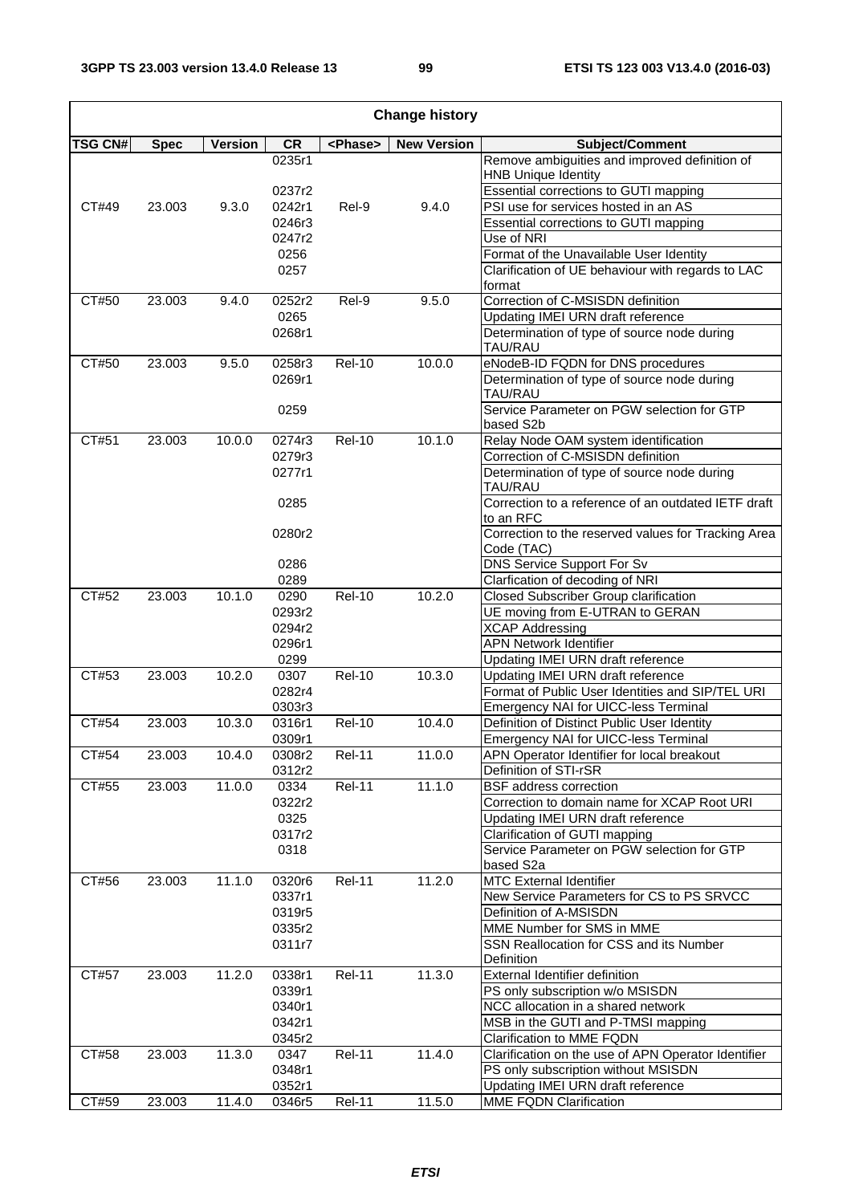| Change history | | | | | | |
|---|---|---|---|---|---|---|
| **TSG CN#** | **Spec** | **Version** | **CR** | **<Phase>** | **New Version** | **Subject/Comment** |
| | | | 0235r1 | | | Remove ambiguities and improved definition of HNB Unique Identity |
| | | | 0237r2 | | | Essential corrections to GUTI mapping |
| CT#49 | 23.003 | 9.3.0 | 0242r1 | Rel-9 | 9.4.0 | PSI use for services hosted in an AS |
| | | | 0246r3 | | | Essential corrections to GUTI mapping |
| | | | 0247r2 | | | Use of NRI |
| | | | 0256 | | | Format of the Unavailable User Identity |
| | | | 0257 | | | Clarification of UE behaviour with regards to LAC format |
| CT#50 | 23.003 | 9.4.0 | 0252r2 | Rel-9 | 9.5.0 | Correction of C-MSISDN definition |
| | | | 0265 | | | Updating IMEI URN draft reference |
| | | | 0268r1 | | | Determination of type of source node during TAU/RAU |
| CT#50 | 23.003 | 9.5.0 | 0258r3 | Rel-10 | 10.0.0 | eNodeB-ID FQDN for DNS procedures |
| | | | 0269r1 | | | Determination of type of source node during TAU/RAU |
| | | | 0259 | | | Service Parameter on PGW selection for GTP based S2b |
| CT#51 | 23.003 | 10.0.0 | 0274r3 | Rel-10 | 10.1.0 | Relay Node OAM system identification |
| | | | 0279r3 | | | Correction of C-MSISDN definition |
| | | | 0277r1 | | | Determination of type of source node during TAU/RAU |
| | | | 0285 | | | Correction to a reference of an outdated IETF draft to an RFC |
| | | | 0280r2 | | | Correction to the reserved values for Tracking Area Code (TAC) |
| | | | 0286 | | | DNS Service Support For Sv |
| | | | 0289 | | | Clarfication of decoding of NRI |
| CT#52 | 23.003 | 10.1.0 | 0290 | Rel-10 | 10.2.0 | Closed Subscriber Group clarification |
| | | | 0293r2 | | | UE moving from E-UTRAN to GERAN |
| | | | 0294r2 | | | XCAP Addressing |
| | | | 0296r1 | | | APN Network Identifier |
| | | | 0299 | | | Updating IMEI URN draft reference |
| CT#53 | 23.003 | 10.2.0 | 0307 | Rel-10 | 10.3.0 | Updating IMEI URN draft reference |
| | | | 0282r4 | | | Format of Public User Identities and SIP/TEL URI |
| | | | 0303r3 | | | Emergency NAI for UICC-less Terminal |
| CT#54 | 23.003 | 10.3.0 | 0316r1 | Rel-10 | 10.4.0 | Definition of Distinct Public User Identity |
| | | | 0309r1 | | | Emergency NAI for UICC-less Terminal |
| CT#54 | 23.003 | 10.4.0 | 0308r2 | Rel-11 | 11.0.0 | APN Operator Identifier for local breakout |
| | | | 0312r2 | | | Definition of STI-rSR |
| CT#55 | 23.003 | 11.0.0 | 0334 | Rel-11 | 11.1.0 | BSF address correction |
| | | | 0322r2 | | | Correction to domain name for XCAP Root URI |
| | | | 0325 | | | Updating IMEI URN draft reference |
| | | | 0317r2 | | | Clarification of GUTI mapping |
| | | | 0318 | | | Service Parameter on PGW selection for GTP based S2a |
| CT#56 | 23.003 | 11.1.0 | 0320r6 | Rel-11 | 11.2.0 | MTC External Identifier |
| | | | 0337r1 | | | New Service Parameters for CS to PS SRVCC |
| | | | 0319r5 | | | Definition of A-MSISDN |
| | | | 0335r2 | | | MME Number for SMS in MME |
| | | | 0311r7 | | | SSN Reallocation for CSS and its Number Definition |
| CT#57 | 23.003 | 11.2.0 | 0338r1 | Rel-11 | 11.3.0 | External Identifier definition |
| | | | 0339r1 | | | PS only subscription w/o MSISDN |
| | | | 0340r1 | | | NCC allocation in a shared network |
| | | | 0342r1 | | | MSB in the GUTI and P-TMSI mapping |
| | | | 0345r2 | | | Clarification to MME FQDN |
| CT#58 | 23.003 | 11.3.0 | 0347 | Rel-11 | 11.4.0 | Clarification on the use of APN Operator Identifier |
| | | | 0348r1 | | | PS only subscription without MSISDN |
| | | | 0352r1 | | | Updating IMEI URN draft reference |
| CT#59 | 23.003 | 11.4.0 | 0346r5 | Rel-11 | 11.5.0 | MME FQDN Clarification |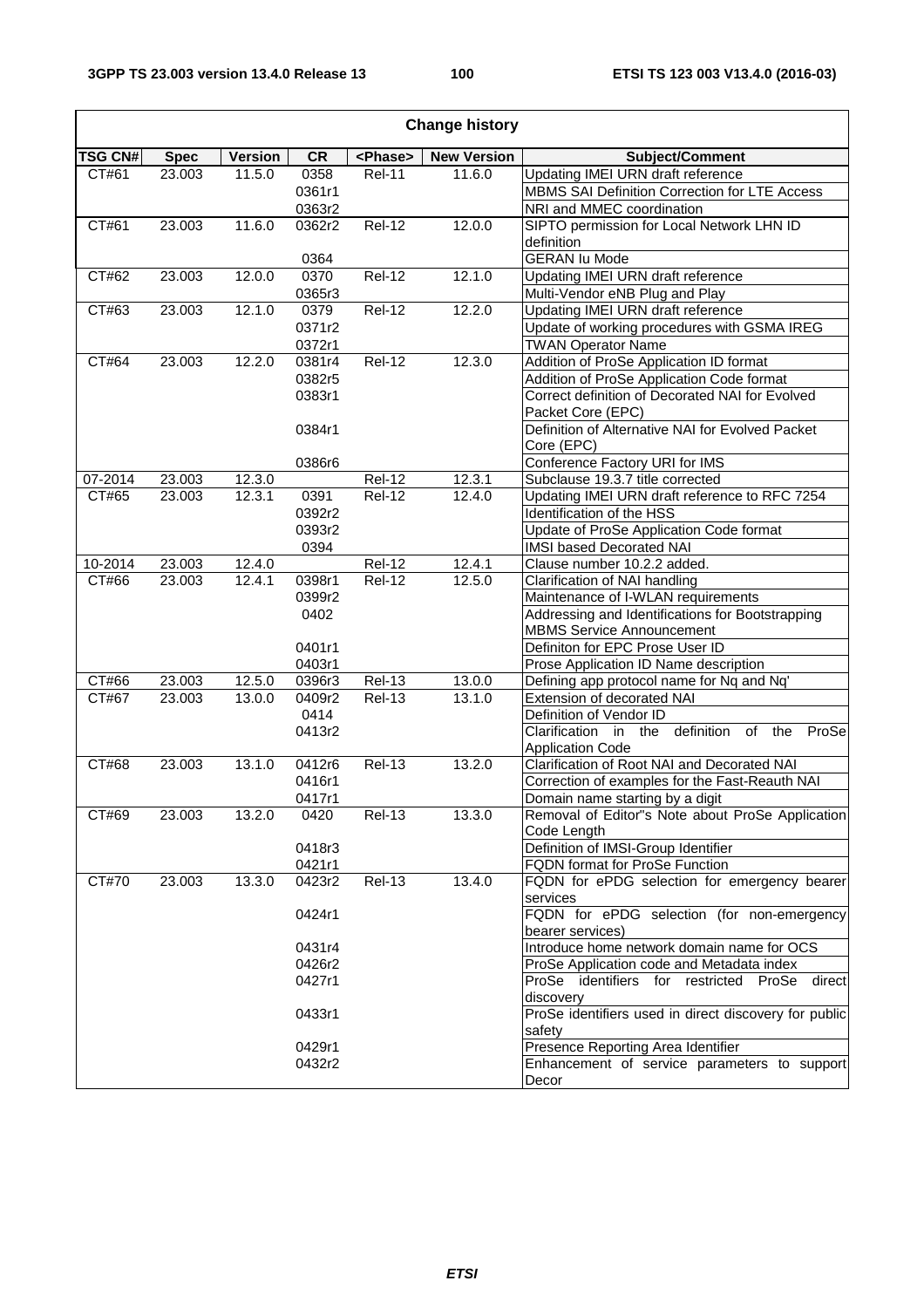| Change history | | | | | | |
|---|---|---|---|---|---|---|
| **TSG CN#** | **Spec** | **Version** | **CR** | **<Phase>** | **New Version** | **Subject/Comment** |
| CT#61 | 23.003 | 11.5.0 | 0358 | Rel-11 | 11.6.0 | Updating IMEI URN draft reference |
| | | | 0361r1 | | | MBMS SAI Definition Correction for LTE Access |
| | | | 0363r2 | | | NRI and MMEC coordination |
| CT#61 | 23.003 | 11.6.0 | 0362r2 | Rel-12 | 12.0.0 | SIPTO permission for Local Network LHN ID definition |
| | | | 0364 | | | GERAN Iu Mode |
| CT#62 | 23.003 | 12.0.0 | 0370 | Rel-12 | 12.1.0 | Updating IMEI URN draft reference |
| | | | 0365r3 | | | Multi-Vendor eNB Plug and Play |
| CT#63 | 23.003 | 12.1.0 | 0379 | Rel-12 | 12.2.0 | Updating IMEI URN draft reference |
| | | | 0371r2 | | | Update of working procedures with GSMA IREG |
| | | | 0372r1 | | | TWAN Operator Name |
| CT#64 | 23.003 | 12.2.0 | 0381r4 | Rel-12 | 12.3.0 | Addition of ProSe Application ID format |
| | | | 0382r5 | | | Addition of ProSe Application Code format |
| | | | 0383r1 | | | Correct definition of Decorated NAI for Evolved Packet Core (EPC) |
| | | | 0384r1 | | | Definition of Alternative NAI for Evolved Packet Core (EPC) |
| | | | 0386r6 | | | Conference Factory URI for IMS |
| 07-2014 | 23.003 | 12.3.0 | | Rel-12 | 12.3.1 | Subclause 19.3.7 title corrected |
| CT#65 | 23.003 | 12.3.1 | 0391 | Rel-12 | 12.4.0 | Updating IMEI URN draft reference to RFC 7254 |
| | | | 0392r2 | | | Identification of the HSS |
| | | | 0393r2 | | | Update of ProSe Application Code format |
| | | | 0394 | | | IMSI based Decorated NAI |
| 10-2014 | 23.003 | 12.4.0 | | Rel-12 | 12.4.1 | Clause number 10.2.2 added. |
| CT#66 | 23.003 | 12.4.1 | 0398r1 | Rel-12 | 12.5.0 | Clarification of NAI handling |
| | | | 0399r2 | | | Maintenance of I-WLAN requirements |
| | | | 0402 | | | Addressing and Identifications for Bootstrapping MBMS Service Announcement |
| | | | 0401r1 | | | Definiton for EPC Prose User ID |
| | | | 0403r1 | | | Prose Application ID Name description |
| CT#66 | 23.003 | 12.5.0 | 0396r3 | Rel-13 | 13.0.0 | Defining app protocol name for Nq and Nq' |
| CT#67 | 23.003 | 13.0.0 | 0409r2 | Rel-13 | 13.1.0 | Extension of decorated NAI |
| | | | 0414 | | | Definition of Vendor ID |
| | | | 0413r2 | | | Clarification in the definition of the ProSe Application Code |
| CT#68 | 23.003 | 13.1.0 | 0412r6 | Rel-13 | 13.2.0 | Clarification of Root NAI and Decorated NAI |
| | | | 0416r1 | | | Correction of examples for the Fast-Reauth NAI |
| | | | 0417r1 | | | Domain name starting by a digit |
| CT#69 | 23.003 | 13.2.0 | 0420 | Rel-13 | 13.3.0 | Removal of Editor"s Note about ProSe Application Code Length |
| | | | 0418r3 | | | Definition of IMSI-Group Identifier |
| | | | 0421r1 | | | FQDN format for ProSe Function |
| CT#70 | 23.003 | 13.3.0 | 0423r2 | Rel-13 | 13.4.0 | FQDN for ePDG selection for emergency bearer services |
| | | | 0424r1 | | | FQDN for ePDG selection (for non-emergency bearer services) |
| | | | 0431r4 | | | Introduce home network domain name for OCS |
| | | | 0426r2 | | | ProSe Application code and Metadata index |
| | | | 0427r1 | | | ProSe identifiers for restricted ProSe direct discovery |
| | | | 0433r1 | | | ProSe identifiers used in direct discovery for public safety |
| | | | 0429r1 | | | Presence Reporting Area Identifier |
| | | | 0432r2 | | | Enhancement of service parameters to support Decor |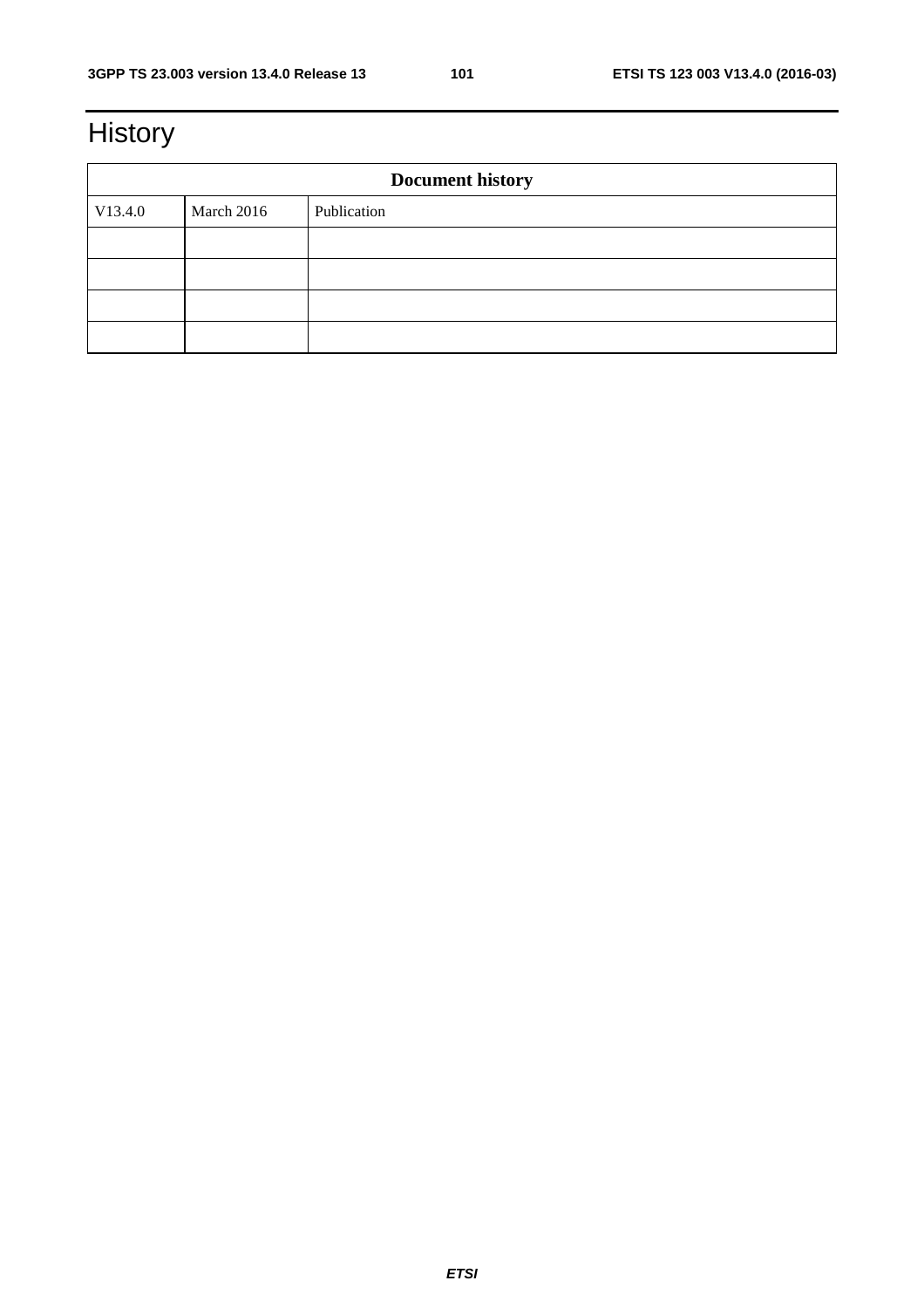# History

| Document history | | |
|---|---|---|
| V13.4.0 | March 2016 | Publication |
| | | |
| | | |
| | | |
| | | |